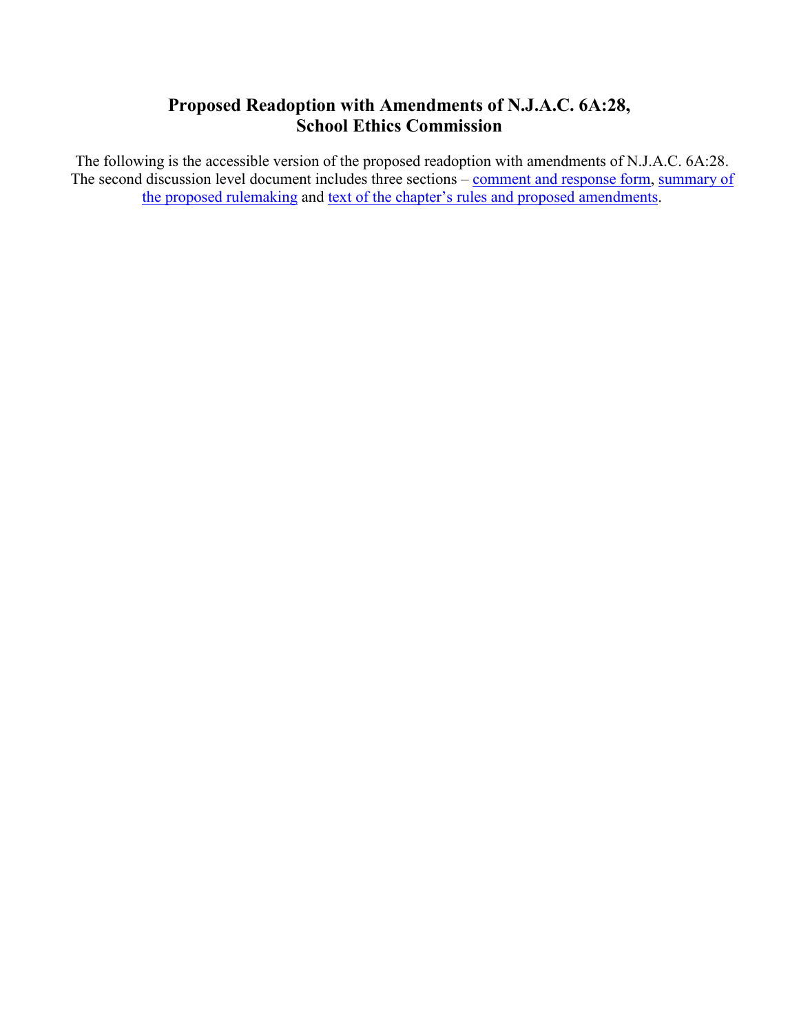# Proposed Readoption with Amendments of N.J.A.C. 6A:28, School Ethics Commission

The following is the accessible version of the proposed readoption with amendments of N.J.A.C. 6A:28. The second discussion level document includes three sections – comment and response form, summary of the proposed rulemaking and text of the chapter's rules and proposed amendments.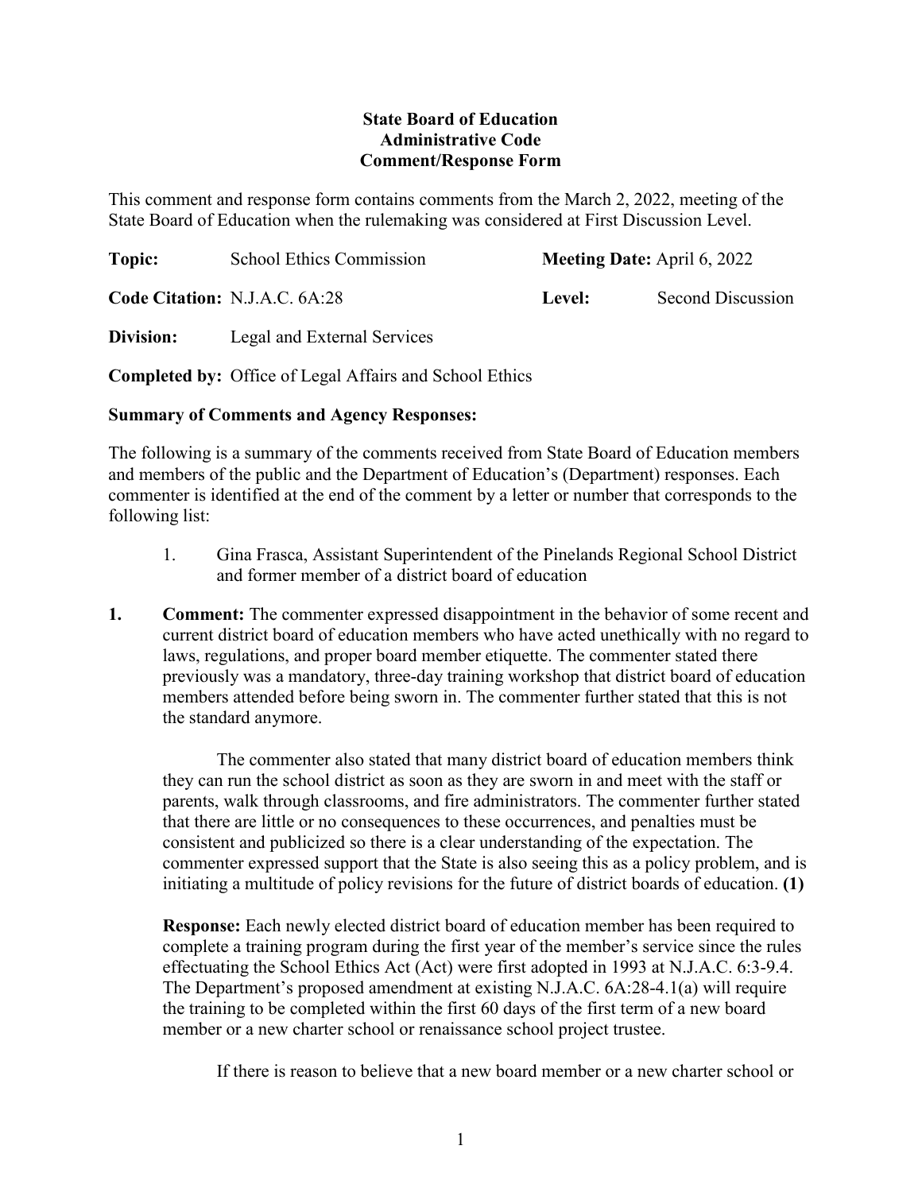**State Board of Education**
**Administrative Code**
**Comment/Response Form**

This comment and response form contains comments from the March 2, 2022, meeting of the State Board of Education when the rulemaking was considered at First Discussion Level.

**Topic:** School Ethics Commission

**Meeting Date:** April 6, 2022

**Code Citation:** N.J.A.C. 6A:28

**Level:** Second Discussion

**Division:** Legal and External Services

**Completed by:** Office of Legal Affairs and School Ethics

**Summary of Comments and Agency Responses:**

The following is a summary of the comments received from State Board of Education members and members of the public and the Department of Education's (Department) responses. Each commenter is identified at the end of the comment by a letter or number that corresponds to the following list:

1. Gina Frasca, Assistant Superintendent of the Pinelands Regional School District and former member of a district board of education

**1. Comment:** The commenter expressed disappointment in the behavior of some recent and current district board of education members who have acted unethically with no regard to laws, regulations, and proper board member etiquette. The commenter stated there previously was a mandatory, three-day training workshop that district board of education members attended before being sworn in. The commenter further stated that this is not the standard anymore.

The commenter also stated that many district board of education members think they can run the school district as soon as they are sworn in and meet with the staff or parents, walk through classrooms, and fire administrators. The commenter further stated that there are little or no consequences to these occurrences, and penalties must be consistent and publicized so there is a clear understanding of the expectation. The commenter expressed support that the State is also seeing this as a policy problem, and is initiating a multitude of policy revisions for the future of district boards of education. **(1)**

**Response:** Each newly elected district board of education member has been required to complete a training program during the first year of the member's service since the rules effectuating the School Ethics Act (Act) were first adopted in 1993 at N.J.A.C. 6:3-9.4. The Department's proposed amendment at existing N.J.A.C. 6A:28-4.1(a) will require the training to be completed within the first 60 days of the first term of a new board member or a new charter school or renaissance school project trustee.

If there is reason to believe that a new board member or a new charter school or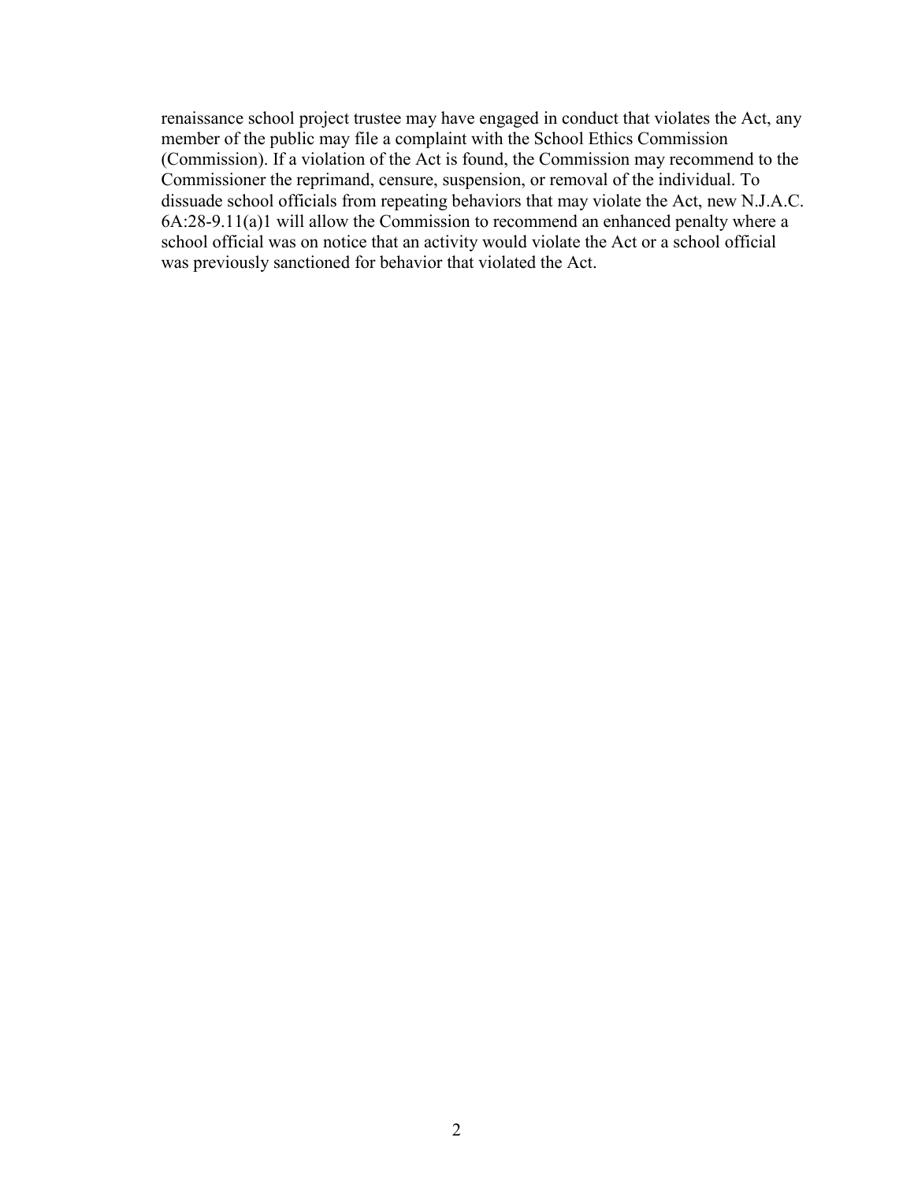renaissance school project trustee may have engaged in conduct that violates the Act, any member of the public may file a complaint with the School Ethics Commission (Commission). If a violation of the Act is found, the Commission may recommend to the Commissioner the reprimand, censure, suspension, or removal of the individual. To dissuade school officials from repeating behaviors that may violate the Act, new N.J.A.C. 6A:28-9.11(a)1 will allow the Commission to recommend an enhanced penalty where a school official was on notice that an activity would violate the Act or a school official was previously sanctioned for behavior that violated the Act.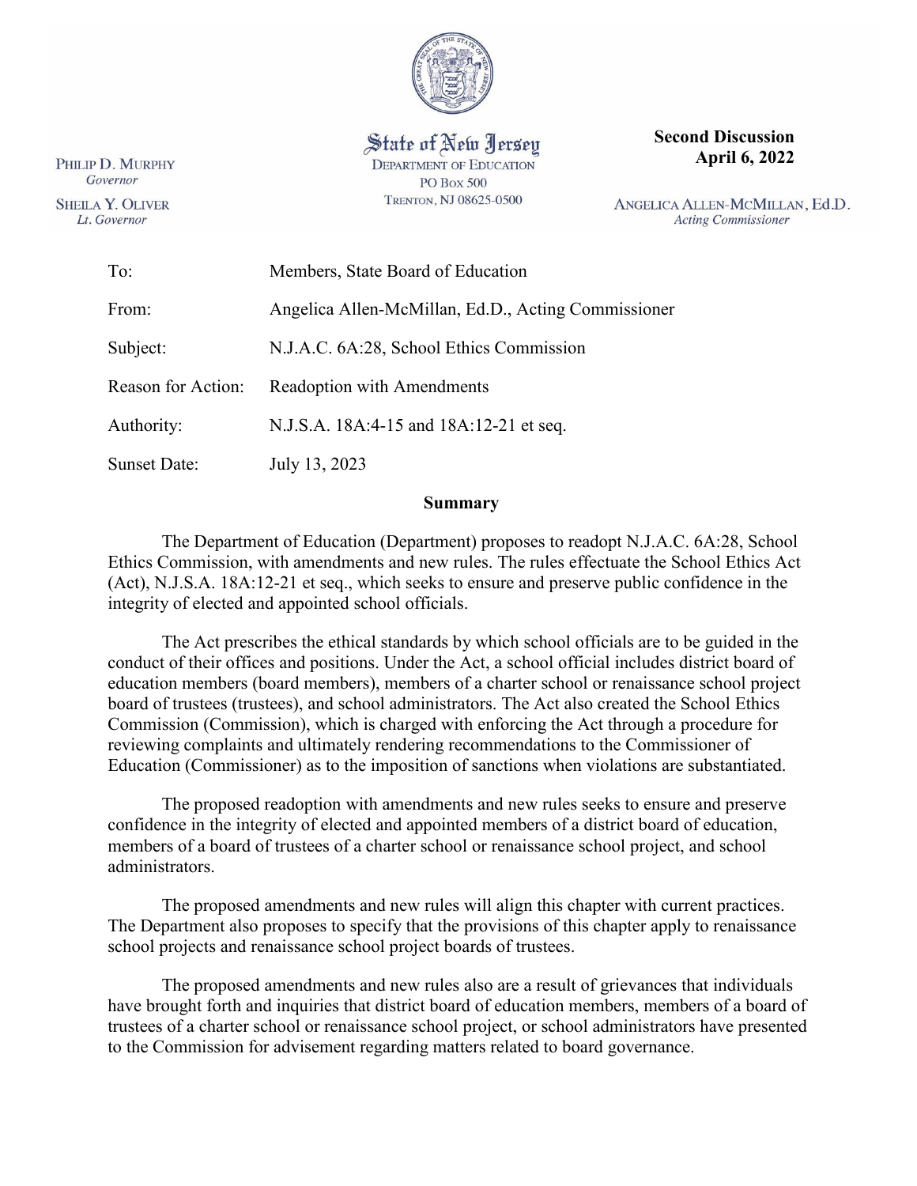State of New Jersey
DEPARTMENT OF EDUCATION
PO BOX 500
TRENTON, NJ 08625-0500

PHILIP D. MURPHY
*Governor*

SHEILA Y. OLIVER
*Lt. Governor*

**Second Discussion**
**April 6, 2022**

ANGELICA ALLEN-MCMILLAN, Ed.D.
*Acting Commissioner*

| | |
|---|---|
| To: | Members, State Board of Education |
| From: | Angelica Allen-McMillan, Ed.D., Acting Commissioner |
| Subject: | N.J.A.C. 6A:28, School Ethics Commission |
| Reason for Action: | Readoption with Amendments |
| Authority: | N.J.S.A. 18A:4-15 and 18A:12-21 et seq. |
| Sunset Date: | July 13, 2023 |

## Summary

The Department of Education (Department) proposes to readopt N.J.A.C. 6A:28, School Ethics Commission, with amendments and new rules. The rules effectuate the School Ethics Act (Act), N.J.S.A. 18A:12-21 et seq., which seeks to ensure and preserve public confidence in the integrity of elected and appointed school officials.

The Act prescribes the ethical standards by which school officials are to be guided in the conduct of their offices and positions. Under the Act, a school official includes district board of education members (board members), members of a charter school or renaissance school project board of trustees (trustees), and school administrators. The Act also created the School Ethics Commission (Commission), which is charged with enforcing the Act through a procedure for reviewing complaints and ultimately rendering recommendations to the Commissioner of Education (Commissioner) as to the imposition of sanctions when violations are substantiated.

The proposed readoption with amendments and new rules seeks to ensure and preserve confidence in the integrity of elected and appointed members of a district board of education, members of a board of trustees of a charter school or renaissance school project, and school administrators.

The proposed amendments and new rules will align this chapter with current practices. The Department also proposes to specify that the provisions of this chapter apply to renaissance school projects and renaissance school project boards of trustees.

The proposed amendments and new rules also are a result of grievances that individuals have brought forth and inquiries that district board of education members, members of a board of trustees of a charter school or renaissance school project, or school administrators have presented to the Commission for advisement regarding matters related to board governance.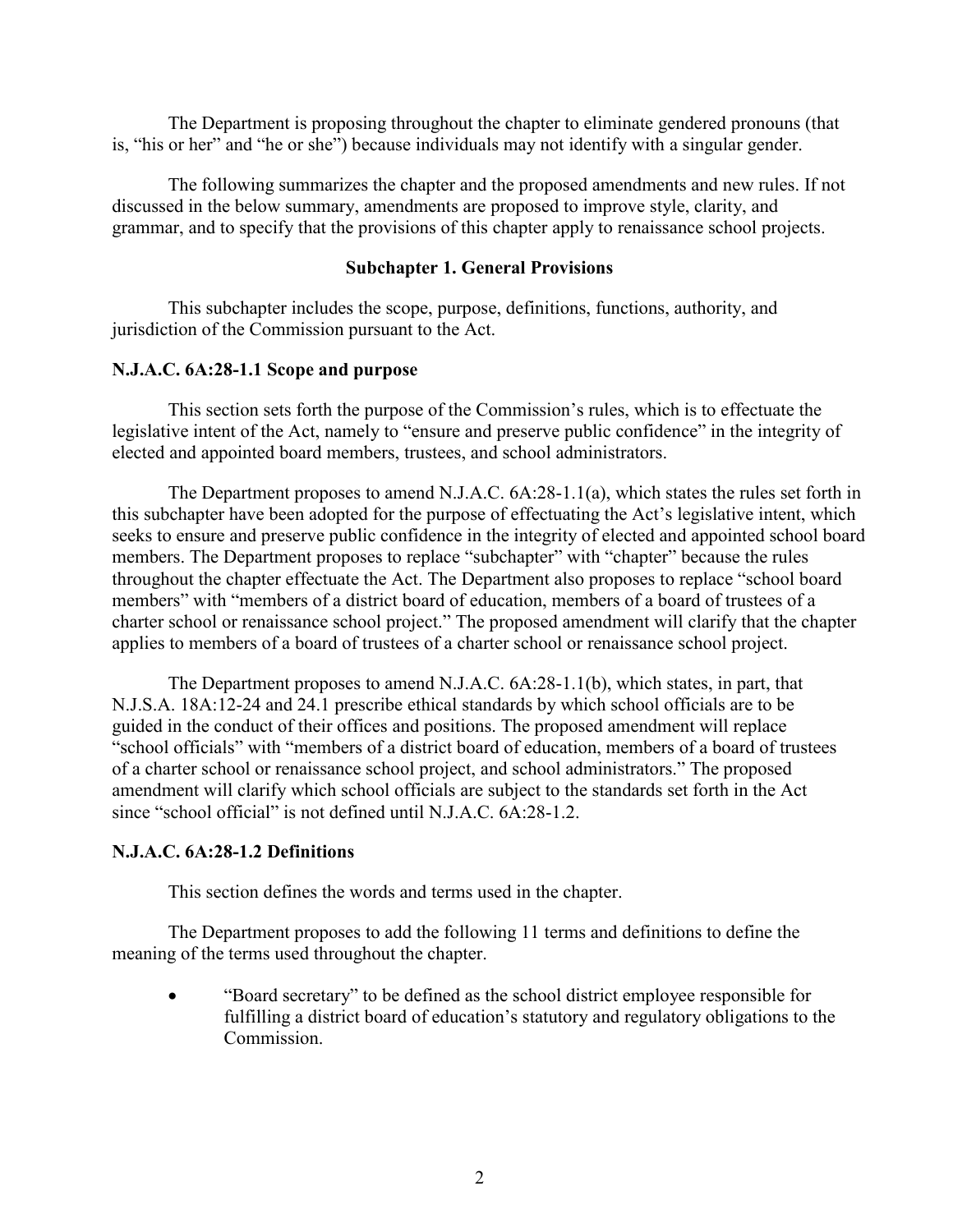The Department is proposing throughout the chapter to eliminate gendered pronouns (that is, "his or her" and "he or she") because individuals may not identify with a singular gender.

The following summarizes the chapter and the proposed amendments and new rules. If not discussed in the below summary, amendments are proposed to improve style, clarity, and grammar, and to specify that the provisions of this chapter apply to renaissance school projects.

## Subchapter 1. General Provisions

This subchapter includes the scope, purpose, definitions, functions, authority, and jurisdiction of the Commission pursuant to the Act.

### N.J.A.C. 6A:28-1.1 Scope and purpose

This section sets forth the purpose of the Commission's rules, which is to effectuate the legislative intent of the Act, namely to "ensure and preserve public confidence" in the integrity of elected and appointed board members, trustees, and school administrators.

The Department proposes to amend N.J.A.C. 6A:28-1.1(a), which states the rules set forth in this subchapter have been adopted for the purpose of effectuating the Act's legislative intent, which seeks to ensure and preserve public confidence in the integrity of elected and appointed school board members. The Department proposes to replace "subchapter" with "chapter" because the rules throughout the chapter effectuate the Act. The Department also proposes to replace "school board members" with "members of a district board of education, members of a board of trustees of a charter school or renaissance school project." The proposed amendment will clarify that the chapter applies to members of a board of trustees of a charter school or renaissance school project.

The Department proposes to amend N.J.A.C. 6A:28-1.1(b), which states, in part, that N.J.S.A. 18A:12-24 and 24.1 prescribe ethical standards by which school officials are to be guided in the conduct of their offices and positions. The proposed amendment will replace "school officials" with "members of a district board of education, members of a board of trustees of a charter school or renaissance school project, and school administrators." The proposed amendment will clarify which school officials are subject to the standards set forth in the Act since "school official" is not defined until N.J.A.C. 6A:28-1.2.

### N.J.A.C. 6A:28-1.2 Definitions

This section defines the words and terms used in the chapter.

The Department proposes to add the following 11 terms and definitions to define the meaning of the terms used throughout the chapter.

- "Board secretary" to be defined as the school district employee responsible for fulfilling a district board of education's statutory and regulatory obligations to the Commission.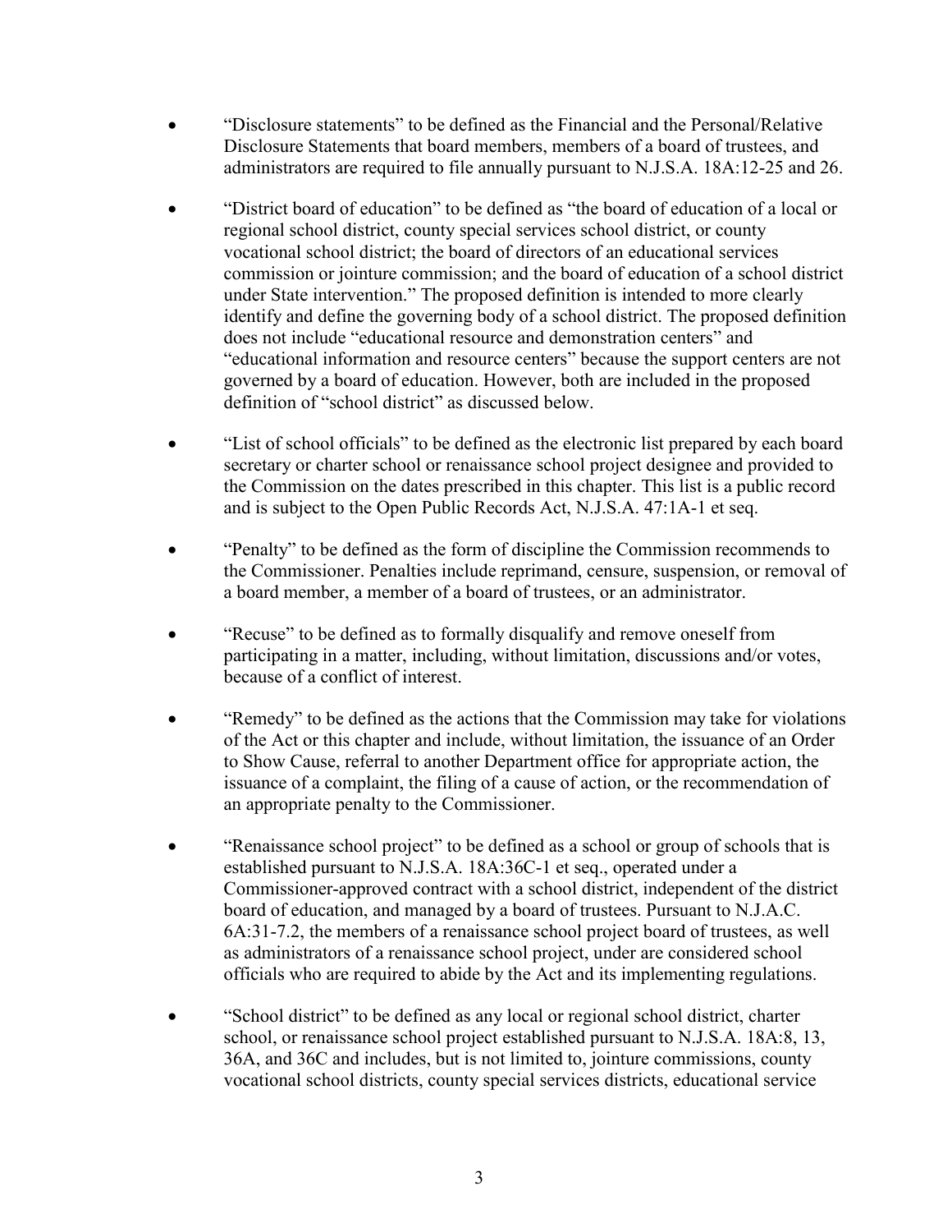- "Disclosure statements" to be defined as the Financial and the Personal/Relative Disclosure Statements that board members, members of a board of trustees, and administrators are required to file annually pursuant to N.J.S.A. 18A:12-25 and 26.

- "District board of education" to be defined as "the board of education of a local or regional school district, county special services school district, or county vocational school district; the board of directors of an educational services commission or jointure commission; and the board of education of a school district under State intervention." The proposed definition is intended to more clearly identify and define the governing body of a school district. The proposed definition does not include "educational resource and demonstration centers" and "educational information and resource centers" because the support centers are not governed by a board of education. However, both are included in the proposed definition of "school district" as discussed below.

- "List of school officials" to be defined as the electronic list prepared by each board secretary or charter school or renaissance school project designee and provided to the Commission on the dates prescribed in this chapter. This list is a public record and is subject to the Open Public Records Act, N.J.S.A. 47:1A-1 et seq.

- "Penalty" to be defined as the form of discipline the Commission recommends to the Commissioner. Penalties include reprimand, censure, suspension, or removal of a board member, a member of a board of trustees, or an administrator.

- "Recuse" to be defined as to formally disqualify and remove oneself from participating in a matter, including, without limitation, discussions and/or votes, because of a conflict of interest.

- "Remedy" to be defined as the actions that the Commission may take for violations of the Act or this chapter and include, without limitation, the issuance of an Order to Show Cause, referral to another Department office for appropriate action, the issuance of a complaint, the filing of a cause of action, or the recommendation of an appropriate penalty to the Commissioner.

- "Renaissance school project" to be defined as a school or group of schools that is established pursuant to N.J.S.A. 18A:36C-1 et seq., operated under a Commissioner-approved contract with a school district, independent of the district board of education, and managed by a board of trustees. Pursuant to N.J.A.C. 6A:31-7.2, the members of a renaissance school project board of trustees, as well as administrators of a renaissance school project, under are considered school officials who are required to abide by the Act and its implementing regulations.

- "School district" to be defined as any local or regional school district, charter school, or renaissance school project established pursuant to N.J.S.A. 18A:8, 13, 36A, and 36C and includes, but is not limited to, jointure commissions, county vocational school districts, county special services districts, educational service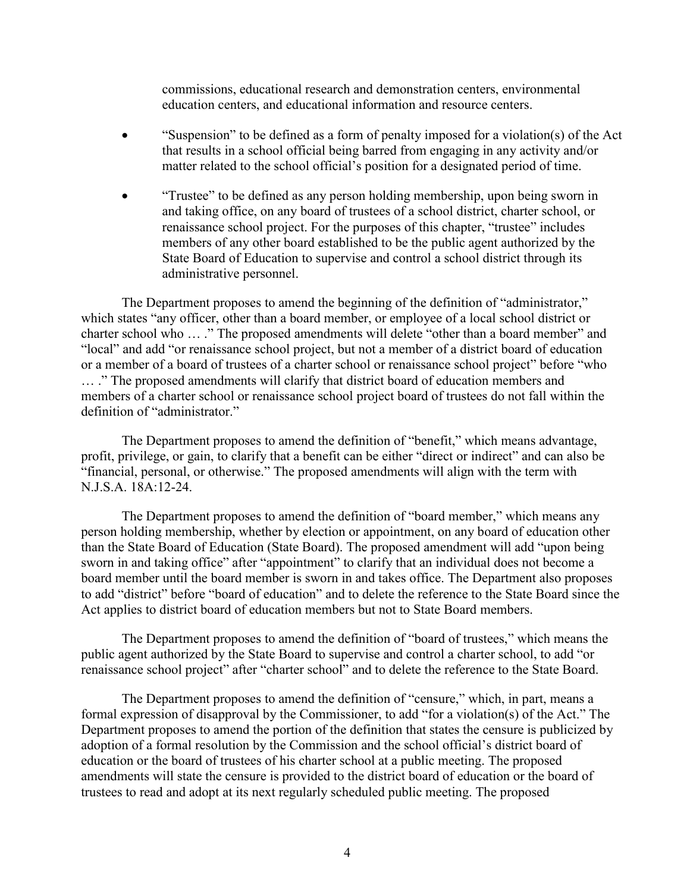commissions, educational research and demonstration centers, environmental education centers, and educational information and resource centers.

- "Suspension" to be defined as a form of penalty imposed for a violation(s) of the Act that results in a school official being barred from engaging in any activity and/or matter related to the school official's position for a designated period of time.
- "Trustee" to be defined as any person holding membership, upon being sworn in and taking office, on any board of trustees of a school district, charter school, or renaissance school project. For the purposes of this chapter, "trustee" includes members of any other board established to be the public agent authorized by the State Board of Education to supervise and control a school district through its administrative personnel.

The Department proposes to amend the beginning of the definition of "administrator," which states "any officer, other than a board member, or employee of a local school district or charter school who … ." The proposed amendments will delete "other than a board member" and "local" and add "or renaissance school project, but not a member of a district board of education or a member of a board of trustees of a charter school or renaissance school project" before "who … ." The proposed amendments will clarify that district board of education members and members of a charter school or renaissance school project board of trustees do not fall within the definition of "administrator."

The Department proposes to amend the definition of "benefit," which means advantage, profit, privilege, or gain, to clarify that a benefit can be either "direct or indirect" and can also be "financial, personal, or otherwise." The proposed amendments will align with the term with N.J.S.A. 18A:12-24.

The Department proposes to amend the definition of "board member," which means any person holding membership, whether by election or appointment, on any board of education other than the State Board of Education (State Board). The proposed amendment will add "upon being sworn in and taking office" after "appointment" to clarify that an individual does not become a board member until the board member is sworn in and takes office. The Department also proposes to add "district" before "board of education" and to delete the reference to the State Board since the Act applies to district board of education members but not to State Board members.

The Department proposes to amend the definition of "board of trustees," which means the public agent authorized by the State Board to supervise and control a charter school, to add "or renaissance school project" after "charter school" and to delete the reference to the State Board.

The Department proposes to amend the definition of "censure," which, in part, means a formal expression of disapproval by the Commissioner, to add "for a violation(s) of the Act." The Department proposes to amend the portion of the definition that states the censure is publicized by adoption of a formal resolution by the Commission and the school official's district board of education or the board of trustees of his charter school at a public meeting. The proposed amendments will state the censure is provided to the district board of education or the board of trustees to read and adopt at its next regularly scheduled public meeting. The proposed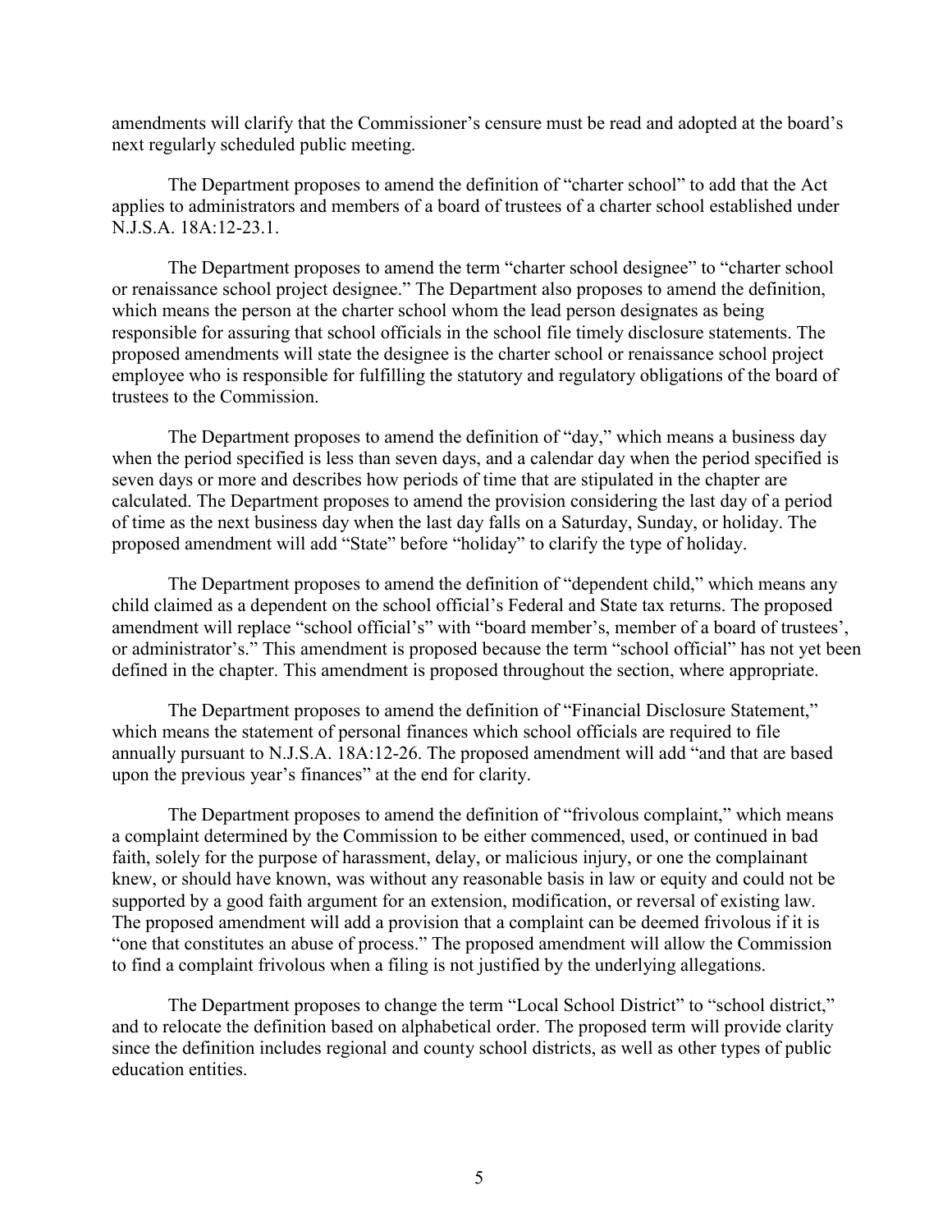amendments will clarify that the Commissioner's censure must be read and adopted at the board's next regularly scheduled public meeting.

The Department proposes to amend the definition of "charter school" to add that the Act applies to administrators and members of a board of trustees of a charter school established under N.J.S.A. 18A:12-23.1.

The Department proposes to amend the term "charter school designee" to "charter school or renaissance school project designee." The Department also proposes to amend the definition, which means the person at the charter school whom the lead person designates as being responsible for assuring that school officials in the school file timely disclosure statements. The proposed amendments will state the designee is the charter school or renaissance school project employee who is responsible for fulfilling the statutory and regulatory obligations of the board of trustees to the Commission.

The Department proposes to amend the definition of "day," which means a business day when the period specified is less than seven days, and a calendar day when the period specified is seven days or more and describes how periods of time that are stipulated in the chapter are calculated. The Department proposes to amend the provision considering the last day of a period of time as the next business day when the last day falls on a Saturday, Sunday, or holiday. The proposed amendment will add "State" before "holiday" to clarify the type of holiday.

The Department proposes to amend the definition of "dependent child," which means any child claimed as a dependent on the school official's Federal and State tax returns. The proposed amendment will replace "school official's" with "board member's, member of a board of trustees', or administrator's." This amendment is proposed because the term "school official" has not yet been defined in the chapter. This amendment is proposed throughout the section, where appropriate.

The Department proposes to amend the definition of "Financial Disclosure Statement," which means the statement of personal finances which school officials are required to file annually pursuant to N.J.S.A. 18A:12-26. The proposed amendment will add "and that are based upon the previous year's finances" at the end for clarity.

The Department proposes to amend the definition of "frivolous complaint," which means a complaint determined by the Commission to be either commenced, used, or continued in bad faith, solely for the purpose of harassment, delay, or malicious injury, or one the complainant knew, or should have known, was without any reasonable basis in law or equity and could not be supported by a good faith argument for an extension, modification, or reversal of existing law. The proposed amendment will add a provision that a complaint can be deemed frivolous if it is "one that constitutes an abuse of process." The proposed amendment will allow the Commission to find a complaint frivolous when a filing is not justified by the underlying allegations.

The Department proposes to change the term "Local School District" to "school district," and to relocate the definition based on alphabetical order. The proposed term will provide clarity since the definition includes regional and county school districts, as well as other types of public education entities.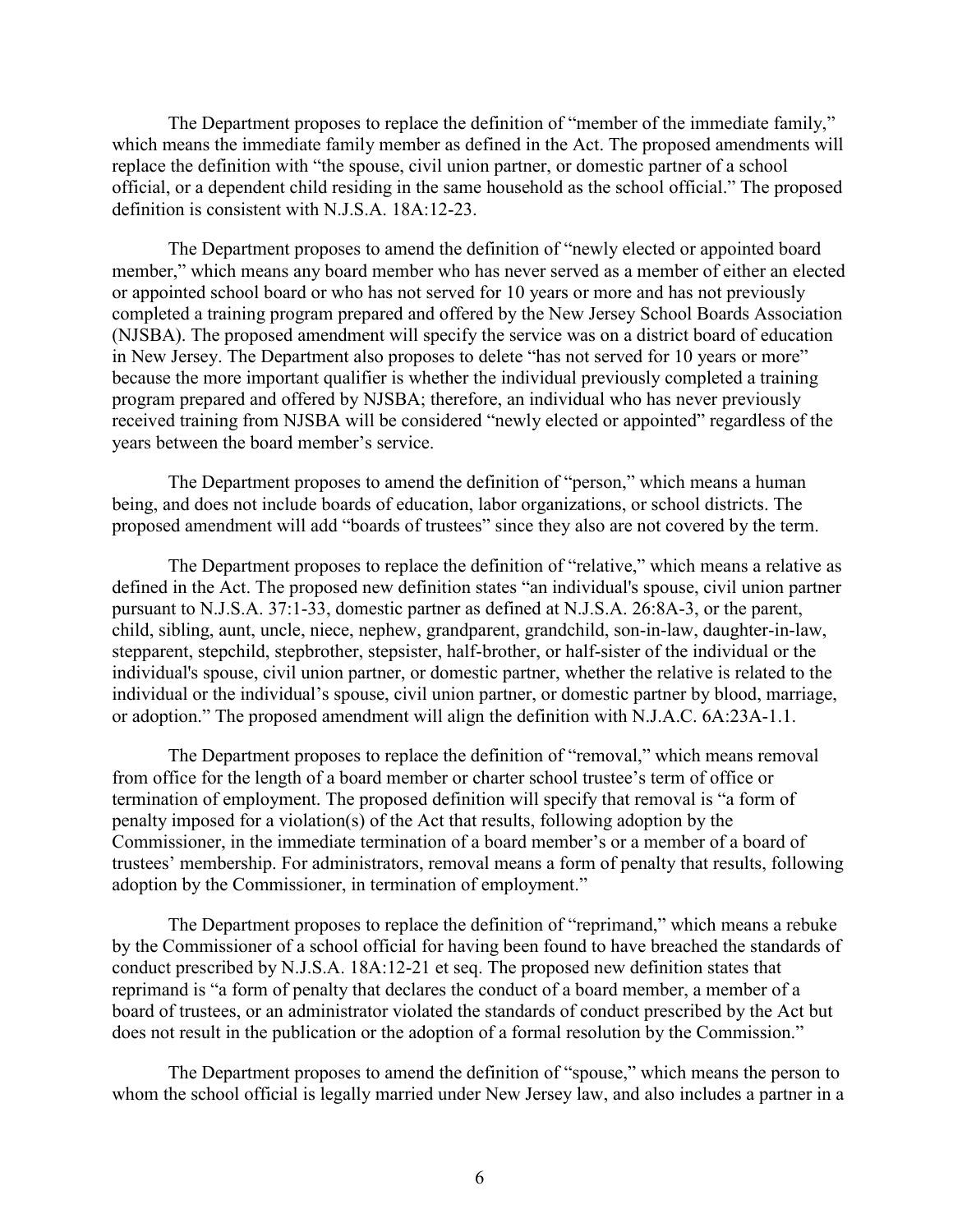The Department proposes to replace the definition of "member of the immediate family," which means the immediate family member as defined in the Act. The proposed amendments will replace the definition with "the spouse, civil union partner, or domestic partner of a school official, or a dependent child residing in the same household as the school official." The proposed definition is consistent with N.J.S.A. 18A:12-23.

The Department proposes to amend the definition of "newly elected or appointed board member," which means any board member who has never served as a member of either an elected or appointed school board or who has not served for 10 years or more and has not previously completed a training program prepared and offered by the New Jersey School Boards Association (NJSBA). The proposed amendment will specify the service was on a district board of education in New Jersey. The Department also proposes to delete "has not served for 10 years or more" because the more important qualifier is whether the individual previously completed a training program prepared and offered by NJSBA; therefore, an individual who has never previously received training from NJSBA will be considered "newly elected or appointed" regardless of the years between the board member's service.

The Department proposes to amend the definition of "person," which means a human being, and does not include boards of education, labor organizations, or school districts. The proposed amendment will add "boards of trustees" since they also are not covered by the term.

The Department proposes to replace the definition of "relative," which means a relative as defined in the Act. The proposed new definition states "an individual's spouse, civil union partner pursuant to N.J.S.A. 37:1-33, domestic partner as defined at N.J.S.A. 26:8A-3, or the parent, child, sibling, aunt, uncle, niece, nephew, grandparent, grandchild, son-in-law, daughter-in-law, stepparent, stepchild, stepbrother, stepsister, half-brother, or half-sister of the individual or the individual's spouse, civil union partner, or domestic partner, whether the relative is related to the individual or the individual's spouse, civil union partner, or domestic partner by blood, marriage, or adoption." The proposed amendment will align the definition with N.J.A.C. 6A:23A-1.1.

The Department proposes to replace the definition of "removal," which means removal from office for the length of a board member or charter school trustee's term of office or termination of employment. The proposed definition will specify that removal is "a form of penalty imposed for a violation(s) of the Act that results, following adoption by the Commissioner, in the immediate termination of a board member's or a member of a board of trustees' membership. For administrators, removal means a form of penalty that results, following adoption by the Commissioner, in termination of employment."

The Department proposes to replace the definition of "reprimand," which means a rebuke by the Commissioner of a school official for having been found to have breached the standards of conduct prescribed by N.J.S.A. 18A:12-21 et seq. The proposed new definition states that reprimand is "a form of penalty that declares the conduct of a board member, a member of a board of trustees, or an administrator violated the standards of conduct prescribed by the Act but does not result in the publication or the adoption of a formal resolution by the Commission."

The Department proposes to amend the definition of "spouse," which means the person to whom the school official is legally married under New Jersey law, and also includes a partner in a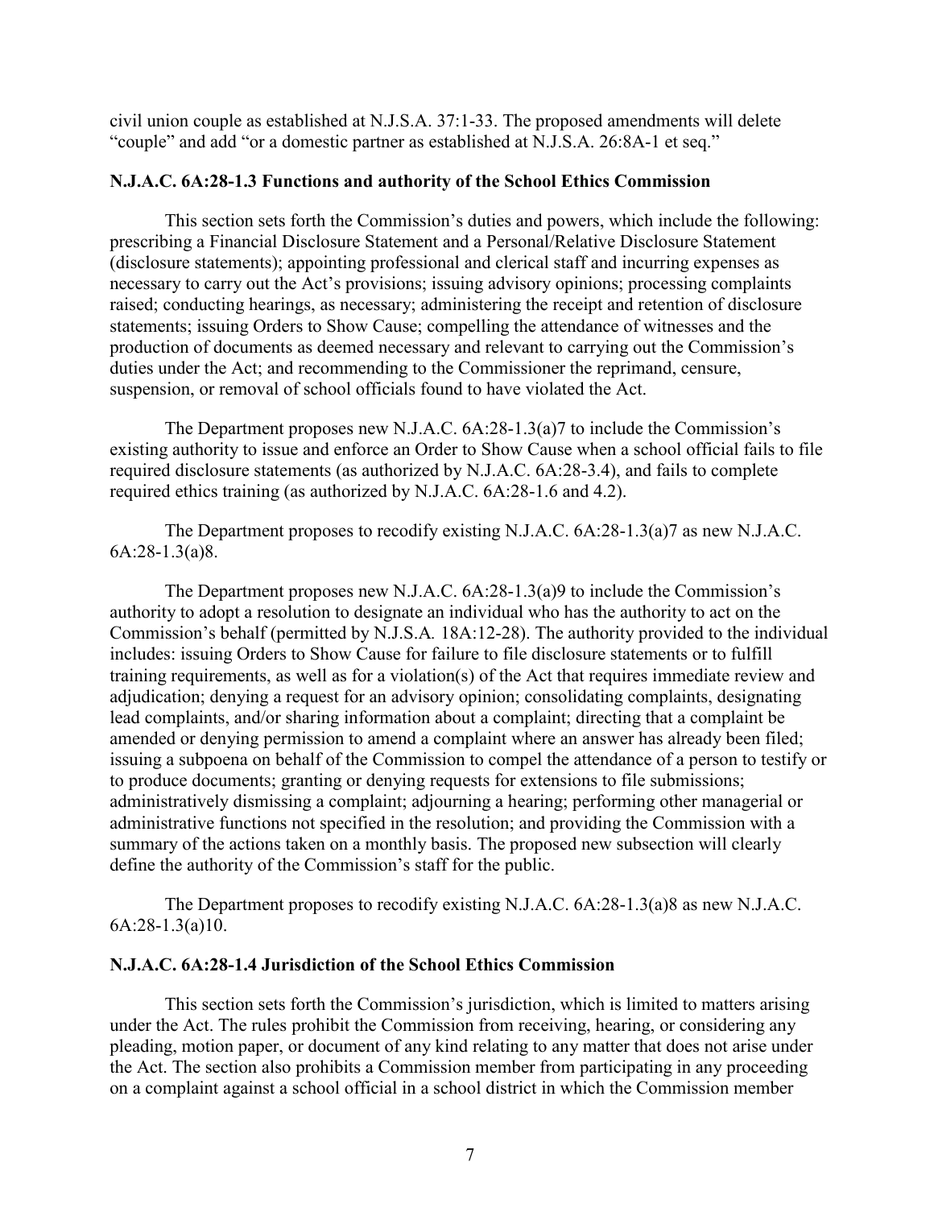civil union couple as established at N.J.S.A. 37:1-33. The proposed amendments will delete "couple" and add "or a domestic partner as established at N.J.S.A. 26:8A-1 et seq."

### N.J.A.C. 6A:28-1.3 Functions and authority of the School Ethics Commission

This section sets forth the Commission's duties and powers, which include the following: prescribing a Financial Disclosure Statement and a Personal/Relative Disclosure Statement (disclosure statements); appointing professional and clerical staff and incurring expenses as necessary to carry out the Act's provisions; issuing advisory opinions; processing complaints raised; conducting hearings, as necessary; administering the receipt and retention of disclosure statements; issuing Orders to Show Cause; compelling the attendance of witnesses and the production of documents as deemed necessary and relevant to carrying out the Commission's duties under the Act; and recommending to the Commissioner the reprimand, censure, suspension, or removal of school officials found to have violated the Act.

The Department proposes new N.J.A.C. 6A:28-1.3(a)7 to include the Commission's existing authority to issue and enforce an Order to Show Cause when a school official fails to file required disclosure statements (as authorized by N.J.A.C. 6A:28-3.4), and fails to complete required ethics training (as authorized by N.J.A.C. 6A:28-1.6 and 4.2).

The Department proposes to recodify existing N.J.A.C. 6A:28-1.3(a)7 as new N.J.A.C. 6A:28-1.3(a)8.

The Department proposes new N.J.A.C. 6A:28-1.3(a)9 to include the Commission's authority to adopt a resolution to designate an individual who has the authority to act on the Commission's behalf (permitted by N.J.S.A. 18A:12-28). The authority provided to the individual includes: issuing Orders to Show Cause for failure to file disclosure statements or to fulfill training requirements, as well as for a violation(s) of the Act that requires immediate review and adjudication; denying a request for an advisory opinion; consolidating complaints, designating lead complaints, and/or sharing information about a complaint; directing that a complaint be amended or denying permission to amend a complaint where an answer has already been filed; issuing a subpoena on behalf of the Commission to compel the attendance of a person to testify or to produce documents; granting or denying requests for extensions to file submissions; administratively dismissing a complaint; adjourning a hearing; performing other managerial or administrative functions not specified in the resolution; and providing the Commission with a summary of the actions taken on a monthly basis. The proposed new subsection will clearly define the authority of the Commission's staff for the public.

The Department proposes to recodify existing N.J.A.C. 6A:28-1.3(a)8 as new N.J.A.C. 6A:28-1.3(a)10.

### N.J.A.C. 6A:28-1.4 Jurisdiction of the School Ethics Commission

This section sets forth the Commission's jurisdiction, which is limited to matters arising under the Act. The rules prohibit the Commission from receiving, hearing, or considering any pleading, motion paper, or document of any kind relating to any matter that does not arise under the Act. The section also prohibits a Commission member from participating in any proceeding on a complaint against a school official in a school district in which the Commission member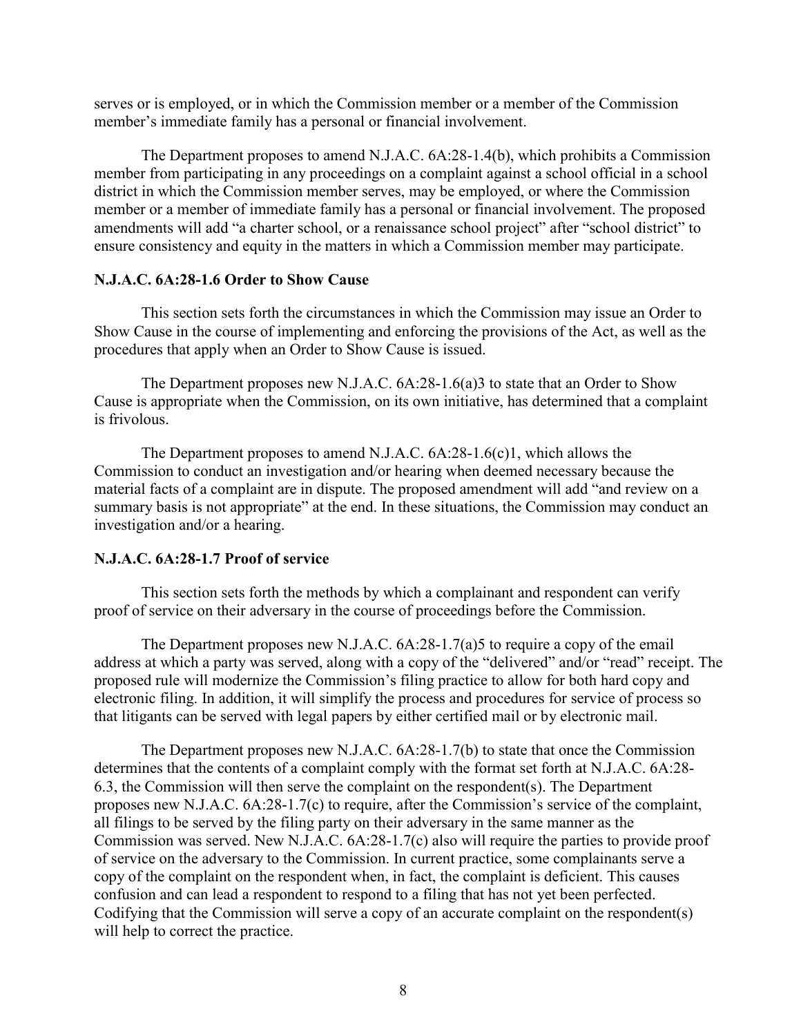serves or is employed, or in which the Commission member or a member of the Commission member's immediate family has a personal or financial involvement.

The Department proposes to amend N.J.A.C. 6A:28-1.4(b), which prohibits a Commission member from participating in any proceedings on a complaint against a school official in a school district in which the Commission member serves, may be employed, or where the Commission member or a member of immediate family has a personal or financial involvement. The proposed amendments will add "a charter school, or a renaissance school project" after "school district" to ensure consistency and equity in the matters in which a Commission member may participate.

**N.J.A.C. 6A:28-1.6 Order to Show Cause**

This section sets forth the circumstances in which the Commission may issue an Order to Show Cause in the course of implementing and enforcing the provisions of the Act, as well as the procedures that apply when an Order to Show Cause is issued.

The Department proposes new N.J.A.C. 6A:28-1.6(a)3 to state that an Order to Show Cause is appropriate when the Commission, on its own initiative, has determined that a complaint is frivolous.

The Department proposes to amend N.J.A.C. 6A:28-1.6(c)1, which allows the Commission to conduct an investigation and/or hearing when deemed necessary because the material facts of a complaint are in dispute. The proposed amendment will add "and review on a summary basis is not appropriate" at the end. In these situations, the Commission may conduct an investigation and/or a hearing.

**N.J.A.C. 6A:28-1.7 Proof of service**

This section sets forth the methods by which a complainant and respondent can verify proof of service on their adversary in the course of proceedings before the Commission.

The Department proposes new N.J.A.C. 6A:28-1.7(a)5 to require a copy of the email address at which a party was served, along with a copy of the "delivered" and/or "read" receipt. The proposed rule will modernize the Commission's filing practice to allow for both hard copy and electronic filing. In addition, it will simplify the process and procedures for service of process so that litigants can be served with legal papers by either certified mail or by electronic mail.

The Department proposes new N.J.A.C. 6A:28-1.7(b) to state that once the Commission determines that the contents of a complaint comply with the format set forth at N.J.A.C. 6A:28-6.3, the Commission will then serve the complaint on the respondent(s). The Department proposes new N.J.A.C. 6A:28-1.7(c) to require, after the Commission's service of the complaint, all filings to be served by the filing party on their adversary in the same manner as the Commission was served. New N.J.A.C. 6A:28-1.7(c) also will require the parties to provide proof of service on the adversary to the Commission. In current practice, some complainants serve a copy of the complaint on the respondent when, in fact, the complaint is deficient. This causes confusion and can lead a respondent to respond to a filing that has not yet been perfected. Codifying that the Commission will serve a copy of an accurate complaint on the respondent(s) will help to correct the practice.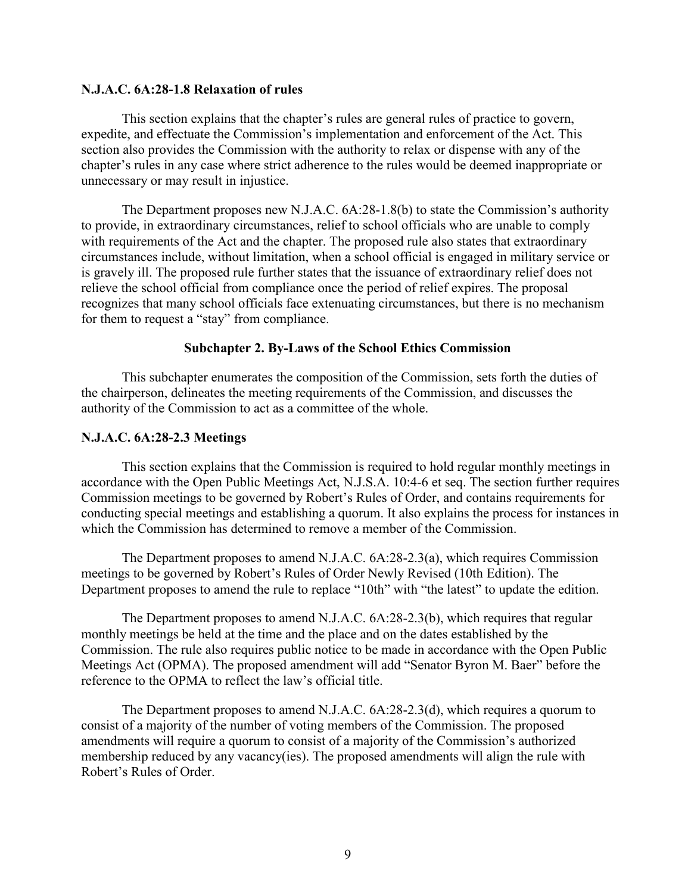**N.J.A.C. 6A:28-1.8 Relaxation of rules**

This section explains that the chapter's rules are general rules of practice to govern, expedite, and effectuate the Commission's implementation and enforcement of the Act. This section also provides the Commission with the authority to relax or dispense with any of the chapter's rules in any case where strict adherence to the rules would be deemed inappropriate or unnecessary or may result in injustice.

The Department proposes new N.J.A.C. 6A:28-1.8(b) to state the Commission's authority to provide, in extraordinary circumstances, relief to school officials who are unable to comply with requirements of the Act and the chapter. The proposed rule also states that extraordinary circumstances include, without limitation, when a school official is engaged in military service or is gravely ill. The proposed rule further states that the issuance of extraordinary relief does not relieve the school official from compliance once the period of relief expires. The proposal recognizes that many school officials face extenuating circumstances, but there is no mechanism for them to request a "stay" from compliance.

**Subchapter 2. By-Laws of the School Ethics Commission**

This subchapter enumerates the composition of the Commission, sets forth the duties of the chairperson, delineates the meeting requirements of the Commission, and discusses the authority of the Commission to act as a committee of the whole.

**N.J.A.C. 6A:28-2.3 Meetings**

This section explains that the Commission is required to hold regular monthly meetings in accordance with the Open Public Meetings Act, N.J.S.A. 10:4-6 et seq. The section further requires Commission meetings to be governed by Robert's Rules of Order, and contains requirements for conducting special meetings and establishing a quorum. It also explains the process for instances in which the Commission has determined to remove a member of the Commission.

The Department proposes to amend N.J.A.C. 6A:28-2.3(a), which requires Commission meetings to be governed by Robert's Rules of Order Newly Revised (10th Edition). The Department proposes to amend the rule to replace "10th" with "the latest" to update the edition.

The Department proposes to amend N.J.A.C. 6A:28-2.3(b), which requires that regular monthly meetings be held at the time and the place and on the dates established by the Commission. The rule also requires public notice to be made in accordance with the Open Public Meetings Act (OPMA). The proposed amendment will add "Senator Byron M. Baer" before the reference to the OPMA to reflect the law's official title.

The Department proposes to amend N.J.A.C. 6A:28-2.3(d), which requires a quorum to consist of a majority of the number of voting members of the Commission. The proposed amendments will require a quorum to consist of a majority of the Commission's authorized membership reduced by any vacancy(ies). The proposed amendments will align the rule with Robert's Rules of Order.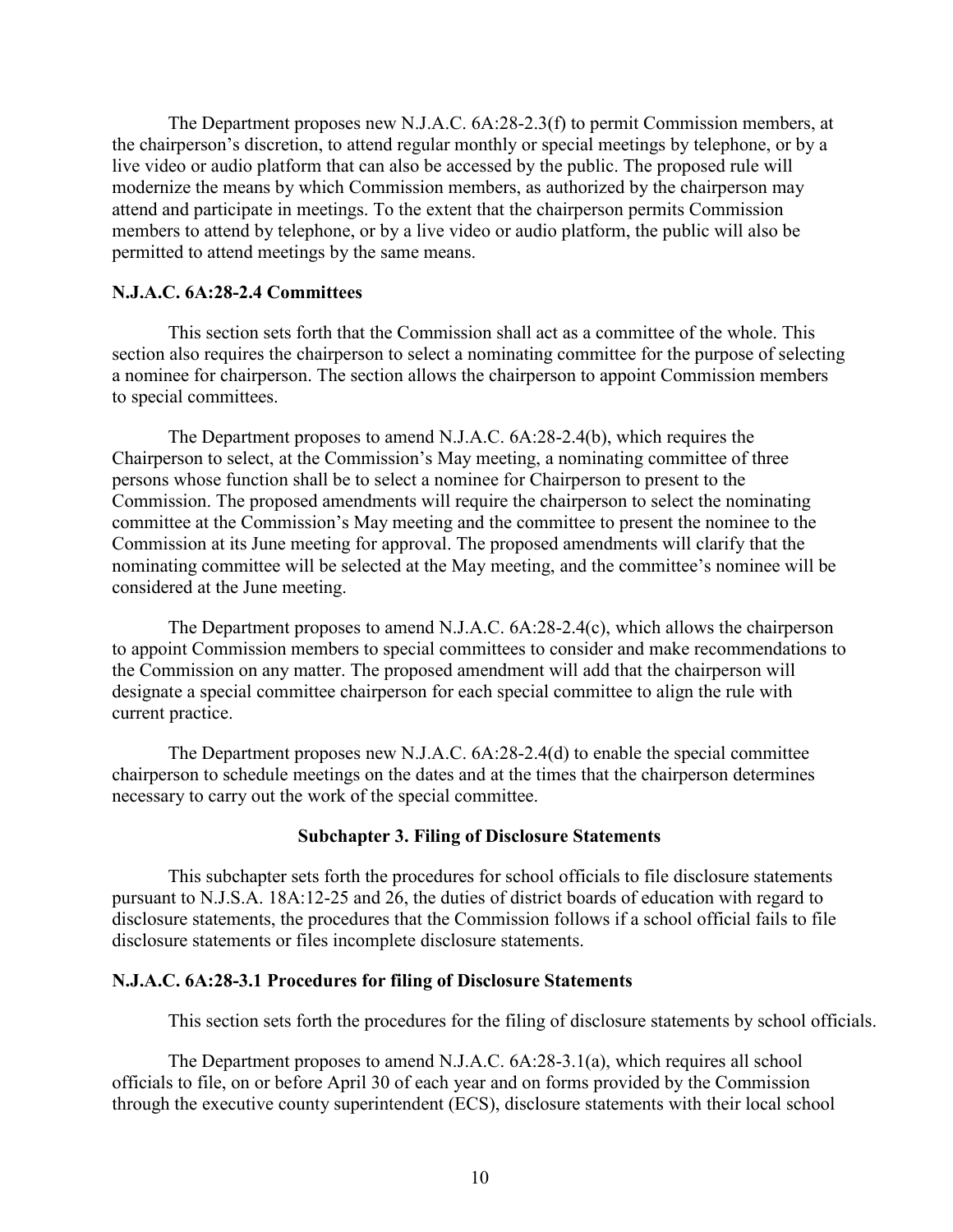The Department proposes new N.J.A.C. 6A:28-2.3(f) to permit Commission members, at the chairperson's discretion, to attend regular monthly or special meetings by telephone, or by a live video or audio platform that can also be accessed by the public. The proposed rule will modernize the means by which Commission members, as authorized by the chairperson may attend and participate in meetings. To the extent that the chairperson permits Commission members to attend by telephone, or by a live video or audio platform, the public will also be permitted to attend meetings by the same means.

**N.J.A.C. 6A:28-2.4 Committees**

This section sets forth that the Commission shall act as a committee of the whole. This section also requires the chairperson to select a nominating committee for the purpose of selecting a nominee for chairperson. The section allows the chairperson to appoint Commission members to special committees.

The Department proposes to amend N.J.A.C. 6A:28-2.4(b), which requires the Chairperson to select, at the Commission's May meeting, a nominating committee of three persons whose function shall be to select a nominee for Chairperson to present to the Commission. The proposed amendments will require the chairperson to select the nominating committee at the Commission's May meeting and the committee to present the nominee to the Commission at its June meeting for approval. The proposed amendments will clarify that the nominating committee will be selected at the May meeting, and the committee's nominee will be considered at the June meeting.

The Department proposes to amend N.J.A.C. 6A:28-2.4(c), which allows the chairperson to appoint Commission members to special committees to consider and make recommendations to the Commission on any matter. The proposed amendment will add that the chairperson will designate a special committee chairperson for each special committee to align the rule with current practice.

The Department proposes new N.J.A.C. 6A:28-2.4(d) to enable the special committee chairperson to schedule meetings on the dates and at the times that the chairperson determines necessary to carry out the work of the special committee.

**Subchapter 3. Filing of Disclosure Statements**

This subchapter sets forth the procedures for school officials to file disclosure statements pursuant to N.J.S.A. 18A:12-25 and 26, the duties of district boards of education with regard to disclosure statements, the procedures that the Commission follows if a school official fails to file disclosure statements or files incomplete disclosure statements.

**N.J.A.C. 6A:28-3.1 Procedures for filing of Disclosure Statements**

This section sets forth the procedures for the filing of disclosure statements by school officials.

The Department proposes to amend N.J.A.C. 6A:28-3.1(a), which requires all school officials to file, on or before April 30 of each year and on forms provided by the Commission through the executive county superintendent (ECS), disclosure statements with their local school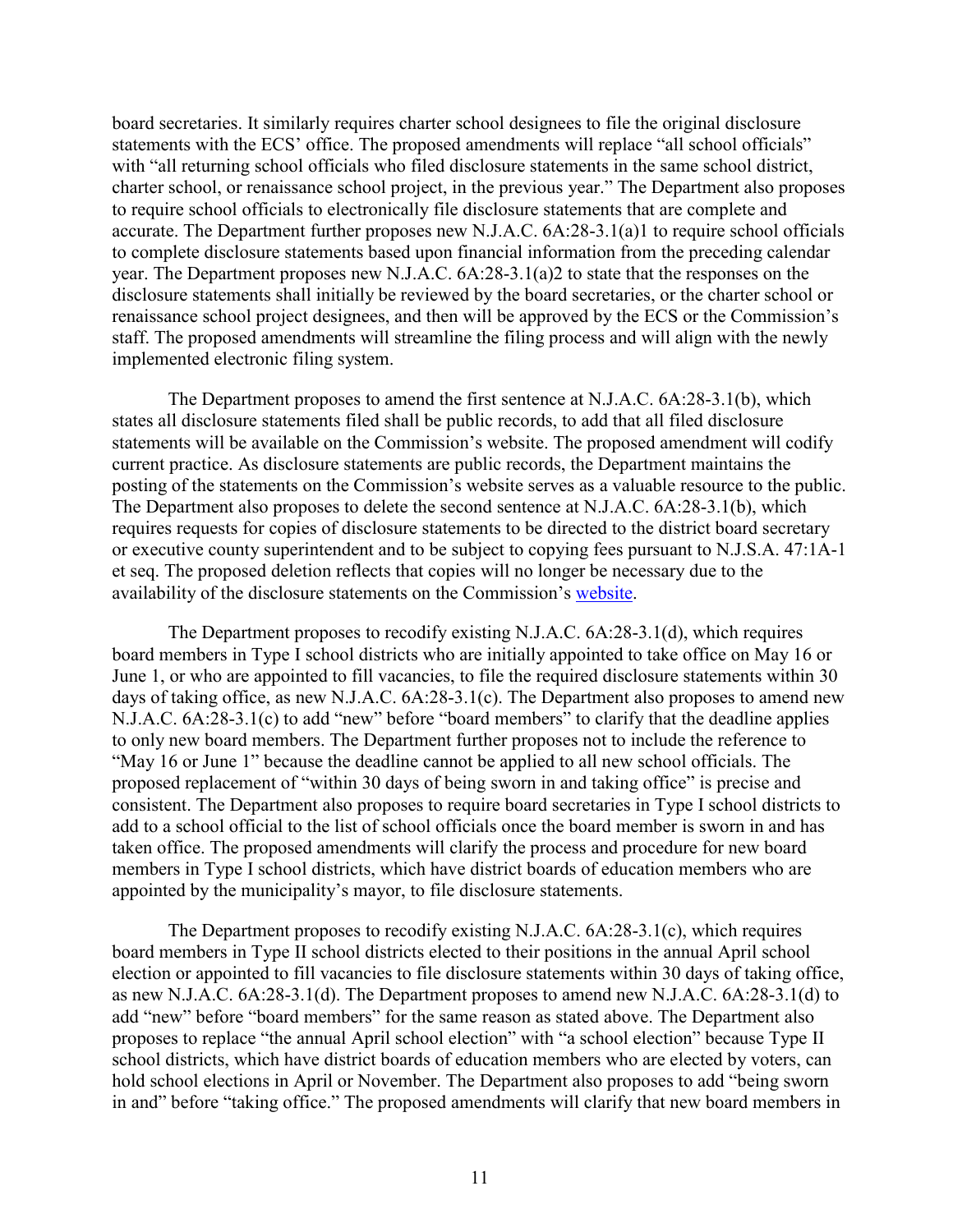board secretaries. It similarly requires charter school designees to file the original disclosure statements with the ECS' office. The proposed amendments will replace "all school officials" with "all returning school officials who filed disclosure statements in the same school district, charter school, or renaissance school project, in the previous year." The Department also proposes to require school officials to electronically file disclosure statements that are complete and accurate. The Department further proposes new N.J.A.C. 6A:28-3.1(a)1 to require school officials to complete disclosure statements based upon financial information from the preceding calendar year. The Department proposes new N.J.A.C. 6A:28-3.1(a)2 to state that the responses on the disclosure statements shall initially be reviewed by the board secretaries, or the charter school or renaissance school project designees, and then will be approved by the ECS or the Commission's staff. The proposed amendments will streamline the filing process and will align with the newly implemented electronic filing system.

The Department proposes to amend the first sentence at N.J.A.C. 6A:28-3.1(b), which states all disclosure statements filed shall be public records, to add that all filed disclosure statements will be available on the Commission's website. The proposed amendment will codify current practice. As disclosure statements are public records, the Department maintains the posting of the statements on the Commission's website serves as a valuable resource to the public. The Department also proposes to delete the second sentence at N.J.A.C. 6A:28-3.1(b), which requires requests for copies of disclosure statements to be directed to the district board secretary or executive county superintendent and to be subject to copying fees pursuant to N.J.S.A. 47:1A-1 et seq. The proposed deletion reflects that copies will no longer be necessary due to the availability of the disclosure statements on the Commission's website.

The Department proposes to recodify existing N.J.A.C. 6A:28-3.1(d), which requires board members in Type I school districts who are initially appointed to take office on May 16 or June 1, or who are appointed to fill vacancies, to file the required disclosure statements within 30 days of taking office, as new N.J.A.C. 6A:28-3.1(c). The Department also proposes to amend new N.J.A.C. 6A:28-3.1(c) to add "new" before "board members" to clarify that the deadline applies to only new board members. The Department further proposes not to include the reference to "May 16 or June 1" because the deadline cannot be applied to all new school officials. The proposed replacement of "within 30 days of being sworn in and taking office" is precise and consistent. The Department also proposes to require board secretaries in Type I school districts to add to a school official to the list of school officials once the board member is sworn in and has taken office. The proposed amendments will clarify the process and procedure for new board members in Type I school districts, which have district boards of education members who are appointed by the municipality's mayor, to file disclosure statements.

The Department proposes to recodify existing N.J.A.C. 6A:28-3.1(c), which requires board members in Type II school districts elected to their positions in the annual April school election or appointed to fill vacancies to file disclosure statements within 30 days of taking office, as new N.J.A.C. 6A:28-3.1(d). The Department proposes to amend new N.J.A.C. 6A:28-3.1(d) to add "new" before "board members" for the same reason as stated above. The Department also proposes to replace "the annual April school election" with "a school election" because Type II school districts, which have district boards of education members who are elected by voters, can hold school elections in April or November. The Department also proposes to add "being sworn in and" before "taking office." The proposed amendments will clarify that new board members in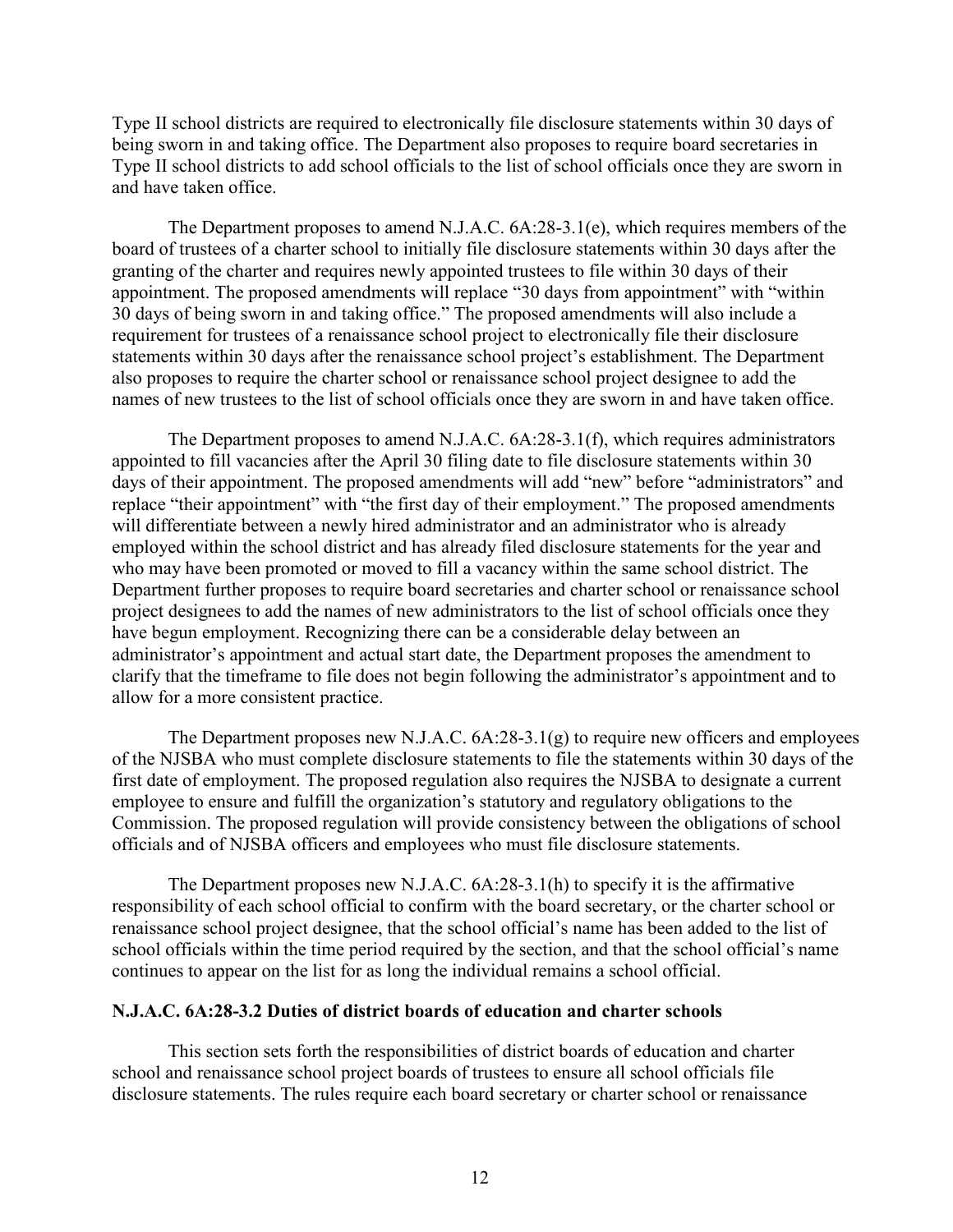Type II school districts are required to electronically file disclosure statements within 30 days of being sworn in and taking office. The Department also proposes to require board secretaries in Type II school districts to add school officials to the list of school officials once they are sworn in and have taken office.

The Department proposes to amend N.J.A.C. 6A:28-3.1(e), which requires members of the board of trustees of a charter school to initially file disclosure statements within 30 days after the granting of the charter and requires newly appointed trustees to file within 30 days of their appointment. The proposed amendments will replace "30 days from appointment" with "within 30 days of being sworn in and taking office." The proposed amendments will also include a requirement for trustees of a renaissance school project to electronically file their disclosure statements within 30 days after the renaissance school project's establishment. The Department also proposes to require the charter school or renaissance school project designee to add the names of new trustees to the list of school officials once they are sworn in and have taken office.

The Department proposes to amend N.J.A.C. 6A:28-3.1(f), which requires administrators appointed to fill vacancies after the April 30 filing date to file disclosure statements within 30 days of their appointment. The proposed amendments will add "new" before "administrators" and replace "their appointment" with "the first day of their employment." The proposed amendments will differentiate between a newly hired administrator and an administrator who is already employed within the school district and has already filed disclosure statements for the year and who may have been promoted or moved to fill a vacancy within the same school district. The Department further proposes to require board secretaries and charter school or renaissance school project designees to add the names of new administrators to the list of school officials once they have begun employment. Recognizing there can be a considerable delay between an administrator's appointment and actual start date, the Department proposes the amendment to clarify that the timeframe to file does not begin following the administrator's appointment and to allow for a more consistent practice.

The Department proposes new N.J.A.C. 6A:28-3.1(g) to require new officers and employees of the NJSBA who must complete disclosure statements to file the statements within 30 days of the first date of employment. The proposed regulation also requires the NJSBA to designate a current employee to ensure and fulfill the organization's statutory and regulatory obligations to the Commission. The proposed regulation will provide consistency between the obligations of school officials and of NJSBA officers and employees who must file disclosure statements.

The Department proposes new N.J.A.C. 6A:28-3.1(h) to specify it is the affirmative responsibility of each school official to confirm with the board secretary, or the charter school or renaissance school project designee, that the school official's name has been added to the list of school officials within the time period required by the section, and that the school official's name continues to appear on the list for as long the individual remains a school official.

**N.J.A.C. 6A:28-3.2 Duties of district boards of education and charter schools**

This section sets forth the responsibilities of district boards of education and charter school and renaissance school project boards of trustees to ensure all school officials file disclosure statements. The rules require each board secretary or charter school or renaissance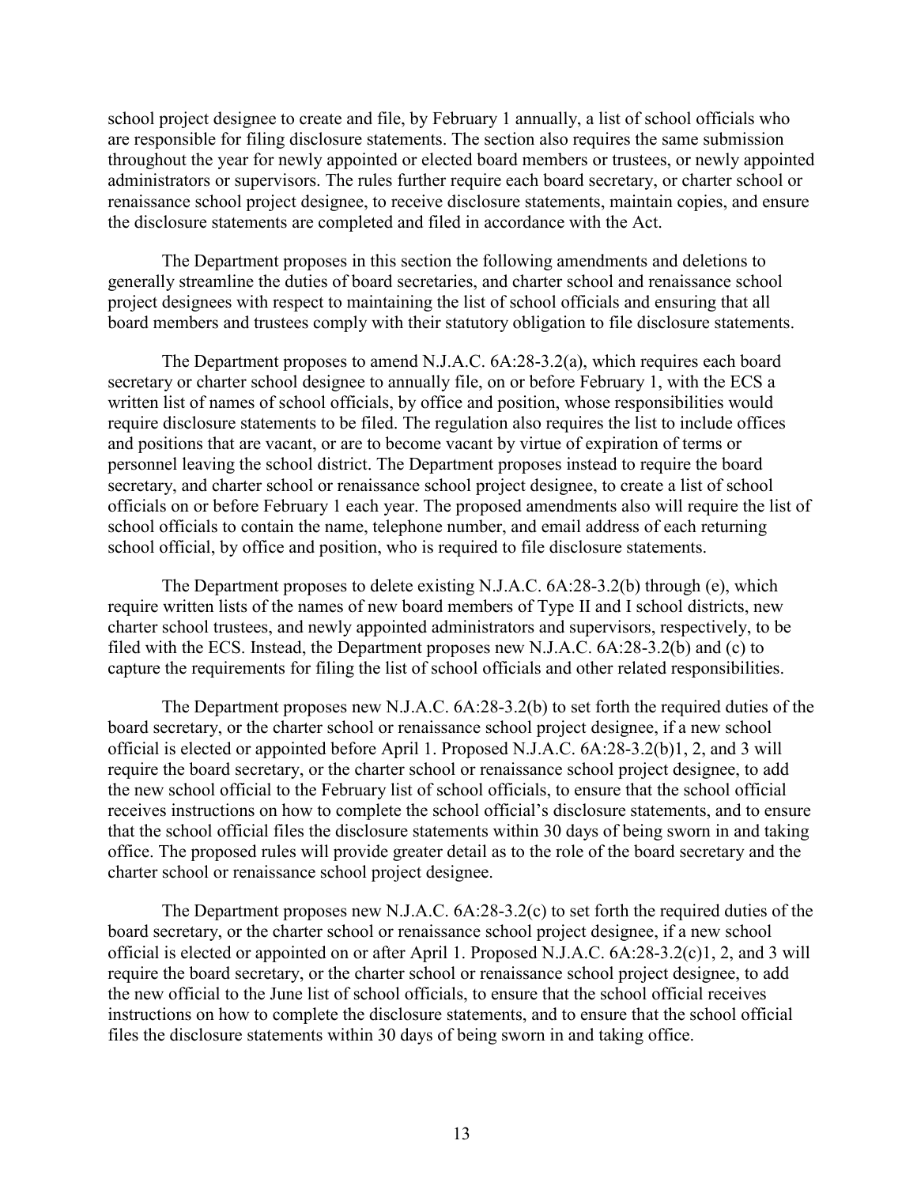school project designee to create and file, by February 1 annually, a list of school officials who are responsible for filing disclosure statements. The section also requires the same submission throughout the year for newly appointed or elected board members or trustees, or newly appointed administrators or supervisors. The rules further require each board secretary, or charter school or renaissance school project designee, to receive disclosure statements, maintain copies, and ensure the disclosure statements are completed and filed in accordance with the Act.

The Department proposes in this section the following amendments and deletions to generally streamline the duties of board secretaries, and charter school and renaissance school project designees with respect to maintaining the list of school officials and ensuring that all board members and trustees comply with their statutory obligation to file disclosure statements.

The Department proposes to amend N.J.A.C. 6A:28-3.2(a), which requires each board secretary or charter school designee to annually file, on or before February 1, with the ECS a written list of names of school officials, by office and position, whose responsibilities would require disclosure statements to be filed. The regulation also requires the list to include offices and positions that are vacant, or are to become vacant by virtue of expiration of terms or personnel leaving the school district. The Department proposes instead to require the board secretary, and charter school or renaissance school project designee, to create a list of school officials on or before February 1 each year. The proposed amendments also will require the list of school officials to contain the name, telephone number, and email address of each returning school official, by office and position, who is required to file disclosure statements.

The Department proposes to delete existing N.J.A.C. 6A:28-3.2(b) through (e), which require written lists of the names of new board members of Type II and I school districts, new charter school trustees, and newly appointed administrators and supervisors, respectively, to be filed with the ECS. Instead, the Department proposes new N.J.A.C. 6A:28-3.2(b) and (c) to capture the requirements for filing the list of school officials and other related responsibilities.

The Department proposes new N.J.A.C. 6A:28-3.2(b) to set forth the required duties of the board secretary, or the charter school or renaissance school project designee, if a new school official is elected or appointed before April 1. Proposed N.J.A.C. 6A:28-3.2(b)1, 2, and 3 will require the board secretary, or the charter school or renaissance school project designee, to add the new school official to the February list of school officials, to ensure that the school official receives instructions on how to complete the school official's disclosure statements, and to ensure that the school official files the disclosure statements within 30 days of being sworn in and taking office. The proposed rules will provide greater detail as to the role of the board secretary and the charter school or renaissance school project designee.

The Department proposes new N.J.A.C. 6A:28-3.2(c) to set forth the required duties of the board secretary, or the charter school or renaissance school project designee, if a new school official is elected or appointed on or after April 1. Proposed N.J.A.C. 6A:28-3.2(c)1, 2, and 3 will require the board secretary, or the charter school or renaissance school project designee, to add the new official to the June list of school officials, to ensure that the school official receives instructions on how to complete the disclosure statements, and to ensure that the school official files the disclosure statements within 30 days of being sworn in and taking office.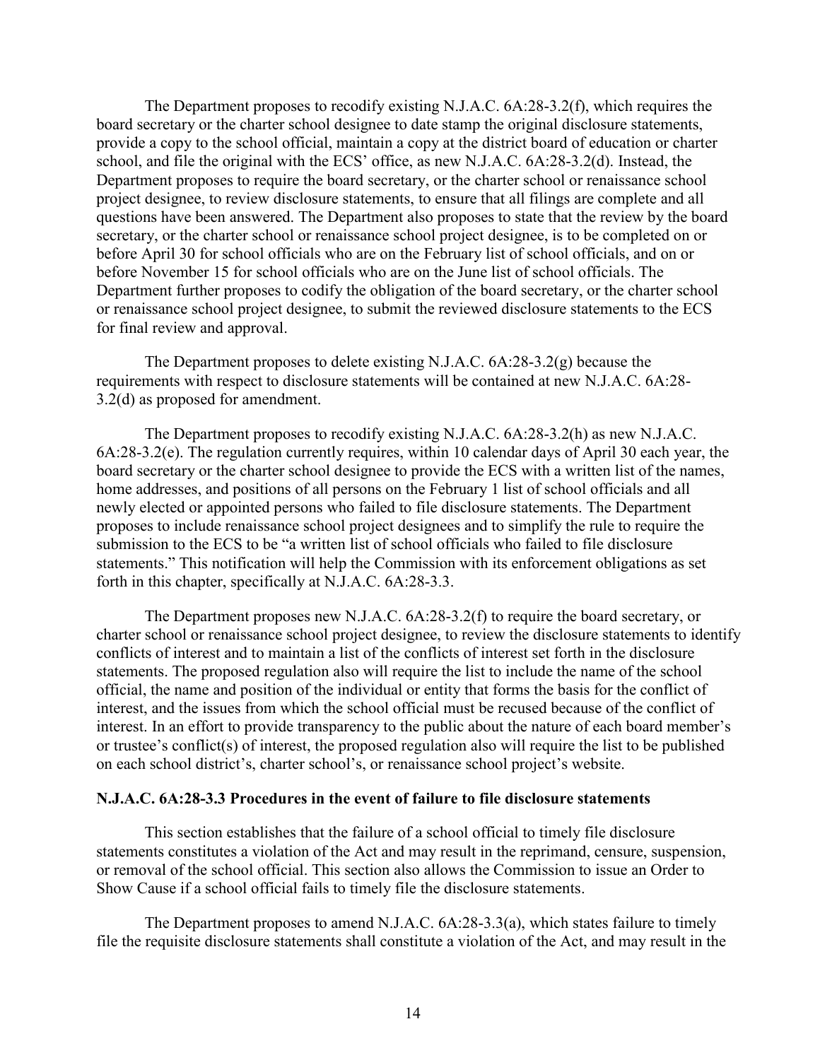The Department proposes to recodify existing N.J.A.C. 6A:28-3.2(f), which requires the board secretary or the charter school designee to date stamp the original disclosure statements, provide a copy to the school official, maintain a copy at the district board of education or charter school, and file the original with the ECS' office, as new N.J.A.C. 6A:28-3.2(d). Instead, the Department proposes to require the board secretary, or the charter school or renaissance school project designee, to review disclosure statements, to ensure that all filings are complete and all questions have been answered. The Department also proposes to state that the review by the board secretary, or the charter school or renaissance school project designee, is to be completed on or before April 30 for school officials who are on the February list of school officials, and on or before November 15 for school officials who are on the June list of school officials. The Department further proposes to codify the obligation of the board secretary, or the charter school or renaissance school project designee, to submit the reviewed disclosure statements to the ECS for final review and approval.

The Department proposes to delete existing N.J.A.C. 6A:28-3.2(g) because the requirements with respect to disclosure statements will be contained at new N.J.A.C. 6A:28-3.2(d) as proposed for amendment.

The Department proposes to recodify existing N.J.A.C. 6A:28-3.2(h) as new N.J.A.C. 6A:28-3.2(e). The regulation currently requires, within 10 calendar days of April 30 each year, the board secretary or the charter school designee to provide the ECS with a written list of the names, home addresses, and positions of all persons on the February 1 list of school officials and all newly elected or appointed persons who failed to file disclosure statements. The Department proposes to include renaissance school project designees and to simplify the rule to require the submission to the ECS to be "a written list of school officials who failed to file disclosure statements." This notification will help the Commission with its enforcement obligations as set forth in this chapter, specifically at N.J.A.C. 6A:28-3.3.

The Department proposes new N.J.A.C. 6A:28-3.2(f) to require the board secretary, or charter school or renaissance school project designee, to review the disclosure statements to identify conflicts of interest and to maintain a list of the conflicts of interest set forth in the disclosure statements. The proposed regulation also will require the list to include the name of the school official, the name and position of the individual or entity that forms the basis for the conflict of interest, and the issues from which the school official must be recused because of the conflict of interest. In an effort to provide transparency to the public about the nature of each board member's or trustee's conflict(s) of interest, the proposed regulation also will require the list to be published on each school district's, charter school's, or renaissance school project's website.

### N.J.A.C. 6A:28-3.3 Procedures in the event of failure to file disclosure statements

This section establishes that the failure of a school official to timely file disclosure statements constitutes a violation of the Act and may result in the reprimand, censure, suspension, or removal of the school official. This section also allows the Commission to issue an Order to Show Cause if a school official fails to timely file the disclosure statements.

The Department proposes to amend N.J.A.C. 6A:28-3.3(a), which states failure to timely file the requisite disclosure statements shall constitute a violation of the Act, and may result in the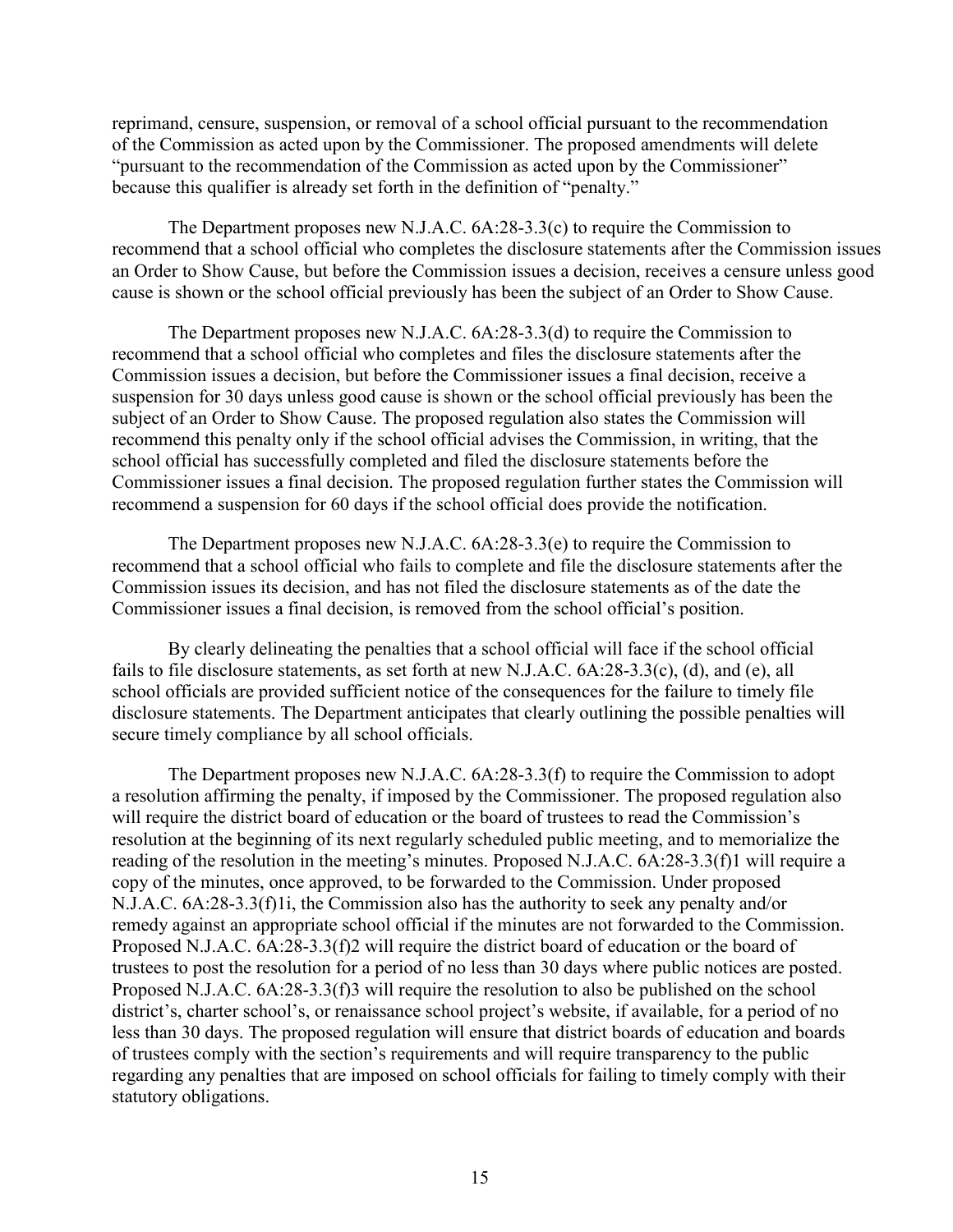reprimand, censure, suspension, or removal of a school official pursuant to the recommendation of the Commission as acted upon by the Commissioner. The proposed amendments will delete "pursuant to the recommendation of the Commission as acted upon by the Commissioner" because this qualifier is already set forth in the definition of "penalty."

The Department proposes new N.J.A.C. 6A:28-3.3(c) to require the Commission to recommend that a school official who completes the disclosure statements after the Commission issues an Order to Show Cause, but before the Commission issues a decision, receives a censure unless good cause is shown or the school official previously has been the subject of an Order to Show Cause.

The Department proposes new N.J.A.C. 6A:28-3.3(d) to require the Commission to recommend that a school official who completes and files the disclosure statements after the Commission issues a decision, but before the Commissioner issues a final decision, receive a suspension for 30 days unless good cause is shown or the school official previously has been the subject of an Order to Show Cause. The proposed regulation also states the Commission will recommend this penalty only if the school official advises the Commission, in writing, that the school official has successfully completed and filed the disclosure statements before the Commissioner issues a final decision. The proposed regulation further states the Commission will recommend a suspension for 60 days if the school official does provide the notification.

The Department proposes new N.J.A.C. 6A:28-3.3(e) to require the Commission to recommend that a school official who fails to complete and file the disclosure statements after the Commission issues its decision, and has not filed the disclosure statements as of the date the Commissioner issues a final decision, is removed from the school official's position.

By clearly delineating the penalties that a school official will face if the school official fails to file disclosure statements, as set forth at new N.J.A.C. 6A:28-3.3(c), (d), and (e), all school officials are provided sufficient notice of the consequences for the failure to timely file disclosure statements. The Department anticipates that clearly outlining the possible penalties will secure timely compliance by all school officials.

The Department proposes new N.J.A.C. 6A:28-3.3(f) to require the Commission to adopt a resolution affirming the penalty, if imposed by the Commissioner. The proposed regulation also will require the district board of education or the board of trustees to read the Commission's resolution at the beginning of its next regularly scheduled public meeting, and to memorialize the reading of the resolution in the meeting's minutes. Proposed N.J.A.C. 6A:28-3.3(f)1 will require a copy of the minutes, once approved, to be forwarded to the Commission. Under proposed N.J.A.C. 6A:28-3.3(f)1i, the Commission also has the authority to seek any penalty and/or remedy against an appropriate school official if the minutes are not forwarded to the Commission. Proposed N.J.A.C. 6A:28-3.3(f)2 will require the district board of education or the board of trustees to post the resolution for a period of no less than 30 days where public notices are posted. Proposed N.J.A.C. 6A:28-3.3(f)3 will require the resolution to also be published on the school district's, charter school's, or renaissance school project's website, if available, for a period of no less than 30 days. The proposed regulation will ensure that district boards of education and boards of trustees comply with the section's requirements and will require transparency to the public regarding any penalties that are imposed on school officials for failing to timely comply with their statutory obligations.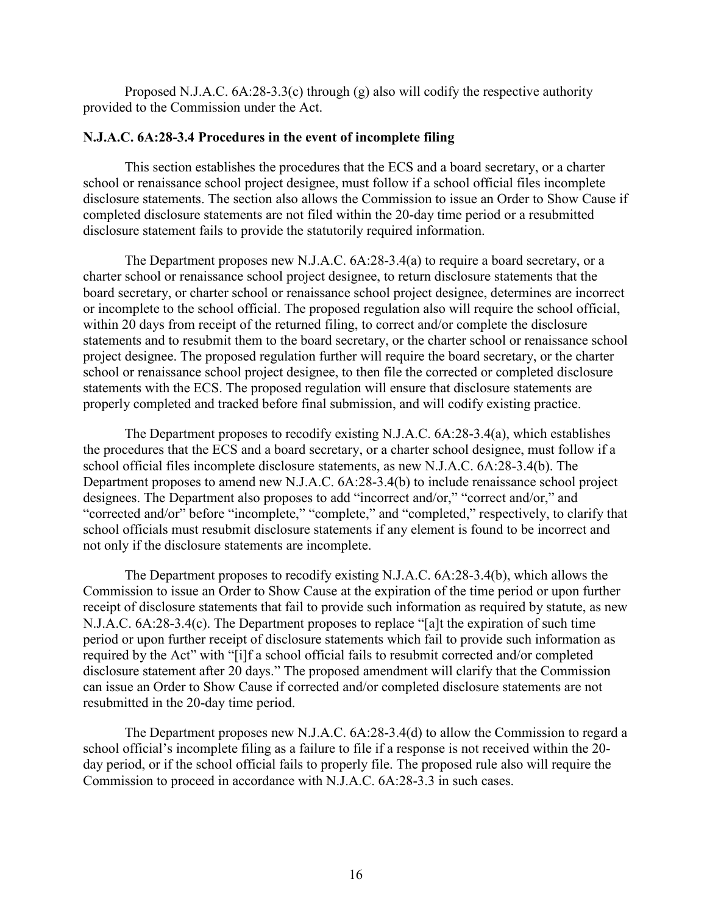Proposed N.J.A.C. 6A:28-3.3(c) through (g) also will codify the respective authority provided to the Commission under the Act.

**N.J.A.C. 6A:28-3.4 Procedures in the event of incomplete filing**

This section establishes the procedures that the ECS and a board secretary, or a charter school or renaissance school project designee, must follow if a school official files incomplete disclosure statements. The section also allows the Commission to issue an Order to Show Cause if completed disclosure statements are not filed within the 20-day time period or a resubmitted disclosure statement fails to provide the statutorily required information.

The Department proposes new N.J.A.C. 6A:28-3.4(a) to require a board secretary, or a charter school or renaissance school project designee, to return disclosure statements that the board secretary, or charter school or renaissance school project designee, determines are incorrect or incomplete to the school official. The proposed regulation also will require the school official, within 20 days from receipt of the returned filing, to correct and/or complete the disclosure statements and to resubmit them to the board secretary, or the charter school or renaissance school project designee. The proposed regulation further will require the board secretary, or the charter school or renaissance school project designee, to then file the corrected or completed disclosure statements with the ECS. The proposed regulation will ensure that disclosure statements are properly completed and tracked before final submission, and will codify existing practice.

The Department proposes to recodify existing N.J.A.C. 6A:28-3.4(a), which establishes the procedures that the ECS and a board secretary, or a charter school designee, must follow if a school official files incomplete disclosure statements, as new N.J.A.C. 6A:28-3.4(b). The Department proposes to amend new N.J.A.C. 6A:28-3.4(b) to include renaissance school project designees. The Department also proposes to add "incorrect and/or," "correct and/or," and "corrected and/or" before "incomplete," "complete," and "completed," respectively, to clarify that school officials must resubmit disclosure statements if any element is found to be incorrect and not only if the disclosure statements are incomplete.

The Department proposes to recodify existing N.J.A.C. 6A:28-3.4(b), which allows the Commission to issue an Order to Show Cause at the expiration of the time period or upon further receipt of disclosure statements that fail to provide such information as required by statute, as new N.J.A.C. 6A:28-3.4(c). The Department proposes to replace "[a]t the expiration of such time period or upon further receipt of disclosure statements which fail to provide such information as required by the Act" with "[i]f a school official fails to resubmit corrected and/or completed disclosure statement after 20 days." The proposed amendment will clarify that the Commission can issue an Order to Show Cause if corrected and/or completed disclosure statements are not resubmitted in the 20-day time period.

The Department proposes new N.J.A.C. 6A:28-3.4(d) to allow the Commission to regard a school official's incomplete filing as a failure to file if a response is not received within the 20-day period, or if the school official fails to properly file. The proposed rule also will require the Commission to proceed in accordance with N.J.A.C. 6A:28-3.3 in such cases.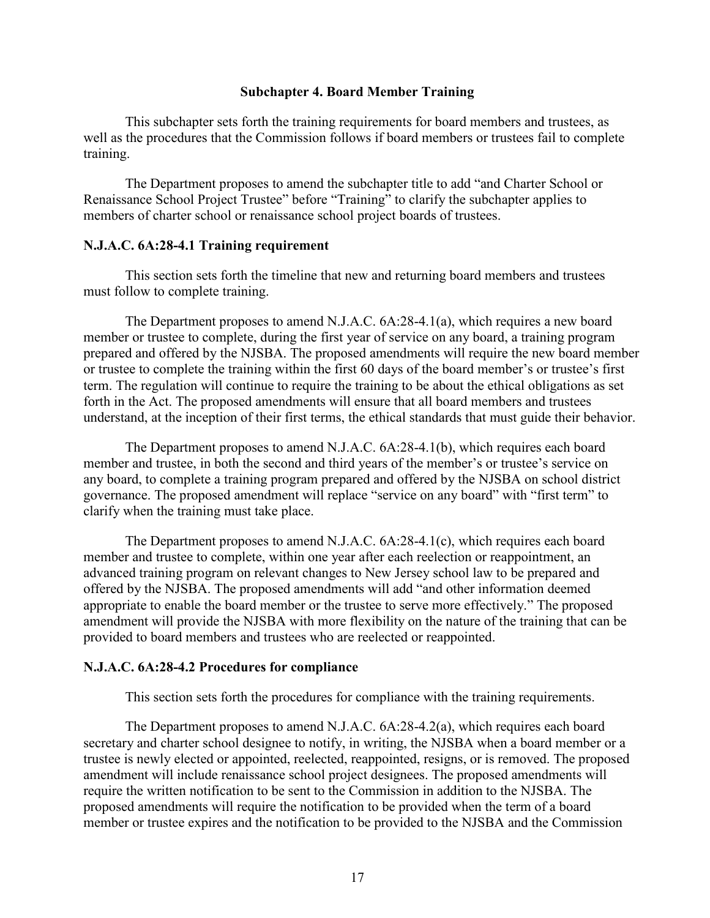### Subchapter 4. Board Member Training

This subchapter sets forth the training requirements for board members and trustees, as well as the procedures that the Commission follows if board members or trustees fail to complete training.

The Department proposes to amend the subchapter title to add "and Charter School or Renaissance School Project Trustee" before "Training" to clarify the subchapter applies to members of charter school or renaissance school project boards of trustees.

#### N.J.A.C. 6A:28-4.1 Training requirement

This section sets forth the timeline that new and returning board members and trustees must follow to complete training.

The Department proposes to amend N.J.A.C. 6A:28-4.1(a), which requires a new board member or trustee to complete, during the first year of service on any board, a training program prepared and offered by the NJSBA. The proposed amendments will require the new board member or trustee to complete the training within the first 60 days of the board member's or trustee's first term. The regulation will continue to require the training to be about the ethical obligations as set forth in the Act. The proposed amendments will ensure that all board members and trustees understand, at the inception of their first terms, the ethical standards that must guide their behavior.

The Department proposes to amend N.J.A.C. 6A:28-4.1(b), which requires each board member and trustee, in both the second and third years of the member's or trustee's service on any board, to complete a training program prepared and offered by the NJSBA on school district governance. The proposed amendment will replace "service on any board" with "first term" to clarify when the training must take place.

The Department proposes to amend N.J.A.C. 6A:28-4.1(c), which requires each board member and trustee to complete, within one year after each reelection or reappointment, an advanced training program on relevant changes to New Jersey school law to be prepared and offered by the NJSBA. The proposed amendments will add "and other information deemed appropriate to enable the board member or the trustee to serve more effectively." The proposed amendment will provide the NJSBA with more flexibility on the nature of the training that can be provided to board members and trustees who are reelected or reappointed.

#### N.J.A.C. 6A:28-4.2 Procedures for compliance

This section sets forth the procedures for compliance with the training requirements.

The Department proposes to amend N.J.A.C. 6A:28-4.2(a), which requires each board secretary and charter school designee to notify, in writing, the NJSBA when a board member or a trustee is newly elected or appointed, reelected, reappointed, resigns, or is removed. The proposed amendment will include renaissance school project designees. The proposed amendments will require the written notification to be sent to the Commission in addition to the NJSBA. The proposed amendments will require the notification to be provided when the term of a board member or trustee expires and the notification to be provided to the NJSBA and the Commission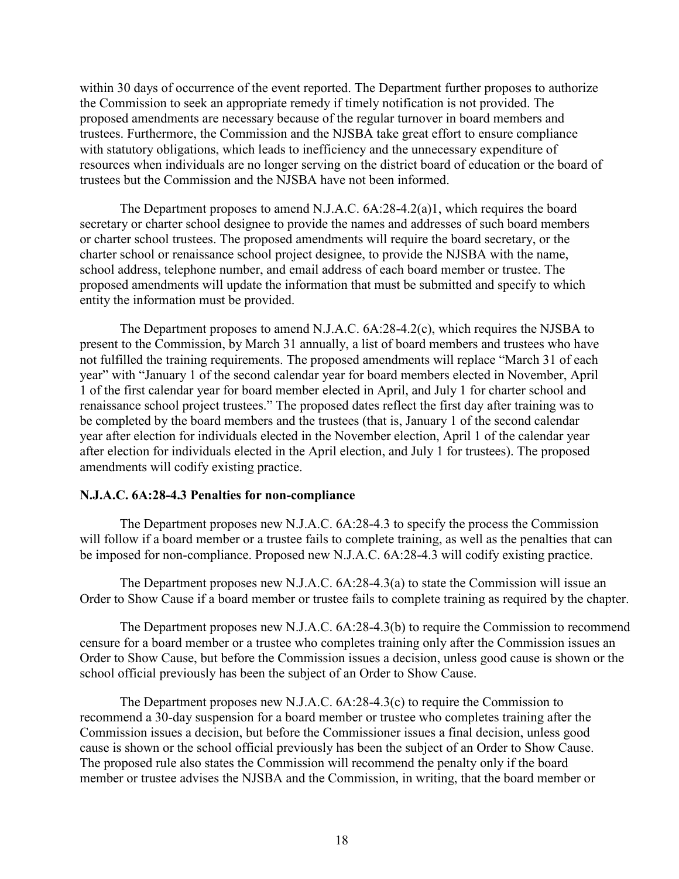within 30 days of occurrence of the event reported. The Department further proposes to authorize the Commission to seek an appropriate remedy if timely notification is not provided. The proposed amendments are necessary because of the regular turnover in board members and trustees. Furthermore, the Commission and the NJSBA take great effort to ensure compliance with statutory obligations, which leads to inefficiency and the unnecessary expenditure of resources when individuals are no longer serving on the district board of education or the board of trustees but the Commission and the NJSBA have not been informed.

The Department proposes to amend N.J.A.C. 6A:28-4.2(a)1, which requires the board secretary or charter school designee to provide the names and addresses of such board members or charter school trustees. The proposed amendments will require the board secretary, or the charter school or renaissance school project designee, to provide the NJSBA with the name, school address, telephone number, and email address of each board member or trustee. The proposed amendments will update the information that must be submitted and specify to which entity the information must be provided.

The Department proposes to amend N.J.A.C. 6A:28-4.2(c), which requires the NJSBA to present to the Commission, by March 31 annually, a list of board members and trustees who have not fulfilled the training requirements. The proposed amendments will replace "March 31 of each year" with "January 1 of the second calendar year for board members elected in November, April 1 of the first calendar year for board member elected in April, and July 1 for charter school and renaissance school project trustees." The proposed dates reflect the first day after training was to be completed by the board members and the trustees (that is, January 1 of the second calendar year after election for individuals elected in the November election, April 1 of the calendar year after election for individuals elected in the April election, and July 1 for trustees). The proposed amendments will codify existing practice.

**N.J.A.C. 6A:28-4.3 Penalties for non-compliance**

The Department proposes new N.J.A.C. 6A:28-4.3 to specify the process the Commission will follow if a board member or a trustee fails to complete training, as well as the penalties that can be imposed for non-compliance. Proposed new N.J.A.C. 6A:28-4.3 will codify existing practice.

The Department proposes new N.J.A.C. 6A:28-4.3(a) to state the Commission will issue an Order to Show Cause if a board member or trustee fails to complete training as required by the chapter.

The Department proposes new N.J.A.C. 6A:28-4.3(b) to require the Commission to recommend censure for a board member or a trustee who completes training only after the Commission issues an Order to Show Cause, but before the Commission issues a decision, unless good cause is shown or the school official previously has been the subject of an Order to Show Cause.

The Department proposes new N.J.A.C. 6A:28-4.3(c) to require the Commission to recommend a 30-day suspension for a board member or trustee who completes training after the Commission issues a decision, but before the Commissioner issues a final decision, unless good cause is shown or the school official previously has been the subject of an Order to Show Cause. The proposed rule also states the Commission will recommend the penalty only if the board member or trustee advises the NJSBA and the Commission, in writing, that the board member or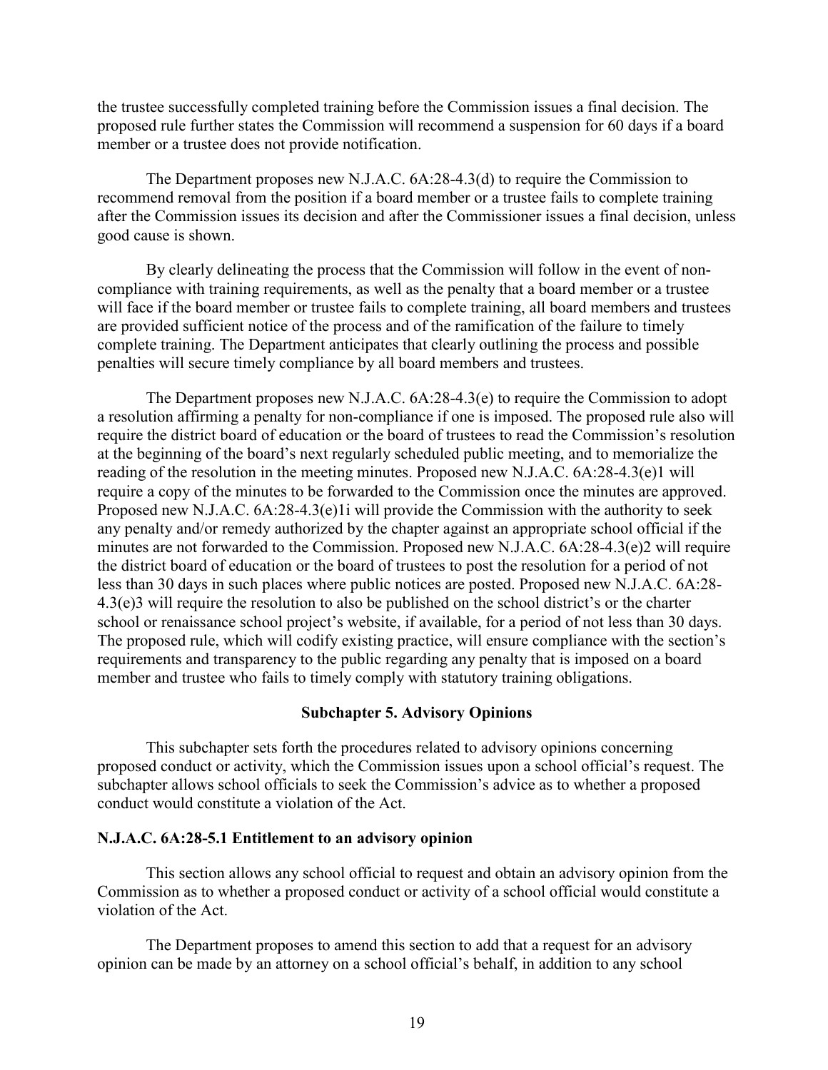the trustee successfully completed training before the Commission issues a final decision. The proposed rule further states the Commission will recommend a suspension for 60 days if a board member or a trustee does not provide notification.

The Department proposes new N.J.A.C. 6A:28-4.3(d) to require the Commission to recommend removal from the position if a board member or a trustee fails to complete training after the Commission issues its decision and after the Commissioner issues a final decision, unless good cause is shown.

By clearly delineating the process that the Commission will follow in the event of non-compliance with training requirements, as well as the penalty that a board member or a trustee will face if the board member or trustee fails to complete training, all board members and trustees are provided sufficient notice of the process and of the ramification of the failure to timely complete training. The Department anticipates that clearly outlining the process and possible penalties will secure timely compliance by all board members and trustees.

The Department proposes new N.J.A.C. 6A:28-4.3(e) to require the Commission to adopt a resolution affirming a penalty for non-compliance if one is imposed. The proposed rule also will require the district board of education or the board of trustees to read the Commission's resolution at the beginning of the board's next regularly scheduled public meeting, and to memorialize the reading of the resolution in the meeting minutes. Proposed new N.J.A.C. 6A:28-4.3(e)1 will require a copy of the minutes to be forwarded to the Commission once the minutes are approved. Proposed new N.J.A.C. 6A:28-4.3(e)1i will provide the Commission with the authority to seek any penalty and/or remedy authorized by the chapter against an appropriate school official if the minutes are not forwarded to the Commission. Proposed new N.J.A.C. 6A:28-4.3(e)2 will require the district board of education or the board of trustees to post the resolution for a period of not less than 30 days in such places where public notices are posted. Proposed new N.J.A.C. 6A:28-4.3(e)3 will require the resolution to also be published on the school district's or the charter school or renaissance school project's website, if available, for a period of not less than 30 days. The proposed rule, which will codify existing practice, will ensure compliance with the section's requirements and transparency to the public regarding any penalty that is imposed on a board member and trustee who fails to timely comply with statutory training obligations.

### Subchapter 5. Advisory Opinions

This subchapter sets forth the procedures related to advisory opinions concerning proposed conduct or activity, which the Commission issues upon a school official's request. The subchapter allows school officials to seek the Commission's advice as to whether a proposed conduct would constitute a violation of the Act.

**N.J.A.C. 6A:28-5.1 Entitlement to an advisory opinion**

This section allows any school official to request and obtain an advisory opinion from the Commission as to whether a proposed conduct or activity of a school official would constitute a violation of the Act.

The Department proposes to amend this section to add that a request for an advisory opinion can be made by an attorney on a school official's behalf, in addition to any school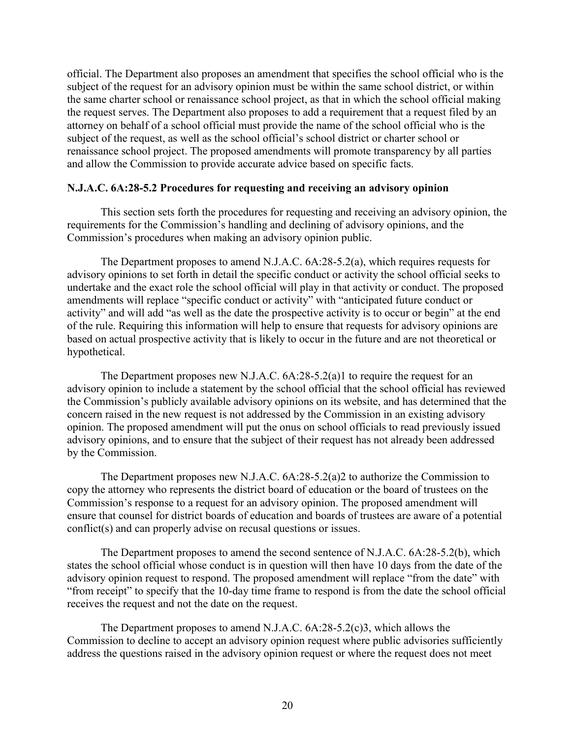official. The Department also proposes an amendment that specifies the school official who is the subject of the request for an advisory opinion must be within the same school district, or within the same charter school or renaissance school project, as that in which the school official making the request serves. The Department also proposes to add a requirement that a request filed by an attorney on behalf of a school official must provide the name of the school official who is the subject of the request, as well as the school official's school district or charter school or renaissance school project. The proposed amendments will promote transparency by all parties and allow the Commission to provide accurate advice based on specific facts.

**N.J.A.C. 6A:28-5.2 Procedures for requesting and receiving an advisory opinion**

This section sets forth the procedures for requesting and receiving an advisory opinion, the requirements for the Commission's handling and declining of advisory opinions, and the Commission's procedures when making an advisory opinion public.

The Department proposes to amend N.J.A.C. 6A:28-5.2(a), which requires requests for advisory opinions to set forth in detail the specific conduct or activity the school official seeks to undertake and the exact role the school official will play in that activity or conduct. The proposed amendments will replace "specific conduct or activity" with "anticipated future conduct or activity" and will add "as well as the date the prospective activity is to occur or begin" at the end of the rule. Requiring this information will help to ensure that requests for advisory opinions are based on actual prospective activity that is likely to occur in the future and are not theoretical or hypothetical.

The Department proposes new N.J.A.C. 6A:28-5.2(a)1 to require the request for an advisory opinion to include a statement by the school official that the school official has reviewed the Commission's publicly available advisory opinions on its website, and has determined that the concern raised in the new request is not addressed by the Commission in an existing advisory opinion. The proposed amendment will put the onus on school officials to read previously issued advisory opinions, and to ensure that the subject of their request has not already been addressed by the Commission.

The Department proposes new N.J.A.C. 6A:28-5.2(a)2 to authorize the Commission to copy the attorney who represents the district board of education or the board of trustees on the Commission's response to a request for an advisory opinion. The proposed amendment will ensure that counsel for district boards of education and boards of trustees are aware of a potential conflict(s) and can properly advise on recusal questions or issues.

The Department proposes to amend the second sentence of N.J.A.C. 6A:28-5.2(b), which states the school official whose conduct is in question will then have 10 days from the date of the advisory opinion request to respond. The proposed amendment will replace "from the date" with "from receipt" to specify that the 10-day time frame to respond is from the date the school official receives the request and not the date on the request.

The Department proposes to amend N.J.A.C. 6A:28-5.2(c)3, which allows the Commission to decline to accept an advisory opinion request where public advisories sufficiently address the questions raised in the advisory opinion request or where the request does not meet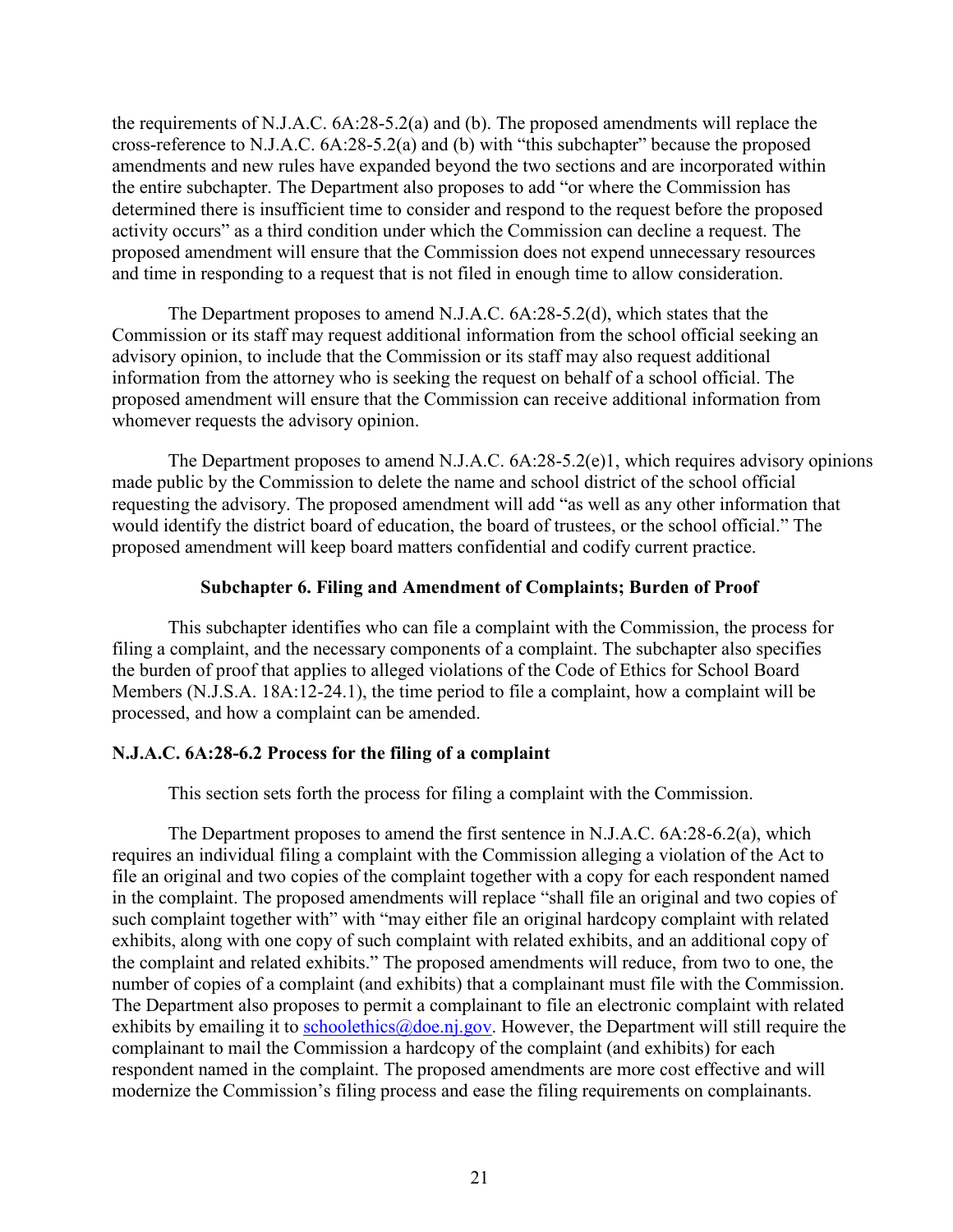the requirements of N.J.A.C. 6A:28-5.2(a) and (b). The proposed amendments will replace the cross-reference to N.J.A.C. 6A:28-5.2(a) and (b) with "this subchapter" because the proposed amendments and new rules have expanded beyond the two sections and are incorporated within the entire subchapter. The Department also proposes to add "or where the Commission has determined there is insufficient time to consider and respond to the request before the proposed activity occurs" as a third condition under which the Commission can decline a request. The proposed amendment will ensure that the Commission does not expend unnecessary resources and time in responding to a request that is not filed in enough time to allow consideration.

The Department proposes to amend N.J.A.C. 6A:28-5.2(d), which states that the Commission or its staff may request additional information from the school official seeking an advisory opinion, to include that the Commission or its staff may also request additional information from the attorney who is seeking the request on behalf of a school official. The proposed amendment will ensure that the Commission can receive additional information from whomever requests the advisory opinion.

The Department proposes to amend N.J.A.C. 6A:28-5.2(e)1, which requires advisory opinions made public by the Commission to delete the name and school district of the school official requesting the advisory. The proposed amendment will add "as well as any other information that would identify the district board of education, the board of trustees, or the school official." The proposed amendment will keep board matters confidential and codify current practice.

### Subchapter 6. Filing and Amendment of Complaints; Burden of Proof

This subchapter identifies who can file a complaint with the Commission, the process for filing a complaint, and the necessary components of a complaint. The subchapter also specifies the burden of proof that applies to alleged violations of the Code of Ethics for School Board Members (N.J.S.A. 18A:12-24.1), the time period to file a complaint, how a complaint will be processed, and how a complaint can be amended.

#### N.J.A.C. 6A:28-6.2 Process for the filing of a complaint

This section sets forth the process for filing a complaint with the Commission.

The Department proposes to amend the first sentence in N.J.A.C. 6A:28-6.2(a), which requires an individual filing a complaint with the Commission alleging a violation of the Act to file an original and two copies of the complaint together with a copy for each respondent named in the complaint. The proposed amendments will replace "shall file an original and two copies of such complaint together with" with "may either file an original hardcopy complaint with related exhibits, along with one copy of such complaint with related exhibits, and an additional copy of the complaint and related exhibits." The proposed amendments will reduce, from two to one, the number of copies of a complaint (and exhibits) that a complainant must file with the Commission. The Department also proposes to permit a complainant to file an electronic complaint with related exhibits by emailing it to schoolethics@doe.nj.gov. However, the Department will still require the complainant to mail the Commission a hardcopy of the complaint (and exhibits) for each respondent named in the complaint. The proposed amendments are more cost effective and will modernize the Commission's filing process and ease the filing requirements on complainants.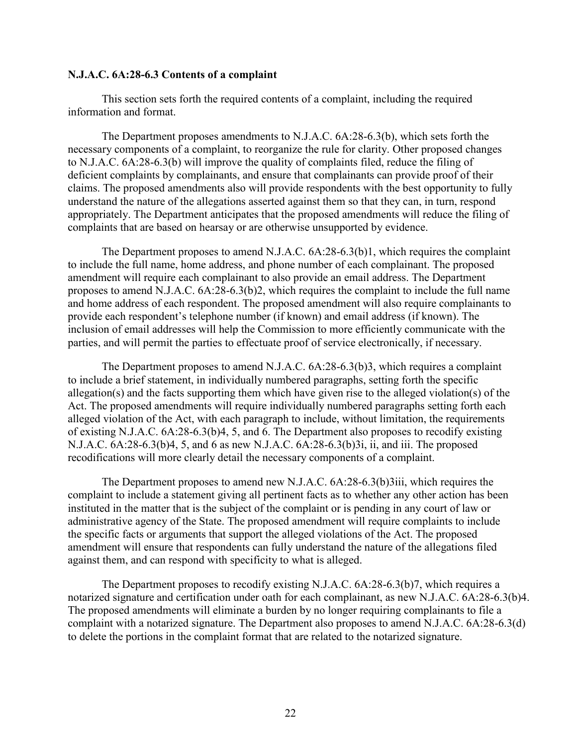**N.J.A.C. 6A:28-6.3 Contents of a complaint**

This section sets forth the required contents of a complaint, including the required information and format.

The Department proposes amendments to N.J.A.C. 6A:28-6.3(b), which sets forth the necessary components of a complaint, to reorganize the rule for clarity. Other proposed changes to N.J.A.C. 6A:28-6.3(b) will improve the quality of complaints filed, reduce the filing of deficient complaints by complainants, and ensure that complainants can provide proof of their claims. The proposed amendments also will provide respondents with the best opportunity to fully understand the nature of the allegations asserted against them so that they can, in turn, respond appropriately. The Department anticipates that the proposed amendments will reduce the filing of complaints that are based on hearsay or are otherwise unsupported by evidence.

The Department proposes to amend N.J.A.C. 6A:28-6.3(b)1, which requires the complaint to include the full name, home address, and phone number of each complainant. The proposed amendment will require each complainant to also provide an email address. The Department proposes to amend N.J.A.C. 6A:28-6.3(b)2, which requires the complaint to include the full name and home address of each respondent. The proposed amendment will also require complainants to provide each respondent's telephone number (if known) and email address (if known). The inclusion of email addresses will help the Commission to more efficiently communicate with the parties, and will permit the parties to effectuate proof of service electronically, if necessary.

The Department proposes to amend N.J.A.C. 6A:28-6.3(b)3, which requires a complaint to include a brief statement, in individually numbered paragraphs, setting forth the specific allegation(s) and the facts supporting them which have given rise to the alleged violation(s) of the Act. The proposed amendments will require individually numbered paragraphs setting forth each alleged violation of the Act, with each paragraph to include, without limitation, the requirements of existing N.J.A.C. 6A:28-6.3(b)4, 5, and 6. The Department also proposes to recodify existing N.J.A.C. 6A:28-6.3(b)4, 5, and 6 as new N.J.A.C. 6A:28-6.3(b)3i, ii, and iii. The proposed recodifications will more clearly detail the necessary components of a complaint.

The Department proposes to amend new N.J.A.C. 6A:28-6.3(b)3iii, which requires the complaint to include a statement giving all pertinent facts as to whether any other action has been instituted in the matter that is the subject of the complaint or is pending in any court of law or administrative agency of the State. The proposed amendment will require complaints to include the specific facts or arguments that support the alleged violations of the Act. The proposed amendment will ensure that respondents can fully understand the nature of the allegations filed against them, and can respond with specificity to what is alleged.

The Department proposes to recodify existing N.J.A.C. 6A:28-6.3(b)7, which requires a notarized signature and certification under oath for each complainant, as new N.J.A.C. 6A:28-6.3(b)4. The proposed amendments will eliminate a burden by no longer requiring complainants to file a complaint with a notarized signature. The Department also proposes to amend N.J.A.C. 6A:28-6.3(d) to delete the portions in the complaint format that are related to the notarized signature.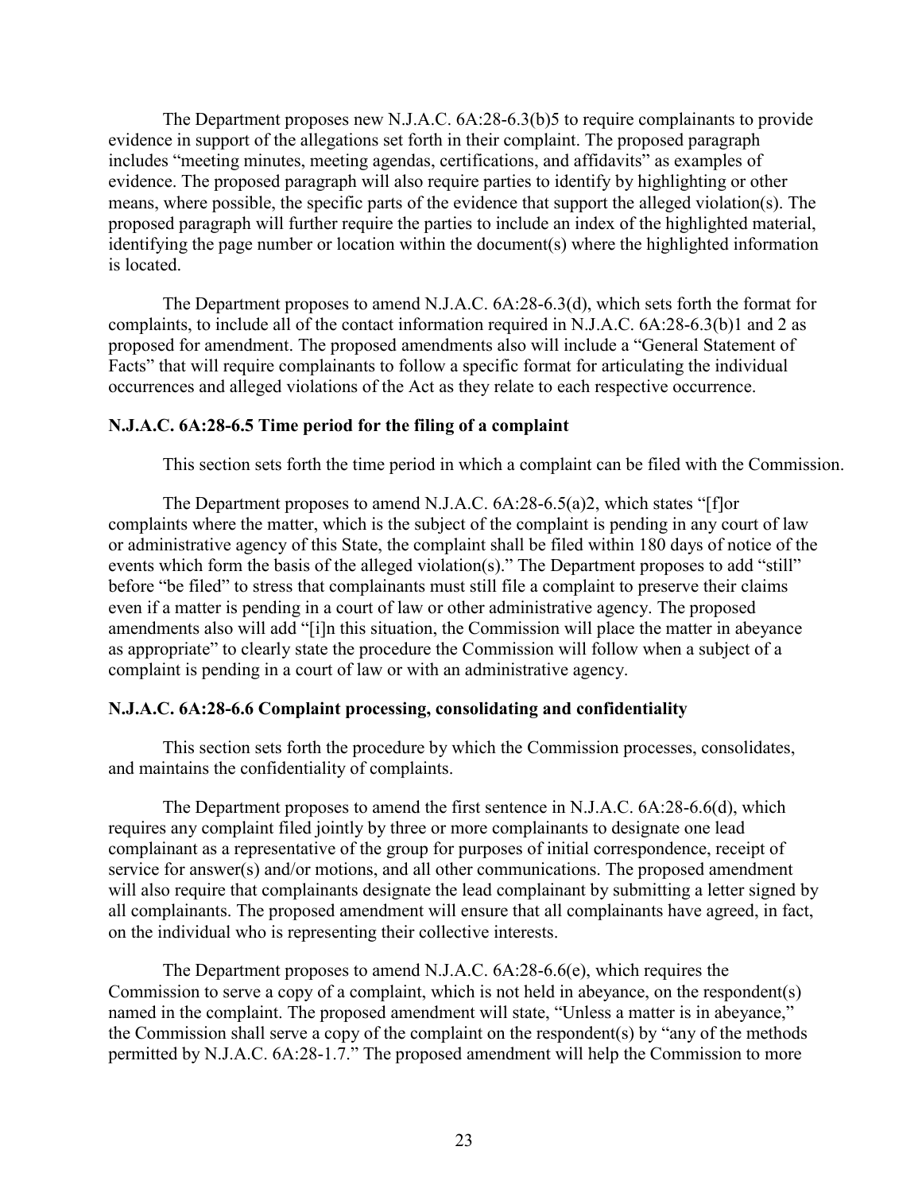The Department proposes new N.J.A.C. 6A:28-6.3(b)5 to require complainants to provide evidence in support of the allegations set forth in their complaint. The proposed paragraph includes "meeting minutes, meeting agendas, certifications, and affidavits" as examples of evidence. The proposed paragraph will also require parties to identify by highlighting or other means, where possible, the specific parts of the evidence that support the alleged violation(s). The proposed paragraph will further require the parties to include an index of the highlighted material, identifying the page number or location within the document(s) where the highlighted information is located.

The Department proposes to amend N.J.A.C. 6A:28-6.3(d), which sets forth the format for complaints, to include all of the contact information required in N.J.A.C. 6A:28-6.3(b)1 and 2 as proposed for amendment. The proposed amendments also will include a "General Statement of Facts" that will require complainants to follow a specific format for articulating the individual occurrences and alleged violations of the Act as they relate to each respective occurrence.

**N.J.A.C. 6A:28-6.5 Time period for the filing of a complaint**

This section sets forth the time period in which a complaint can be filed with the Commission.

The Department proposes to amend N.J.A.C. 6A:28-6.5(a)2, which states "[f]or complaints where the matter, which is the subject of the complaint is pending in any court of law or administrative agency of this State, the complaint shall be filed within 180 days of notice of the events which form the basis of the alleged violation(s)." The Department proposes to add "still" before "be filed" to stress that complainants must still file a complaint to preserve their claims even if a matter is pending in a court of law or other administrative agency. The proposed amendments also will add "[i]n this situation, the Commission will place the matter in abeyance as appropriate" to clearly state the procedure the Commission will follow when a subject of a complaint is pending in a court of law or with an administrative agency.

**N.J.A.C. 6A:28-6.6 Complaint processing, consolidating and confidentiality**

This section sets forth the procedure by which the Commission processes, consolidates, and maintains the confidentiality of complaints.

The Department proposes to amend the first sentence in N.J.A.C. 6A:28-6.6(d), which requires any complaint filed jointly by three or more complainants to designate one lead complainant as a representative of the group for purposes of initial correspondence, receipt of service for answer(s) and/or motions, and all other communications. The proposed amendment will also require that complainants designate the lead complainant by submitting a letter signed by all complainants. The proposed amendment will ensure that all complainants have agreed, in fact, on the individual who is representing their collective interests.

The Department proposes to amend N.J.A.C. 6A:28-6.6(e), which requires the Commission to serve a copy of a complaint, which is not held in abeyance, on the respondent(s) named in the complaint. The proposed amendment will state, "Unless a matter is in abeyance," the Commission shall serve a copy of the complaint on the respondent(s) by "any of the methods permitted by N.J.A.C. 6A:28-1.7." The proposed amendment will help the Commission to more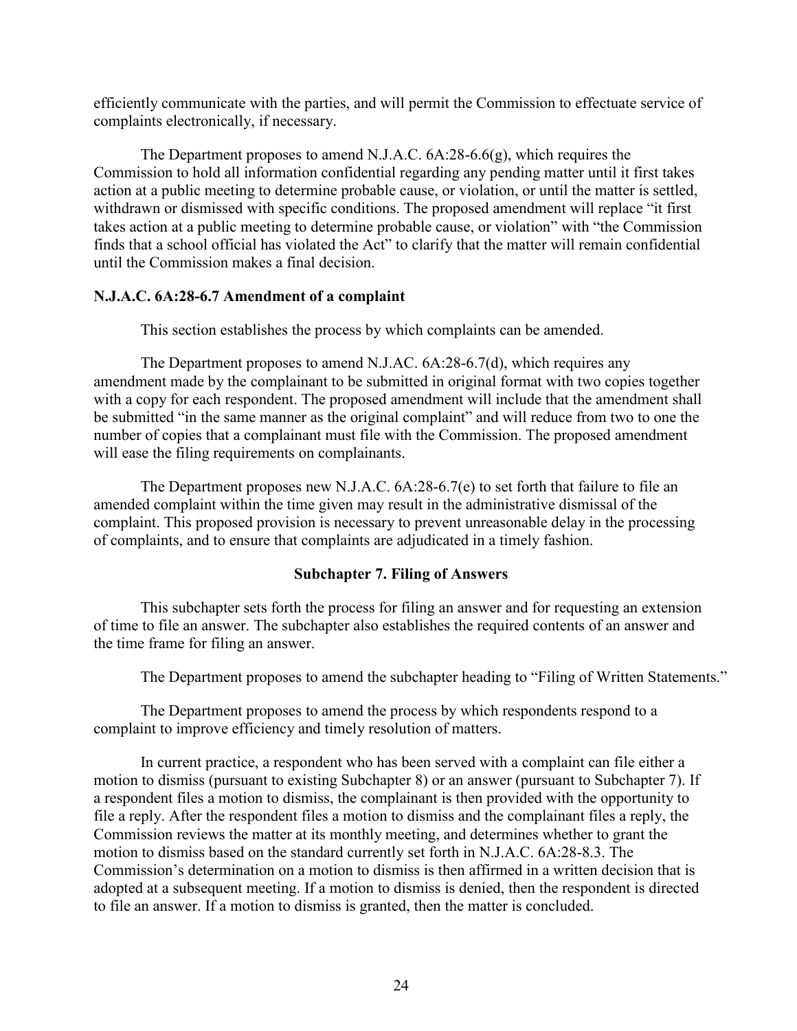efficiently communicate with the parties, and will permit the Commission to effectuate service of complaints electronically, if necessary.

The Department proposes to amend N.J.A.C. 6A:28-6.6(g), which requires the Commission to hold all information confidential regarding any pending matter until it first takes action at a public meeting to determine probable cause, or violation, or until the matter is settled, withdrawn or dismissed with specific conditions. The proposed amendment will replace "it first takes action at a public meeting to determine probable cause, or violation" with "the Commission finds that a school official has violated the Act" to clarify that the matter will remain confidential until the Commission makes a final decision.

**N.J.A.C. 6A:28-6.7 Amendment of a complaint**

This section establishes the process by which complaints can be amended.

The Department proposes to amend N.J.AC. 6A:28-6.7(d), which requires any amendment made by the complainant to be submitted in original format with two copies together with a copy for each respondent. The proposed amendment will include that the amendment shall be submitted "in the same manner as the original complaint" and will reduce from two to one the number of copies that a complainant must file with the Commission. The proposed amendment will ease the filing requirements on complainants.

The Department proposes new N.J.A.C. 6A:28-6.7(e) to set forth that failure to file an amended complaint within the time given may result in the administrative dismissal of the complaint. This proposed provision is necessary to prevent unreasonable delay in the processing of complaints, and to ensure that complaints are adjudicated in a timely fashion.

**Subchapter 7. Filing of Answers**

This subchapter sets forth the process for filing an answer and for requesting an extension of time to file an answer. The subchapter also establishes the required contents of an answer and the time frame for filing an answer.

The Department proposes to amend the subchapter heading to "Filing of Written Statements."

The Department proposes to amend the process by which respondents respond to a complaint to improve efficiency and timely resolution of matters.

In current practice, a respondent who has been served with a complaint can file either a motion to dismiss (pursuant to existing Subchapter 8) or an answer (pursuant to Subchapter 7). If a respondent files a motion to dismiss, the complainant is then provided with the opportunity to file a reply. After the respondent files a motion to dismiss and the complainant files a reply, the Commission reviews the matter at its monthly meeting, and determines whether to grant the motion to dismiss based on the standard currently set forth in N.J.A.C. 6A:28-8.3. The Commission's determination on a motion to dismiss is then affirmed in a written decision that is adopted at a subsequent meeting. If a motion to dismiss is denied, then the respondent is directed to file an answer. If a motion to dismiss is granted, then the matter is concluded.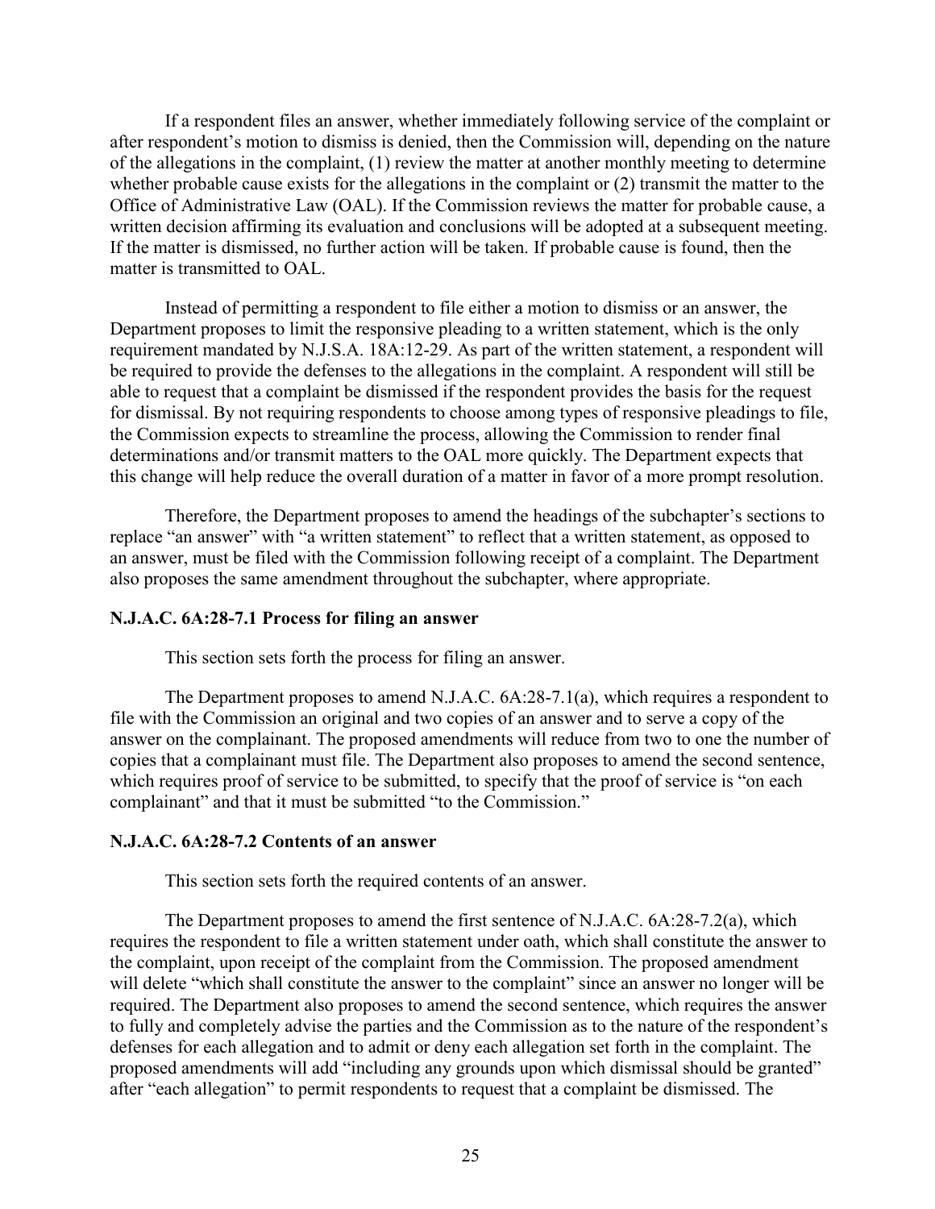If a respondent files an answer, whether immediately following service of the complaint or after respondent's motion to dismiss is denied, then the Commission will, depending on the nature of the allegations in the complaint, (1) review the matter at another monthly meeting to determine whether probable cause exists for the allegations in the complaint or (2) transmit the matter to the Office of Administrative Law (OAL). If the Commission reviews the matter for probable cause, a written decision affirming its evaluation and conclusions will be adopted at a subsequent meeting. If the matter is dismissed, no further action will be taken. If probable cause is found, then the matter is transmitted to OAL.

Instead of permitting a respondent to file either a motion to dismiss or an answer, the Department proposes to limit the responsive pleading to a written statement, which is the only requirement mandated by N.J.S.A. 18A:12-29. As part of the written statement, a respondent will be required to provide the defenses to the allegations in the complaint. A respondent will still be able to request that a complaint be dismissed if the respondent provides the basis for the request for dismissal. By not requiring respondents to choose among types of responsive pleadings to file, the Commission expects to streamline the process, allowing the Commission to render final determinations and/or transmit matters to the OAL more quickly. The Department expects that this change will help reduce the overall duration of a matter in favor of a more prompt resolution.

Therefore, the Department proposes to amend the headings of the subchapter's sections to replace "an answer" with "a written statement" to reflect that a written statement, as opposed to an answer, must be filed with the Commission following receipt of a complaint. The Department also proposes the same amendment throughout the subchapter, where appropriate.

**N.J.A.C. 6A:28-7.1 Process for filing an answer**

This section sets forth the process for filing an answer.

The Department proposes to amend N.J.A.C. 6A:28-7.1(a), which requires a respondent to file with the Commission an original and two copies of an answer and to serve a copy of the answer on the complainant. The proposed amendments will reduce from two to one the number of copies that a complainant must file. The Department also proposes to amend the second sentence, which requires proof of service to be submitted, to specify that the proof of service is "on each complainant" and that it must be submitted "to the Commission."

**N.J.A.C. 6A:28-7.2 Contents of an answer**

This section sets forth the required contents of an answer.

The Department proposes to amend the first sentence of N.J.A.C. 6A:28-7.2(a), which requires the respondent to file a written statement under oath, which shall constitute the answer to the complaint, upon receipt of the complaint from the Commission. The proposed amendment will delete "which shall constitute the answer to the complaint" since an answer no longer will be required. The Department also proposes to amend the second sentence, which requires the answer to fully and completely advise the parties and the Commission as to the nature of the respondent's defenses for each allegation and to admit or deny each allegation set forth in the complaint. The proposed amendments will add "including any grounds upon which dismissal should be granted" after "each allegation" to permit respondents to request that a complaint be dismissed. The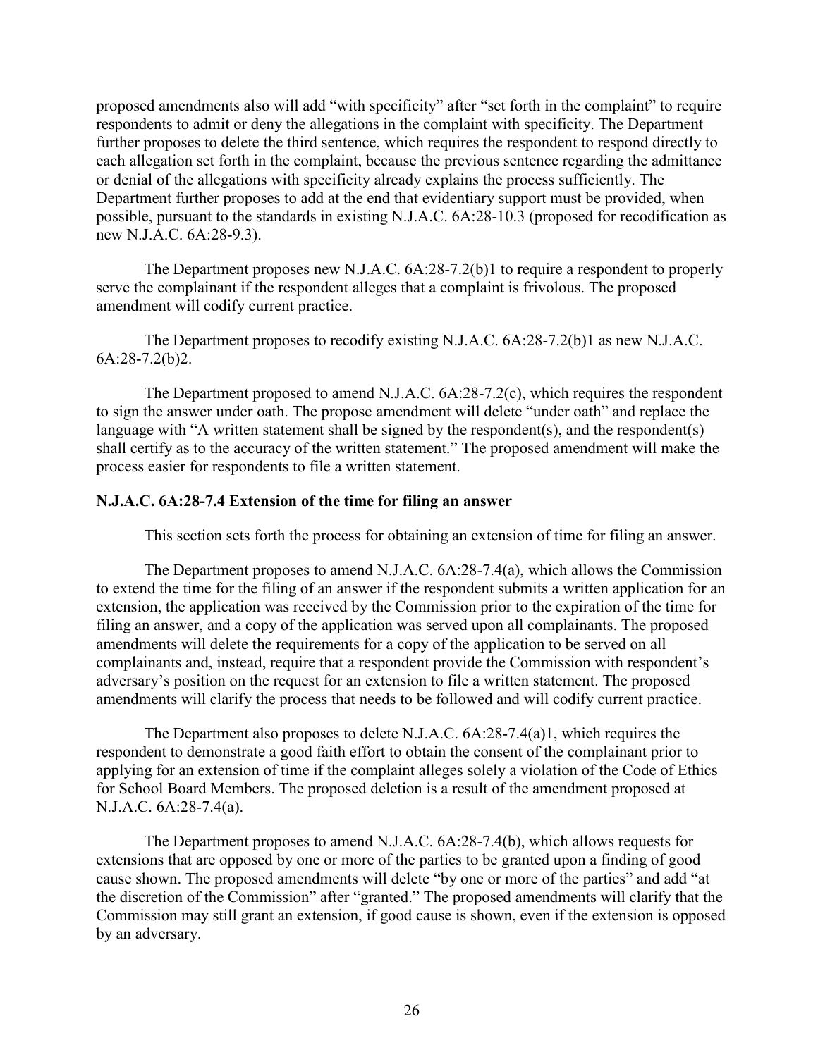proposed amendments also will add "with specificity" after "set forth in the complaint" to require respondents to admit or deny the allegations in the complaint with specificity. The Department further proposes to delete the third sentence, which requires the respondent to respond directly to each allegation set forth in the complaint, because the previous sentence regarding the admittance or denial of the allegations with specificity already explains the process sufficiently. The Department further proposes to add at the end that evidentiary support must be provided, when possible, pursuant to the standards in existing N.J.A.C. 6A:28-10.3 (proposed for recodification as new N.J.A.C. 6A:28-9.3).

The Department proposes new N.J.A.C. 6A:28-7.2(b)1 to require a respondent to properly serve the complainant if the respondent alleges that a complaint is frivolous. The proposed amendment will codify current practice.

The Department proposes to recodify existing N.J.A.C. 6A:28-7.2(b)1 as new N.J.A.C. 6A:28-7.2(b)2.

The Department proposed to amend N.J.A.C. 6A:28-7.2(c), which requires the respondent to sign the answer under oath. The propose amendment will delete "under oath" and replace the language with "A written statement shall be signed by the respondent(s), and the respondent(s) shall certify as to the accuracy of the written statement." The proposed amendment will make the process easier for respondents to file a written statement.

**N.J.A.C. 6A:28-7.4 Extension of the time for filing an answer**

This section sets forth the process for obtaining an extension of time for filing an answer.

The Department proposes to amend N.J.A.C. 6A:28-7.4(a), which allows the Commission to extend the time for the filing of an answer if the respondent submits a written application for an extension, the application was received by the Commission prior to the expiration of the time for filing an answer, and a copy of the application was served upon all complainants. The proposed amendments will delete the requirements for a copy of the application to be served on all complainants and, instead, require that a respondent provide the Commission with respondent's adversary's position on the request for an extension to file a written statement. The proposed amendments will clarify the process that needs to be followed and will codify current practice.

The Department also proposes to delete N.J.A.C. 6A:28-7.4(a)1, which requires the respondent to demonstrate a good faith effort to obtain the consent of the complainant prior to applying for an extension of time if the complaint alleges solely a violation of the Code of Ethics for School Board Members. The proposed deletion is a result of the amendment proposed at N.J.A.C. 6A:28-7.4(a).

The Department proposes to amend N.J.A.C. 6A:28-7.4(b), which allows requests for extensions that are opposed by one or more of the parties to be granted upon a finding of good cause shown. The proposed amendments will delete "by one or more of the parties" and add "at the discretion of the Commission" after "granted." The proposed amendments will clarify that the Commission may still grant an extension, if good cause is shown, even if the extension is opposed by an adversary.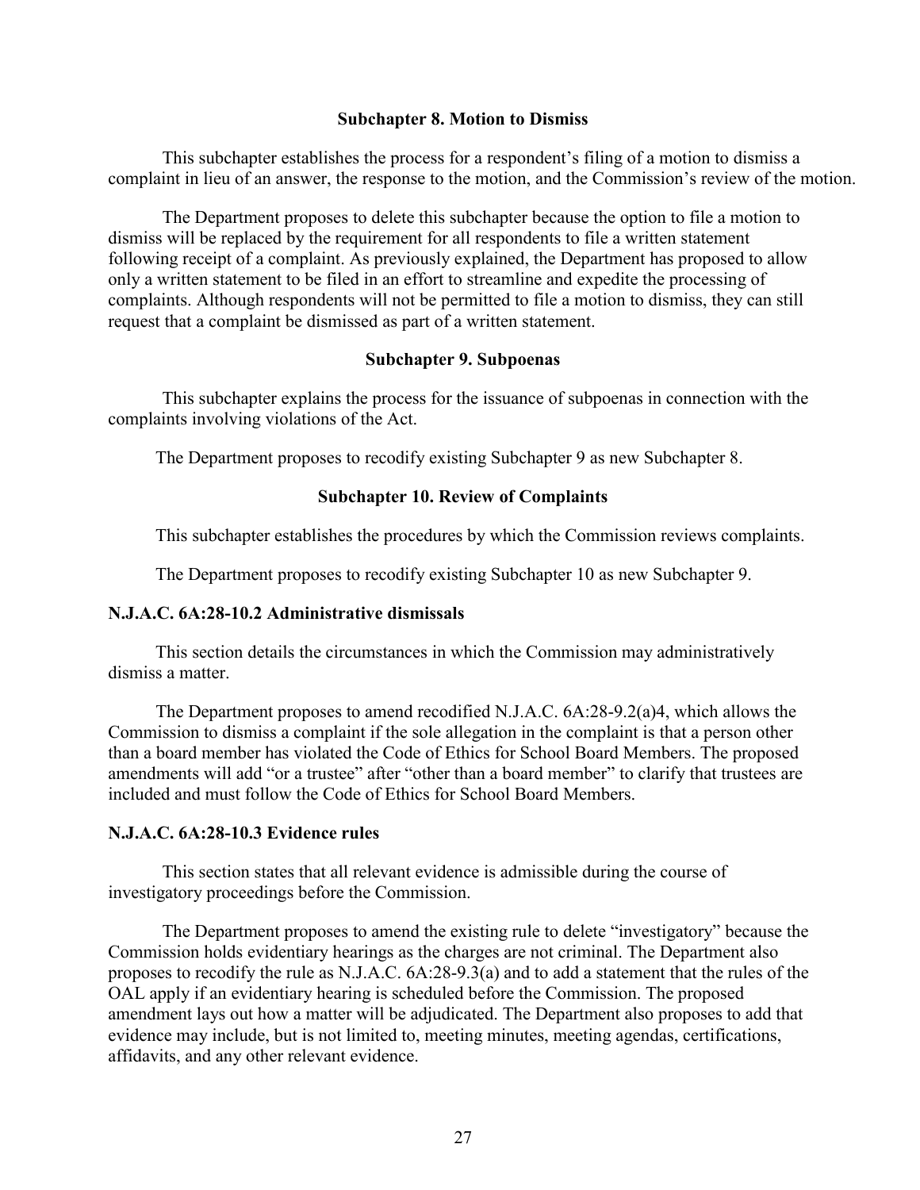### Subchapter 8. Motion to Dismiss

This subchapter establishes the process for a respondent's filing of a motion to dismiss a complaint in lieu of an answer, the response to the motion, and the Commission's review of the motion.

The Department proposes to delete this subchapter because the option to file a motion to dismiss will be replaced by the requirement for all respondents to file a written statement following receipt of a complaint. As previously explained, the Department has proposed to allow only a written statement to be filed in an effort to streamline and expedite the processing of complaints. Although respondents will not be permitted to file a motion to dismiss, they can still request that a complaint be dismissed as part of a written statement.

### Subchapter 9. Subpoenas

This subchapter explains the process for the issuance of subpoenas in connection with the complaints involving violations of the Act.

The Department proposes to recodify existing Subchapter 9 as new Subchapter 8.

### Subchapter 10. Review of Complaints

This subchapter establishes the procedures by which the Commission reviews complaints.

The Department proposes to recodify existing Subchapter 10 as new Subchapter 9.

#### N.J.A.C. 6A:28-10.2 Administrative dismissals

This section details the circumstances in which the Commission may administratively dismiss a matter.

The Department proposes to amend recodified N.J.A.C. 6A:28-9.2(a)4, which allows the Commission to dismiss a complaint if the sole allegation in the complaint is that a person other than a board member has violated the Code of Ethics for School Board Members. The proposed amendments will add "or a trustee" after "other than a board member" to clarify that trustees are included and must follow the Code of Ethics for School Board Members.

#### N.J.A.C. 6A:28-10.3 Evidence rules

This section states that all relevant evidence is admissible during the course of investigatory proceedings before the Commission.

The Department proposes to amend the existing rule to delete "investigatory" because the Commission holds evidentiary hearings as the charges are not criminal. The Department also proposes to recodify the rule as N.J.A.C. 6A:28-9.3(a) and to add a statement that the rules of the OAL apply if an evidentiary hearing is scheduled before the Commission. The proposed amendment lays out how a matter will be adjudicated. The Department also proposes to add that evidence may include, but is not limited to, meeting minutes, meeting agendas, certifications, affidavits, and any other relevant evidence.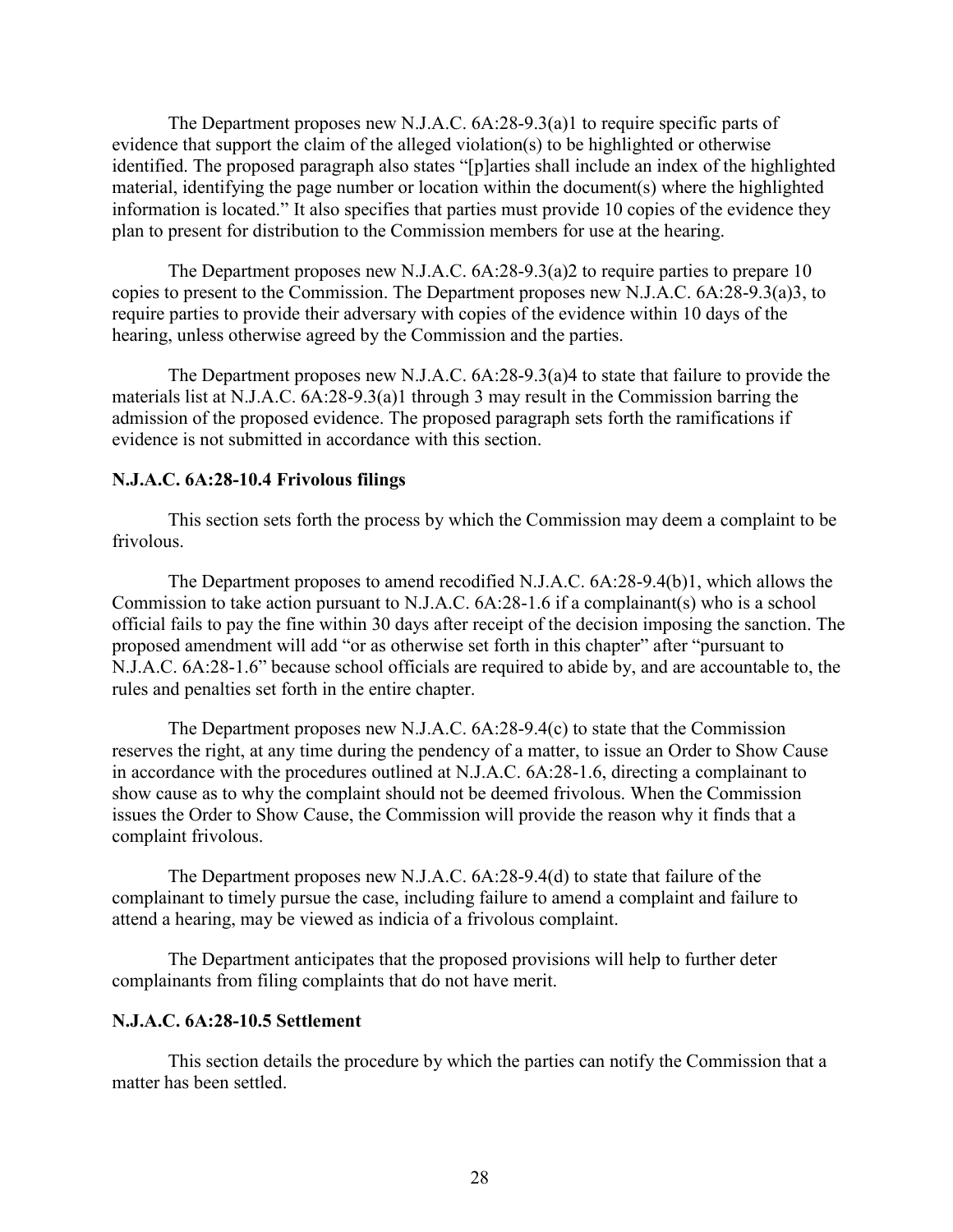The Department proposes new N.J.A.C. 6A:28-9.3(a)1 to require specific parts of evidence that support the claim of the alleged violation(s) to be highlighted or otherwise identified. The proposed paragraph also states "[p]arties shall include an index of the highlighted material, identifying the page number or location within the document(s) where the highlighted information is located." It also specifies that parties must provide 10 copies of the evidence they plan to present for distribution to the Commission members for use at the hearing.

The Department proposes new N.J.A.C. 6A:28-9.3(a)2 to require parties to prepare 10 copies to present to the Commission. The Department proposes new N.J.A.C. 6A:28-9.3(a)3, to require parties to provide their adversary with copies of the evidence within 10 days of the hearing, unless otherwise agreed by the Commission and the parties.

The Department proposes new N.J.A.C. 6A:28-9.3(a)4 to state that failure to provide the materials list at N.J.A.C. 6A:28-9.3(a)1 through 3 may result in the Commission barring the admission of the proposed evidence. The proposed paragraph sets forth the ramifications if evidence is not submitted in accordance with this section.

**N.J.A.C. 6A:28-10.4 Frivolous filings**

This section sets forth the process by which the Commission may deem a complaint to be frivolous.

The Department proposes to amend recodified N.J.A.C. 6A:28-9.4(b)1, which allows the Commission to take action pursuant to N.J.A.C. 6A:28-1.6 if a complainant(s) who is a school official fails to pay the fine within 30 days after receipt of the decision imposing the sanction. The proposed amendment will add "or as otherwise set forth in this chapter" after "pursuant to N.J.A.C. 6A:28-1.6" because school officials are required to abide by, and are accountable to, the rules and penalties set forth in the entire chapter.

The Department proposes new N.J.A.C. 6A:28-9.4(c) to state that the Commission reserves the right, at any time during the pendency of a matter, to issue an Order to Show Cause in accordance with the procedures outlined at N.J.A.C. 6A:28-1.6, directing a complainant to show cause as to why the complaint should not be deemed frivolous. When the Commission issues the Order to Show Cause, the Commission will provide the reason why it finds that a complaint frivolous.

The Department proposes new N.J.A.C. 6A:28-9.4(d) to state that failure of the complainant to timely pursue the case, including failure to amend a complaint and failure to attend a hearing, may be viewed as indicia of a frivolous complaint.

The Department anticipates that the proposed provisions will help to further deter complainants from filing complaints that do not have merit.

**N.J.A.C. 6A:28-10.5 Settlement**

This section details the procedure by which the parties can notify the Commission that a matter has been settled.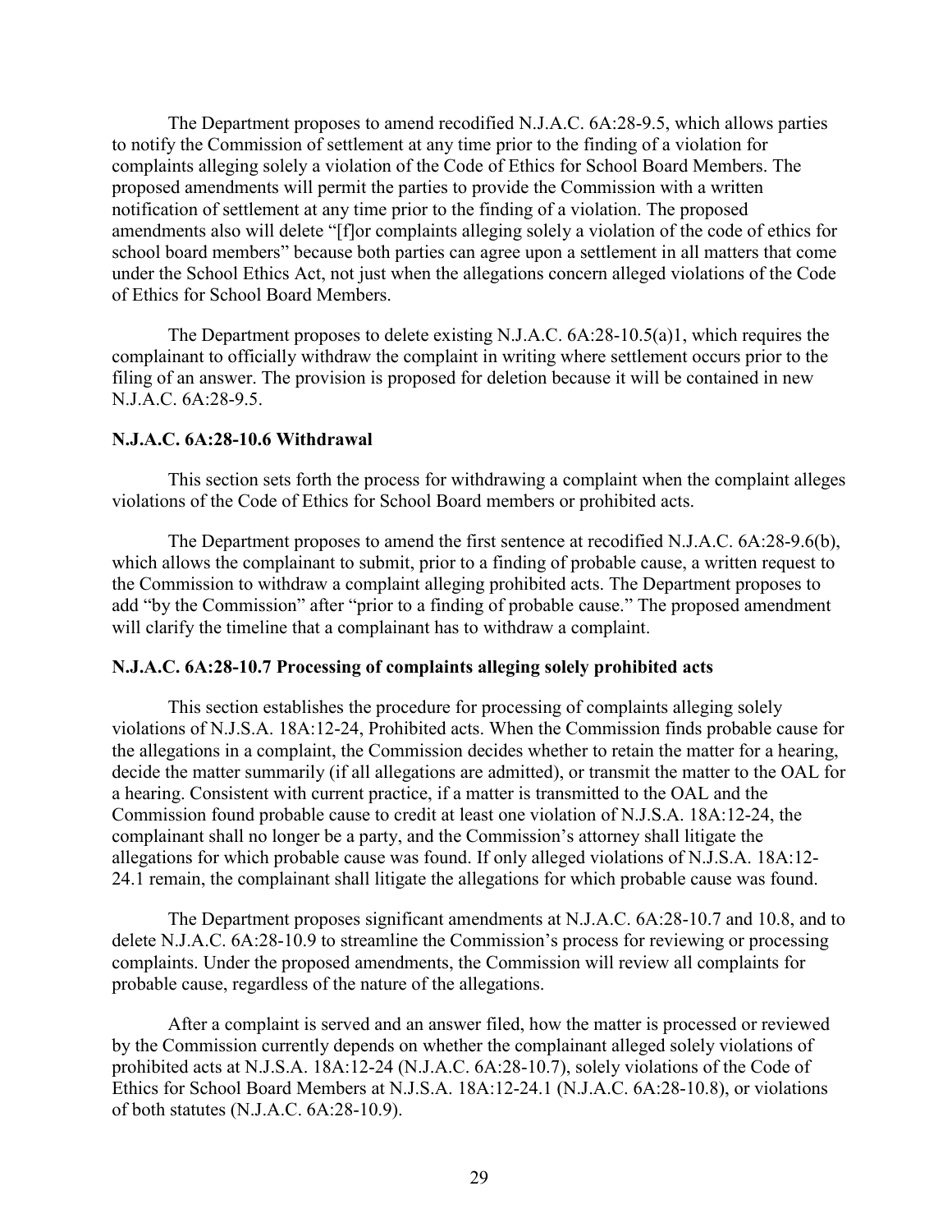The Department proposes to amend recodified N.J.A.C. 6A:28-9.5, which allows parties to notify the Commission of settlement at any time prior to the finding of a violation for complaints alleging solely a violation of the Code of Ethics for School Board Members. The proposed amendments will permit the parties to provide the Commission with a written notification of settlement at any time prior to the finding of a violation. The proposed amendments also will delete "[f]or complaints alleging solely a violation of the code of ethics for school board members" because both parties can agree upon a settlement in all matters that come under the School Ethics Act, not just when the allegations concern alleged violations of the Code of Ethics for School Board Members.

The Department proposes to delete existing N.J.A.C. 6A:28-10.5(a)1, which requires the complainant to officially withdraw the complaint in writing where settlement occurs prior to the filing of an answer. The provision is proposed for deletion because it will be contained in new N.J.A.C. 6A:28-9.5.

**N.J.A.C. 6A:28-10.6 Withdrawal**

This section sets forth the process for withdrawing a complaint when the complaint alleges violations of the Code of Ethics for School Board members or prohibited acts.

The Department proposes to amend the first sentence at recodified N.J.A.C. 6A:28-9.6(b), which allows the complainant to submit, prior to a finding of probable cause, a written request to the Commission to withdraw a complaint alleging prohibited acts. The Department proposes to add "by the Commission" after "prior to a finding of probable cause." The proposed amendment will clarify the timeline that a complainant has to withdraw a complaint.

**N.J.A.C. 6A:28-10.7 Processing of complaints alleging solely prohibited acts**

This section establishes the procedure for processing of complaints alleging solely violations of N.J.S.A. 18A:12-24, Prohibited acts. When the Commission finds probable cause for the allegations in a complaint, the Commission decides whether to retain the matter for a hearing, decide the matter summarily (if all allegations are admitted), or transmit the matter to the OAL for a hearing. Consistent with current practice, if a matter is transmitted to the OAL and the Commission found probable cause to credit at least one violation of N.J.S.A. 18A:12-24, the complainant shall no longer be a party, and the Commission's attorney shall litigate the allegations for which probable cause was found. If only alleged violations of N.J.S.A. 18A:12-24.1 remain, the complainant shall litigate the allegations for which probable cause was found.

The Department proposes significant amendments at N.J.A.C. 6A:28-10.7 and 10.8, and to delete N.J.A.C. 6A:28-10.9 to streamline the Commission's process for reviewing or processing complaints. Under the proposed amendments, the Commission will review all complaints for probable cause, regardless of the nature of the allegations.

After a complaint is served and an answer filed, how the matter is processed or reviewed by the Commission currently depends on whether the complainant alleged solely violations of prohibited acts at N.J.S.A. 18A:12-24 (N.J.A.C. 6A:28-10.7), solely violations of the Code of Ethics for School Board Members at N.J.S.A. 18A:12-24.1 (N.J.A.C. 6A:28-10.8), or violations of both statutes (N.J.A.C. 6A:28-10.9).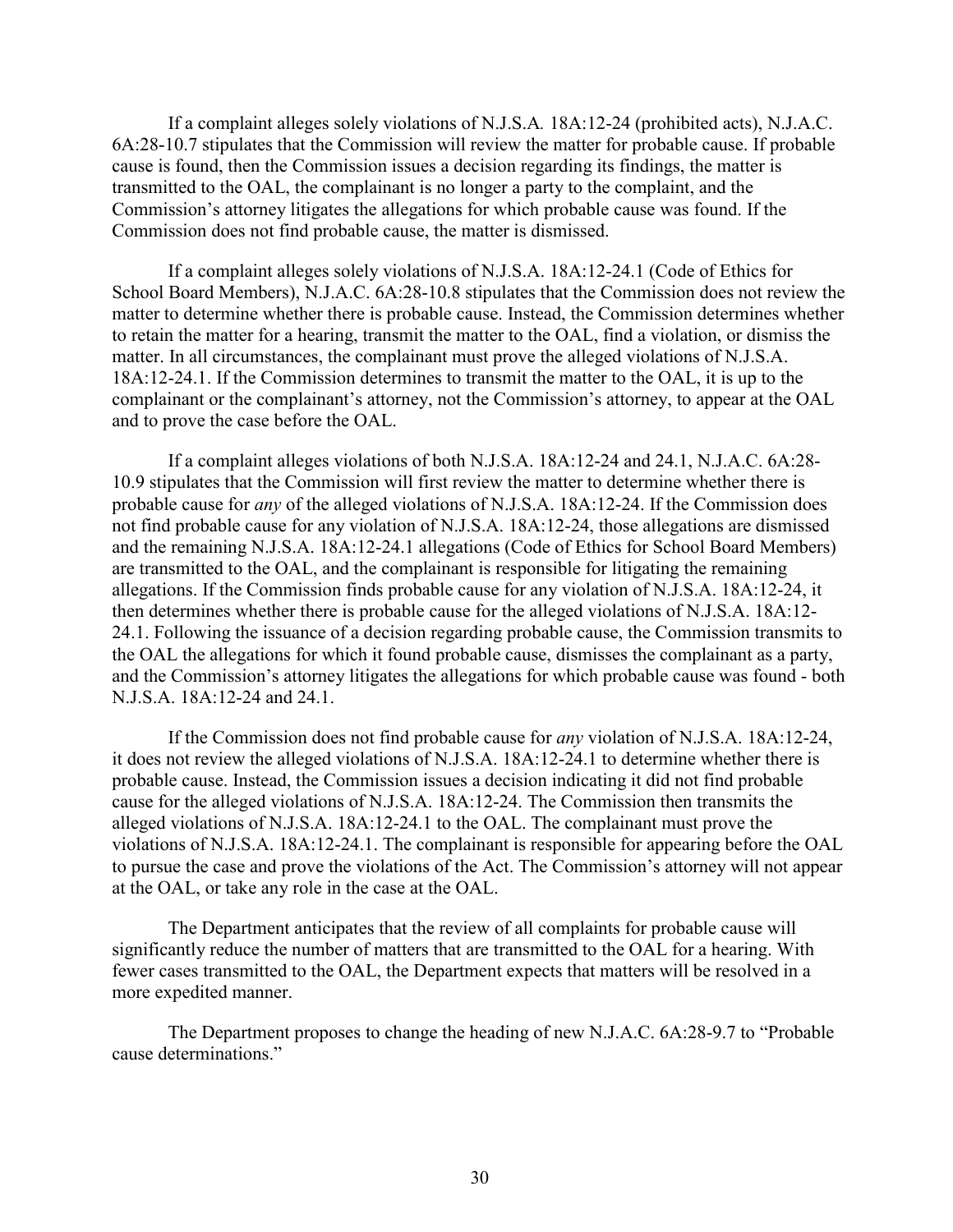If a complaint alleges solely violations of N.J.S.A*.* 18A:12-24 (prohibited acts), N.J.A.C. 6A:28-10.7 stipulates that the Commission will review the matter for probable cause. If probable cause is found, then the Commission issues a decision regarding its findings, the matter is transmitted to the OAL, the complainant is no longer a party to the complaint, and the Commission's attorney litigates the allegations for which probable cause was found. If the Commission does not find probable cause, the matter is dismissed.

If a complaint alleges solely violations of N.J.S.A. 18A:12-24.1 (Code of Ethics for School Board Members), N.J.A.C. 6A:28-10.8 stipulates that the Commission does not review the matter to determine whether there is probable cause. Instead, the Commission determines whether to retain the matter for a hearing, transmit the matter to the OAL, find a violation, or dismiss the matter. In all circumstances, the complainant must prove the alleged violations of N.J.S.A. 18A:12-24.1. If the Commission determines to transmit the matter to the OAL, it is up to the complainant or the complainant's attorney, not the Commission's attorney, to appear at the OAL and to prove the case before the OAL.

If a complaint alleges violations of both N.J.S.A. 18A:12-24 and 24.1, N.J.A.C. 6A:28-10.9 stipulates that the Commission will first review the matter to determine whether there is probable cause for *any* of the alleged violations of N.J.S.A. 18A:12-24. If the Commission does not find probable cause for any violation of N.J.S.A. 18A:12-24, those allegations are dismissed and the remaining N.J.S.A. 18A:12-24.1 allegations (Code of Ethics for School Board Members) are transmitted to the OAL, and the complainant is responsible for litigating the remaining allegations. If the Commission finds probable cause for any violation of N.J.S.A. 18A:12-24, it then determines whether there is probable cause for the alleged violations of N.J.S.A. 18A:12-24.1. Following the issuance of a decision regarding probable cause, the Commission transmits to the OAL the allegations for which it found probable cause, dismisses the complainant as a party, and the Commission's attorney litigates the allegations for which probable cause was found - both N.J.S.A. 18A:12-24 and 24.1.

If the Commission does not find probable cause for *any* violation of N.J.S.A. 18A:12-24, it does not review the alleged violations of N.J.S.A. 18A:12-24.1 to determine whether there is probable cause. Instead, the Commission issues a decision indicating it did not find probable cause for the alleged violations of N.J.S.A. 18A:12-24. The Commission then transmits the alleged violations of N.J.S.A. 18A:12-24.1 to the OAL. The complainant must prove the violations of N.J.S.A. 18A:12-24.1. The complainant is responsible for appearing before the OAL to pursue the case and prove the violations of the Act. The Commission's attorney will not appear at the OAL, or take any role in the case at the OAL.

The Department anticipates that the review of all complaints for probable cause will significantly reduce the number of matters that are transmitted to the OAL for a hearing. With fewer cases transmitted to the OAL, the Department expects that matters will be resolved in a more expedited manner.

The Department proposes to change the heading of new N.J.A.C. 6A:28-9.7 to "Probable cause determinations."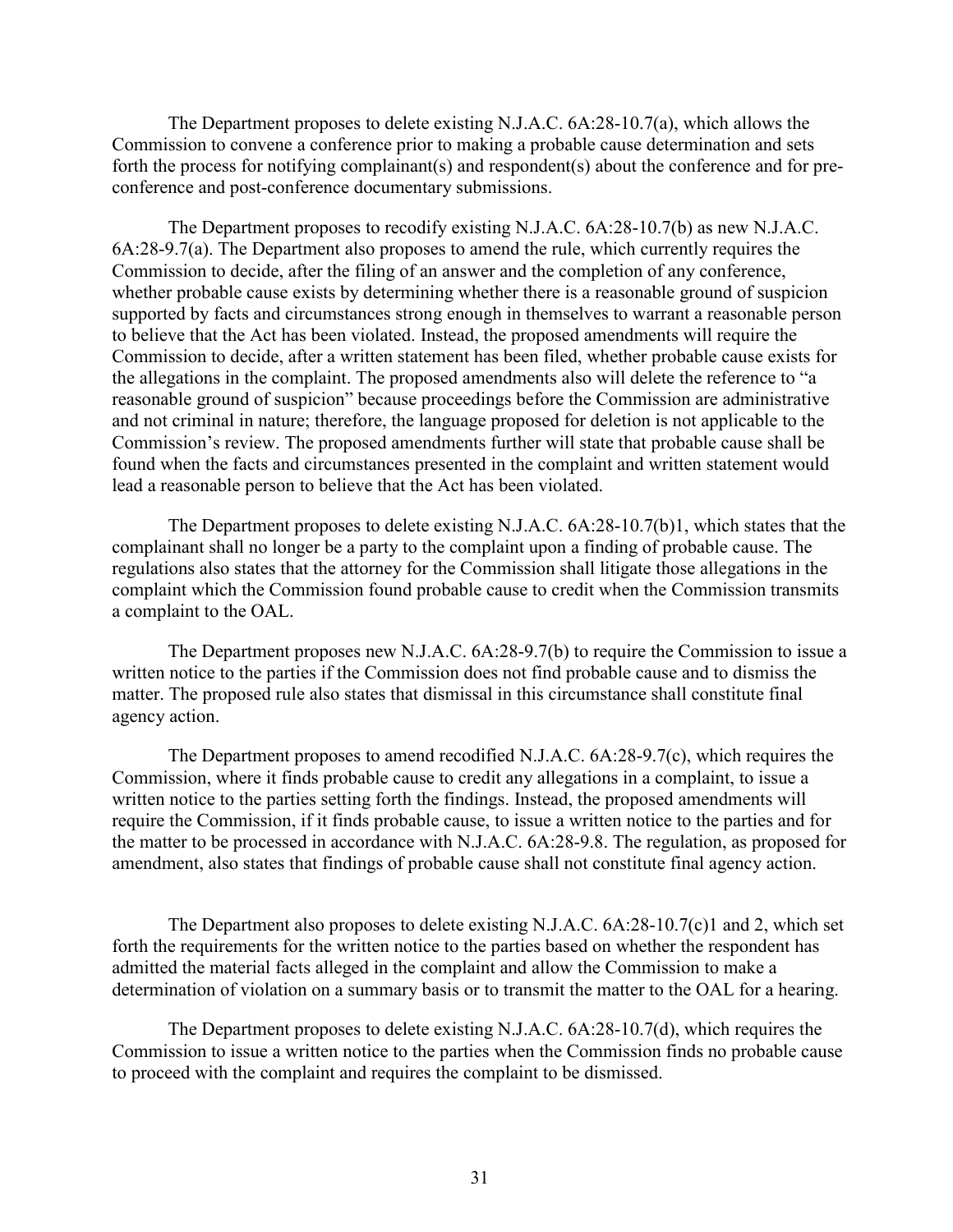The Department proposes to delete existing N.J.A.C. 6A:28-10.7(a), which allows the Commission to convene a conference prior to making a probable cause determination and sets forth the process for notifying complainant(s) and respondent(s) about the conference and for pre-conference and post-conference documentary submissions.

The Department proposes to recodify existing N.J.A.C. 6A:28-10.7(b) as new N.J.A.C. 6A:28-9.7(a). The Department also proposes to amend the rule, which currently requires the Commission to decide, after the filing of an answer and the completion of any conference, whether probable cause exists by determining whether there is a reasonable ground of suspicion supported by facts and circumstances strong enough in themselves to warrant a reasonable person to believe that the Act has been violated. Instead, the proposed amendments will require the Commission to decide, after a written statement has been filed, whether probable cause exists for the allegations in the complaint. The proposed amendments also will delete the reference to "a reasonable ground of suspicion" because proceedings before the Commission are administrative and not criminal in nature; therefore, the language proposed for deletion is not applicable to the Commission's review. The proposed amendments further will state that probable cause shall be found when the facts and circumstances presented in the complaint and written statement would lead a reasonable person to believe that the Act has been violated.

The Department proposes to delete existing N.J.A.C. 6A:28-10.7(b)1, which states that the complainant shall no longer be a party to the complaint upon a finding of probable cause. The regulations also states that the attorney for the Commission shall litigate those allegations in the complaint which the Commission found probable cause to credit when the Commission transmits a complaint to the OAL.

The Department proposes new N.J.A.C. 6A:28-9.7(b) to require the Commission to issue a written notice to the parties if the Commission does not find probable cause and to dismiss the matter. The proposed rule also states that dismissal in this circumstance shall constitute final agency action.

The Department proposes to amend recodified N.J.A.C. 6A:28-9.7(c), which requires the Commission, where it finds probable cause to credit any allegations in a complaint, to issue a written notice to the parties setting forth the findings. Instead, the proposed amendments will require the Commission, if it finds probable cause, to issue a written notice to the parties and for the matter to be processed in accordance with N.J.A.C. 6A:28-9.8. The regulation, as proposed for amendment, also states that findings of probable cause shall not constitute final agency action.

The Department also proposes to delete existing N.J.A.C. 6A:28-10.7(c)1 and 2, which set forth the requirements for the written notice to the parties based on whether the respondent has admitted the material facts alleged in the complaint and allow the Commission to make a determination of violation on a summary basis or to transmit the matter to the OAL for a hearing.

The Department proposes to delete existing N.J.A.C. 6A:28-10.7(d), which requires the Commission to issue a written notice to the parties when the Commission finds no probable cause to proceed with the complaint and requires the complaint to be dismissed.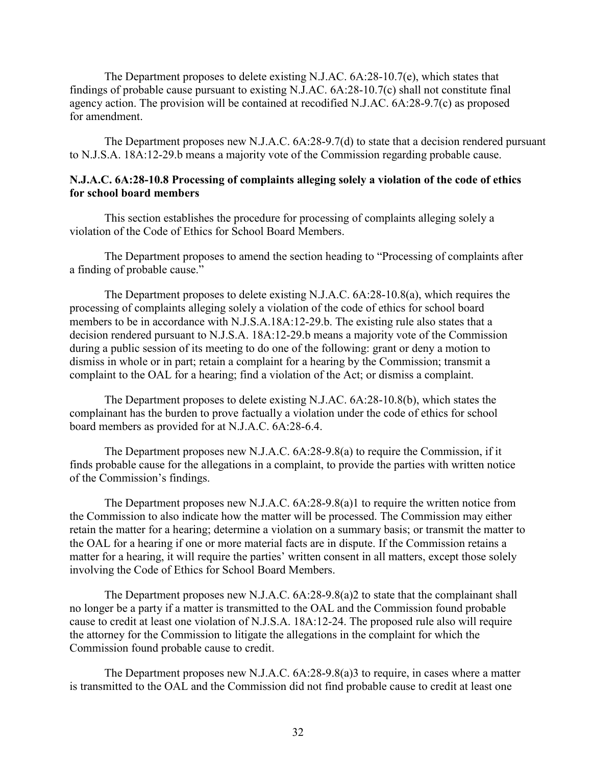The Department proposes to delete existing N.J.AC. 6A:28-10.7(e), which states that findings of probable cause pursuant to existing N.J.AC. 6A:28-10.7(c) shall not constitute final agency action. The provision will be contained at recodified N.J.A.C. 6A:28-9.7(c) as proposed for amendment.

The Department proposes new N.J.A.C. 6A:28-9.7(d) to state that a decision rendered pursuant to N.J.S.A. 18A:12-29.b means a majority vote of the Commission regarding probable cause.

**N.J.A.C. 6A:28-10.8 Processing of complaints alleging solely a violation of the code of ethics for school board members**

This section establishes the procedure for processing of complaints alleging solely a violation of the Code of Ethics for School Board Members.

The Department proposes to amend the section heading to "Processing of complaints after a finding of probable cause."

The Department proposes to delete existing N.J.A.C. 6A:28-10.8(a), which requires the processing of complaints alleging solely a violation of the code of ethics for school board members to be in accordance with N.J.S.A.18A:12-29.b. The existing rule also states that a decision rendered pursuant to N.J.S.A. 18A:12-29.b means a majority vote of the Commission during a public session of its meeting to do one of the following: grant or deny a motion to dismiss in whole or in part; retain a complaint for a hearing by the Commission; transmit a complaint to the OAL for a hearing; find a violation of the Act; or dismiss a complaint.

The Department proposes to delete existing N.J.A.C. 6A:28-10.8(b), which states the complainant has the burden to prove factually a violation under the code of ethics for school board members as provided for at N.J.A.C. 6A:28-6.4.

The Department proposes new N.J.A.C. 6A:28-9.8(a) to require the Commission, if it finds probable cause for the allegations in a complaint, to provide the parties with written notice of the Commission's findings.

The Department proposes new N.J.A.C. 6A:28-9.8(a)1 to require the written notice from the Commission to also indicate how the matter will be processed. The Commission may either retain the matter for a hearing; determine a violation on a summary basis; or transmit the matter to the OAL for a hearing if one or more material facts are in dispute. If the Commission retains a matter for a hearing, it will require the parties' written consent in all matters, except those solely involving the Code of Ethics for School Board Members.

The Department proposes new N.J.A.C. 6A:28-9.8(a)2 to state that the complainant shall no longer be a party if a matter is transmitted to the OAL and the Commission found probable cause to credit at least one violation of N.J.S.A. 18A:12-24. The proposed rule also will require the attorney for the Commission to litigate the allegations in the complaint for which the Commission found probable cause to credit.

The Department proposes new N.J.A.C. 6A:28-9.8(a)3 to require, in cases where a matter is transmitted to the OAL and the Commission did not find probable cause to credit at least one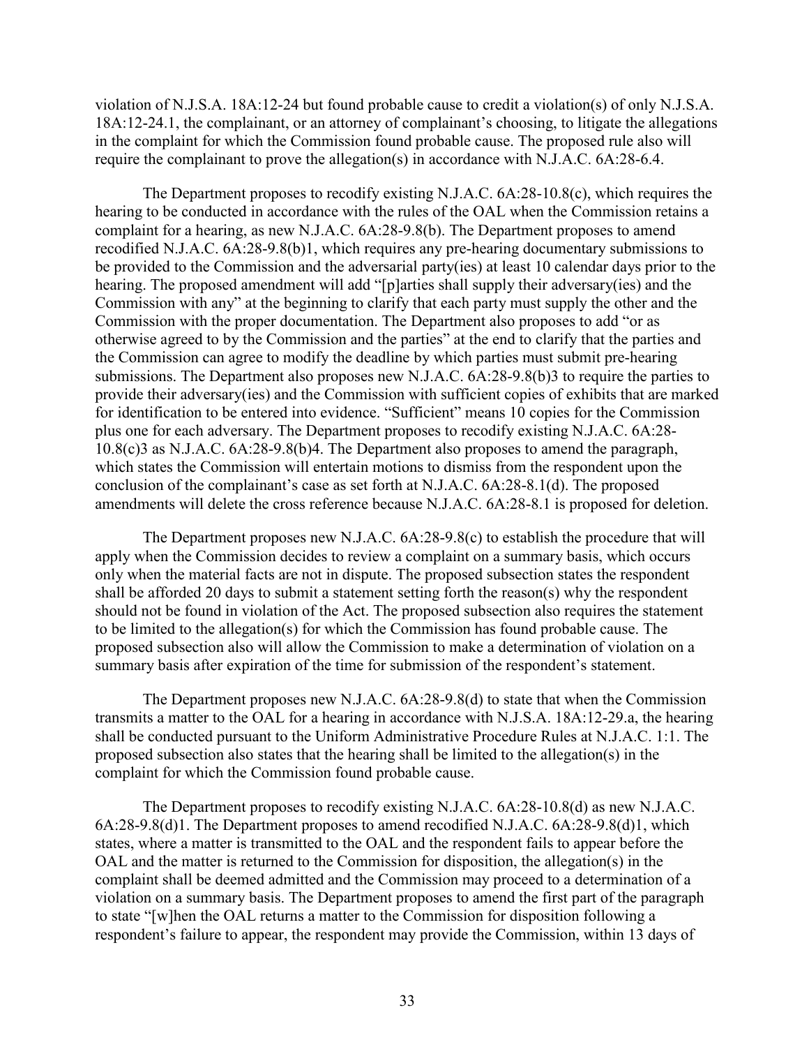violation of N.J.S.A. 18A:12-24 but found probable cause to credit a violation(s) of only N.J.S.A. 18A:12-24.1, the complainant, or an attorney of complainant's choosing, to litigate the allegations in the complaint for which the Commission found probable cause. The proposed rule also will require the complainant to prove the allegation(s) in accordance with N.J.A.C. 6A:28-6.4.

The Department proposes to recodify existing N.J.A.C. 6A:28-10.8(c), which requires the hearing to be conducted in accordance with the rules of the OAL when the Commission retains a complaint for a hearing, as new N.J.A.C. 6A:28-9.8(b). The Department proposes to amend recodified N.J.A.C. 6A:28-9.8(b)1, which requires any pre-hearing documentary submissions to be provided to the Commission and the adversarial party(ies) at least 10 calendar days prior to the hearing. The proposed amendment will add "[p]arties shall supply their adversary(ies) and the Commission with any" at the beginning to clarify that each party must supply the other and the Commission with the proper documentation. The Department also proposes to add "or as otherwise agreed to by the Commission and the parties" at the end to clarify that the parties and the Commission can agree to modify the deadline by which parties must submit pre-hearing submissions. The Department also proposes new N.J.A.C. 6A:28-9.8(b)3 to require the parties to provide their adversary(ies) and the Commission with sufficient copies of exhibits that are marked for identification to be entered into evidence. "Sufficient" means 10 copies for the Commission plus one for each adversary. The Department proposes to recodify existing N.J.A.C. 6A:28-10.8(c)3 as N.J.A.C. 6A:28-9.8(b)4. The Department also proposes to amend the paragraph, which states the Commission will entertain motions to dismiss from the respondent upon the conclusion of the complainant's case as set forth at N.J.A.C. 6A:28-8.1(d). The proposed amendments will delete the cross reference because N.J.A.C. 6A:28-8.1 is proposed for deletion.

The Department proposes new N.J.A.C. 6A:28-9.8(c) to establish the procedure that will apply when the Commission decides to review a complaint on a summary basis, which occurs only when the material facts are not in dispute. The proposed subsection states the respondent shall be afforded 20 days to submit a statement setting forth the reason(s) why the respondent should not be found in violation of the Act. The proposed subsection also requires the statement to be limited to the allegation(s) for which the Commission has found probable cause. The proposed subsection also will allow the Commission to make a determination of violation on a summary basis after expiration of the time for submission of the respondent's statement.

The Department proposes new N.J.A.C. 6A:28-9.8(d) to state that when the Commission transmits a matter to the OAL for a hearing in accordance with N.J.S.A. 18A:12-29.a, the hearing shall be conducted pursuant to the Uniform Administrative Procedure Rules at N.J.A.C. 1:1. The proposed subsection also states that the hearing shall be limited to the allegation(s) in the complaint for which the Commission found probable cause.

The Department proposes to recodify existing N.J.A.C. 6A:28-10.8(d) as new N.J.A.C. 6A:28-9.8(d)1. The Department proposes to amend recodified N.J.A.C. 6A:28-9.8(d)1, which states, where a matter is transmitted to the OAL and the respondent fails to appear before the OAL and the matter is returned to the Commission for disposition, the allegation(s) in the complaint shall be deemed admitted and the Commission may proceed to a determination of a violation on a summary basis. The Department proposes to amend the first part of the paragraph to state "[w]hen the OAL returns a matter to the Commission for disposition following a respondent's failure to appear, the respondent may provide the Commission, within 13 days of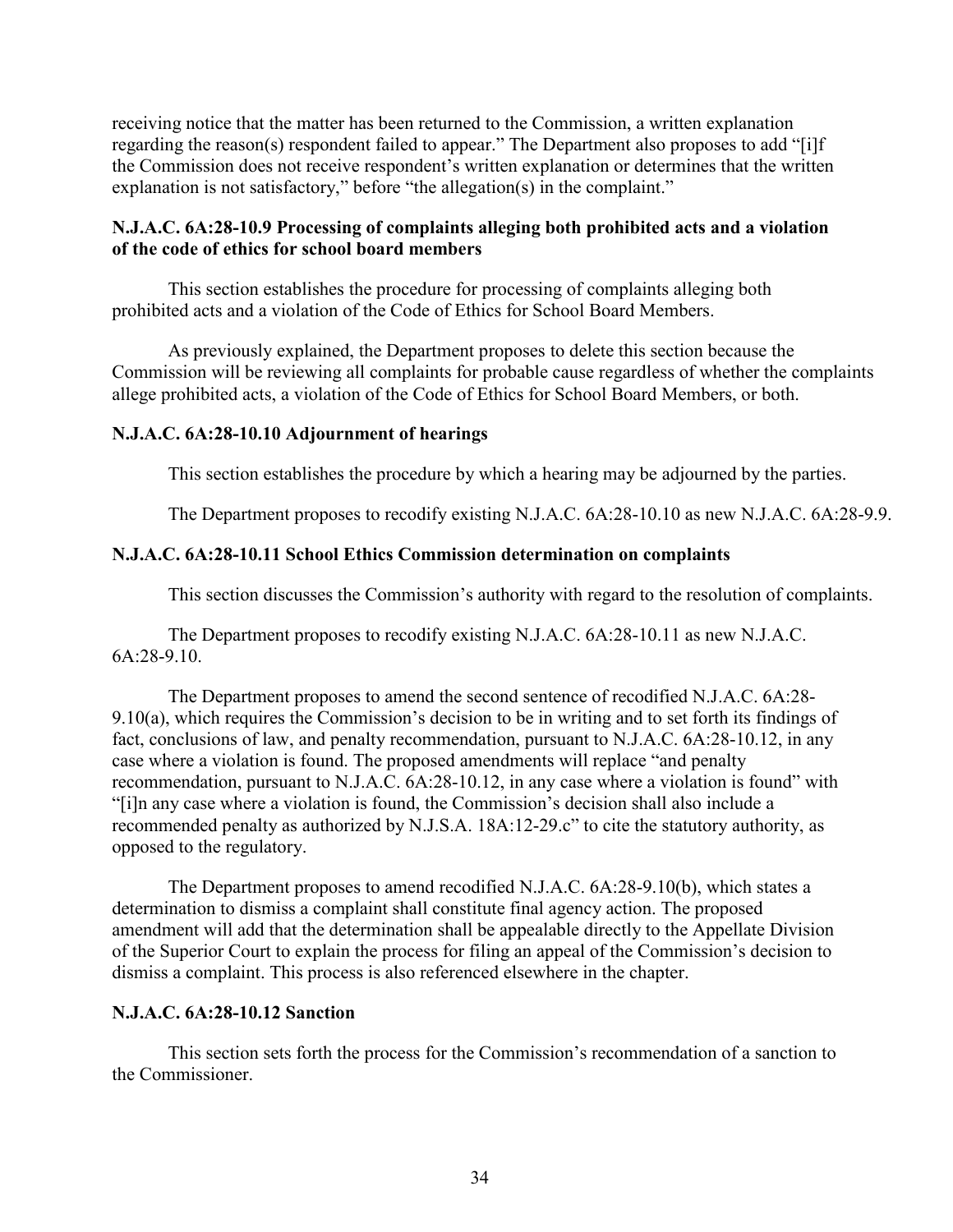receiving notice that the matter has been returned to the Commission, a written explanation regarding the reason(s) respondent failed to appear." The Department also proposes to add "[i]f the Commission does not receive respondent's written explanation or determines that the written explanation is not satisfactory," before "the allegation(s) in the complaint."

**N.J.A.C. 6A:28-10.9 Processing of complaints alleging both prohibited acts and a violation of the code of ethics for school board members**

This section establishes the procedure for processing of complaints alleging both prohibited acts and a violation of the Code of Ethics for School Board Members.

As previously explained, the Department proposes to delete this section because the Commission will be reviewing all complaints for probable cause regardless of whether the complaints allege prohibited acts, a violation of the Code of Ethics for School Board Members, or both.

**N.J.A.C. 6A:28-10.10 Adjournment of hearings**

This section establishes the procedure by which a hearing may be adjourned by the parties.

The Department proposes to recodify existing N.J.A.C. 6A:28-10.10 as new N.J.A.C. 6A:28-9.9.

**N.J.A.C. 6A:28-10.11 School Ethics Commission determination on complaints**

This section discusses the Commission's authority with regard to the resolution of complaints.

The Department proposes to recodify existing N.J.A.C. 6A:28-10.11 as new N.J.A.C. 6A:28-9.10.

The Department proposes to amend the second sentence of recodified N.J.A.C. 6A:28-9.10(a), which requires the Commission's decision to be in writing and to set forth its findings of fact, conclusions of law, and penalty recommendation, pursuant to N.J.A.C. 6A:28-10.12, in any case where a violation is found. The proposed amendments will replace "and penalty recommendation, pursuant to N.J.A.C. 6A:28-10.12, in any case where a violation is found" with "[i]n any case where a violation is found, the Commission's decision shall also include a recommended penalty as authorized by N.J.S.A. 18A:12-29.c" to cite the statutory authority, as opposed to the regulatory.

The Department proposes to amend recodified N.J.A.C. 6A:28-9.10(b), which states a determination to dismiss a complaint shall constitute final agency action. The proposed amendment will add that the determination shall be appealable directly to the Appellate Division of the Superior Court to explain the process for filing an appeal of the Commission's decision to dismiss a complaint. This process is also referenced elsewhere in the chapter.

**N.J.A.C. 6A:28-10.12 Sanction**

This section sets forth the process for the Commission's recommendation of a sanction to the Commissioner.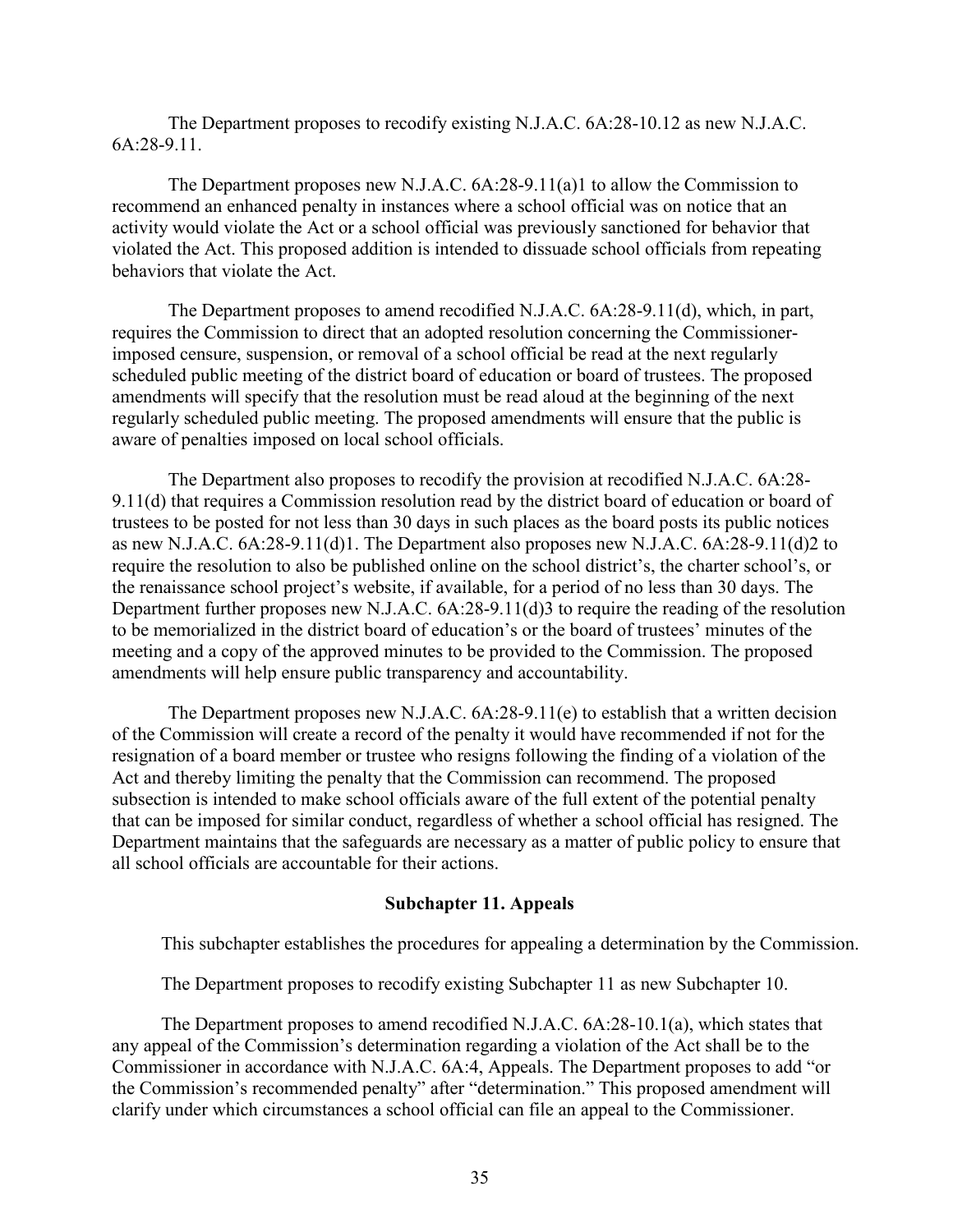The Department proposes to recodify existing N.J.A.C. 6A:28-10.12 as new N.J.A.C. 6A:28-9.11.

The Department proposes new N.J.A.C. 6A:28-9.11(a)1 to allow the Commission to recommend an enhanced penalty in instances where a school official was on notice that an activity would violate the Act or a school official was previously sanctioned for behavior that violated the Act. This proposed addition is intended to dissuade school officials from repeating behaviors that violate the Act.

The Department proposes to amend recodified N.J.A.C. 6A:28-9.11(d), which, in part, requires the Commission to direct that an adopted resolution concerning the Commissioner-imposed censure, suspension, or removal of a school official be read at the next regularly scheduled public meeting of the district board of education or board of trustees. The proposed amendments will specify that the resolution must be read aloud at the beginning of the next regularly scheduled public meeting. The proposed amendments will ensure that the public is aware of penalties imposed on local school officials.

The Department also proposes to recodify the provision at recodified N.J.A.C. 6A:28-9.11(d) that requires a Commission resolution read by the district board of education or board of trustees to be posted for not less than 30 days in such places as the board posts its public notices as new N.J.A.C. 6A:28-9.11(d)1. The Department also proposes new N.J.A.C. 6A:28-9.11(d)2 to require the resolution to also be published online on the school district's, the charter school's, or the renaissance school project's website, if available, for a period of no less than 30 days. The Department further proposes new N.J.A.C. 6A:28-9.11(d)3 to require the reading of the resolution to be memorialized in the district board of education's or the board of trustees' minutes of the meeting and a copy of the approved minutes to be provided to the Commission. The proposed amendments will help ensure public transparency and accountability.

The Department proposes new N.J.A.C. 6A:28-9.11(e) to establish that a written decision of the Commission will create a record of the penalty it would have recommended if not for the resignation of a board member or trustee who resigns following the finding of a violation of the Act and thereby limiting the penalty that the Commission can recommend. The proposed subsection is intended to make school officials aware of the full extent of the potential penalty that can be imposed for similar conduct, regardless of whether a school official has resigned. The Department maintains that the safeguards are necessary as a matter of public policy to ensure that all school officials are accountable for their actions.

**Subchapter 11. Appeals**

This subchapter establishes the procedures for appealing a determination by the Commission.

The Department proposes to recodify existing Subchapter 11 as new Subchapter 10.

The Department proposes to amend recodified N.J.A.C. 6A:28-10.1(a), which states that any appeal of the Commission's determination regarding a violation of the Act shall be to the Commissioner in accordance with N.J.A.C. 6A:4, Appeals. The Department proposes to add "or the Commission's recommended penalty" after "determination." This proposed amendment will clarify under which circumstances a school official can file an appeal to the Commissioner.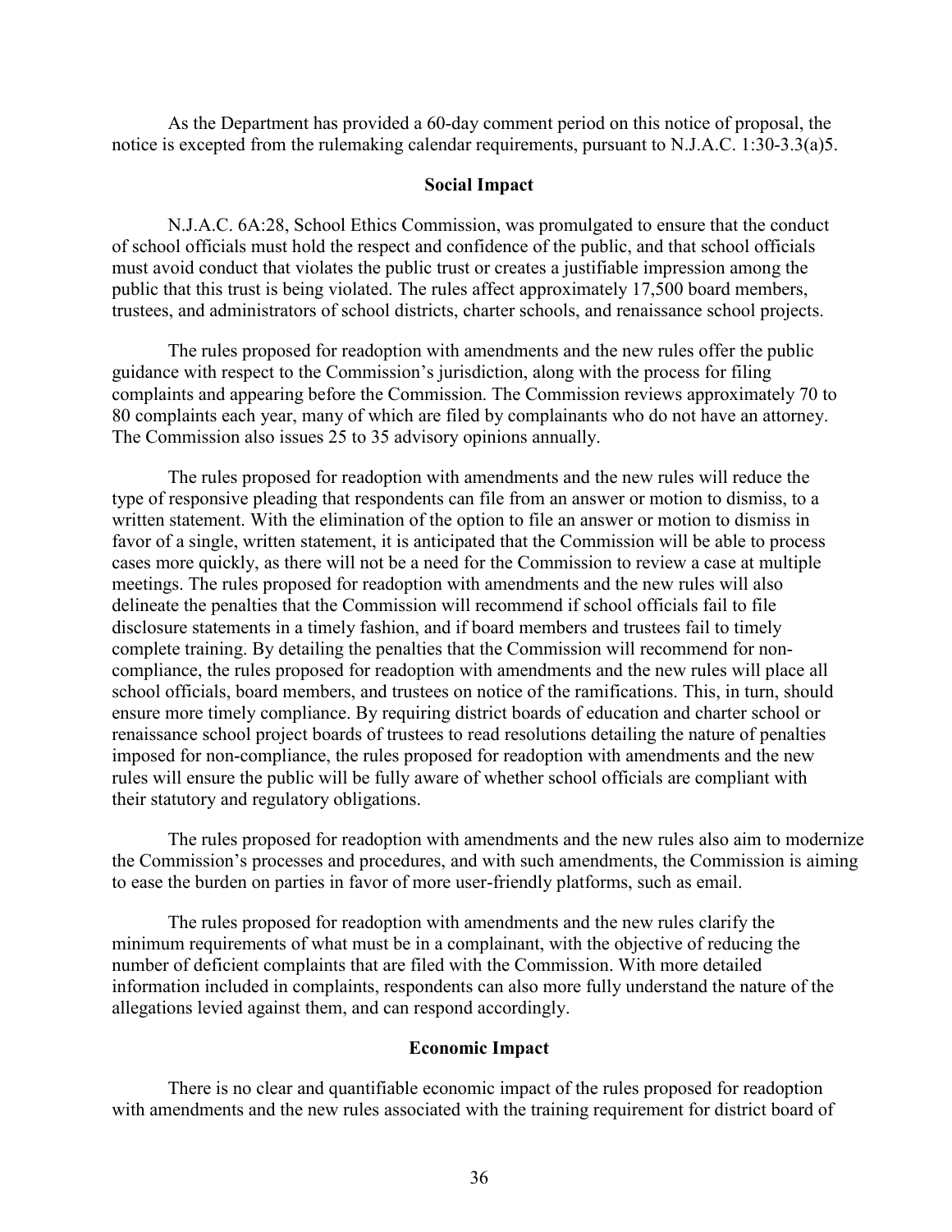As the Department has provided a 60-day comment period on this notice of proposal, the notice is excepted from the rulemaking calendar requirements, pursuant to N.J.A.C. 1:30-3.3(a)5.

**Social Impact**

N.J.A.C. 6A:28, School Ethics Commission, was promulgated to ensure that the conduct of school officials must hold the respect and confidence of the public, and that school officials must avoid conduct that violates the public trust or creates a justifiable impression among the public that this trust is being violated. The rules affect approximately 17,500 board members, trustees, and administrators of school districts, charter schools, and renaissance school projects.

The rules proposed for readoption with amendments and the new rules offer the public guidance with respect to the Commission's jurisdiction, along with the process for filing complaints and appearing before the Commission. The Commission reviews approximately 70 to 80 complaints each year, many of which are filed by complainants who do not have an attorney. The Commission also issues 25 to 35 advisory opinions annually.

The rules proposed for readoption with amendments and the new rules will reduce the type of responsive pleading that respondents can file from an answer or motion to dismiss, to a written statement. With the elimination of the option to file an answer or motion to dismiss in favor of a single, written statement, it is anticipated that the Commission will be able to process cases more quickly, as there will not be a need for the Commission to review a case at multiple meetings. The rules proposed for readoption with amendments and the new rules will also delineate the penalties that the Commission will recommend if school officials fail to file disclosure statements in a timely fashion, and if board members and trustees fail to timely complete training. By detailing the penalties that the Commission will recommend for non-compliance, the rules proposed for readoption with amendments and the new rules will place all school officials, board members, and trustees on notice of the ramifications. This, in turn, should ensure more timely compliance. By requiring district boards of education and charter school or renaissance school project boards of trustees to read resolutions detailing the nature of penalties imposed for non-compliance, the rules proposed for readoption with amendments and the new rules will ensure the public will be fully aware of whether school officials are compliant with their statutory and regulatory obligations.

The rules proposed for readoption with amendments and the new rules also aim to modernize the Commission's processes and procedures, and with such amendments, the Commission is aiming to ease the burden on parties in favor of more user-friendly platforms, such as email.

The rules proposed for readoption with amendments and the new rules clarify the minimum requirements of what must be in a complainant, with the objective of reducing the number of deficient complaints that are filed with the Commission. With more detailed information included in complaints, respondents can also more fully understand the nature of the allegations levied against them, and can respond accordingly.

**Economic Impact**

There is no clear and quantifiable economic impact of the rules proposed for readoption with amendments and the new rules associated with the training requirement for district board of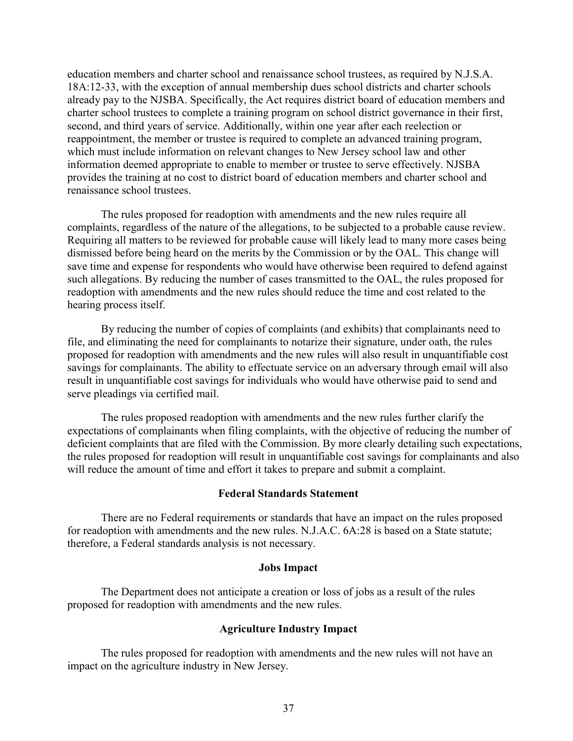education members and charter school and renaissance school trustees, as required by N.J.S.A. 18A:12-33, with the exception of annual membership dues school districts and charter schools already pay to the NJSBA. Specifically, the Act requires district board of education members and charter school trustees to complete a training program on school district governance in their first, second, and third years of service. Additionally, within one year after each reelection or reappointment, the member or trustee is required to complete an advanced training program, which must include information on relevant changes to New Jersey school law and other information deemed appropriate to enable to member or trustee to serve effectively. NJSBA provides the training at no cost to district board of education members and charter school and renaissance school trustees.

The rules proposed for readoption with amendments and the new rules require all complaints, regardless of the nature of the allegations, to be subjected to a probable cause review. Requiring all matters to be reviewed for probable cause will likely lead to many more cases being dismissed before being heard on the merits by the Commission or by the OAL. This change will save time and expense for respondents who would have otherwise been required to defend against such allegations. By reducing the number of cases transmitted to the OAL, the rules proposed for readoption with amendments and the new rules should reduce the time and cost related to the hearing process itself.

By reducing the number of copies of complaints (and exhibits) that complainants need to file, and eliminating the need for complainants to notarize their signature, under oath, the rules proposed for readoption with amendments and the new rules will also result in unquantifiable cost savings for complainants. The ability to effectuate service on an adversary through email will also result in unquantifiable cost savings for individuals who would have otherwise paid to send and serve pleadings via certified mail.

The rules proposed readoption with amendments and the new rules further clarify the expectations of complainants when filing complaints, with the objective of reducing the number of deficient complaints that are filed with the Commission. By more clearly detailing such expectations, the rules proposed for readoption will result in unquantifiable cost savings for complainants and also will reduce the amount of time and effort it takes to prepare and submit a complaint.

**Federal Standards Statement**

There are no Federal requirements or standards that have an impact on the rules proposed for readoption with amendments and the new rules. N.J.A.C. 6A:28 is based on a State statute; therefore, a Federal standards analysis is not necessary.

**Jobs Impact**

The Department does not anticipate a creation or loss of jobs as a result of the rules proposed for readoption with amendments and the new rules.

**Agriculture Industry Impact**

The rules proposed for readoption with amendments and the new rules will not have an impact on the agriculture industry in New Jersey.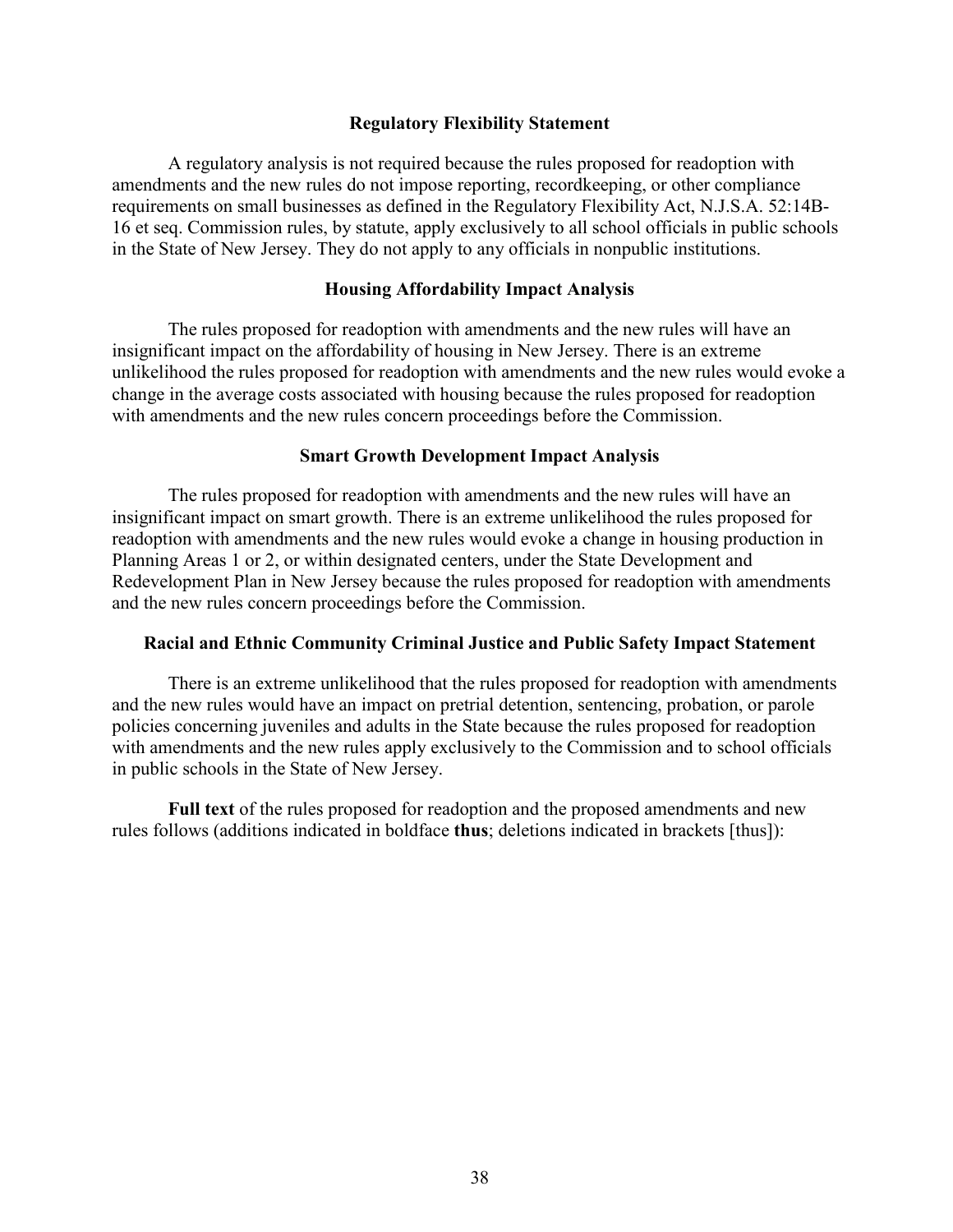## Regulatory Flexibility Statement

A regulatory analysis is not required because the rules proposed for readoption with amendments and the new rules do not impose reporting, recordkeeping, or other compliance requirements on small businesses as defined in the Regulatory Flexibility Act, N.J.S.A. 52:14B-16 et seq. Commission rules, by statute, apply exclusively to all school officials in public schools in the State of New Jersey. They do not apply to any officials in nonpublic institutions.

## Housing Affordability Impact Analysis

The rules proposed for readoption with amendments and the new rules will have an insignificant impact on the affordability of housing in New Jersey. There is an extreme unlikelihood the rules proposed for readoption with amendments and the new rules would evoke a change in the average costs associated with housing because the rules proposed for readoption with amendments and the new rules concern proceedings before the Commission.

## Smart Growth Development Impact Analysis

The rules proposed for readoption with amendments and the new rules will have an insignificant impact on smart growth. There is an extreme unlikelihood the rules proposed for readoption with amendments and the new rules would evoke a change in housing production in Planning Areas 1 or 2, or within designated centers, under the State Development and Redevelopment Plan in New Jersey because the rules proposed for readoption with amendments and the new rules concern proceedings before the Commission.

## Racial and Ethnic Community Criminal Justice and Public Safety Impact Statement

There is an extreme unlikelihood that the rules proposed for readoption with amendments and the new rules would have an impact on pretrial detention, sentencing, probation, or parole policies concerning juveniles and adults in the State because the rules proposed for readoption with amendments and the new rules apply exclusively to the Commission and to school officials in public schools in the State of New Jersey.

**Full text** of the rules proposed for readoption and the proposed amendments and new rules follows (additions indicated in boldface **thus**; deletions indicated in brackets [thus]):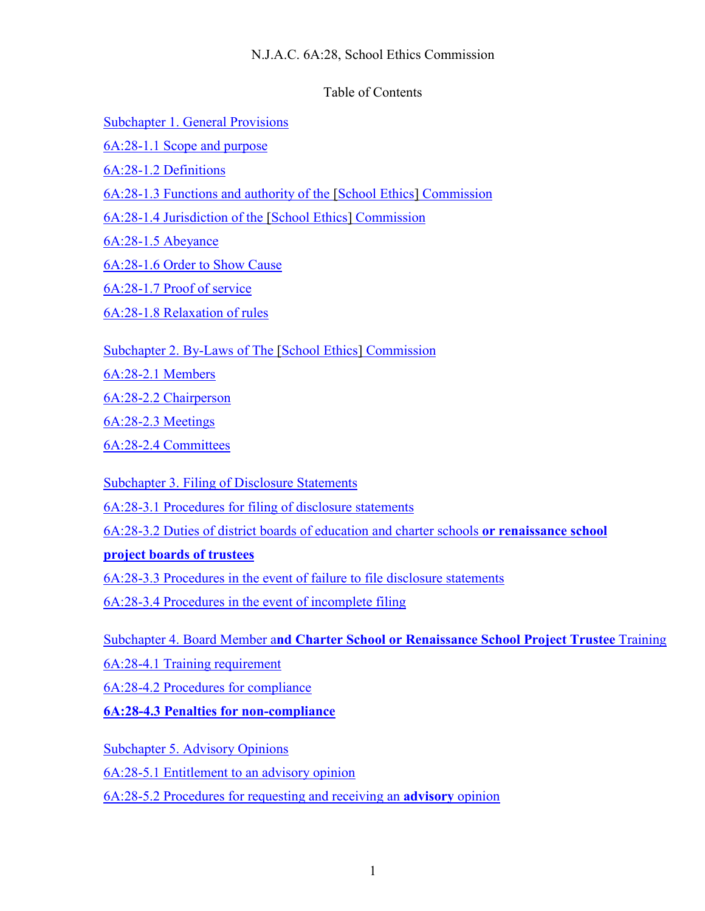N.J.A.C. 6A:28, School Ethics Commission

Table of Contents

Subchapter 1. General Provisions

6A:28-1.1 Scope and purpose

6A:28-1.2 Definitions

6A:28-1.3 Functions and authority of the [School Ethics] Commission

6A:28-1.4 Jurisdiction of the [School Ethics] Commission

6A:28-1.5 Abeyance

6A:28-1.6 Order to Show Cause

6A:28-1.7 Proof of service

6A:28-1.8 Relaxation of rules

Subchapter 2. By-Laws of The [School Ethics] Commission

6A:28-2.1 Members

6A:28-2.2 Chairperson

6A:28-2.3 Meetings

6A:28-2.4 Committees

Subchapter 3. Filing of Disclosure Statements

6A:28-3.1 Procedures for filing of disclosure statements

6A:28-3.2 Duties of district boards of education and charter schools **or renaissance school project boards of trustees**

6A:28-3.3 Procedures in the event of failure to file disclosure statements

6A:28-3.4 Procedures in the event of incomplete filing

Subchapter 4. Board Member a**nd Charter School or Renaissance School Project Trustee** Training

6A:28-4.1 Training requirement

6A:28-4.2 Procedures for compliance

**6A:28-4.3 Penalties for non-compliance**

Subchapter 5. Advisory Opinions

6A:28-5.1 Entitlement to an advisory opinion

6A:28-5.2 Procedures for requesting and receiving an **advisory** opinion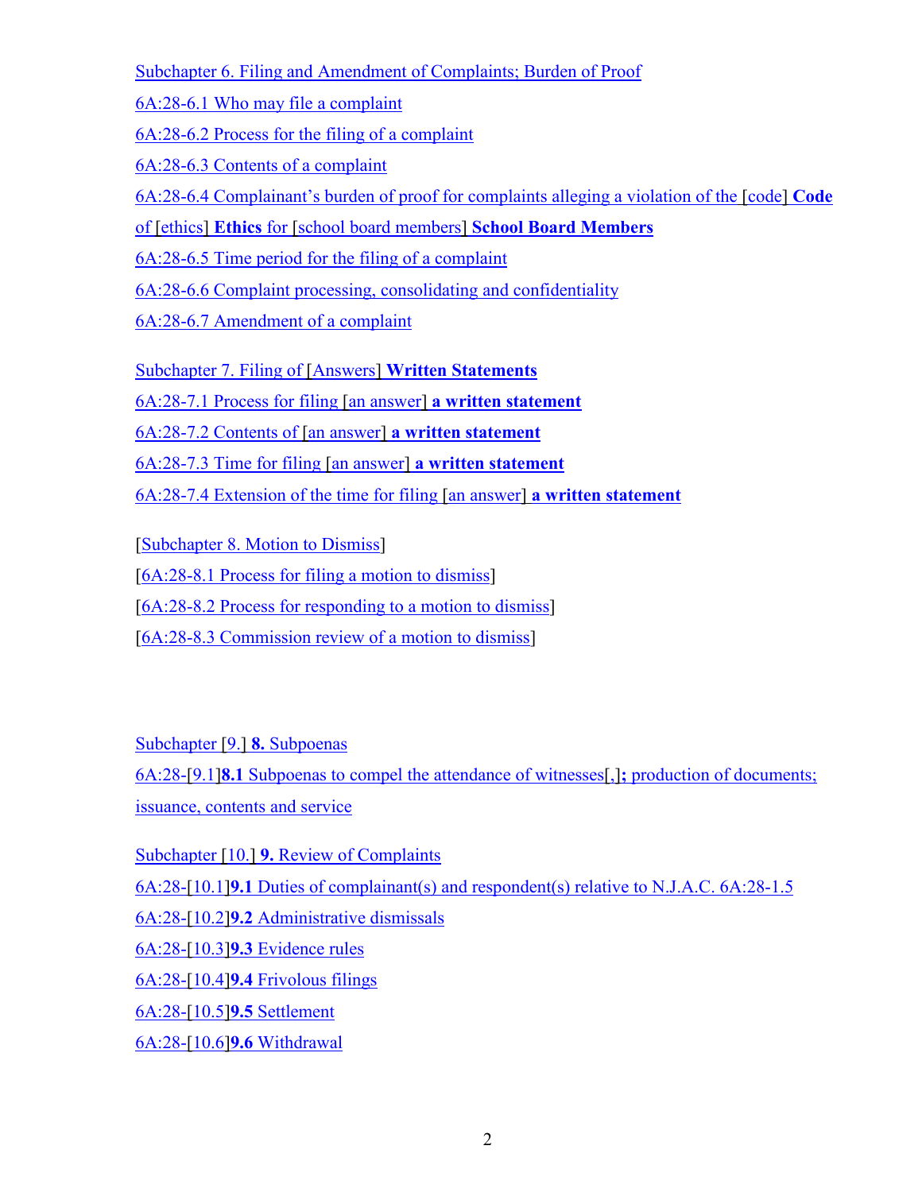Subchapter 6. Filing and Amendment of Complaints; Burden of Proof

6A:28-6.1 Who may file a complaint

6A:28-6.2 Process for the filing of a complaint

6A:28-6.3 Contents of a complaint

6A:28-6.4 Complainant's burden of proof for complaints alleging a violation of the [code] **Code** of [ethics] **Ethics** for [school board members] **School Board Members**

6A:28-6.5 Time period for the filing of a complaint

6A:28-6.6 Complaint processing, consolidating and confidentiality

6A:28-6.7 Amendment of a complaint

Subchapter 7. Filing of [Answers] **Written Statements**

6A:28-7.1 Process for filing [an answer] **a written statement**

6A:28-7.2 Contents of [an answer] **a written statement**

6A:28-7.3 Time for filing [an answer] **a written statement**

6A:28-7.4 Extension of the time for filing [an answer] **a written statement**

[Subchapter 8. Motion to Dismiss]

[6A:28-8.1 Process for filing a motion to dismiss]

[6A:28-8.2 Process for responding to a motion to dismiss]

[6A:28-8.3 Commission review of a motion to dismiss]

Subchapter [9.] **8.** Subpoenas

6A:28-[9.1]**8.1** Subpoenas to compel the attendance of witnesses[,]**;** production of documents; issuance, contents and service

Subchapter [10.] **9.** Review of Complaints

6A:28-[10.1]**9.1** Duties of complainant(s) and respondent(s) relative to N.J.A.C. 6A:28-1.5

6A:28-[10.2]**9.2** Administrative dismissals

6A:28-[10.3]**9.3** Evidence rules

6A:28-[10.4]**9.4** Frivolous filings

6A:28-[10.5]**9.5** Settlement

6A:28-[10.6]**9.6** Withdrawal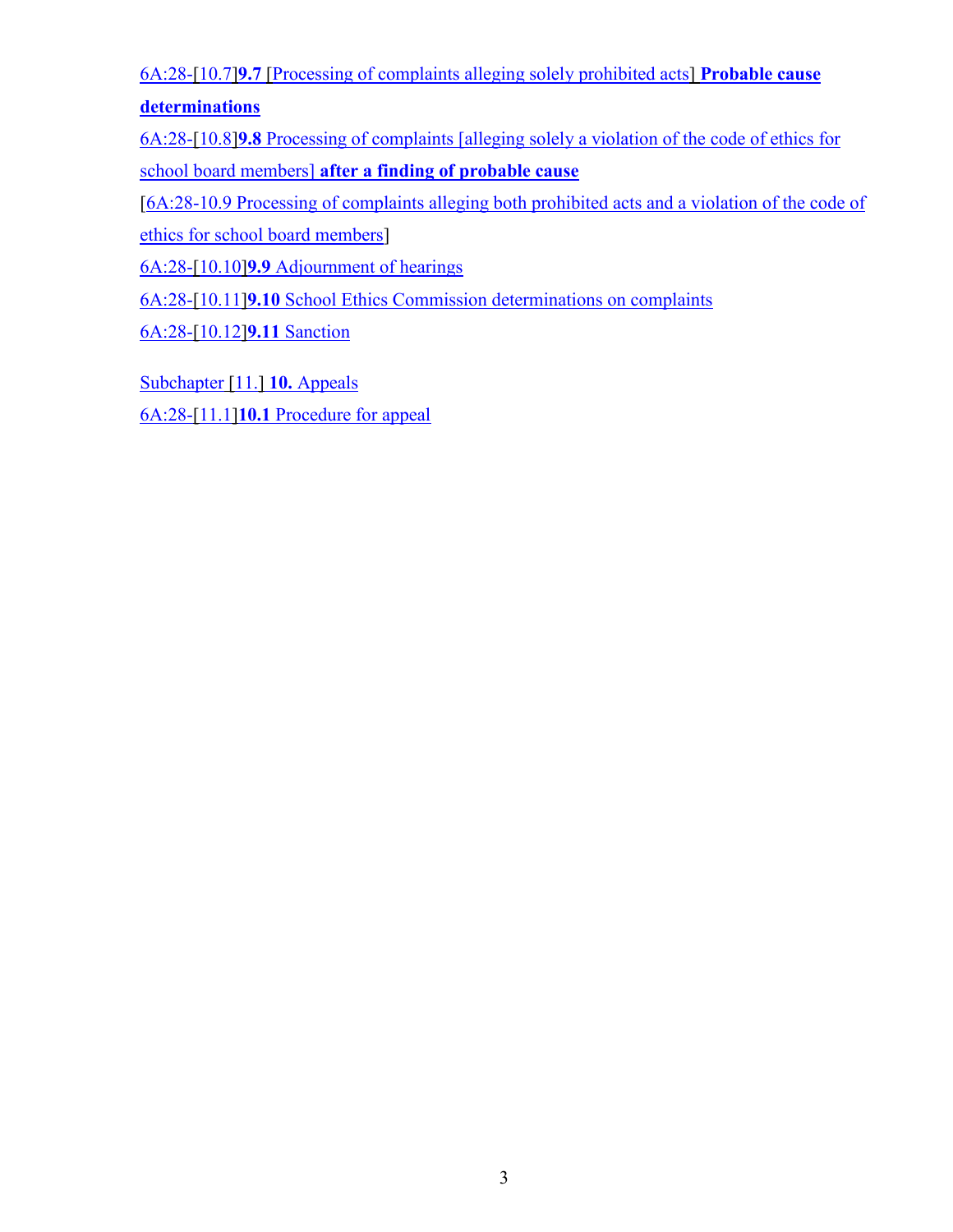6A:28-[10.7]**9.7** [Processing of complaints alleging solely prohibited acts] **Probable cause determinations**

6A:28-[10.8]**9.8** Processing of complaints [alleging solely a violation of the code of ethics for school board members] **after a finding of probable cause**

[6A:28-10.9 Processing of complaints alleging both prohibited acts and a violation of the code of ethics for school board members]

6A:28-[10.10]**9.9** Adjournment of hearings

6A:28-[10.11]**9.10** School Ethics Commission determinations on complaints

6A:28-[10.12]**9.11** Sanction

Subchapter [11.] **10.** Appeals

6A:28-[11.1]**10.1** Procedure for appeal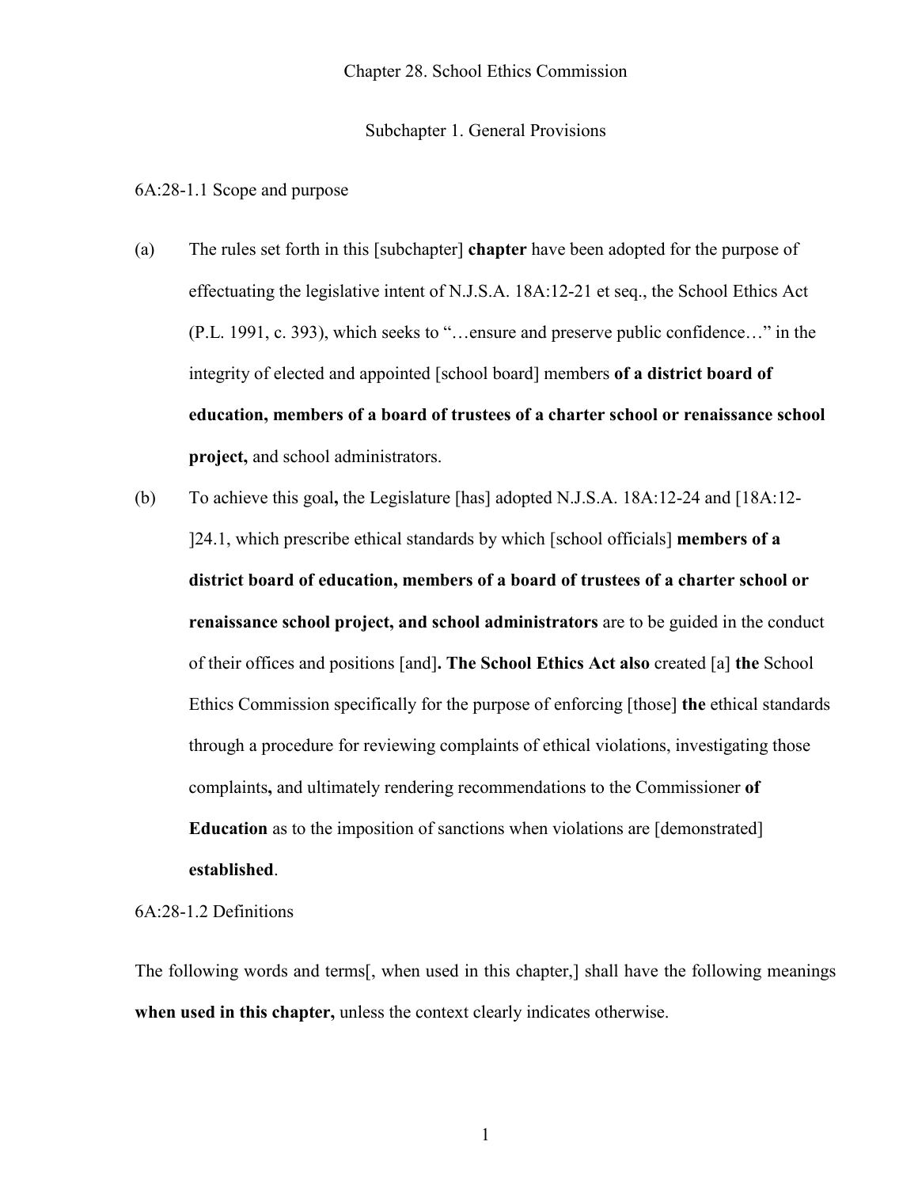# Chapter 28. School Ethics Commission

## Subchapter 1. General Provisions

### 6A:28-1.1 Scope and purpose

(a) The rules set forth in this [subchapter] **chapter** have been adopted for the purpose of effectuating the legislative intent of N.J.S.A. 18A:12-21 et seq., the School Ethics Act (P.L. 1991, c. 393), which seeks to "…ensure and preserve public confidence…" in the integrity of elected and appointed [school board] members **of a district board of education, members of a board of trustees of a charter school or renaissance school project,** and school administrators.

(b) To achieve this goal**,** the Legislature [has] adopted N.J.S.A. 18A:12-24 and [18A:12-]24.1, which prescribe ethical standards by which [school officials] **members of a district board of education, members of a board of trustees of a charter school or renaissance school project, and school administrators** are to be guided in the conduct of their offices and positions [and]**. The School Ethics Act also** created [a] **the** School Ethics Commission specifically for the purpose of enforcing [those] **the** ethical standards through a procedure for reviewing complaints of ethical violations, investigating those complaints**,** and ultimately rendering recommendations to the Commissioner **of Education** as to the imposition of sanctions when violations are [demonstrated] **established**.

### 6A:28-1.2 Definitions

The following words and terms[, when used in this chapter,] shall have the following meanings **when used in this chapter,** unless the context clearly indicates otherwise.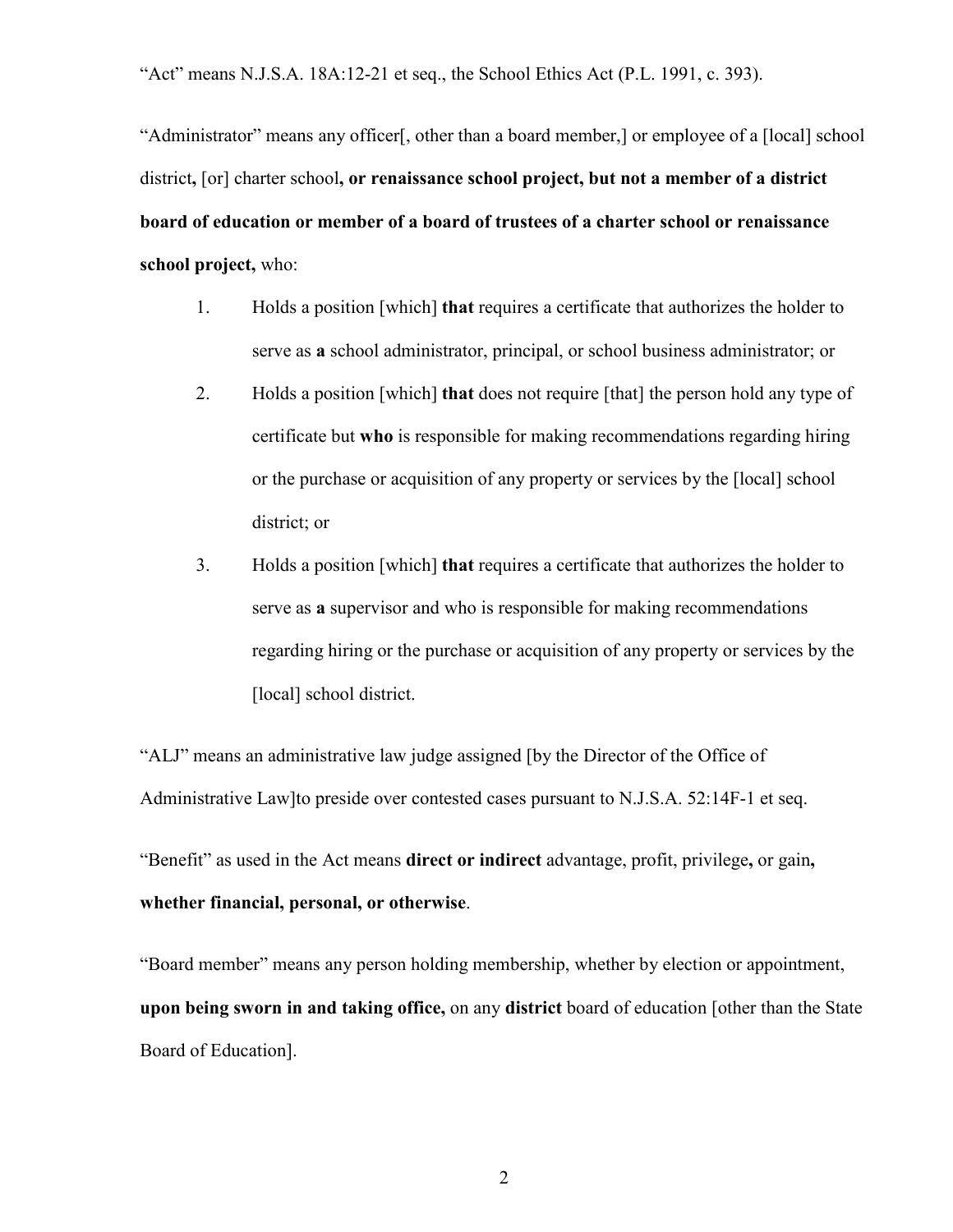"Act" means N.J.S.A. 18A:12-21 et seq., the School Ethics Act (P.L. 1991, c. 393).

"Administrator" means any officer[, other than a board member,] or employee of a [local] school district**,** [or] charter school**, or renaissance school project, but not a member of a district board of education or member of a board of trustees of a charter school or renaissance school project,** who:

1. Holds a position [which] **that** requires a certificate that authorizes the holder to serve as **a** school administrator, principal, or school business administrator; or
2. Holds a position [which] **that** does not require [that] the person hold any type of certificate but **who** is responsible for making recommendations regarding hiring or the purchase or acquisition of any property or services by the [local] school district; or
3. Holds a position [which] **that** requires a certificate that authorizes the holder to serve as **a** supervisor and who is responsible for making recommendations regarding hiring or the purchase or acquisition of any property or services by the [local] school district.

"ALJ" means an administrative law judge assigned [by the Director of the Office of Administrative Law]to preside over contested cases pursuant to N.J.S.A. 52:14F-1 et seq.

"Benefit" as used in the Act means **direct or indirect** advantage, profit, privilege**,** or gain**, whether financial, personal, or otherwise**.

"Board member" means any person holding membership, whether by election or appointment, **upon being sworn in and taking office,** on any **district** board of education [other than the State Board of Education].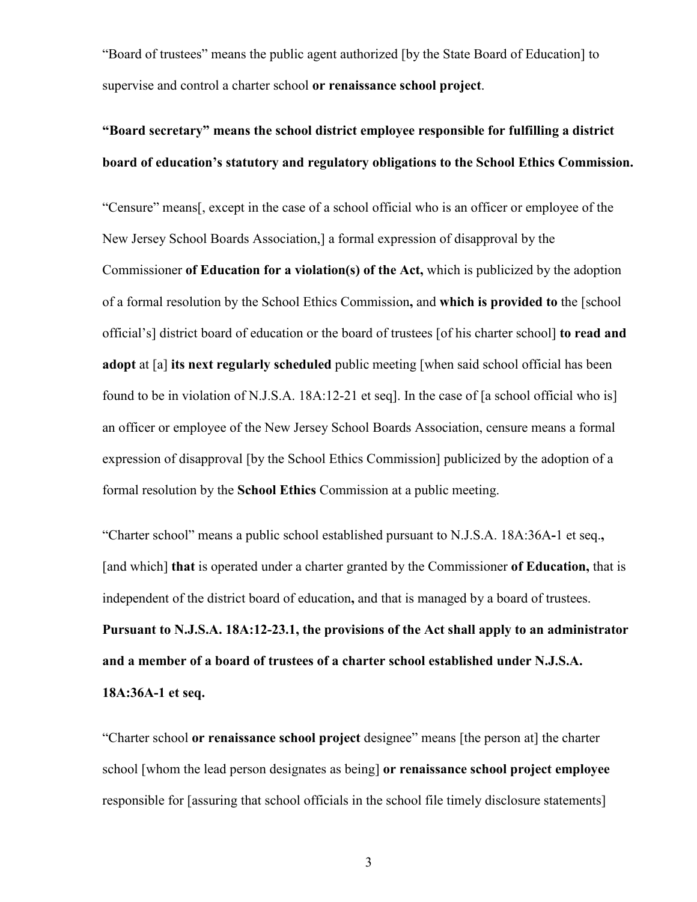"Board of trustees" means the public agent authorized [by the State Board of Education] to supervise and control a charter school **or renaissance school project**.

**"Board secretary" means the school district employee responsible for fulfilling a district board of education's statutory and regulatory obligations to the School Ethics Commission.**

"Censure" means[, except in the case of a school official who is an officer or employee of the New Jersey School Boards Association,] a formal expression of disapproval by the Commissioner **of Education for a violation(s) of the Act,** which is publicized by the adoption of a formal resolution by the School Ethics Commission**,** and **which is provided to** the [school official's] district board of education or the board of trustees [of his charter school] **to read and adopt** at [a] **its next regularly scheduled** public meeting [when said school official has been found to be in violation of N.J.S.A. 18A:12-21 et seq]. In the case of [a school official who is] an officer or employee of the New Jersey School Boards Association, censure means a formal expression of disapproval [by the School Ethics Commission] publicized by the adoption of a formal resolution by the **School Ethics** Commission at a public meeting.

"Charter school" means a public school established pursuant to N.J.S.A. 18A:36A**-**1 et seq.**,** [and which] **that** is operated under a charter granted by the Commissioner **of Education,** that is independent of the district board of education**,** and that is managed by a board of trustees. **Pursuant to N.J.S.A. 18A:12-23.1, the provisions of the Act shall apply to an administrator and a member of a board of trustees of a charter school established under N.J.S.A. 18A:36A-1 et seq.**

"Charter school **or renaissance school project** designee" means [the person at] the charter school [whom the lead person designates as being] **or renaissance school project employee** responsible for [assuring that school officials in the school file timely disclosure statements]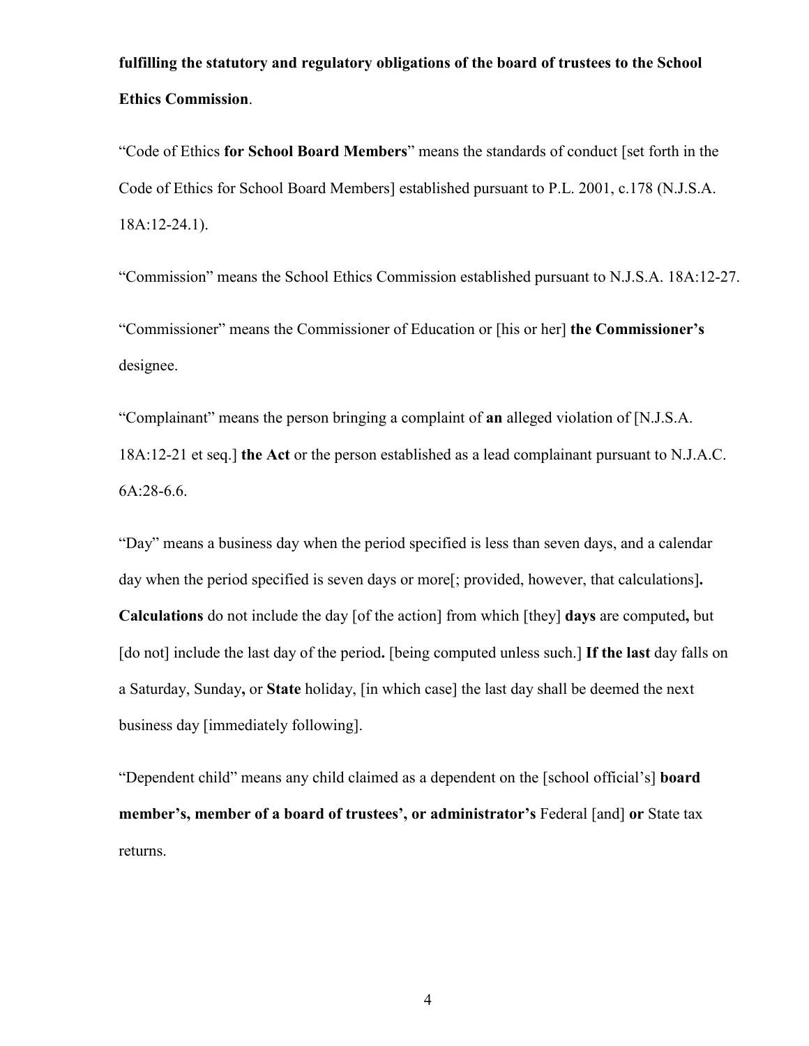**fulfilling the statutory and regulatory obligations of the board of trustees to the School Ethics Commission**.

"Code of Ethics **for School Board Members**" means the standards of conduct [set forth in the Code of Ethics for School Board Members] established pursuant to P.L. 2001, c.178 (N.J.S.A. 18A:12-24.1).

"Commission" means the School Ethics Commission established pursuant to N.J.S.A. 18A:12-27.

"Commissioner" means the Commissioner of Education or [his or her] **the Commissioner's** designee.

"Complainant" means the person bringing a complaint of **an** alleged violation of [N.J.S.A. 18A:12-21 et seq.] **the Act** or the person established as a lead complainant pursuant to N.J.A.C. 6A:28-6.6.

"Day" means a business day when the period specified is less than seven days, and a calendar day when the period specified is seven days or more[; provided, however, that calculations]**. Calculations** do not include the day [of the action] from which [they] **days** are computed**,** but [do not] include the last day of the period**.** [being computed unless such.] **If the last** day falls on a Saturday, Sunday**,** or **State** holiday, [in which case] the last day shall be deemed the next business day [immediately following].

"Dependent child" means any child claimed as a dependent on the [school official's] **board member's, member of a board of trustees', or administrator's** Federal [and] **or** State tax returns.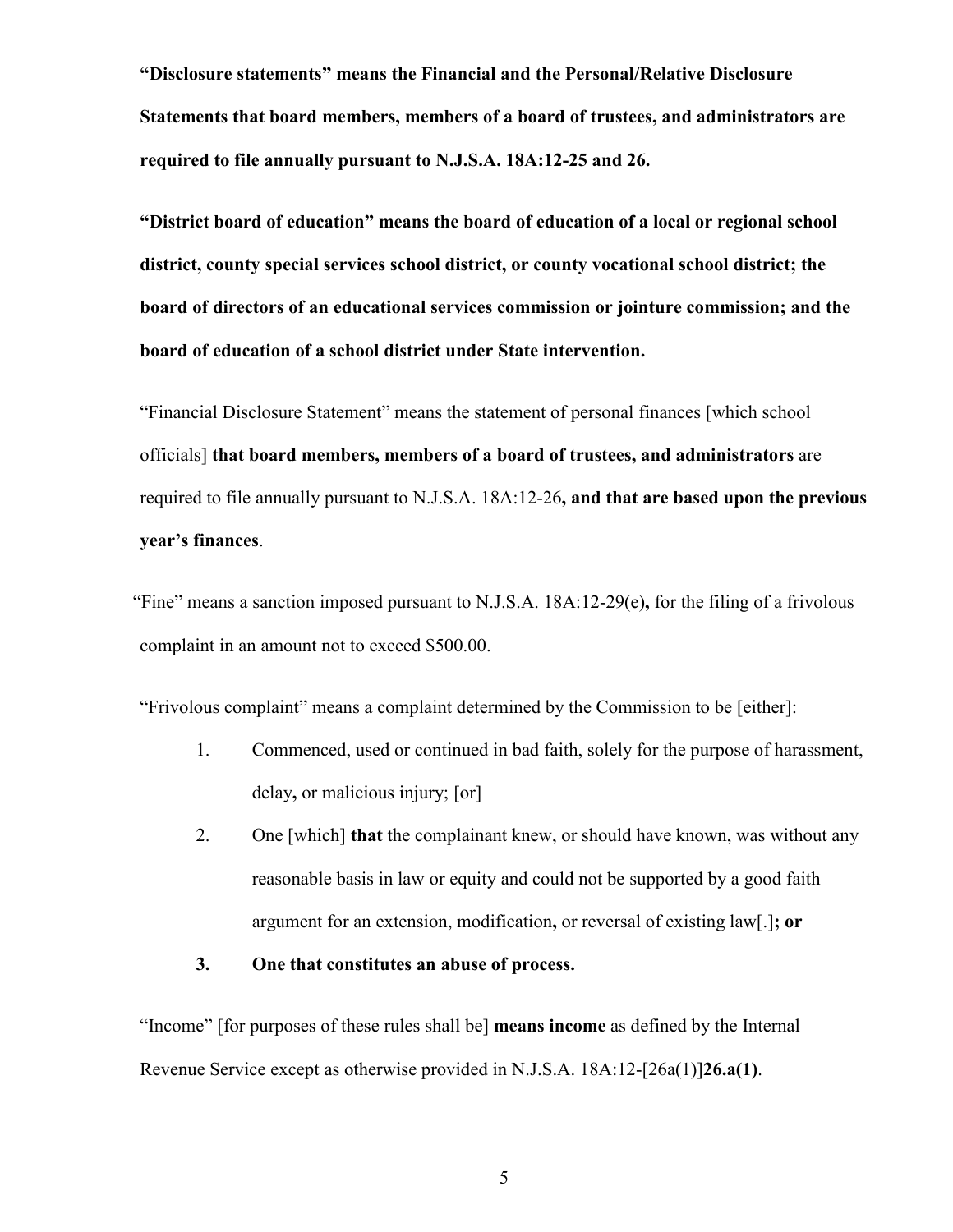**“Disclosure statements” means the Financial and the Personal/Relative Disclosure Statements that board members, members of a board of trustees, and administrators are required to file annually pursuant to N.J.S.A. 18A:12-25 and 26.**

**“District board of education” means the board of education of a local or regional school district, county special services school district, or county vocational school district; the board of directors of an educational services commission or jointure commission; and the board of education of a school district under State intervention.**

“Financial Disclosure Statement” means the statement of personal finances [which school officials] **that board members, members of a board of trustees, and administrators** are required to file annually pursuant to N.J.S.A. 18A:12-26**, and that are based upon the previous year’s finances**.

“Fine” means a sanction imposed pursuant to N.J.S.A. 18A:12-29(e)**,** for the filing of a frivolous complaint in an amount not to exceed $500.00.

“Frivolous complaint” means a complaint determined by the Commission to be [either]:

1. Commenced, used or continued in bad faith, solely for the purpose of harassment, delay**,** or malicious injury; [or]
2. One [which] **that** the complainant knew, or should have known, was without any reasonable basis in law or equity and could not be supported by a good faith argument for an extension, modification**,** or reversal of existing law[.]**; or**
3. **One that constitutes an abuse of process.**

“Income” [for purposes of these rules shall be] **means income** as defined by the Internal Revenue Service except as otherwise provided in N.J.S.A. 18A:12-[26a(1)]**26.a(1)**.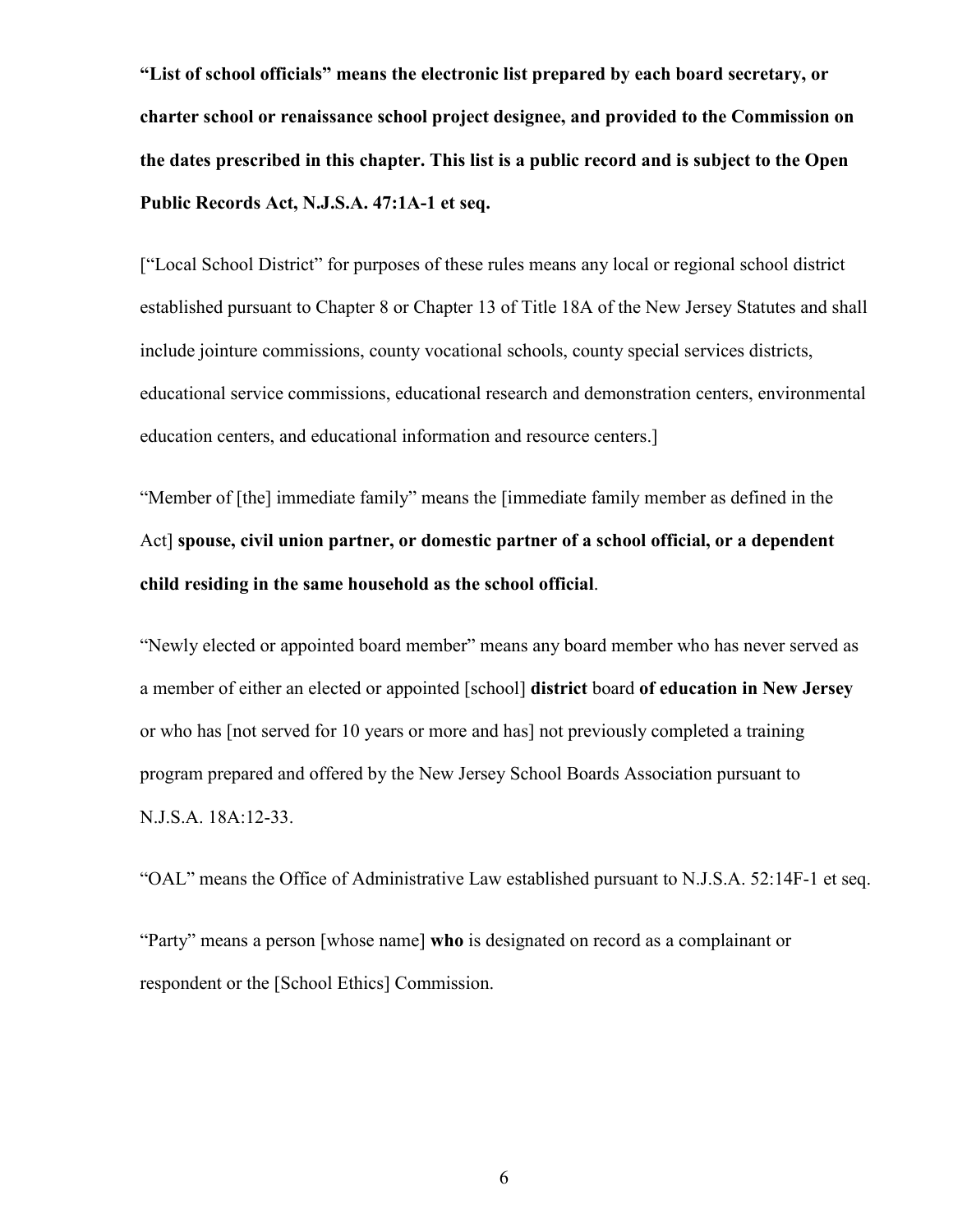**“List of school officials” means the electronic list prepared by each board secretary, or charter school or renaissance school project designee, and provided to the Commission on the dates prescribed in this chapter. This list is a public record and is subject to the Open Public Records Act, N.J.S.A. 47:1A-1 et seq.**

[“Local School District” for purposes of these rules means any local or regional school district established pursuant to Chapter 8 or Chapter 13 of Title 18A of the New Jersey Statutes and shall include jointure commissions, county vocational schools, county special services districts, educational service commissions, educational research and demonstration centers, environmental education centers, and educational information and resource centers.]

“Member of [the] immediate family” means the [immediate family member as defined in the Act] **spouse, civil union partner, or domestic partner of a school official, or a dependent child residing in the same household as the school official**.

“Newly elected or appointed board member” means any board member who has never served as a member of either an elected or appointed [school] **district** board **of education in New Jersey** or who has [not served for 10 years or more and has] not previously completed a training program prepared and offered by the New Jersey School Boards Association pursuant to N.J.S.A. 18A:12-33.

“OAL” means the Office of Administrative Law established pursuant to N.J.S.A. 52:14F-1 et seq.

“Party” means a person [whose name] **who** is designated on record as a complainant or respondent or the [School Ethics] Commission.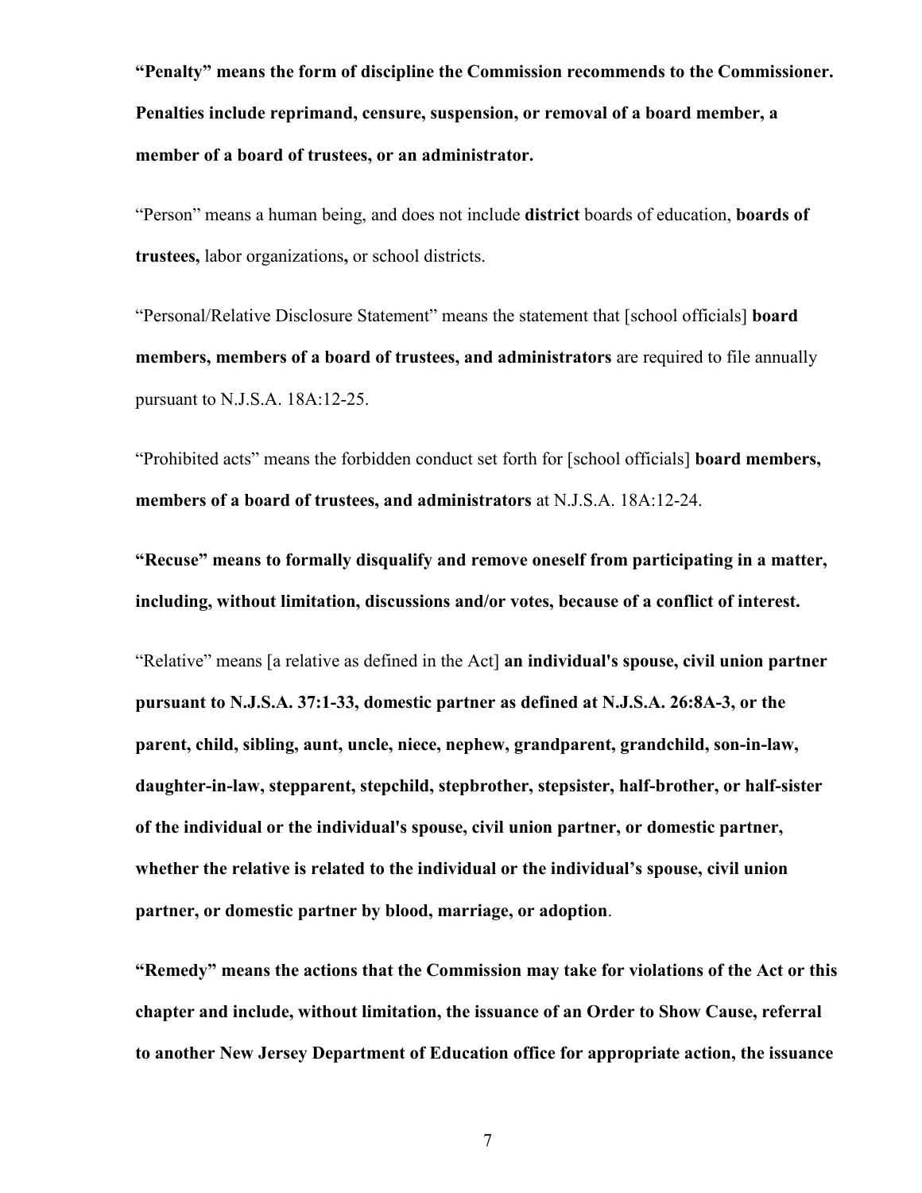**“Penalty” means the form of discipline the Commission recommends to the Commissioner. Penalties include reprimand, censure, suspension, or removal of a board member, a member of a board of trustees, or an administrator.**

“Person” means a human being, and does not include **district** boards of education, **boards of trustees,** labor organizations**,** or school districts.

“Personal/Relative Disclosure Statement” means the statement that [school officials] **board members, members of a board of trustees, and administrators** are required to file annually pursuant to N.J.S.A. 18A:12-25.

“Prohibited acts” means the forbidden conduct set forth for [school officials] **board members, members of a board of trustees, and administrators** at N.J.S.A. 18A:12-24.

**“Recuse” means to formally disqualify and remove oneself from participating in a matter, including, without limitation, discussions and/or votes, because of a conflict of interest.**

“Relative” means [a relative as defined in the Act] **an individual's spouse, civil union partner pursuant to N.J.S.A. 37:1-33, domestic partner as defined at N.J.S.A. 26:8A-3, or the parent, child, sibling, aunt, uncle, niece, nephew, grandparent, grandchild, son-in-law, daughter-in-law, stepparent, stepchild, stepbrother, stepsister, half-brother, or half-sister of the individual or the individual's spouse, civil union partner, or domestic partner, whether the relative is related to the individual or the individual’s spouse, civil union partner, or domestic partner by blood, marriage, or adoption**.

**“Remedy” means the actions that the Commission may take for violations of the Act or this chapter and include, without limitation, the issuance of an Order to Show Cause, referral to another New Jersey Department of Education office for appropriate action, the issuance**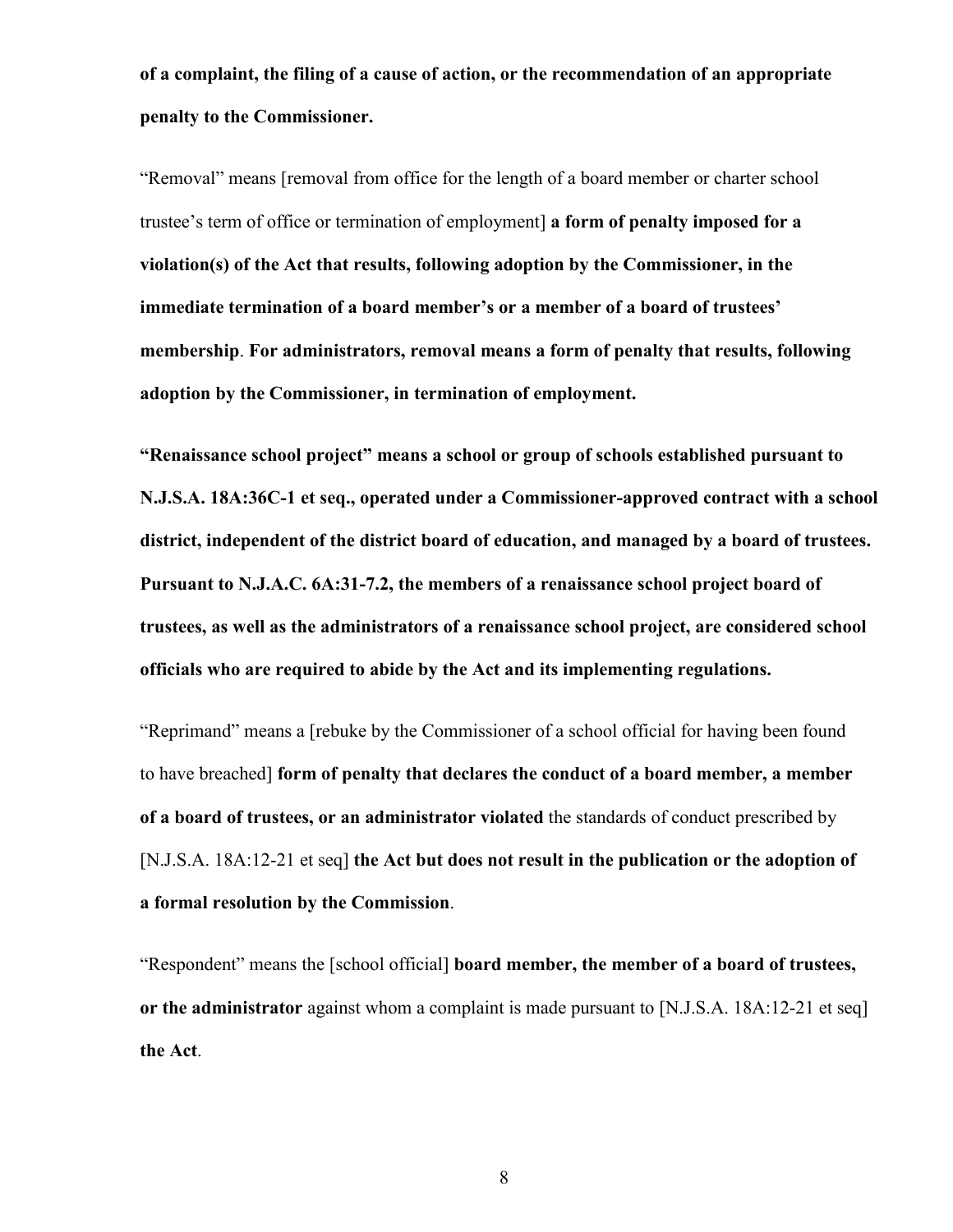**of a complaint, the filing of a cause of action, or the recommendation of an appropriate penalty to the Commissioner.**

"Removal" means [removal from office for the length of a board member or charter school trustee's term of office or termination of employment] **a form of penalty imposed for a violation(s) of the Act that results, following adoption by the Commissioner, in the immediate termination of a board member's or a member of a board of trustees' membership**. **For administrators, removal means a form of penalty that results, following adoption by the Commissioner, in termination of employment.**

**"Renaissance school project" means a school or group of schools established pursuant to N.J.S.A. 18A:36C-1 et seq., operated under a Commissioner-approved contract with a school district, independent of the district board of education, and managed by a board of trustees. Pursuant to N.J.A.C. 6A:31-7.2, the members of a renaissance school project board of trustees, as well as the administrators of a renaissance school project, are considered school officials who are required to abide by the Act and its implementing regulations.**

"Reprimand" means a [rebuke by the Commissioner of a school official for having been found to have breached] **form of penalty that declares the conduct of a board member, a member of a board of trustees, or an administrator violated** the standards of conduct prescribed by [N.J.S.A. 18A:12-21 et seq] **the Act but does not result in the publication or the adoption of a formal resolution by the Commission**.

"Respondent" means the [school official] **board member, the member of a board of trustees, or the administrator** against whom a complaint is made pursuant to [N.J.S.A. 18A:12-21 et seq] **the Act**.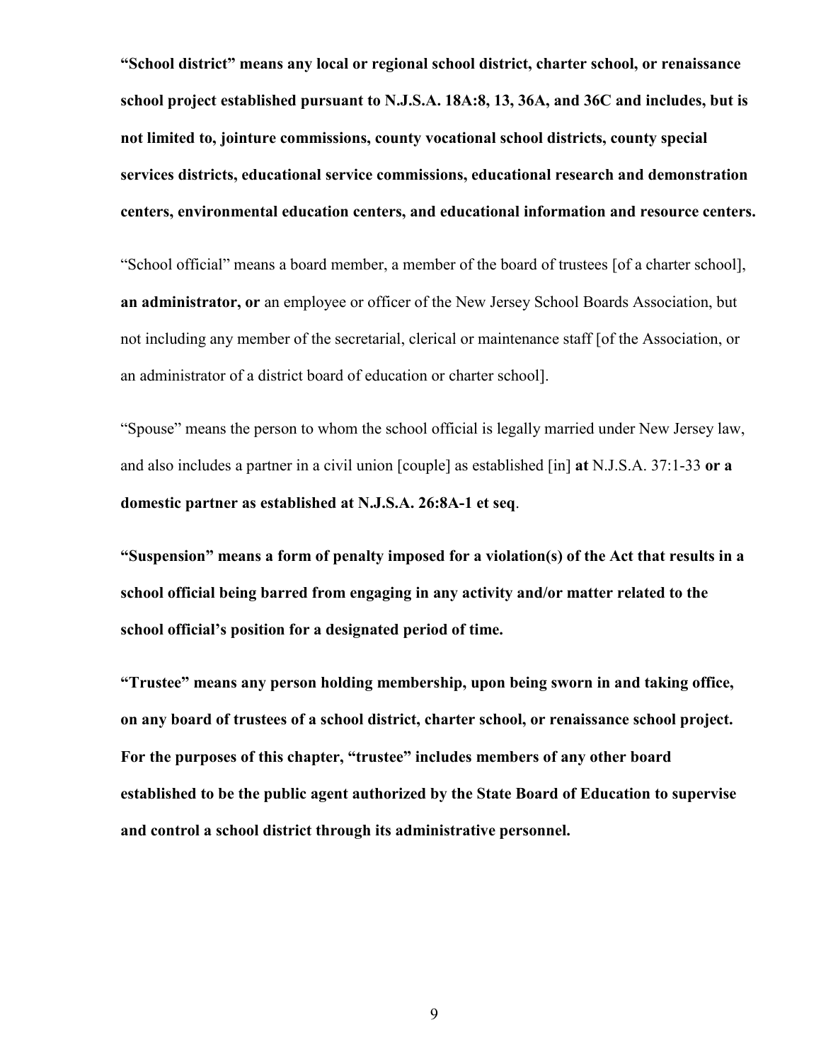**“School district” means any local or regional school district, charter school, or renaissance school project established pursuant to N.J.S.A. 18A:8, 13, 36A, and 36C and includes, but is not limited to, jointure commissions, county vocational school districts, county special services districts, educational service commissions, educational research and demonstration centers, environmental education centers, and educational information and resource centers.**

“School official” means a board member, a member of the board of trustees [of a charter school], **an administrator, or** an employee or officer of the New Jersey School Boards Association, but not including any member of the secretarial, clerical or maintenance staff [of the Association, or an administrator of a district board of education or charter school].

“Spouse” means the person to whom the school official is legally married under New Jersey law, and also includes a partner in a civil union [couple] as established [in] **at** N.J.S.A. 37:1-33 **or a domestic partner as established at N.J.S.A. 26:8A-1 et seq**.

**“Suspension” means a form of penalty imposed for a violation(s) of the Act that results in a school official being barred from engaging in any activity and/or matter related to the school official’s position for a designated period of time.**

**“Trustee” means any person holding membership, upon being sworn in and taking office, on any board of trustees of a school district, charter school, or renaissance school project. For the purposes of this chapter, “trustee” includes members of any other board established to be the public agent authorized by the State Board of Education to supervise and control a school district through its administrative personnel.**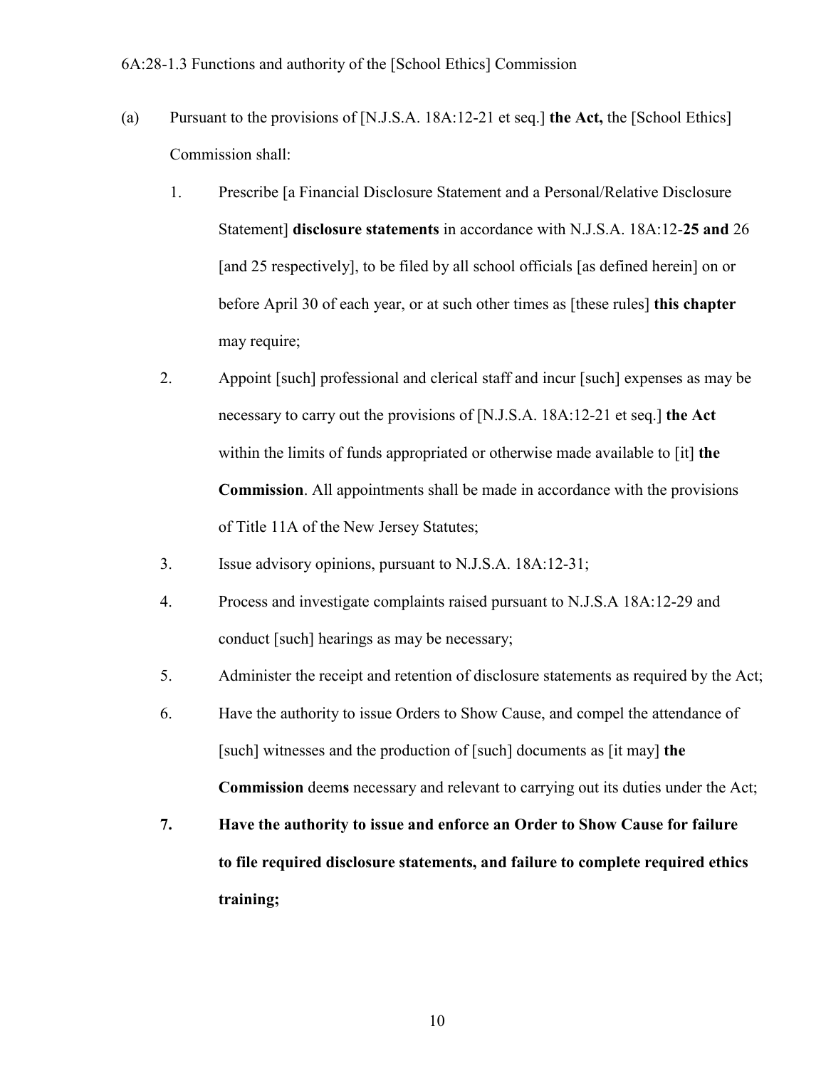6A:28-1.3 Functions and authority of the [School Ethics] Commission

(a) Pursuant to the provisions of [N.J.S.A. 18A:12-21 et seq.] **the Act,** the [School Ethics] Commission shall:

1. Prescribe [a Financial Disclosure Statement and a Personal/Relative Disclosure Statement] **disclosure statements** in accordance with N.J.S.A. 18A:12-**25 and** 26 [and 25 respectively], to be filed by all school officials [as defined herein] on or before April 30 of each year, or at such other times as [these rules] **this chapter** may require;

2. Appoint [such] professional and clerical staff and incur [such] expenses as may be necessary to carry out the provisions of [N.J.S.A. 18A:12-21 et seq.] **the Act** within the limits of funds appropriated or otherwise made available to [it] **the Commission**. All appointments shall be made in accordance with the provisions of Title 11A of the New Jersey Statutes;

3. Issue advisory opinions, pursuant to N.J.S.A. 18A:12-31;

4. Process and investigate complaints raised pursuant to N.J.S.A 18A:12-29 and conduct [such] hearings as may be necessary;

5. Administer the receipt and retention of disclosure statements as required by the Act;

6. Have the authority to issue Orders to Show Cause, and compel the attendance of [such] witnesses and the production of [such] documents as [it may] **the Commission** deem**s** necessary and relevant to carrying out its duties under the Act;

7. **Have the authority to issue and enforce an Order to Show Cause for failure to file required disclosure statements, and failure to complete required ethics training;**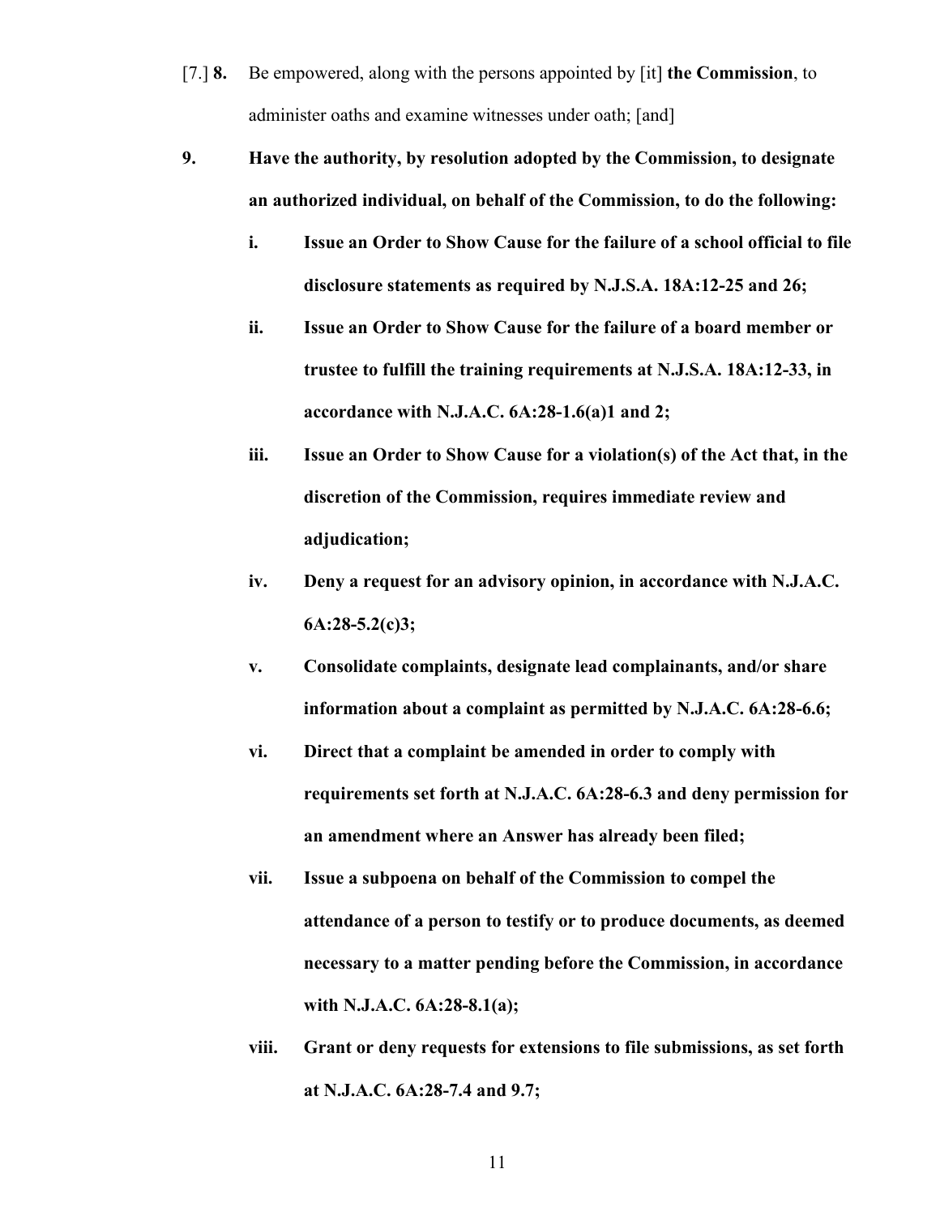[7.] **8.** Be empowered, along with the persons appointed by [it] **the Commission**, to administer oaths and examine witnesses under oath; [and]

**9. Have the authority, by resolution adopted by the Commission, to designate an authorized individual, on behalf of the Commission, to do the following:**

**i. Issue an Order to Show Cause for the failure of a school official to file disclosure statements as required by N.J.S.A. 18A:12-25 and 26;**

**ii. Issue an Order to Show Cause for the failure of a board member or trustee to fulfill the training requirements at N.J.S.A. 18A:12-33, in accordance with N.J.A.C. 6A:28-1.6(a)1 and 2;**

**iii. Issue an Order to Show Cause for a violation(s) of the Act that, in the discretion of the Commission, requires immediate review and adjudication;**

**iv. Deny a request for an advisory opinion, in accordance with N.J.A.C. 6A:28-5.2(c)3;**

**v. Consolidate complaints, designate lead complainants, and/or share information about a complaint as permitted by N.J.A.C. 6A:28-6.6;**

**vi. Direct that a complaint be amended in order to comply with requirements set forth at N.J.A.C. 6A:28-6.3 and deny permission for an amendment where an Answer has already been filed;**

**vii. Issue a subpoena on behalf of the Commission to compel the attendance of a person to testify or to produce documents, as deemed necessary to a matter pending before the Commission, in accordance with N.J.A.C. 6A:28-8.1(a);**

**viii. Grant or deny requests for extensions to file submissions, as set forth at N.J.A.C. 6A:28-7.4 and 9.7;**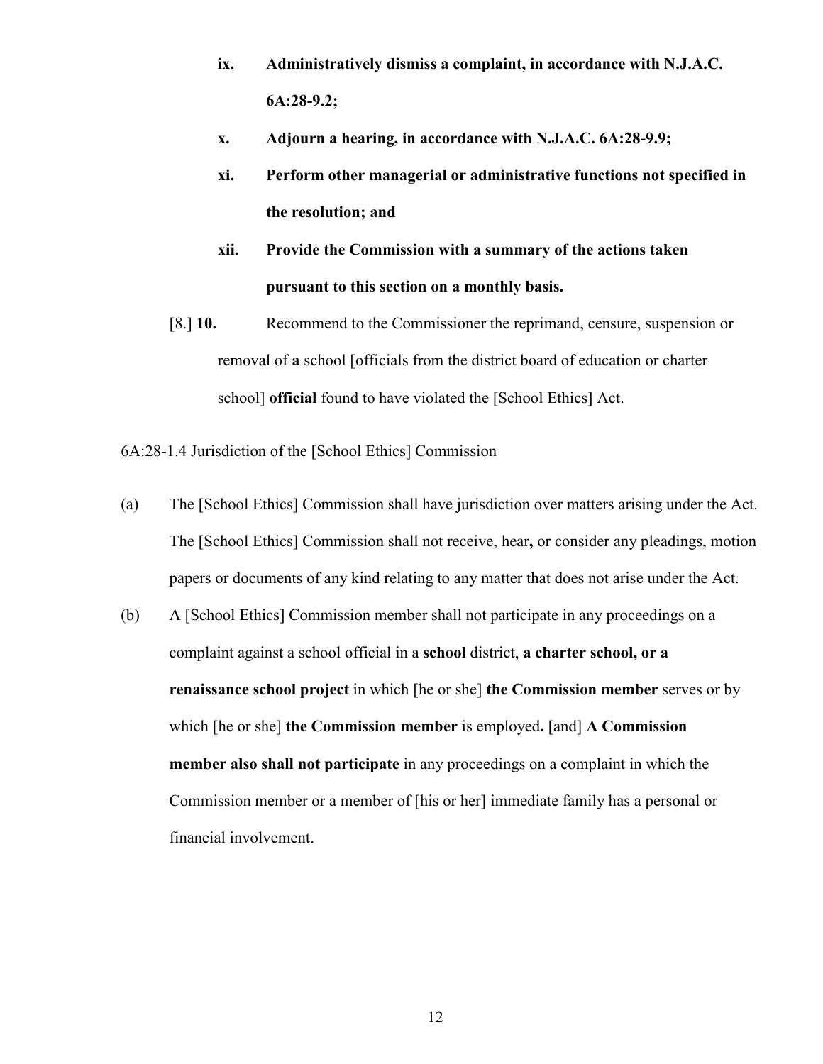ix. **Administratively dismiss a complaint, in accordance with N.J.A.C. 6A:28-9.2;**

x. **Adjourn a hearing, in accordance with N.J.A.C. 6A:28-9.9;**

xi. **Perform other managerial or administrative functions not specified in the resolution; and**

xii. **Provide the Commission with a summary of the actions taken pursuant to this section on a monthly basis.**

[8.] **10.** Recommend to the Commissioner the reprimand, censure, suspension or removal of **a** school [officials from the district board of education or charter school] **official** found to have violated the [School Ethics] Act.

6A:28-1.4 Jurisdiction of the [School Ethics] Commission

(a) The [School Ethics] Commission shall have jurisdiction over matters arising under the Act. The [School Ethics] Commission shall not receive, hear**,** or consider any pleadings, motion papers or documents of any kind relating to any matter that does not arise under the Act.

(b) A [School Ethics] Commission member shall not participate in any proceedings on a complaint against a school official in a **school** district, **a charter school, or a renaissance school project** in which [he or she] **the Commission member** serves or by which [he or she] **the Commission member** is employed**.** [and] **A Commission member also shall not participate** in any proceedings on a complaint in which the Commission member or a member of [his or her] immediate family has a personal or financial involvement.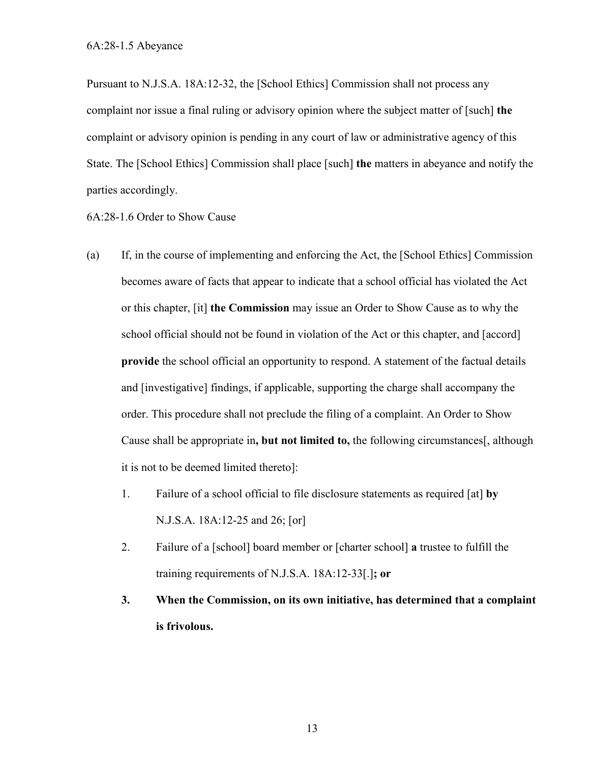6A:28-1.5 Abeyance

Pursuant to N.J.S.A. 18A:12-32, the [School Ethics] Commission shall not process any complaint nor issue a final ruling or advisory opinion where the subject matter of [such] **the** complaint or advisory opinion is pending in any court of law or administrative agency of this State. The [School Ethics] Commission shall place [such] **the** matters in abeyance and notify the parties accordingly.

6A:28-1.6 Order to Show Cause

(a) If, in the course of implementing and enforcing the Act, the [School Ethics] Commission becomes aware of facts that appear to indicate that a school official has violated the Act or this chapter, [it] **the Commission** may issue an Order to Show Cause as to why the school official should not be found in violation of the Act or this chapter, and [accord] **provide** the school official an opportunity to respond. A statement of the factual details and [investigative] findings, if applicable, supporting the charge shall accompany the order. This procedure shall not preclude the filing of a complaint. An Order to Show Cause shall be appropriate in**, but not limited to,** the following circumstances[, although it is not to be deemed limited thereto]:

1. Failure of a school official to file disclosure statements as required [at] **by** N.J.S.A. 18A:12-25 and 26; [or]

2. Failure of a [school] board member or [charter school] **a** trustee to fulfill the training requirements of N.J.S.A. 18A:12-33[.]**; or**

3. **When the Commission, on its own initiative, has determined that a complaint is frivolous.**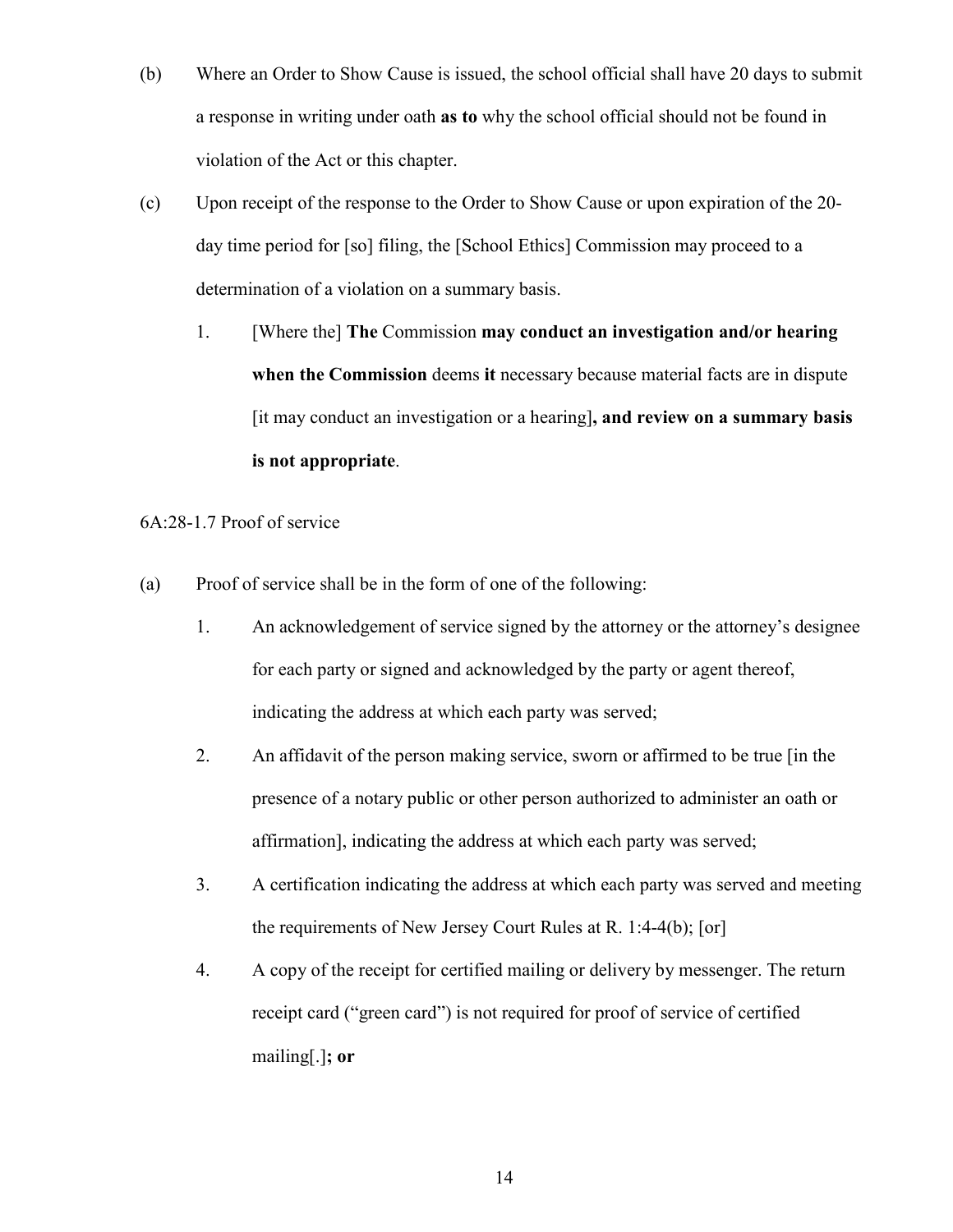(b) Where an Order to Show Cause is issued, the school official shall have 20 days to submit a response in writing under oath **as to** why the school official should not be found in violation of the Act or this chapter.

(c) Upon receipt of the response to the Order to Show Cause or upon expiration of the 20-day time period for [so] filing, the [School Ethics] Commission may proceed to a determination of a violation on a summary basis.

1. [Where the] **The** Commission **may conduct an investigation and/or hearing when the Commission** deems **it** necessary because material facts are in dispute [it may conduct an investigation or a hearing]**, and review on a summary basis is not appropriate**.

6A:28-1.7 Proof of service

(a) Proof of service shall be in the form of one of the following:

1. An acknowledgement of service signed by the attorney or the attorney's designee for each party or signed and acknowledged by the party or agent thereof, indicating the address at which each party was served;

2. An affidavit of the person making service, sworn or affirmed to be true [in the presence of a notary public or other person authorized to administer an oath or affirmation], indicating the address at which each party was served;

3. A certification indicating the address at which each party was served and meeting the requirements of New Jersey Court Rules at R. 1:4-4(b); [or]

4. A copy of the receipt for certified mailing or delivery by messenger. The return receipt card ("green card") is not required for proof of service of certified mailing[.]**; or**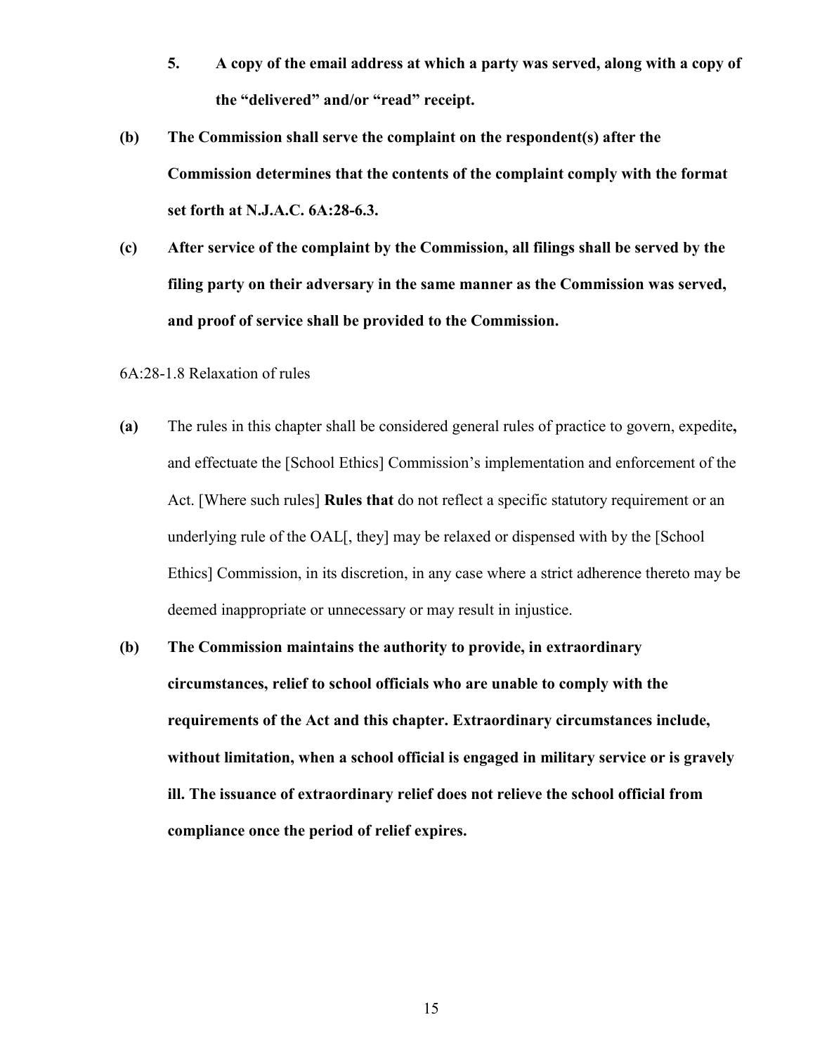**5. A copy of the email address at which a party was served, along with a copy of the "delivered" and/or "read" receipt.**

**(b) The Commission shall serve the complaint on the respondent(s) after the Commission determines that the contents of the complaint comply with the format set forth at N.J.A.C. 6A:28-6.3.**

**(c) After service of the complaint by the Commission, all filings shall be served by the filing party on their adversary in the same manner as the Commission was served, and proof of service shall be provided to the Commission.**

6A:28-1.8 Relaxation of rules

**(a)** The rules in this chapter shall be considered general rules of practice to govern, expedite**,** and effectuate the [School Ethics] Commission's implementation and enforcement of the Act. [Where such rules] **Rules that** do not reflect a specific statutory requirement or an underlying rule of the OAL[, they] may be relaxed or dispensed with by the [School Ethics] Commission, in its discretion, in any case where a strict adherence thereto may be deemed inappropriate or unnecessary or may result in injustice.

**(b) The Commission maintains the authority to provide, in extraordinary circumstances, relief to school officials who are unable to comply with the requirements of the Act and this chapter. Extraordinary circumstances include, without limitation, when a school official is engaged in military service or is gravely ill. The issuance of extraordinary relief does not relieve the school official from compliance once the period of relief expires.**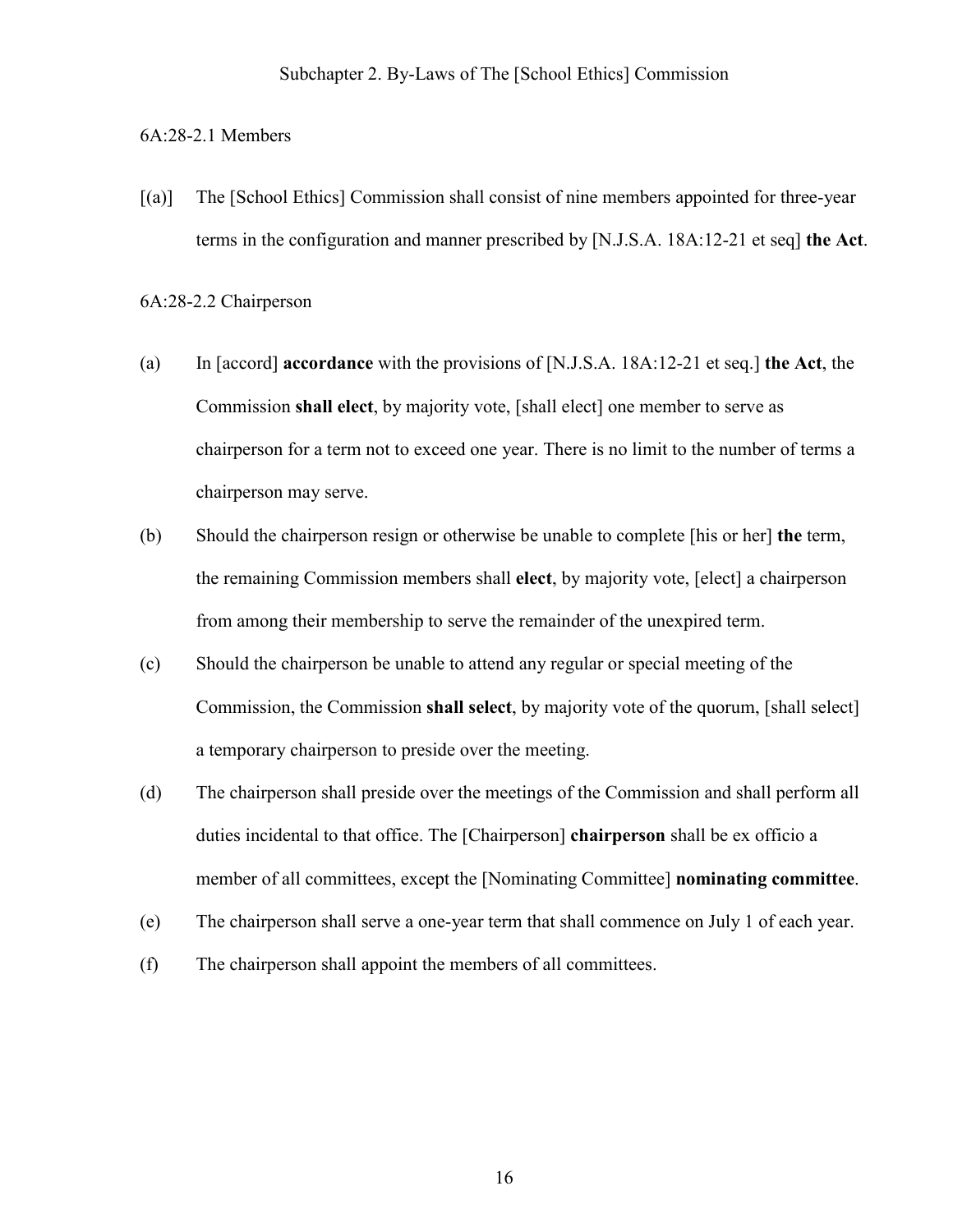Subchapter 2. By-Laws of The [School Ethics] Commission

6A:28-2.1 Members

[(a)] The [School Ethics] Commission shall consist of nine members appointed for three-year terms in the configuration and manner prescribed by [N.J.S.A. 18A:12-21 et seq] **the Act**.

6A:28-2.2 Chairperson

(a) In [accord] **accordance** with the provisions of [N.J.S.A. 18A:12-21 et seq.] **the Act**, the Commission **shall elect**, by majority vote, [shall elect] one member to serve as chairperson for a term not to exceed one year. There is no limit to the number of terms a chairperson may serve.

(b) Should the chairperson resign or otherwise be unable to complete [his or her] **the** term, the remaining Commission members shall **elect**, by majority vote, [elect] a chairperson from among their membership to serve the remainder of the unexpired term.

(c) Should the chairperson be unable to attend any regular or special meeting of the Commission, the Commission **shall select**, by majority vote of the quorum, [shall select] a temporary chairperson to preside over the meeting.

(d) The chairperson shall preside over the meetings of the Commission and shall perform all duties incidental to that office. The [Chairperson] **chairperson** shall be ex officio a member of all committees, except the [Nominating Committee] **nominating committee**.

(e) The chairperson shall serve a one-year term that shall commence on July 1 of each year.

(f) The chairperson shall appoint the members of all committees.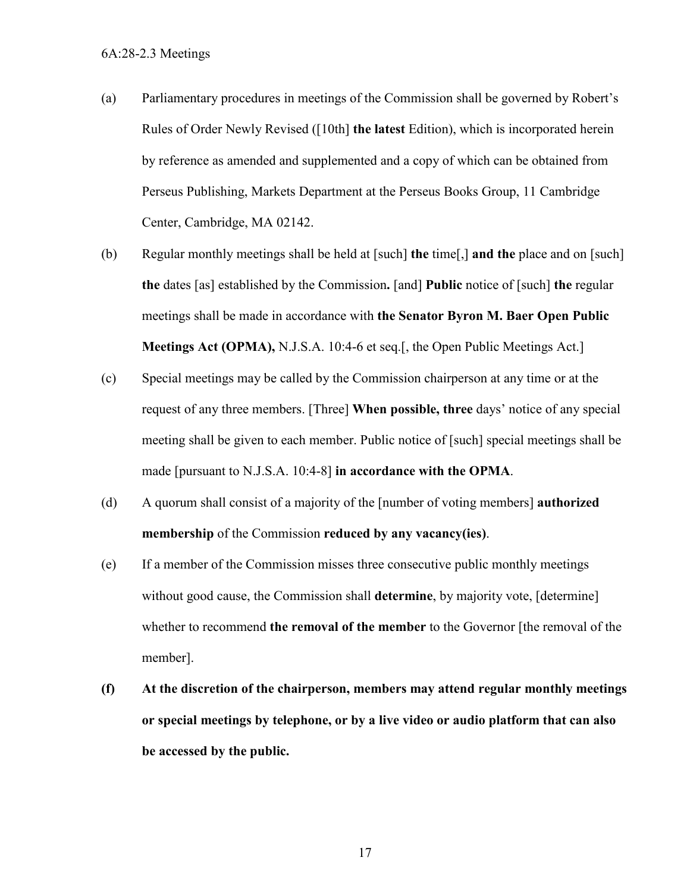6A:28-2.3 Meetings

(a) Parliamentary procedures in meetings of the Commission shall be governed by Robert's Rules of Order Newly Revised ([10th] **the latest** Edition), which is incorporated herein by reference as amended and supplemented and a copy of which can be obtained from Perseus Publishing, Markets Department at the Perseus Books Group, 11 Cambridge Center, Cambridge, MA 02142.

(b) Regular monthly meetings shall be held at [such] **the** time[,] **and the** place and on [such] **the** dates [as] established by the Commission**.** [and] **Public** notice of [such] **the** regular meetings shall be made in accordance with **the Senator Byron M. Baer Open Public Meetings Act (OPMA),** N.J.S.A. 10:4-6 et seq.[, the Open Public Meetings Act.]

(c) Special meetings may be called by the Commission chairperson at any time or at the request of any three members. [Three] **When possible, three** days' notice of any special meeting shall be given to each member. Public notice of [such] special meetings shall be made [pursuant to N.J.S.A. 10:4-8] **in accordance with the OPMA**.

(d) A quorum shall consist of a majority of the [number of voting members] **authorized membership** of the Commission **reduced by any vacancy(ies)**.

(e) If a member of the Commission misses three consecutive public monthly meetings without good cause, the Commission shall **determine**, by majority vote, [determine] whether to recommend **the removal of the member** to the Governor [the removal of the member].

**(f) At the discretion of the chairperson, members may attend regular monthly meetings or special meetings by telephone, or by a live video or audio platform that can also be accessed by the public.**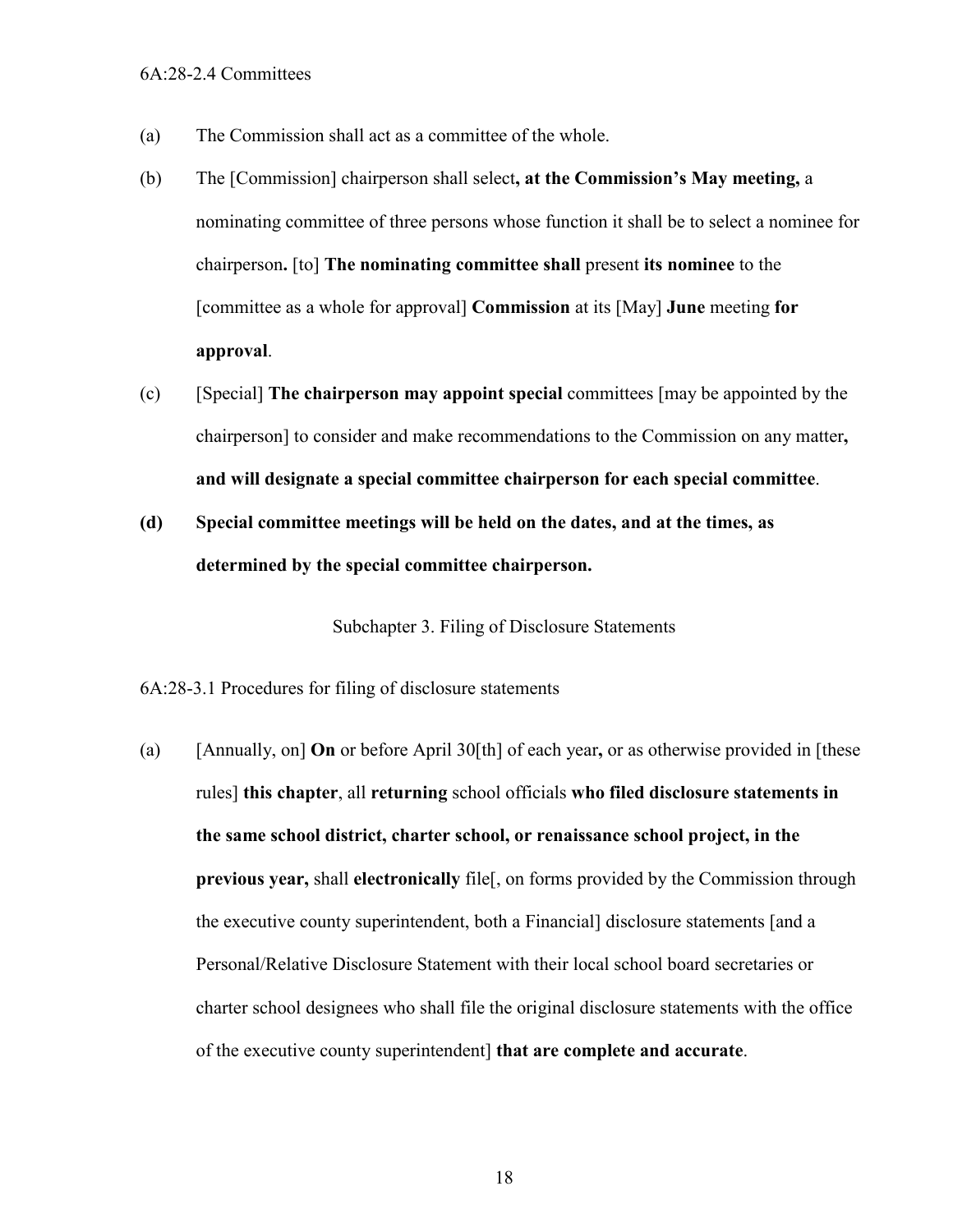6A:28-2.4 Committees

(a) The Commission shall act as a committee of the whole.

(b) The [Commission] chairperson shall select**, at the Commission's May meeting,** a nominating committee of three persons whose function it shall be to select a nominee for chairperson**.** [to] **The nominating committee shall** present **its nominee** to the [committee as a whole for approval] **Commission** at its [May] **June** meeting **for approval**.

(c) [Special] **The chairperson may appoint special** committees [may be appointed by the chairperson] to consider and make recommendations to the Commission on any matter**, and will designate a special committee chairperson for each special committee**.

**(d) Special committee meetings will be held on the dates, and at the times, as determined by the special committee chairperson.**

Subchapter 3. Filing of Disclosure Statements

6A:28-3.1 Procedures for filing of disclosure statements

(a) [Annually, on] **On** or before April 30[th] of each year**,** or as otherwise provided in [these rules] **this chapter**, all **returning** school officials **who filed disclosure statements in the same school district, charter school, or renaissance school project, in the previous year,** shall **electronically** file[, on forms provided by the Commission through the executive county superintendent, both a Financial] disclosure statements [and a Personal/Relative Disclosure Statement with their local school board secretaries or charter school designees who shall file the original disclosure statements with the office of the executive county superintendent] **that are complete and accurate**.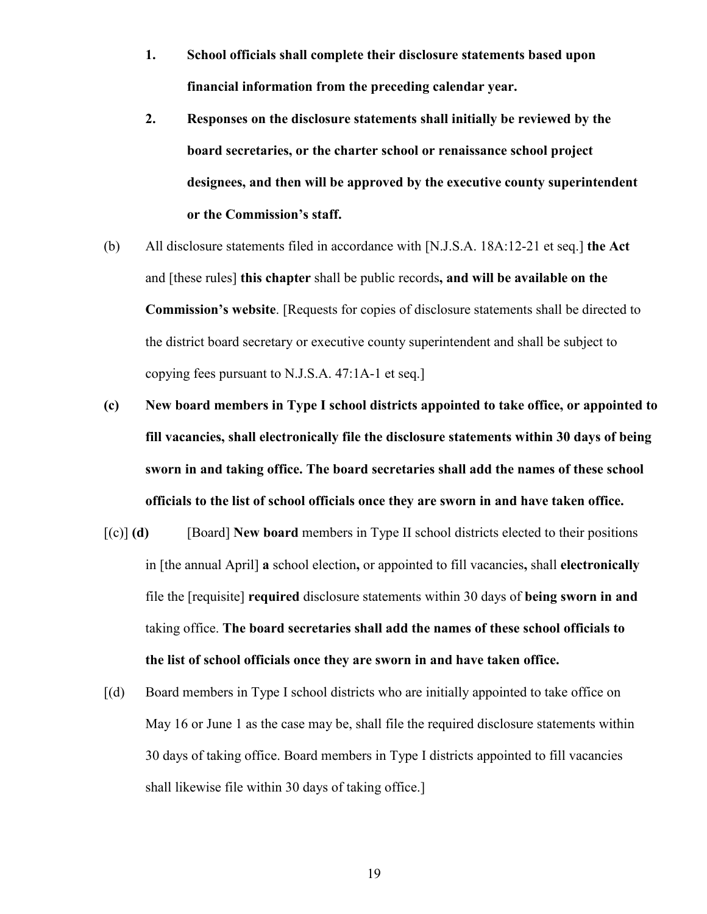1. **School officials shall complete their disclosure statements based upon financial information from the preceding calendar year.**

2. **Responses on the disclosure statements shall initially be reviewed by the board secretaries, or the charter school or renaissance school project designees, and then will be approved by the executive county superintendent or the Commission's staff.**

(b) All disclosure statements filed in accordance with [N.J.S.A. 18A:12-21 et seq.] **the Act** and [these rules] **this chapter** shall be public records**, and will be available on the Commission's website**. [Requests for copies of disclosure statements shall be directed to the district board secretary or executive county superintendent and shall be subject to copying fees pursuant to N.J.S.A. 47:1A-1 et seq.]

**(c) New board members in Type I school districts appointed to take office, or appointed to fill vacancies, shall electronically file the disclosure statements within 30 days of being sworn in and taking office. The board secretaries shall add the names of these school officials to the list of school officials once they are sworn in and have taken office.**

[(c)] **(d)** [Board] **New board** members in Type II school districts elected to their positions in [the annual April] **a** school election**,** or appointed to fill vacancies**,** shall **electronically** file the [requisite] **required** disclosure statements within 30 days of **being sworn in and** taking office. **The board secretaries shall add the names of these school officials to the list of school officials once they are sworn in and have taken office.**

[(d) Board members in Type I school districts who are initially appointed to take office on May 16 or June 1 as the case may be, shall file the required disclosure statements within 30 days of taking office. Board members in Type I districts appointed to fill vacancies shall likewise file within 30 days of taking office.]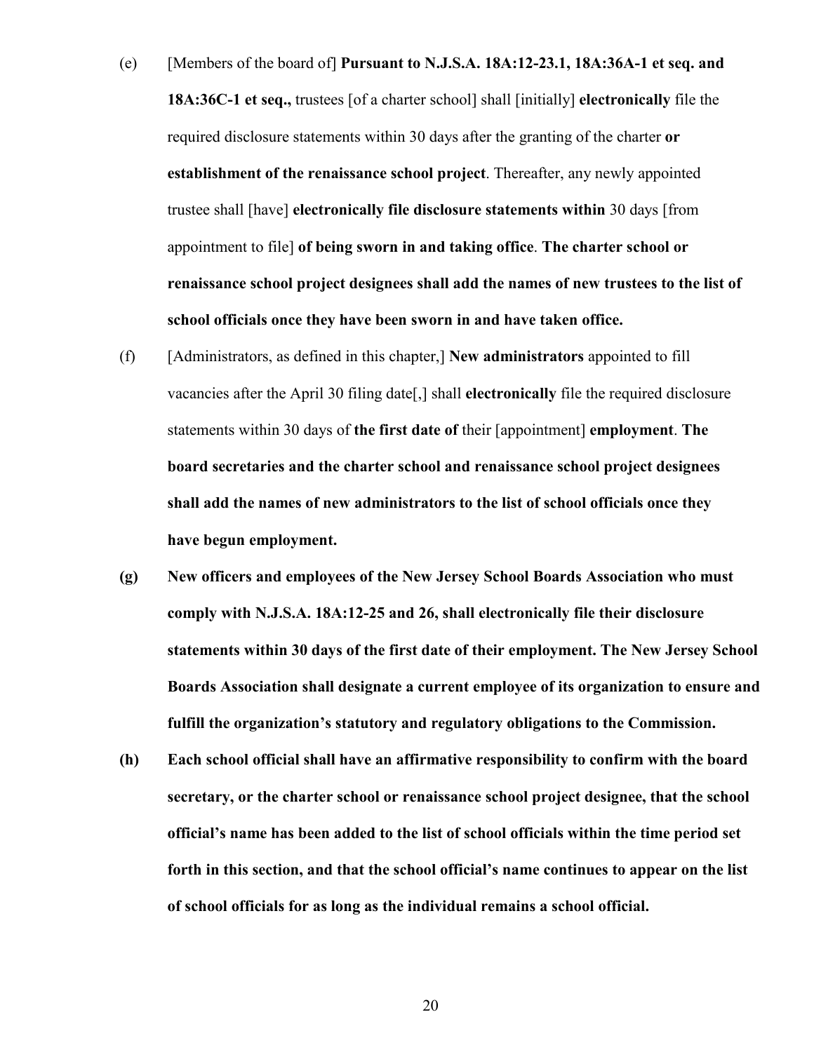(e) [Members of the board of] **Pursuant to N.J.S.A. 18A:12-23.1, 18A:36A-1 et seq. and 18A:36C-1 et seq.,** trustees [of a charter school] shall [initially] **electronically** file the required disclosure statements within 30 days after the granting of the charter **or establishment of the renaissance school project**. Thereafter, any newly appointed trustee shall [have] **electronically file disclosure statements within** 30 days [from appointment to file] **of being sworn in and taking office**. **The charter school or renaissance school project designees shall add the names of new trustees to the list of school officials once they have been sworn in and have taken office.**

(f) [Administrators, as defined in this chapter,] **New administrators** appointed to fill vacancies after the April 30 filing date[,] shall **electronically** file the required disclosure statements within 30 days of **the first date of** their [appointment] **employment**. **The board secretaries and the charter school and renaissance school project designees shall add the names of new administrators to the list of school officials once they have begun employment.**

**(g) New officers and employees of the New Jersey School Boards Association who must comply with N.J.S.A. 18A:12-25 and 26, shall electronically file their disclosure statements within 30 days of the first date of their employment. The New Jersey School Boards Association shall designate a current employee of its organization to ensure and fulfill the organization's statutory and regulatory obligations to the Commission.**

**(h) Each school official shall have an affirmative responsibility to confirm with the board secretary, or the charter school or renaissance school project designee, that the school official's name has been added to the list of school officials within the time period set forth in this section, and that the school official's name continues to appear on the list of school officials for as long as the individual remains a school official.**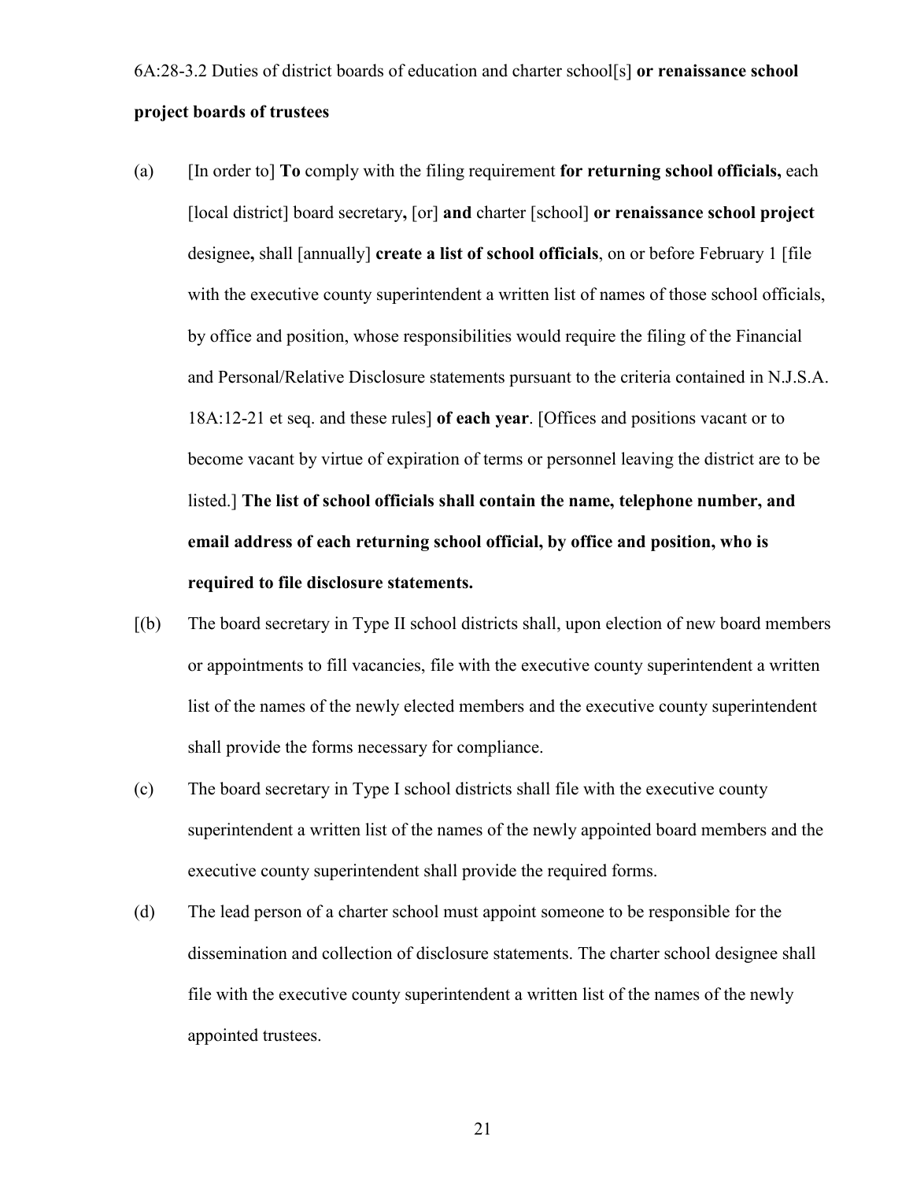6A:28-3.2 Duties of district boards of education and charter school[s] **or renaissance school project boards of trustees**

(a) [In order to] **To** comply with the filing requirement **for returning school officials,** each [local district] board secretary**,** [or] **and** charter [school] **or renaissance school project** designee**,** shall [annually] **create a list of school officials**, on or before February 1 [file with the executive county superintendent a written list of names of those school officials, by office and position, whose responsibilities would require the filing of the Financial and Personal/Relative Disclosure statements pursuant to the criteria contained in N.J.S.A. 18A:12-21 et seq. and these rules] **of each year**. [Offices and positions vacant or to become vacant by virtue of expiration of terms or personnel leaving the district are to be listed.] **The list of school officials shall contain the name, telephone number, and email address of each returning school official, by office and position, who is required to file disclosure statements.**

[(b) The board secretary in Type II school districts shall, upon election of new board members or appointments to fill vacancies, file with the executive county superintendent a written list of the names of the newly elected members and the executive county superintendent shall provide the forms necessary for compliance.

(c) The board secretary in Type I school districts shall file with the executive county superintendent a written list of the names of the newly appointed board members and the executive county superintendent shall provide the required forms.

(d) The lead person of a charter school must appoint someone to be responsible for the dissemination and collection of disclosure statements. The charter school designee shall file with the executive county superintendent a written list of the names of the newly appointed trustees.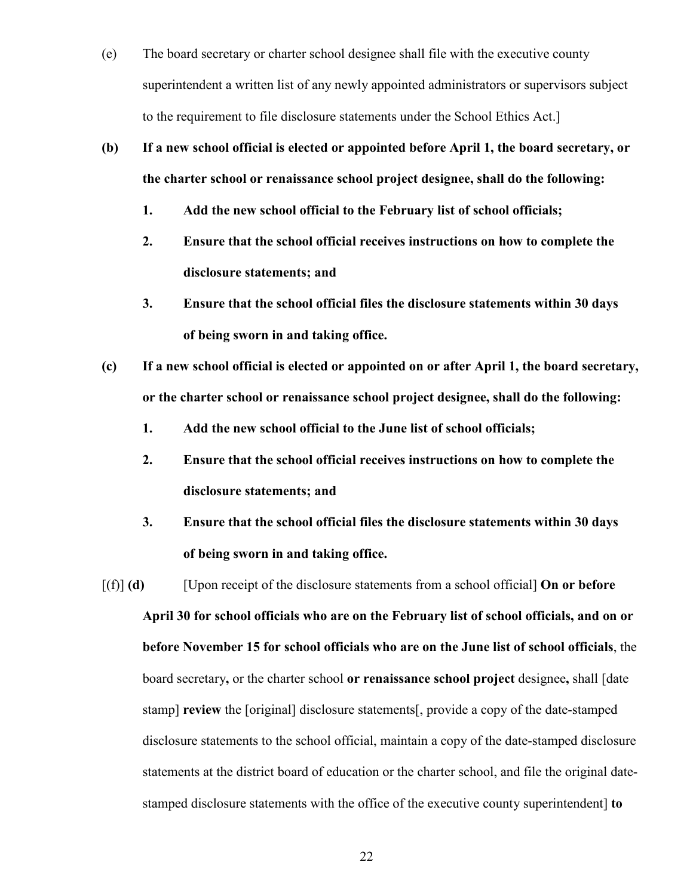(e) The board secretary or charter school designee shall file with the executive county superintendent a written list of any newly appointed administrators or supervisors subject to the requirement to file disclosure statements under the School Ethics Act.]

**(b) If a new school official is elected or appointed before April 1, the board secretary, or the charter school or renaissance school project designee, shall do the following:**

**1. Add the new school official to the February list of school officials;**

**2. Ensure that the school official receives instructions on how to complete the disclosure statements; and**

**3. Ensure that the school official files the disclosure statements within 30 days of being sworn in and taking office.**

**(c) If a new school official is elected or appointed on or after April 1, the board secretary, or the charter school or renaissance school project designee, shall do the following:**

**1. Add the new school official to the June list of school officials;**

**2. Ensure that the school official receives instructions on how to complete the disclosure statements; and**

**3. Ensure that the school official files the disclosure statements within 30 days of being sworn in and taking office.**

[(f)] **(d)** [Upon receipt of the disclosure statements from a school official] **On or before April 30 for school officials who are on the February list of school officials, and on or before November 15 for school officials who are on the June list of school officials**, the board secretary**,** or the charter school **or renaissance school project** designee**,** shall [date stamp] **review** the [original] disclosure statements[, provide a copy of the date-stamped disclosure statements to the school official, maintain a copy of the date-stamped disclosure statements at the district board of education or the charter school, and file the original date-stamped disclosure statements with the office of the executive county superintendent] **to**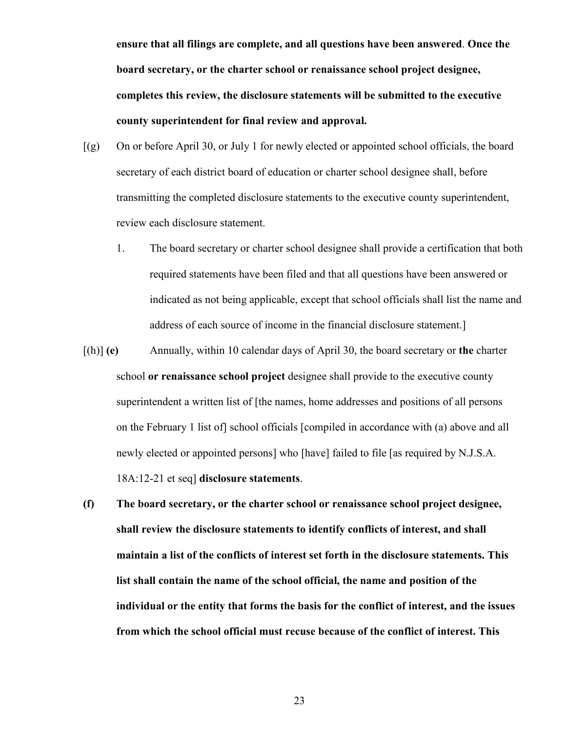**ensure that all filings are complete, and all questions have been answered**. **Once the board secretary, or the charter school or renaissance school project designee, completes this review, the disclosure statements will be submitted to the executive county superintendent for final review and approval.**

[(g) On or before April 30, or July 1 for newly elected or appointed school officials, the board secretary of each district board of education or charter school designee shall, before transmitting the completed disclosure statements to the executive county superintendent, review each disclosure statement.

1. The board secretary or charter school designee shall provide a certification that both required statements have been filed and that all questions have been answered or indicated as not being applicable, except that school officials shall list the name and address of each source of income in the financial disclosure statement.]

[(h)] **(e)** Annually, within 10 calendar days of April 30, the board secretary or **the** charter school **or renaissance school project** designee shall provide to the executive county superintendent a written list of [the names, home addresses and positions of all persons on the February 1 list of] school officials [compiled in accordance with (a) above and all newly elected or appointed persons] who [have] failed to file [as required by N.J.S.A. 18A:12-21 et seq] **disclosure statements**.

**(f) The board secretary, or the charter school or renaissance school project designee, shall review the disclosure statements to identify conflicts of interest, and shall maintain a list of the conflicts of interest set forth in the disclosure statements. This list shall contain the name of the school official, the name and position of the individual or the entity that forms the basis for the conflict of interest, and the issues from which the school official must recuse because of the conflict of interest. This**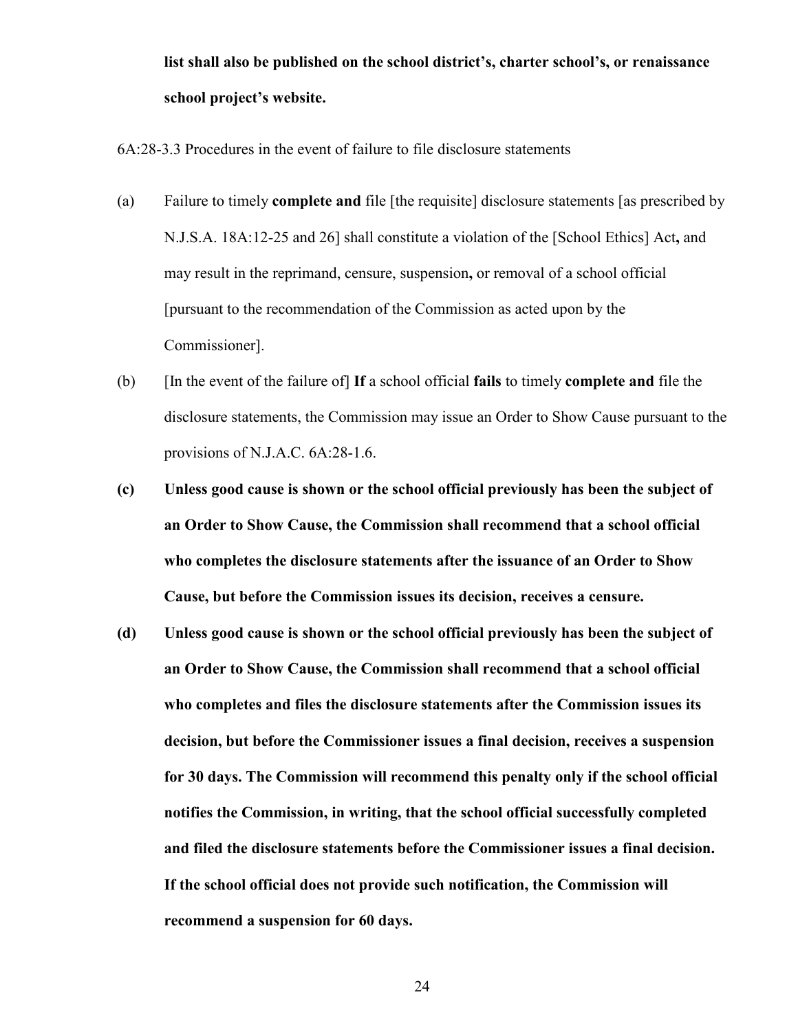**list shall also be published on the school district's, charter school's, or renaissance school project's website.**

6A:28-3.3 Procedures in the event of failure to file disclosure statements

(a) Failure to timely **complete and** file [the requisite] disclosure statements [as prescribed by N.J.S.A. 18A:12-25 and 26] shall constitute a violation of the [School Ethics] Act**,** and may result in the reprimand, censure, suspension**,** or removal of a school official [pursuant to the recommendation of the Commission as acted upon by the Commissioner].

(b) [In the event of the failure of] **If** a school official **fails** to timely **complete and** file the disclosure statements, the Commission may issue an Order to Show Cause pursuant to the provisions of N.J.A.C. 6A:28-1.6.

**(c) Unless good cause is shown or the school official previously has been the subject of an Order to Show Cause, the Commission shall recommend that a school official who completes the disclosure statements after the issuance of an Order to Show Cause, but before the Commission issues its decision, receives a censure.**

**(d) Unless good cause is shown or the school official previously has been the subject of an Order to Show Cause, the Commission shall recommend that a school official who completes and files the disclosure statements after the Commission issues its decision, but before the Commissioner issues a final decision, receives a suspension for 30 days. The Commission will recommend this penalty only if the school official notifies the Commission, in writing, that the school official successfully completed and filed the disclosure statements before the Commissioner issues a final decision. If the school official does not provide such notification, the Commission will recommend a suspension for 60 days.**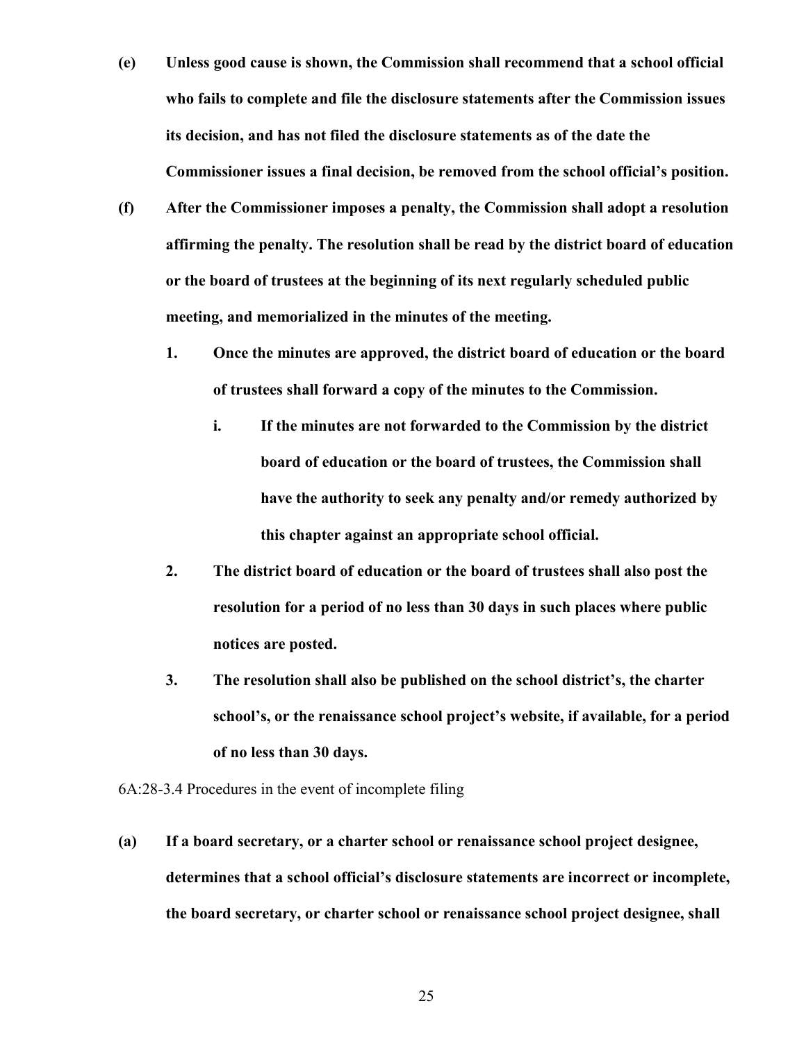**(e) Unless good cause is shown, the Commission shall recommend that a school official who fails to complete and file the disclosure statements after the Commission issues its decision, and has not filed the disclosure statements as of the date the Commissioner issues a final decision, be removed from the school official's position.**

**(f) After the Commissioner imposes a penalty, the Commission shall adopt a resolution affirming the penalty. The resolution shall be read by the district board of education or the board of trustees at the beginning of its next regularly scheduled public meeting, and memorialized in the minutes of the meeting.**

**1. Once the minutes are approved, the district board of education or the board of trustees shall forward a copy of the minutes to the Commission.**

**i. If the minutes are not forwarded to the Commission by the district board of education or the board of trustees, the Commission shall have the authority to seek any penalty and/or remedy authorized by this chapter against an appropriate school official.**

**2. The district board of education or the board of trustees shall also post the resolution for a period of no less than 30 days in such places where public notices are posted.**

**3. The resolution shall also be published on the school district's, the charter school's, or the renaissance school project's website, if available, for a period of no less than 30 days.**

6A:28-3.4 Procedures in the event of incomplete filing

**(a) If a board secretary, or a charter school or renaissance school project designee, determines that a school official's disclosure statements are incorrect or incomplete, the board secretary, or charter school or renaissance school project designee, shall**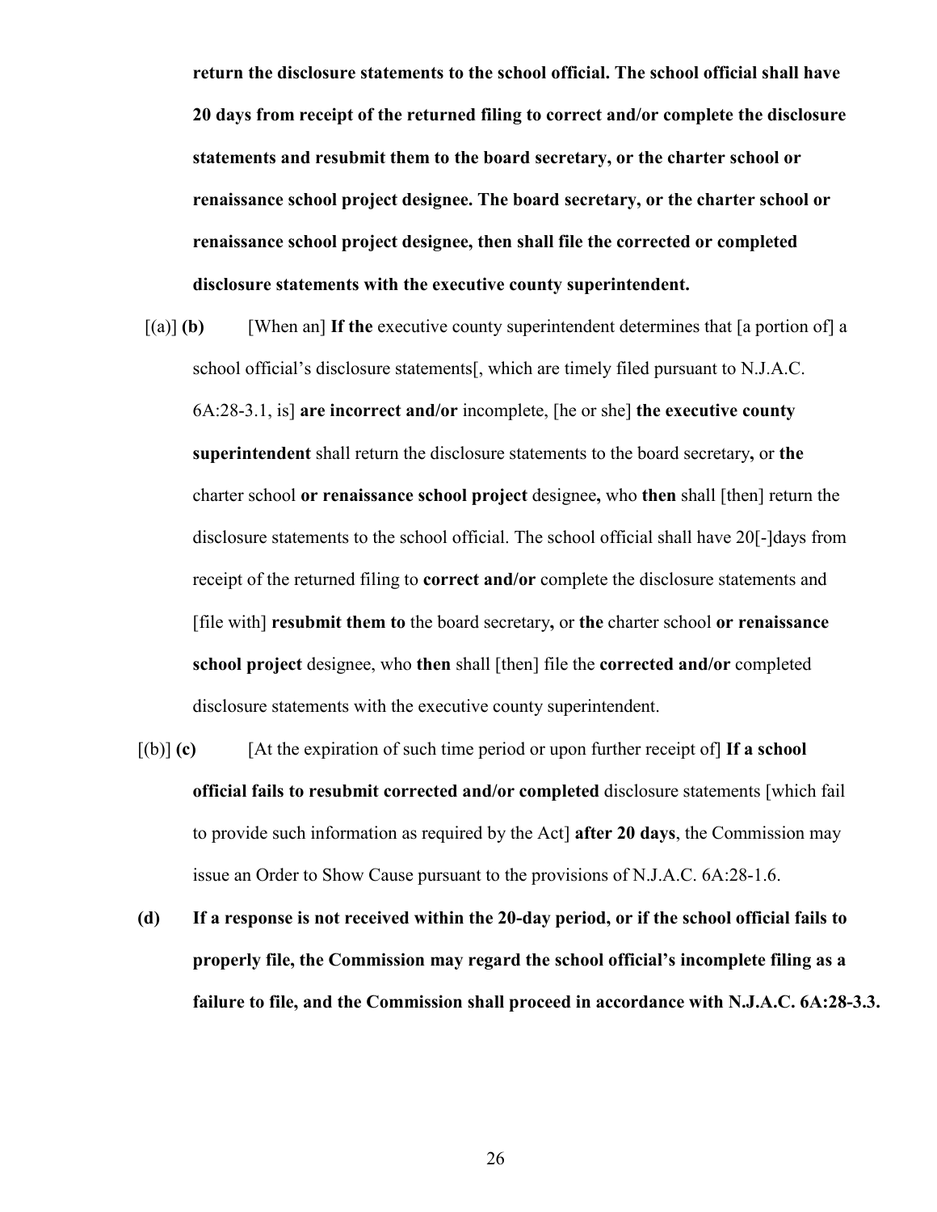**return the disclosure statements to the school official. The school official shall have 20 days from receipt of the returned filing to correct and/or complete the disclosure statements and resubmit them to the board secretary, or the charter school or renaissance school project designee. The board secretary, or the charter school or renaissance school project designee, then shall file the corrected or completed disclosure statements with the executive county superintendent.**

[(a)] **(b)** [When an] **If the** executive county superintendent determines that [a portion of] a school official's disclosure statements[, which are timely filed pursuant to N.J.A.C. 6A:28-3.1, is] **are incorrect and/or** incomplete, [he or she] **the executive county superintendent** shall return the disclosure statements to the board secretary**,** or **the** charter school **or renaissance school project** designee**,** who **then** shall [then] return the disclosure statements to the school official. The school official shall have 20[-]days from receipt of the returned filing to **correct and/or** complete the disclosure statements and [file with] **resubmit them to** the board secretary**,** or **the** charter school **or renaissance school project** designee, who **then** shall [then] file the **corrected and/or** completed disclosure statements with the executive county superintendent.

[(b)] **(c)** [At the expiration of such time period or upon further receipt of] **If a school official fails to resubmit corrected and/or completed** disclosure statements [which fail to provide such information as required by the Act] **after 20 days**, the Commission may issue an Order to Show Cause pursuant to the provisions of N.J.A.C. 6A:28-1.6.

**(d) If a response is not received within the 20-day period, or if the school official fails to properly file, the Commission may regard the school official's incomplete filing as a failure to file, and the Commission shall proceed in accordance with N.J.A.C. 6A:28-3.3.**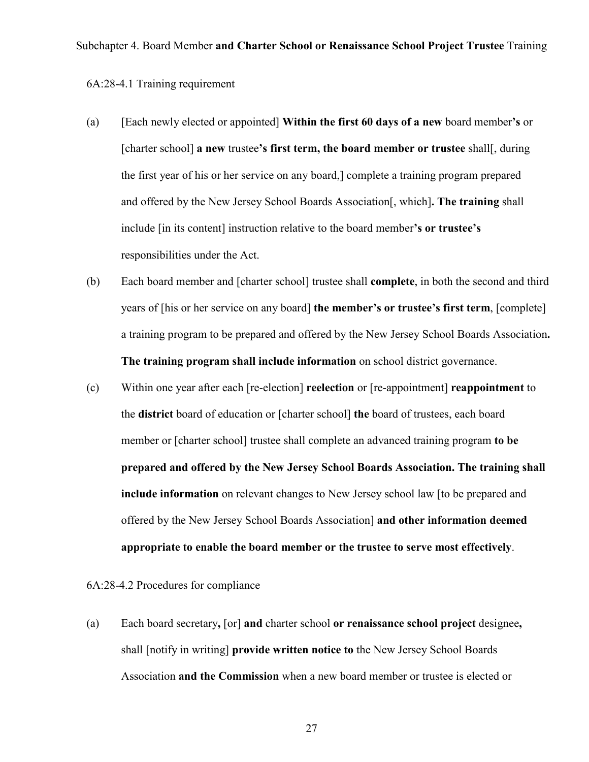Subchapter 4. Board Member **and Charter School or Renaissance School Project Trustee** Training

6A:28-4.1 Training requirement

(a) [Each newly elected or appointed] **Within the first 60 days of a new** board member**'s** or [charter school] **a new** trustee**'s first term, the board member or trustee** shall[, during the first year of his or her service on any board,] complete a training program prepared and offered by the New Jersey School Boards Association[, which]**. The training** shall include [in its content] instruction relative to the board member**'s or trustee's** responsibilities under the Act.

(b) Each board member and [charter school] trustee shall **complete**, in both the second and third years of [his or her service on any board] **the member's or trustee's first term**, [complete] a training program to be prepared and offered by the New Jersey School Boards Association**. The training program shall include information** on school district governance.

(c) Within one year after each [re-election] **reelection** or [re-appointment] **reappointment** to the **district** board of education or [charter school] **the** board of trustees, each board member or [charter school] trustee shall complete an advanced training program **to be prepared and offered by the New Jersey School Boards Association. The training shall include information** on relevant changes to New Jersey school law [to be prepared and offered by the New Jersey School Boards Association] **and other information deemed appropriate to enable the board member or the trustee to serve most effectively**.

6A:28-4.2 Procedures for compliance

(a) Each board secretary**,** [or] **and** charter school **or renaissance school project** designee**,** shall [notify in writing] **provide written notice to** the New Jersey School Boards Association **and the Commission** when a new board member or trustee is elected or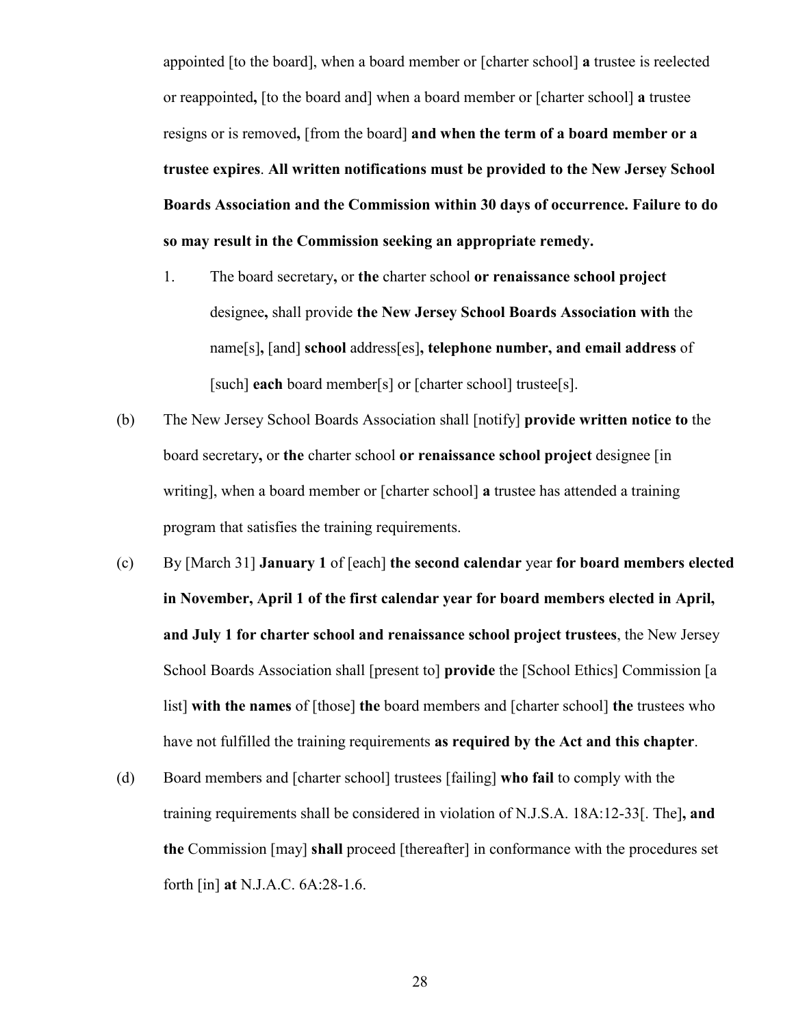appointed [to the board], when a board member or [charter school] **a** trustee is reelected or reappointed**,** [to the board and] when a board member or [charter school] **a** trustee resigns or is removed**,** [from the board] **and when the term of a board member or a trustee expires**. **All written notifications must be provided to the New Jersey School Boards Association and the Commission within 30 days of occurrence. Failure to do so may result in the Commission seeking an appropriate remedy.**

1. The board secretary**,** or **the** charter school **or renaissance school project** designee**,** shall provide **the New Jersey School Boards Association with** the name[s]**,** [and] **school** address[es]**, telephone number, and email address** of [such] **each** board member[s] or [charter school] trustee[s].

(b) The New Jersey School Boards Association shall [notify] **provide written notice to** the board secretary**,** or **the** charter school **or renaissance school project** designee [in writing], when a board member or [charter school] **a** trustee has attended a training program that satisfies the training requirements.

(c) By [March 31] **January 1** of [each] **the second calendar** year **for board members elected in November, April 1 of the first calendar year for board members elected in April, and July 1 for charter school and renaissance school project trustees**, the New Jersey School Boards Association shall [present to] **provide** the [School Ethics] Commission [a list] **with the names** of [those] **the** board members and [charter school] **the** trustees who have not fulfilled the training requirements **as required by the Act and this chapter**.

(d) Board members and [charter school] trustees [failing] **who fail** to comply with the training requirements shall be considered in violation of N.J.S.A. 18A:12-33[. The]**, and the** Commission [may] **shall** proceed [thereafter] in conformance with the procedures set forth [in] **at** N.J.A.C. 6A:28-1.6.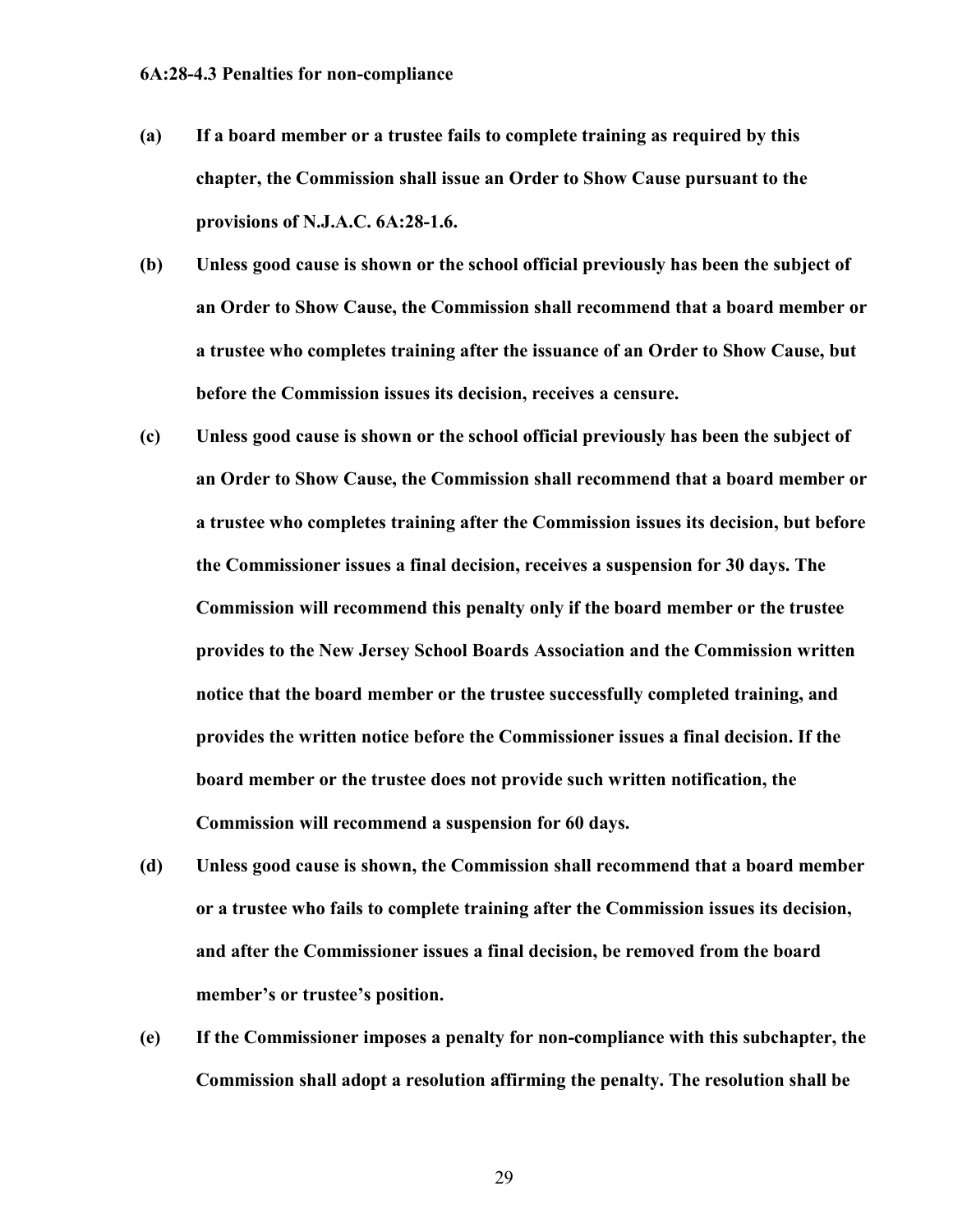**6A:28-4.3 Penalties for non-compliance**

**(a) If a board member or a trustee fails to complete training as required by this chapter, the Commission shall issue an Order to Show Cause pursuant to the provisions of N.J.A.C. 6A:28-1.6.**

**(b) Unless good cause is shown or the school official previously has been the subject of an Order to Show Cause, the Commission shall recommend that a board member or a trustee who completes training after the issuance of an Order to Show Cause, but before the Commission issues its decision, receives a censure.**

**(c) Unless good cause is shown or the school official previously has been the subject of an Order to Show Cause, the Commission shall recommend that a board member or a trustee who completes training after the Commission issues its decision, but before the Commissioner issues a final decision, receives a suspension for 30 days. The Commission will recommend this penalty only if the board member or the trustee provides to the New Jersey School Boards Association and the Commission written notice that the board member or the trustee successfully completed training, and provides the written notice before the Commissioner issues a final decision. If the board member or the trustee does not provide such written notification, the Commission will recommend a suspension for 60 days.**

**(d) Unless good cause is shown, the Commission shall recommend that a board member or a trustee who fails to complete training after the Commission issues its decision, and after the Commissioner issues a final decision, be removed from the board member's or trustee's position.**

**(e) If the Commissioner imposes a penalty for non-compliance with this subchapter, the Commission shall adopt a resolution affirming the penalty. The resolution shall be**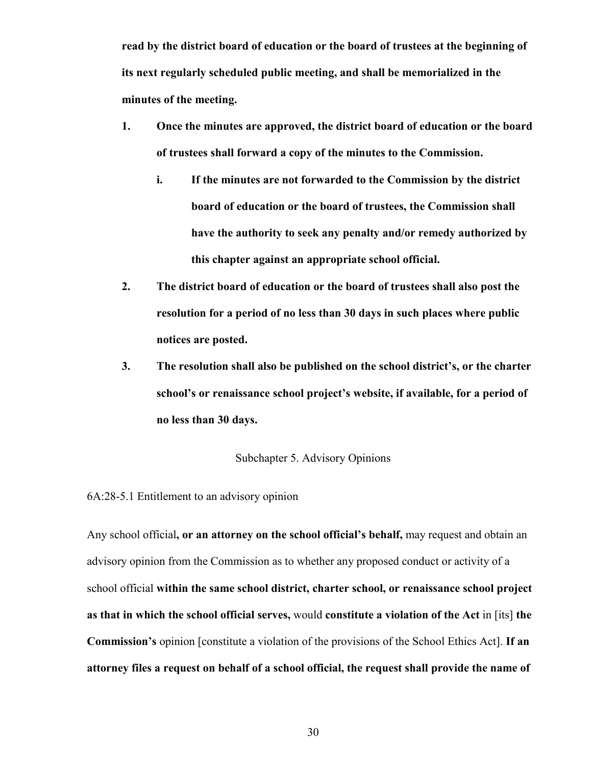**read by the district board of education or the board of trustees at the beginning of its next regularly scheduled public meeting, and shall be memorialized in the minutes of the meeting.**

1. **Once the minutes are approved, the district board of education or the board of trustees shall forward a copy of the minutes to the Commission.**
   - i. **If the minutes are not forwarded to the Commission by the district board of education or the board of trustees, the Commission shall have the authority to seek any penalty and/or remedy authorized by this chapter against an appropriate school official.**
2. **The district board of education or the board of trustees shall also post the resolution for a period of no less than 30 days in such places where public notices are posted.**
3. **The resolution shall also be published on the school district's, or the charter school's or renaissance school project's website, if available, for a period of no less than 30 days.**

Subchapter 5. Advisory Opinions

6A:28-5.1 Entitlement to an advisory opinion

Any school official**, or an attorney on the school official's behalf,** may request and obtain an advisory opinion from the Commission as to whether any proposed conduct or activity of a school official **within the same school district, charter school, or renaissance school project as that in which the school official serves,** would **constitute a violation of the Act** in [its] **the Commission's** opinion [constitute a violation of the provisions of the School Ethics Act]. **If an attorney files a request on behalf of a school official, the request shall provide the name of**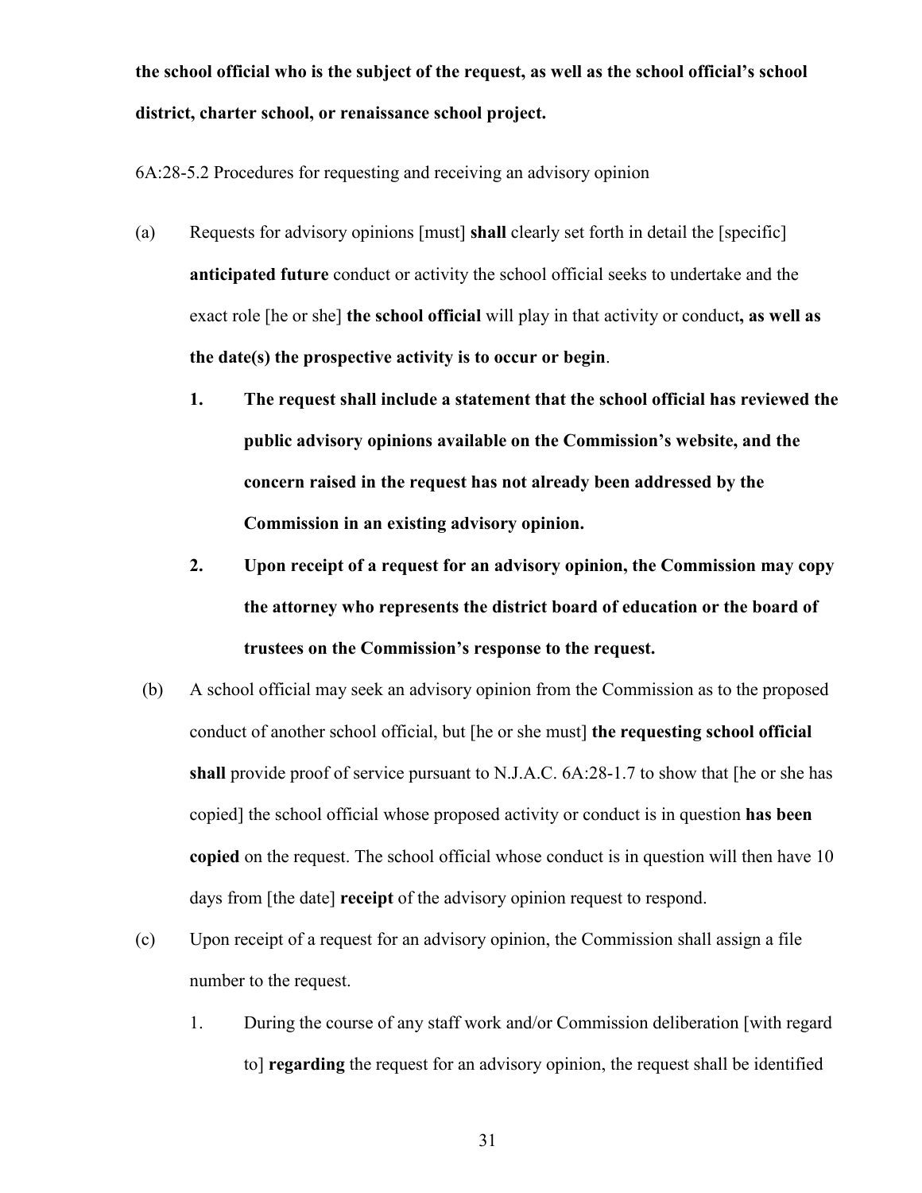**the school official who is the subject of the request, as well as the school official's school district, charter school, or renaissance school project.**

6A:28-5.2 Procedures for requesting and receiving an advisory opinion

(a) Requests for advisory opinions [must] **shall** clearly set forth in detail the [specific] **anticipated future** conduct or activity the school official seeks to undertake and the exact role [he or she] **the school official** will play in that activity or conduct**, as well as the date(s) the prospective activity is to occur or begin**.

   **1. The request shall include a statement that the school official has reviewed the public advisory opinions available on the Commission's website, and the concern raised in the request has not already been addressed by the Commission in an existing advisory opinion.**

   **2. Upon receipt of a request for an advisory opinion, the Commission may copy the attorney who represents the district board of education or the board of trustees on the Commission's response to the request.**

(b) A school official may seek an advisory opinion from the Commission as to the proposed conduct of another school official, but [he or she must] **the requesting school official shall** provide proof of service pursuant to N.J.A.C. 6A:28-1.7 to show that [he or she has copied] the school official whose proposed activity or conduct is in question **has been copied** on the request. The school official whose conduct is in question will then have 10 days from [the date] **receipt** of the advisory opinion request to respond.

(c) Upon receipt of a request for an advisory opinion, the Commission shall assign a file number to the request.

   1. During the course of any staff work and/or Commission deliberation [with regard to] **regarding** the request for an advisory opinion, the request shall be identified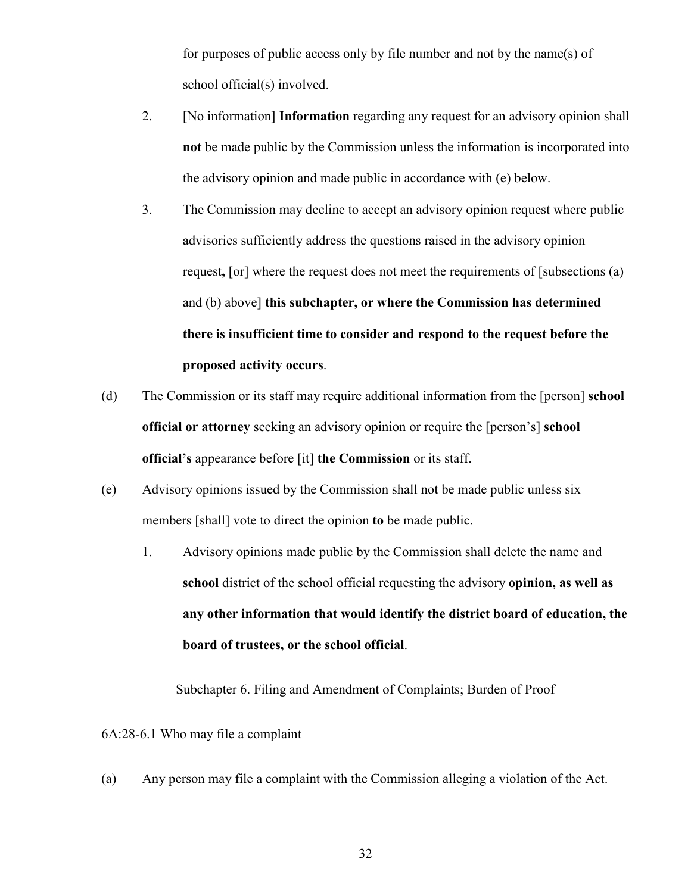for purposes of public access only by file number and not by the name(s) of school official(s) involved.

2. [No information] **Information** regarding any request for an advisory opinion shall **not** be made public by the Commission unless the information is incorporated into the advisory opinion and made public in accordance with (e) below.

3. The Commission may decline to accept an advisory opinion request where public advisories sufficiently address the questions raised in the advisory opinion request**,** [or] where the request does not meet the requirements of [subsections (a) and (b) above] **this subchapter, or where the Commission has determined there is insufficient time to consider and respond to the request before the proposed activity occurs**.

(d) The Commission or its staff may require additional information from the [person] **school official or attorney** seeking an advisory opinion or require the [person's] **school official's** appearance before [it] **the Commission** or its staff.

(e) Advisory opinions issued by the Commission shall not be made public unless six members [shall] vote to direct the opinion **to** be made public.

1. Advisory opinions made public by the Commission shall delete the name and **school** district of the school official requesting the advisory **opinion, as well as any other information that would identify the district board of education, the board of trustees, or the school official**.

Subchapter 6. Filing and Amendment of Complaints; Burden of Proof

6A:28-6.1 Who may file a complaint

(a) Any person may file a complaint with the Commission alleging a violation of the Act.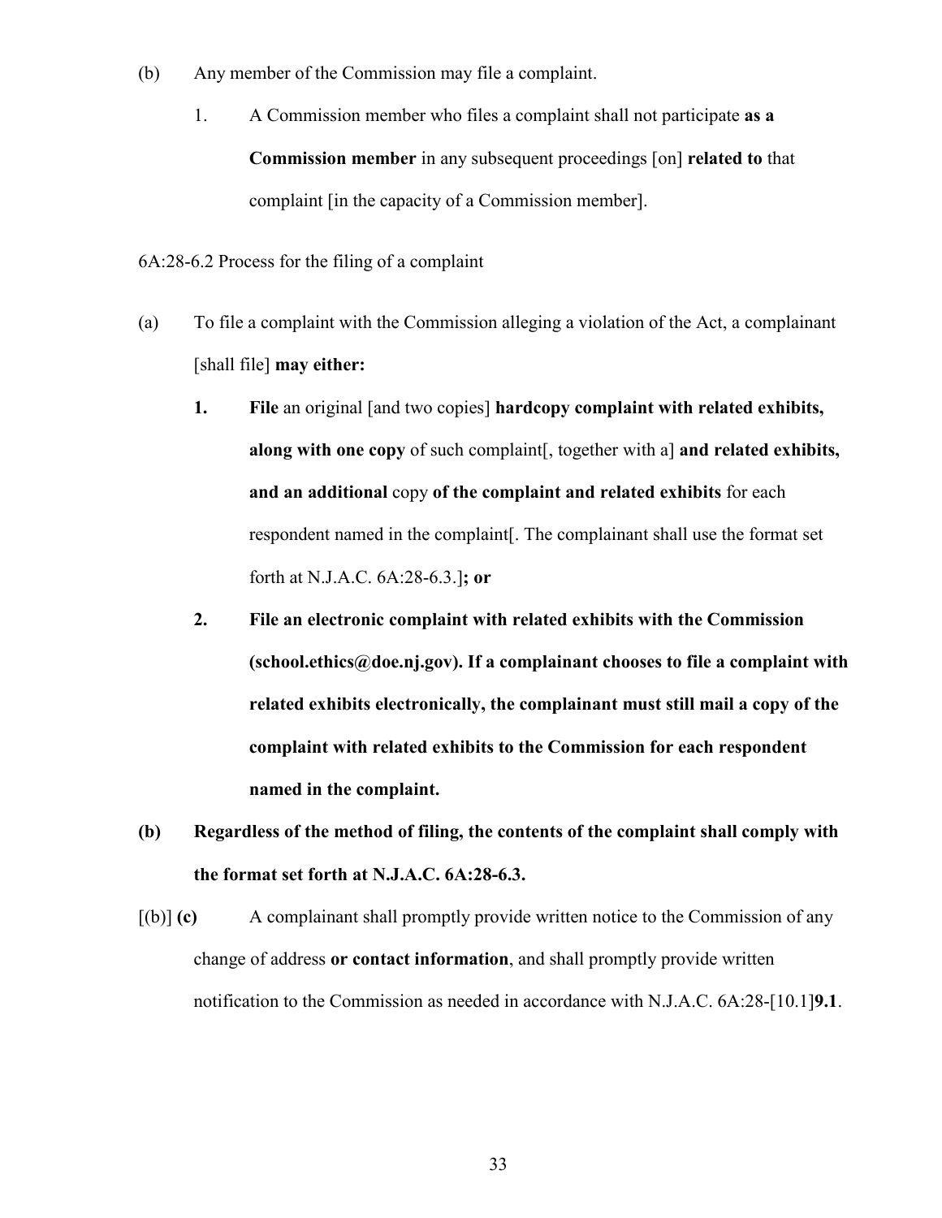(b) Any member of the Commission may file a complaint.

1. A Commission member who files a complaint shall not participate **as a Commission member** in any subsequent proceedings [on] **related to** that complaint [in the capacity of a Commission member].

6A:28-6.2 Process for the filing of a complaint

(a) To file a complaint with the Commission alleging a violation of the Act, a complainant [shall file] **may either:**

**1.** **File** an original [and two copies] **hardcopy complaint with related exhibits, along with one copy** of such complaint[, together with a] **and related exhibits, and an additional** copy **of the complaint and related exhibits** for each respondent named in the complaint[. The complainant shall use the format set forth at N.J.A.C. 6A:28-6.3.]**; or**

**2.** **File an electronic complaint with related exhibits with the Commission (school.ethics@doe.nj.gov). If a complainant chooses to file a complaint with related exhibits electronically, the complainant must still mail a copy of the complaint with related exhibits to the Commission for each respondent named in the complaint.**

**(b)** **Regardless of the method of filing, the contents of the complaint shall comply with the format set forth at N.J.A.C. 6A:28-6.3.**

[(b)] **(c)** A complainant shall promptly provide written notice to the Commission of any change of address **or contact information**, and shall promptly provide written notification to the Commission as needed in accordance with N.J.A.C. 6A:28-[10.1]**9.1**.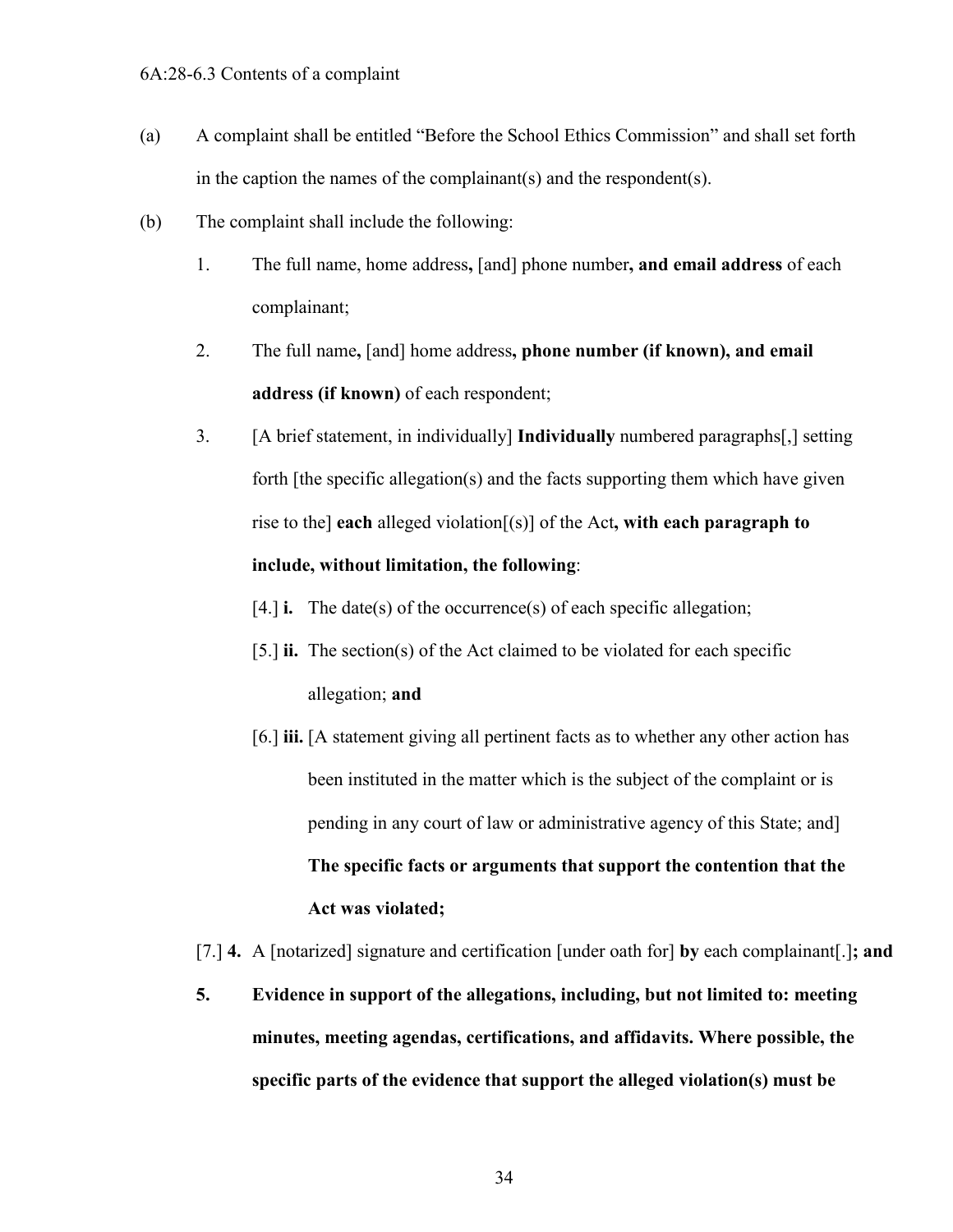6A:28-6.3 Contents of a complaint

(a) A complaint shall be entitled "Before the School Ethics Commission" and shall set forth in the caption the names of the complainant(s) and the respondent(s).

(b) The complaint shall include the following:

1. The full name, home address**,** [and] phone number**, and email address** of each complainant;

2. The full name**,** [and] home address**, phone number (if known), and email address (if known)** of each respondent;

3. [A brief statement, in individually] **Individually** numbered paragraphs[,] setting forth [the specific allegation(s) and the facts supporting them which have given rise to the] **each** alleged violation[(s)] of the Act**, with each paragraph to include, without limitation, the following**:

   [4.] **i.** The date(s) of the occurrence(s) of each specific allegation;

   [5.] **ii.** The section(s) of the Act claimed to be violated for each specific allegation; **and**

   [6.] **iii.** [A statement giving all pertinent facts as to whether any other action has been instituted in the matter which is the subject of the complaint or is pending in any court of law or administrative agency of this State; and] **The specific facts or arguments that support the contention that the Act was violated;**

[7.] **4.** A [notarized] signature and certification [under oath for] **by** each complainant[.]**; and**

**5. Evidence in support of the allegations, including, but not limited to: meeting minutes, meeting agendas, certifications, and affidavits. Where possible, the specific parts of the evidence that support the alleged violation(s) must be**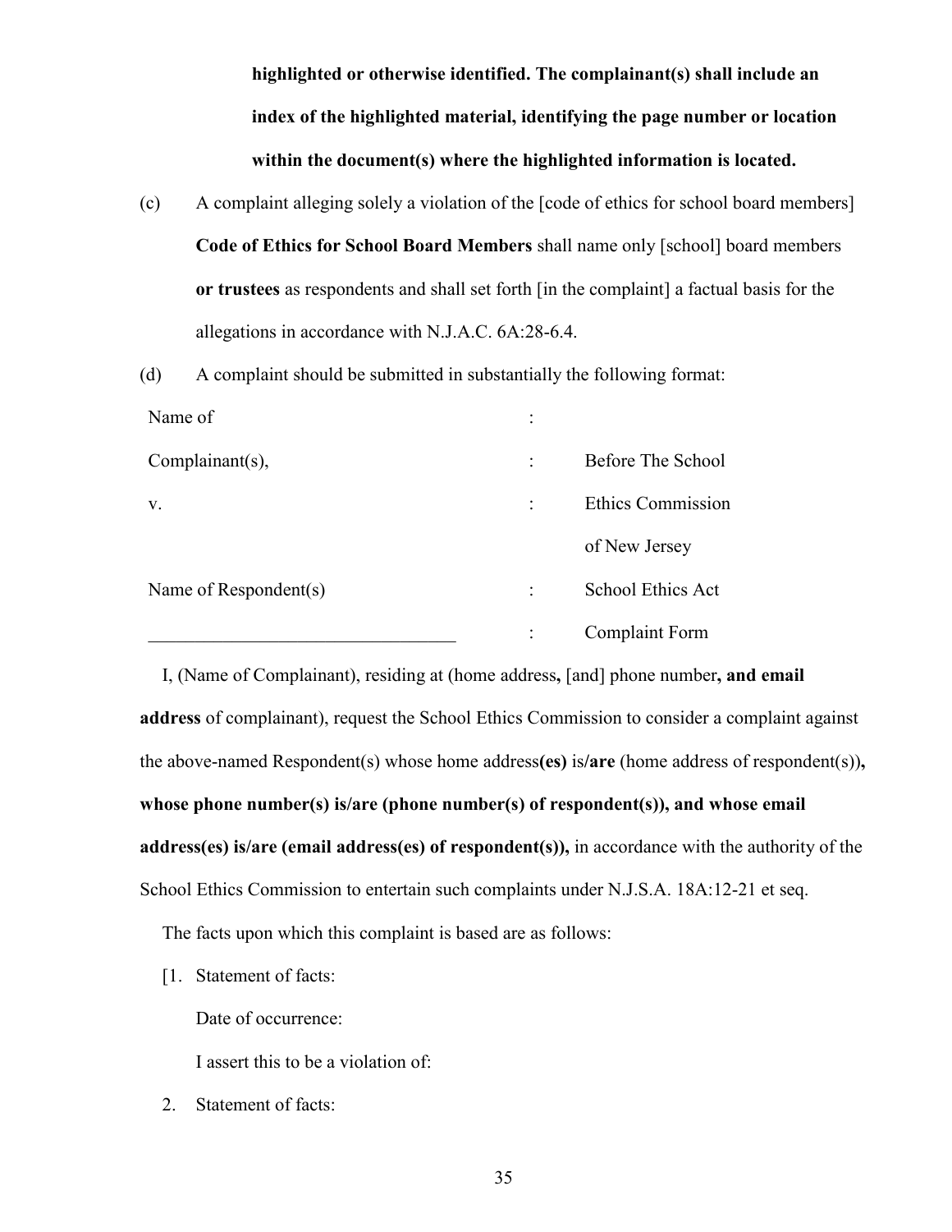**highlighted or otherwise identified. The complainant(s) shall include an index of the highlighted material, identifying the page number or location within the document(s) where the highlighted information is located.**

(c) A complaint alleging solely a violation of the [code of ethics for school board members] **Code of Ethics for School Board Members** shall name only [school] board members **or trustees** as respondents and shall set forth [in the complaint] a factual basis for the allegations in accordance with N.J.A.C. 6A:28-6.4.

(d) A complaint should be submitted in substantially the following format:

| | | |
|---|---|---|
| Name of | : | |
| Complainant(s), | : | Before The School |
| v. | : | Ethics Commission |
| | | of New Jersey |
| Name of Respondent(s) | : | School Ethics Act |
| ________________________________ | : | Complaint Form |

I, (Name of Complainant), residing at (home address**,** [and] phone number**, and email address** of complainant), request the School Ethics Commission to consider a complaint against the above-named Respondent(s) whose home address**(es)** is**/are** (home address of respondent(s))**, whose phone number(s) is/are (phone number(s) of respondent(s)), and whose email address(es) is/are (email address(es) of respondent(s)),** in accordance with the authority of the School Ethics Commission to entertain such complaints under N.J.S.A. 18A:12-21 et seq.

The facts upon which this complaint is based are as follows:

[1. Statement of facts:

Date of occurrence:

I assert this to be a violation of:

2. Statement of facts: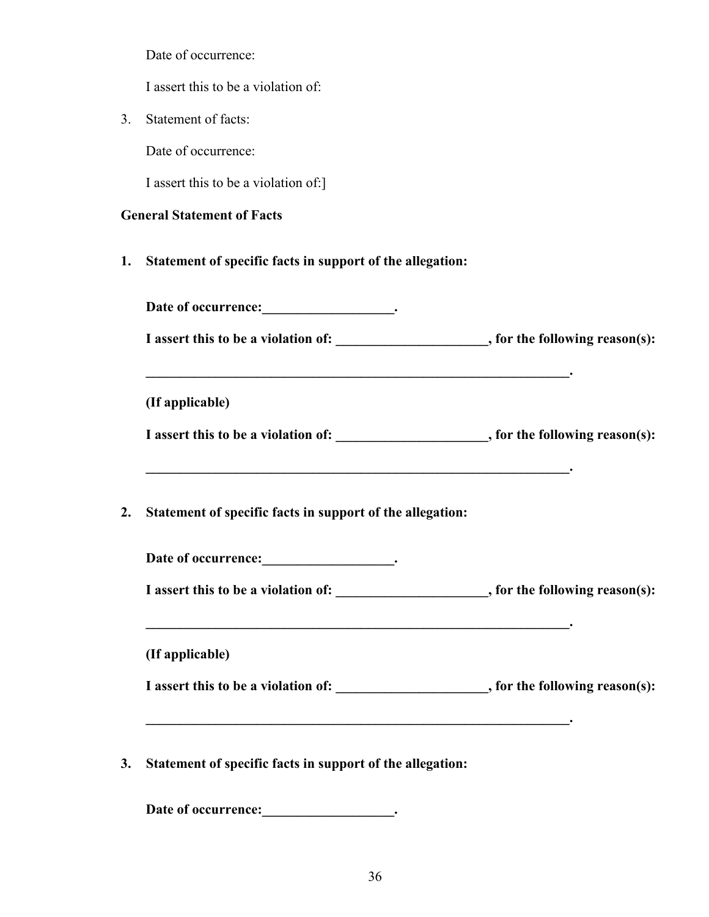Date of occurrence:

I assert this to be a violation of:

3. Statement of facts:

 Date of occurrence:

 I assert this to be a violation of:]

**General Statement of Facts**

**1. Statement of specific facts in support of the allegation:**

**Date of occurrence:___________________.**

**I assert this to be a violation of: ______________________, for the following reason(s):**

**______________________________________________________________.**

**(If applicable)**

**I assert this to be a violation of: ______________________, for the following reason(s):**

**______________________________________________________________.**

**2. Statement of specific facts in support of the allegation:**

**Date of occurrence:___________________.**

**I assert this to be a violation of: ______________________, for the following reason(s):**

**______________________________________________________________.**

**(If applicable)**

**I assert this to be a violation of: ______________________, for the following reason(s):**

**______________________________________________________________.**

**3. Statement of specific facts in support of the allegation:**

**Date of occurrence:___________________.**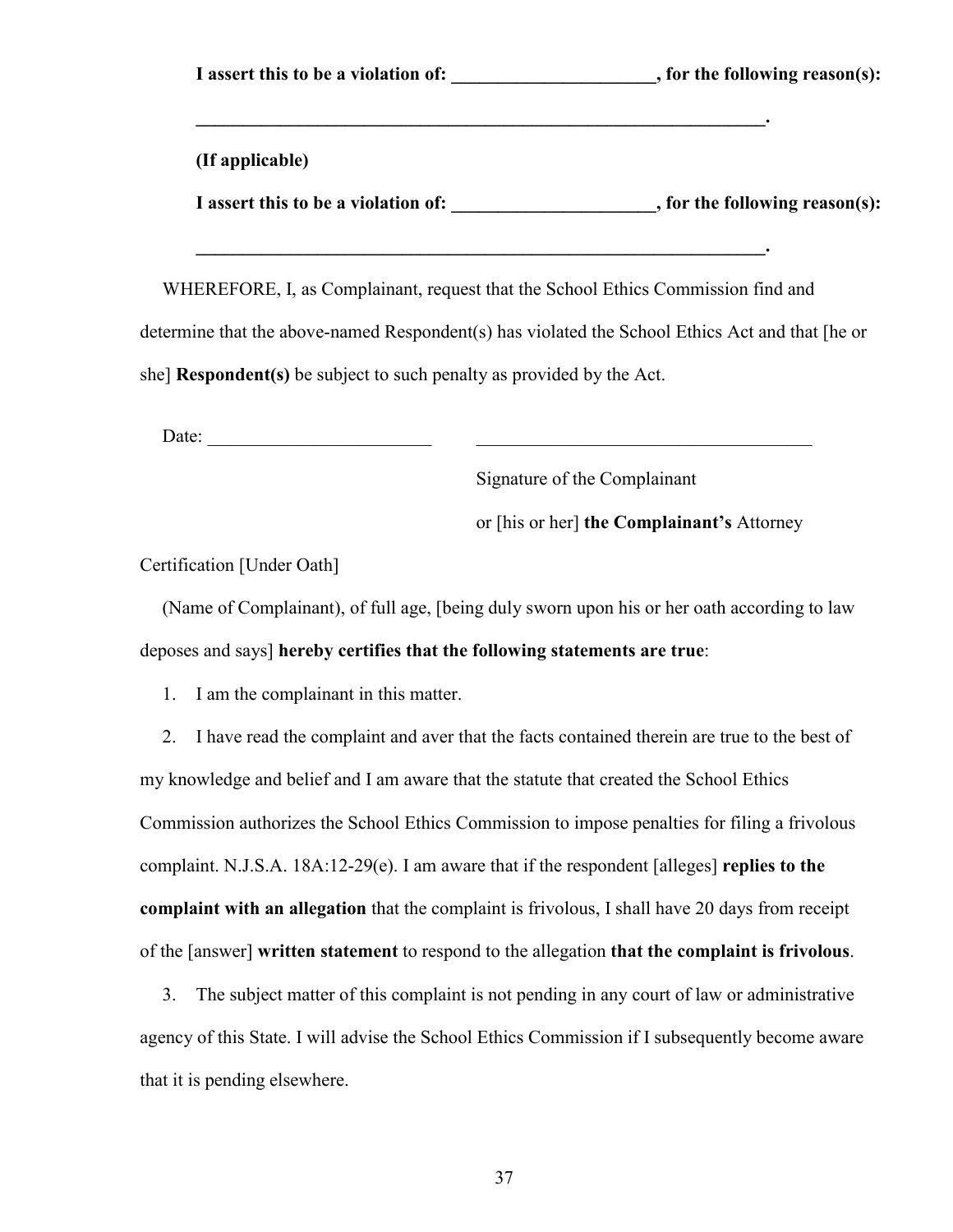**I assert this to be a violation of: ______________________, for the following reason(s):**

**_________________________________________________________________.**

**(If applicable)**

**I assert this to be a violation of: ______________________, for the following reason(s):**

**_________________________________________________________________.**

WHEREFORE, I, as Complainant, request that the School Ethics Commission find and determine that the above-named Respondent(s) has violated the School Ethics Act and that [he or she] **Respondent(s)** be subject to such penalty as provided by the Act.

Date: ________________________ _____________________________________

Signature of the Complainant

or [his or her] **the Complainant's** Attorney

Certification [Under Oath]

(Name of Complainant), of full age, [being duly sworn upon his or her oath according to law deposes and says] **hereby certifies that the following statements are true**:

1. I am the complainant in this matter.

2. I have read the complaint and aver that the facts contained therein are true to the best of my knowledge and belief and I am aware that the statute that created the School Ethics Commission authorizes the School Ethics Commission to impose penalties for filing a frivolous complaint. N.J.S.A. 18A:12-29(e). I am aware that if the respondent [alleges] **replies to the complaint with an allegation** that the complaint is frivolous, I shall have 20 days from receipt of the [answer] **written statement** to respond to the allegation **that the complaint is frivolous**.

3. The subject matter of this complaint is not pending in any court of law or administrative agency of this State. I will advise the School Ethics Commission if I subsequently become aware that it is pending elsewhere.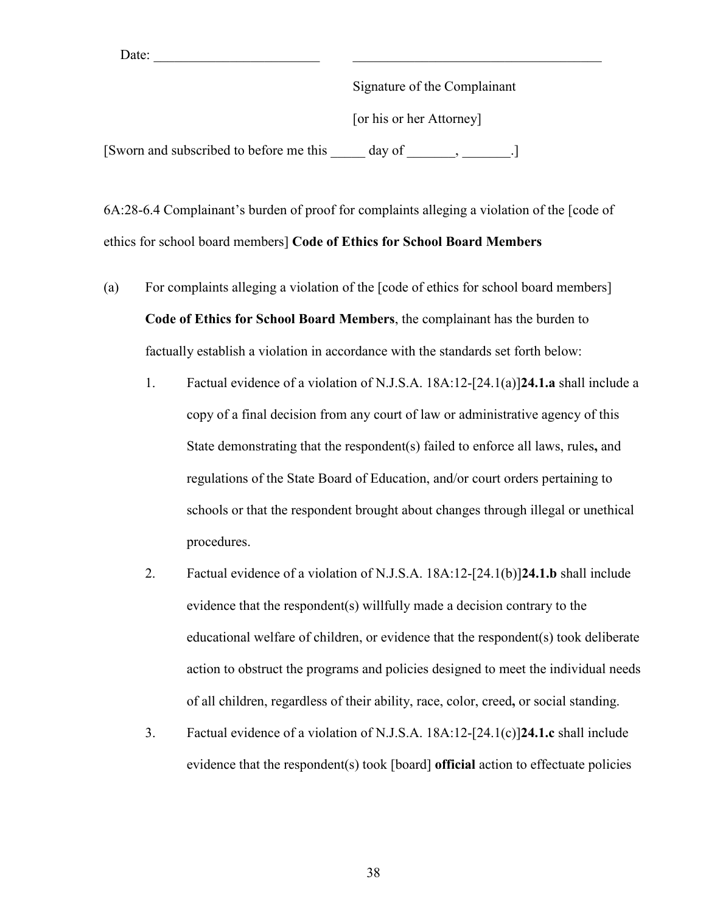Date: ________________________ ____________________________________

Signature of the Complainant

[or his or her Attorney]

[Sworn and subscribed to before me this _____ day of _______, _______.]

6A:28-6.4 Complainant's burden of proof for complaints alleging a violation of the [code of ethics for school board members] **Code of Ethics for School Board Members**

(a) For complaints alleging a violation of the [code of ethics for school board members] **Code of Ethics for School Board Members**, the complainant has the burden to factually establish a violation in accordance with the standards set forth below:

1. Factual evidence of a violation of N.J.S.A. 18A:12-[24.1(a)]**24.1.a** shall include a copy of a final decision from any court of law or administrative agency of this State demonstrating that the respondent(s) failed to enforce all laws, rules**,** and regulations of the State Board of Education, and/or court orders pertaining to schools or that the respondent brought about changes through illegal or unethical procedures.
2. Factual evidence of a violation of N.J.S.A. 18A:12-[24.1(b)]**24.1.b** shall include evidence that the respondent(s) willfully made a decision contrary to the educational welfare of children, or evidence that the respondent(s) took deliberate action to obstruct the programs and policies designed to meet the individual needs of all children, regardless of their ability, race, color, creed**,** or social standing.
3. Factual evidence of a violation of N.J.S.A. 18A:12-[24.1(c)]**24.1.c** shall include evidence that the respondent(s) took [board] **official** action to effectuate policies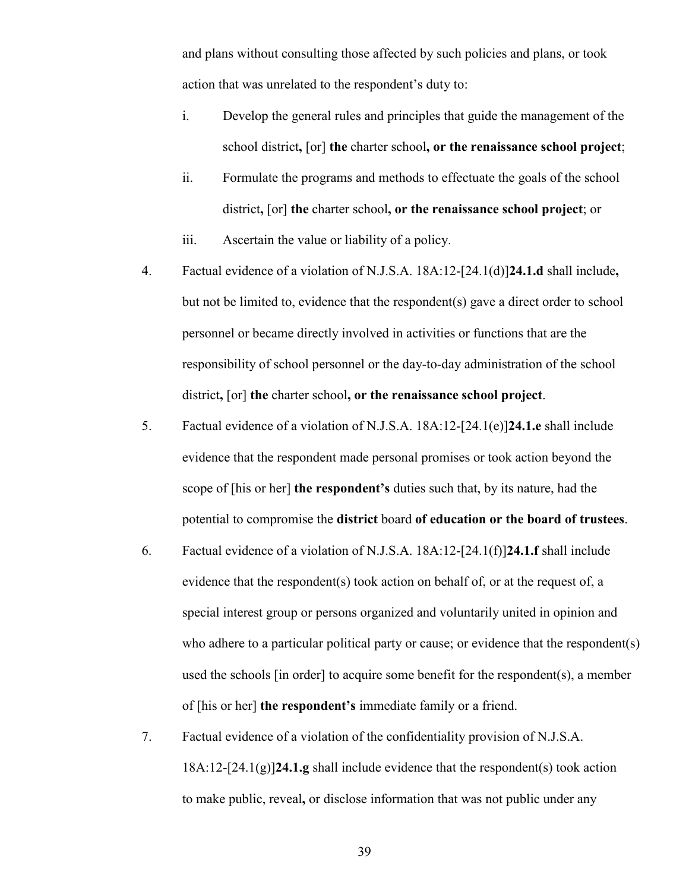and plans without consulting those affected by such policies and plans, or took action that was unrelated to the respondent's duty to:

i. Develop the general rules and principles that guide the management of the school district**,** [or] **the** charter school**, or the renaissance school project**;

ii. Formulate the programs and methods to effectuate the goals of the school district**,** [or] **the** charter school**, or the renaissance school project**; or

iii. Ascertain the value or liability of a policy.

4. Factual evidence of a violation of N.J.S.A. 18A:12-[24.1(d)]**24.1.d** shall include**,** but not be limited to, evidence that the respondent(s) gave a direct order to school personnel or became directly involved in activities or functions that are the responsibility of school personnel or the day-to-day administration of the school district**,** [or] **the** charter school**, or the renaissance school project**.

5. Factual evidence of a violation of N.J.S.A. 18A:12-[24.1(e)]**24.1.e** shall include evidence that the respondent made personal promises or took action beyond the scope of [his or her] **the respondent's** duties such that, by its nature, had the potential to compromise the **district** board **of education or the board of trustees**.

6. Factual evidence of a violation of N.J.S.A. 18A:12-[24.1(f)]**24.1.f** shall include evidence that the respondent(s) took action on behalf of, or at the request of, a special interest group or persons organized and voluntarily united in opinion and who adhere to a particular political party or cause; or evidence that the respondent(s) used the schools [in order] to acquire some benefit for the respondent(s), a member of [his or her] **the respondent's** immediate family or a friend.

7. Factual evidence of a violation of the confidentiality provision of N.J.S.A. 18A:12-[24.1(g)]**24.1.g** shall include evidence that the respondent(s) took action to make public, reveal**,** or disclose information that was not public under any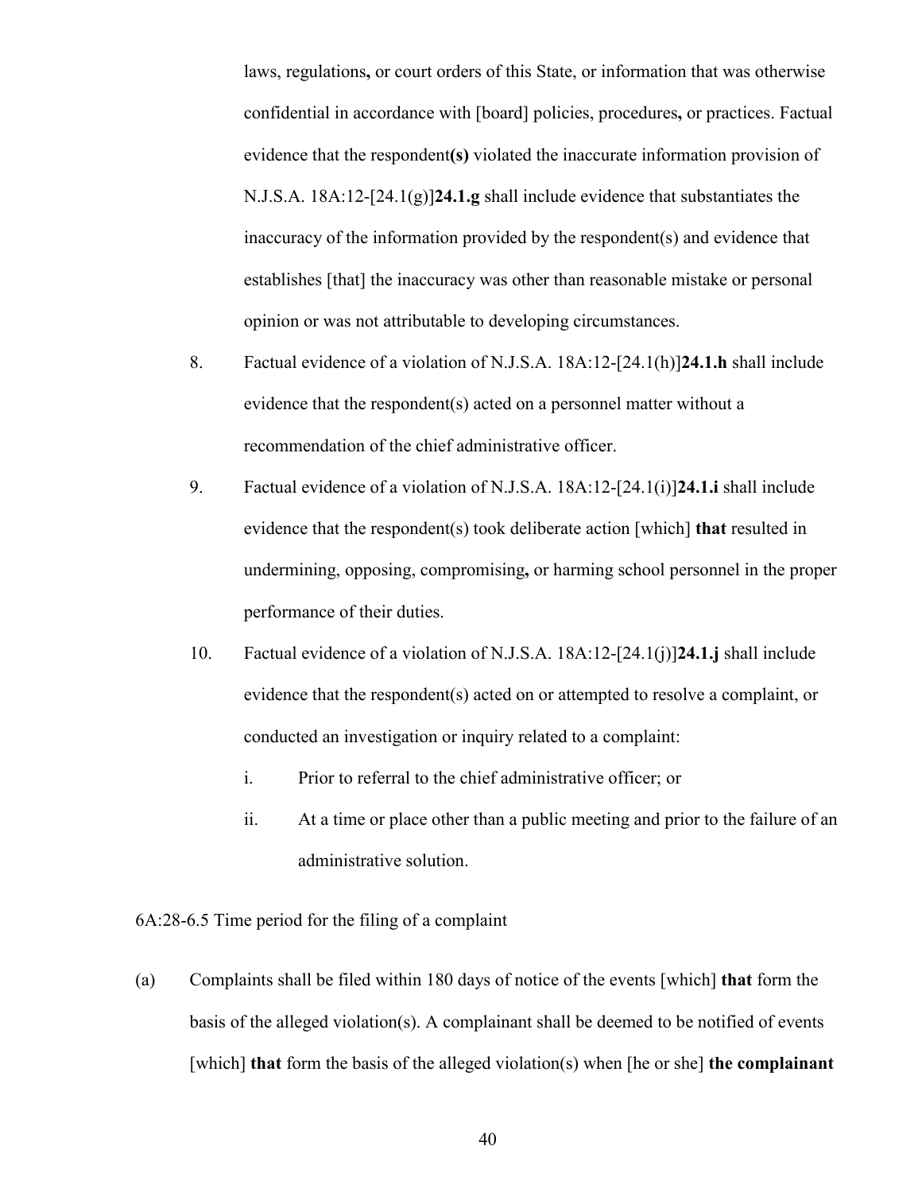laws, regulations**,** or court orders of this State, or information that was otherwise confidential in accordance with [board] policies, procedures**,** or practices. Factual evidence that the respondent**(s)** violated the inaccurate information provision of N.J.S.A. 18A:12-[24.1(g)]**24.1.g** shall include evidence that substantiates the inaccuracy of the information provided by the respondent(s) and evidence that establishes [that] the inaccuracy was other than reasonable mistake or personal opinion or was not attributable to developing circumstances.

8. Factual evidence of a violation of N.J.S.A. 18A:12-[24.1(h)]**24.1.h** shall include evidence that the respondent(s) acted on a personnel matter without a recommendation of the chief administrative officer.

9. Factual evidence of a violation of N.J.S.A. 18A:12-[24.1(i)]**24.1.i** shall include evidence that the respondent(s) took deliberate action [which] **that** resulted in undermining, opposing, compromising**,** or harming school personnel in the proper performance of their duties.

10. Factual evidence of a violation of N.J.S.A. 18A:12-[24.1(j)]**24.1.j** shall include evidence that the respondent(s) acted on or attempted to resolve a complaint, or conducted an investigation or inquiry related to a complaint:

    i. Prior to referral to the chief administrative officer; or

    ii. At a time or place other than a public meeting and prior to the failure of an administrative solution.

6A:28-6.5 Time period for the filing of a complaint

(a) Complaints shall be filed within 180 days of notice of the events [which] **that** form the basis of the alleged violation(s). A complainant shall be deemed to be notified of events [which] **that** form the basis of the alleged violation(s) when [he or she] **the complainant**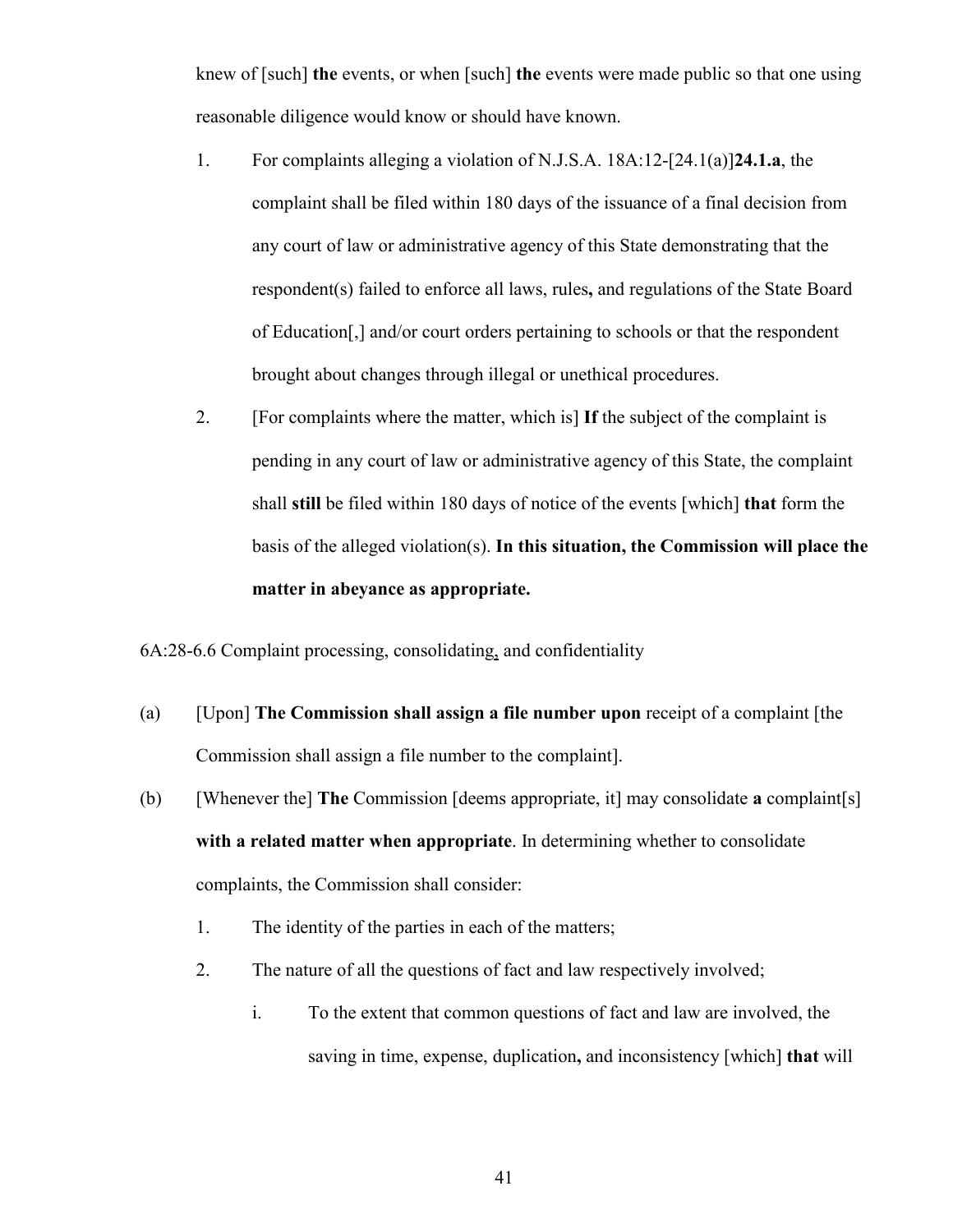knew of [such] **the** events, or when [such] **the** events were made public so that one using reasonable diligence would know or should have known.

1. For complaints alleging a violation of N.J.S.A. 18A:12-[24.1(a)]**24.1.a**, the complaint shall be filed within 180 days of the issuance of a final decision from any court of law or administrative agency of this State demonstrating that the respondent(s) failed to enforce all laws, rules**,** and regulations of the State Board of Education[,] and/or court orders pertaining to schools or that the respondent brought about changes through illegal or unethical procedures.
2. [For complaints where the matter, which is] **If** the subject of the complaint is pending in any court of law or administrative agency of this State, the complaint shall **still** be filed within 180 days of notice of the events [which] **that** form the basis of the alleged violation(s). **In this situation, the Commission will place the matter in abeyance as appropriate.**

6A:28-6.6 Complaint processing, consolidating**,** and confidentiality

(a) [Upon] **The Commission shall assign a file number upon** receipt of a complaint [the Commission shall assign a file number to the complaint].

(b) [Whenever the] **The** Commission [deems appropriate, it] may consolidate **a** complaint[s] **with a related matter when appropriate**. In determining whether to consolidate complaints, the Commission shall consider:

1. The identity of the parties in each of the matters;
2. The nature of all the questions of fact and law respectively involved;
   i. To the extent that common questions of fact and law are involved, the saving in time, expense, duplication**,** and inconsistency [which] **that** will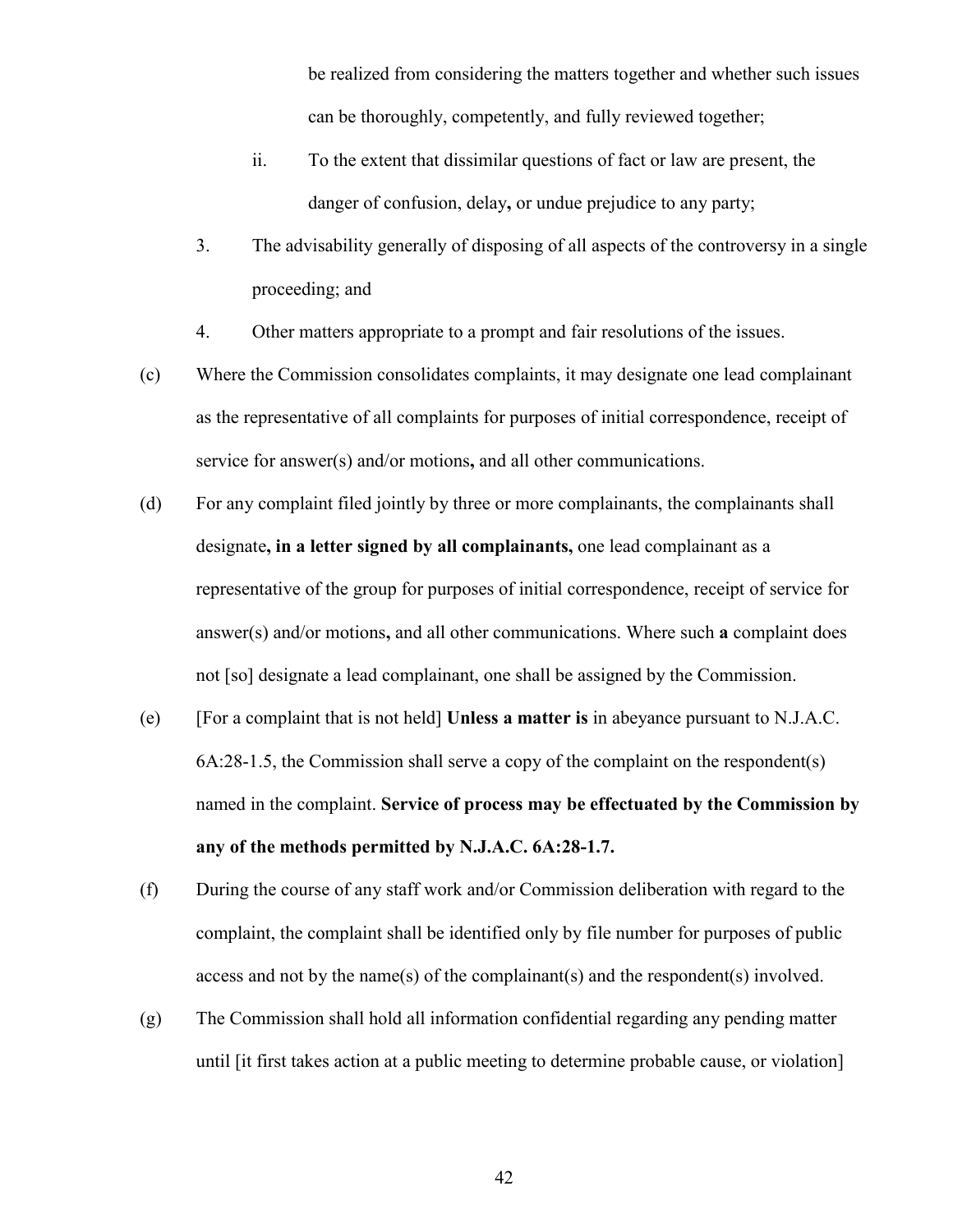be realized from considering the matters together and whether such issues can be thoroughly, competently, and fully reviewed together;

ii. To the extent that dissimilar questions of fact or law are present, the danger of confusion, delay**,** or undue prejudice to any party;

3. The advisability generally of disposing of all aspects of the controversy in a single proceeding; and

4. Other matters appropriate to a prompt and fair resolutions of the issues.

(c) Where the Commission consolidates complaints, it may designate one lead complainant as the representative of all complaints for purposes of initial correspondence, receipt of service for answer(s) and/or motions**,** and all other communications.

(d) For any complaint filed jointly by three or more complainants, the complainants shall designate**, in a letter signed by all complainants,** one lead complainant as a representative of the group for purposes of initial correspondence, receipt of service for answer(s) and/or motions**,** and all other communications. Where such **a** complaint does not [so] designate a lead complainant, one shall be assigned by the Commission.

(e) [For a complaint that is not held] **Unless a matter is** in abeyance pursuant to N.J.A.C. 6A:28-1.5, the Commission shall serve a copy of the complaint on the respondent(s) named in the complaint. **Service of process may be effectuated by the Commission by any of the methods permitted by N.J.A.C. 6A:28-1.7.**

(f) During the course of any staff work and/or Commission deliberation with regard to the complaint, the complaint shall be identified only by file number for purposes of public access and not by the name(s) of the complainant(s) and the respondent(s) involved.

(g) The Commission shall hold all information confidential regarding any pending matter until [it first takes action at a public meeting to determine probable cause, or violation]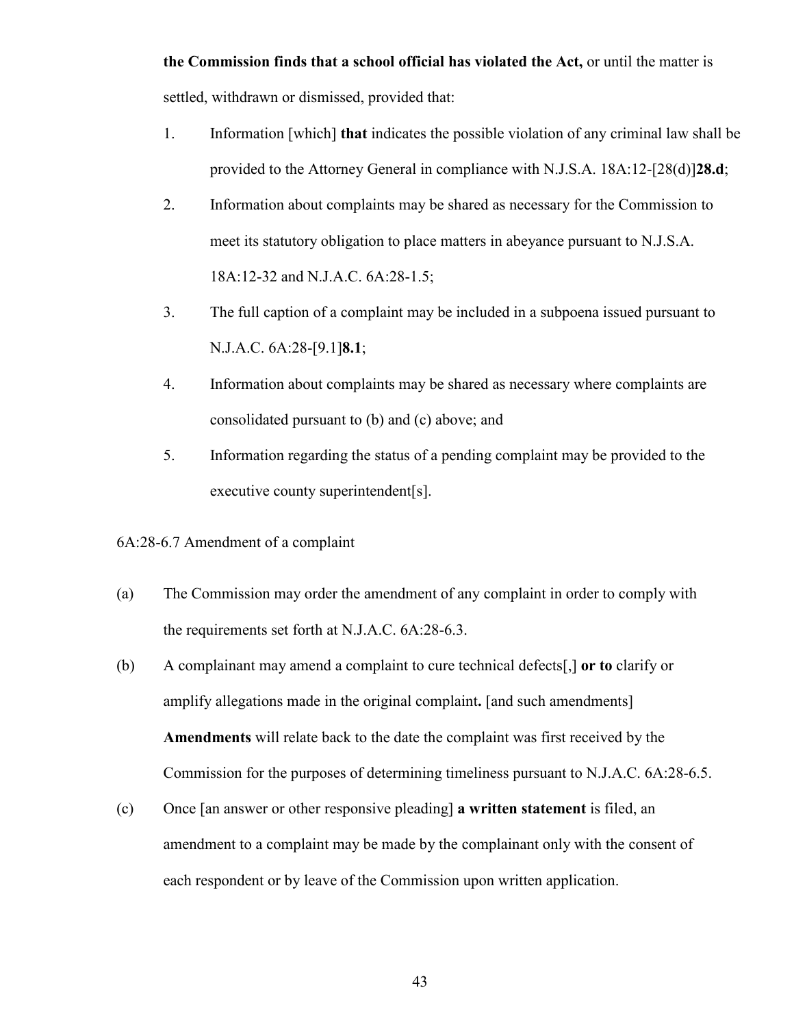**the Commission finds that a school official has violated the Act,** or until the matter is settled, withdrawn or dismissed, provided that:

1. Information [which] **that** indicates the possible violation of any criminal law shall be provided to the Attorney General in compliance with N.J.S.A. 18A:12-[28(d)]**28.d**;
2. Information about complaints may be shared as necessary for the Commission to meet its statutory obligation to place matters in abeyance pursuant to N.J.S.A. 18A:12-32 and N.J.A.C. 6A:28-1.5;
3. The full caption of a complaint may be included in a subpoena issued pursuant to N.J.A.C. 6A:28-[9.1]**8.1**;
4. Information about complaints may be shared as necessary where complaints are consolidated pursuant to (b) and (c) above; and
5. Information regarding the status of a pending complaint may be provided to the executive county superintendent[s].

6A:28-6.7 Amendment of a complaint

(a) The Commission may order the amendment of any complaint in order to comply with the requirements set forth at N.J.A.C. 6A:28-6.3.

(b) A complainant may amend a complaint to cure technical defects[,] **or to** clarify or amplify allegations made in the original complaint**.** [and such amendments] **Amendments** will relate back to the date the complaint was first received by the Commission for the purposes of determining timeliness pursuant to N.J.A.C. 6A:28-6.5.

(c) Once [an answer or other responsive pleading] **a written statement** is filed, an amendment to a complaint may be made by the complainant only with the consent of each respondent or by leave of the Commission upon written application.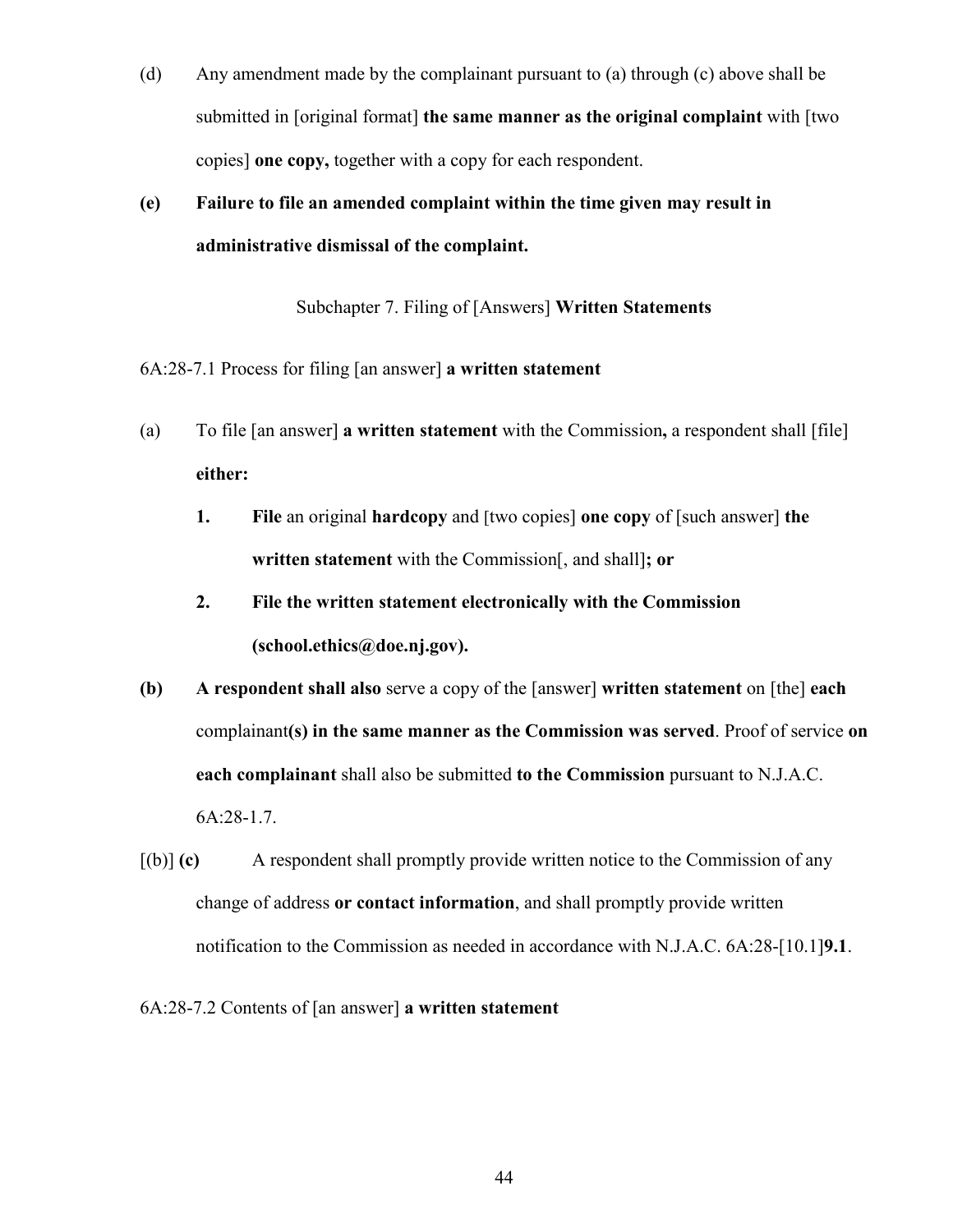(d) Any amendment made by the complainant pursuant to (a) through (c) above shall be submitted in [original format] **the same manner as the original complaint** with [two copies] **one copy,** together with a copy for each respondent.

**(e) Failure to file an amended complaint within the time given may result in administrative dismissal of the complaint.**

Subchapter 7. Filing of [Answers] **Written Statements**

6A:28-7.1 Process for filing [an answer] **a written statement**

(a) To file [an answer] **a written statement** with the Commission**,** a respondent shall [file] **either:**

**1.** **File** an original **hardcopy** and [two copies] **one copy** of [such answer] **the written statement** with the Commission[, and shall]**; or**

**2.** **File the written statement electronically with the Commission (school.ethics@doe.nj.gov).**

**(b)** **A respondent shall also** serve a copy of the [answer] **written statement** on [the] **each** complainant**(s) in the same manner as the Commission was served**. Proof of service **on each complainant** shall also be submitted **to the Commission** pursuant to N.J.A.C. 6A:28-1.7.

[(b)] **(c)** A respondent shall promptly provide written notice to the Commission of any change of address **or contact information**, and shall promptly provide written notification to the Commission as needed in accordance with N.J.A.C. 6A:28-[10.1]**9.1**.

6A:28-7.2 Contents of [an answer] **a written statement**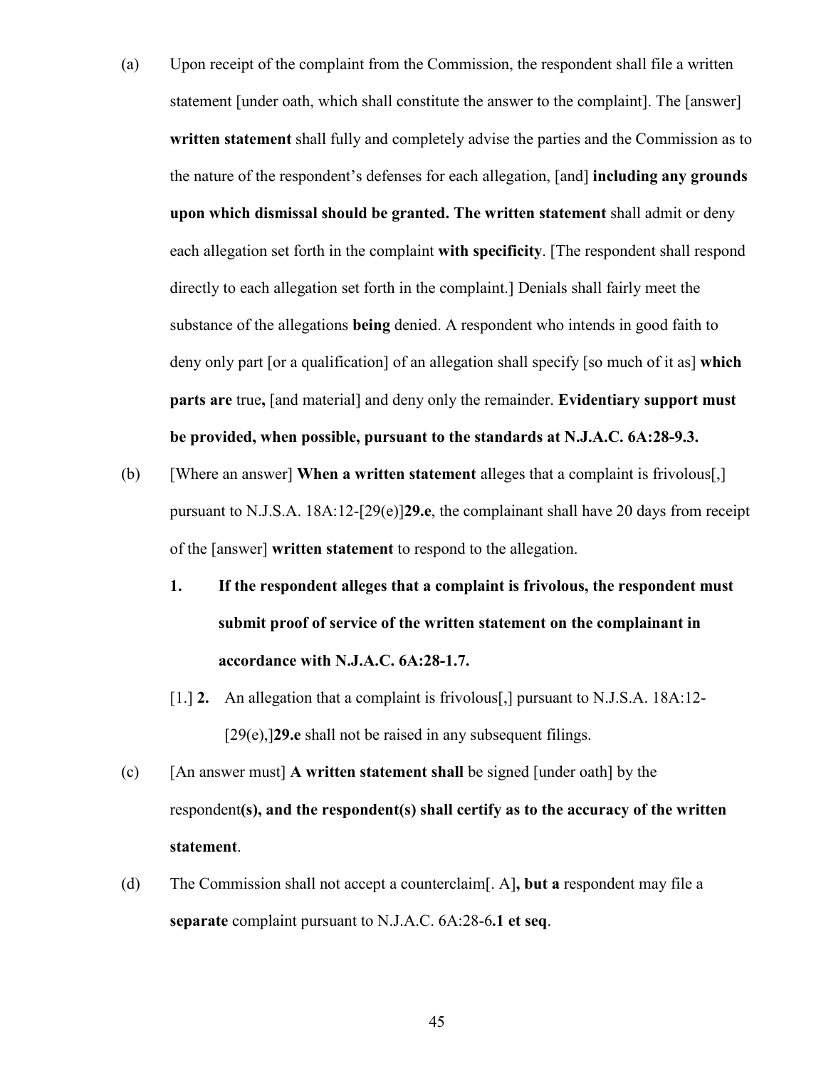(a) Upon receipt of the complaint from the Commission, the respondent shall file a written statement [under oath, which shall constitute the answer to the complaint]. The [answer] **written statement** shall fully and completely advise the parties and the Commission as to the nature of the respondent's defenses for each allegation, [and] **including any grounds upon which dismissal should be granted. The written statement** shall admit or deny each allegation set forth in the complaint **with specificity**. [The respondent shall respond directly to each allegation set forth in the complaint.] Denials shall fairly meet the substance of the allegations **being** denied. A respondent who intends in good faith to deny only part [or a qualification] of an allegation shall specify [so much of it as] **which parts are** true**,** [and material] and deny only the remainder. **Evidentiary support must be provided, when possible, pursuant to the standards at N.J.A.C. 6A:28-9.3.**

(b) [Where an answer] **When a written statement** alleges that a complaint is frivolous[,] pursuant to N.J.S.A. 18A:12-[29(e)]**29.e**, the complainant shall have 20 days from receipt of the [answer] **written statement** to respond to the allegation.

   **1. If the respondent alleges that a complaint is frivolous, the respondent must submit proof of service of the written statement on the complainant in accordance with N.J.A.C. 6A:28-1.7.**

   [1.] **2.** An allegation that a complaint is frivolous[,] pursuant to N.J.S.A. 18A:12-[29(e),]**29.e** shall not be raised in any subsequent filings.

(c) [An answer must] **A written statement shall** be signed [under oath] by the respondent**(s), and the respondent(s) shall certify as to the accuracy of the written statement**.

(d) The Commission shall not accept a counterclaim[. A]**, but a** respondent may file a **separate** complaint pursuant to N.J.A.C. 6A:28-6**.1 et seq**.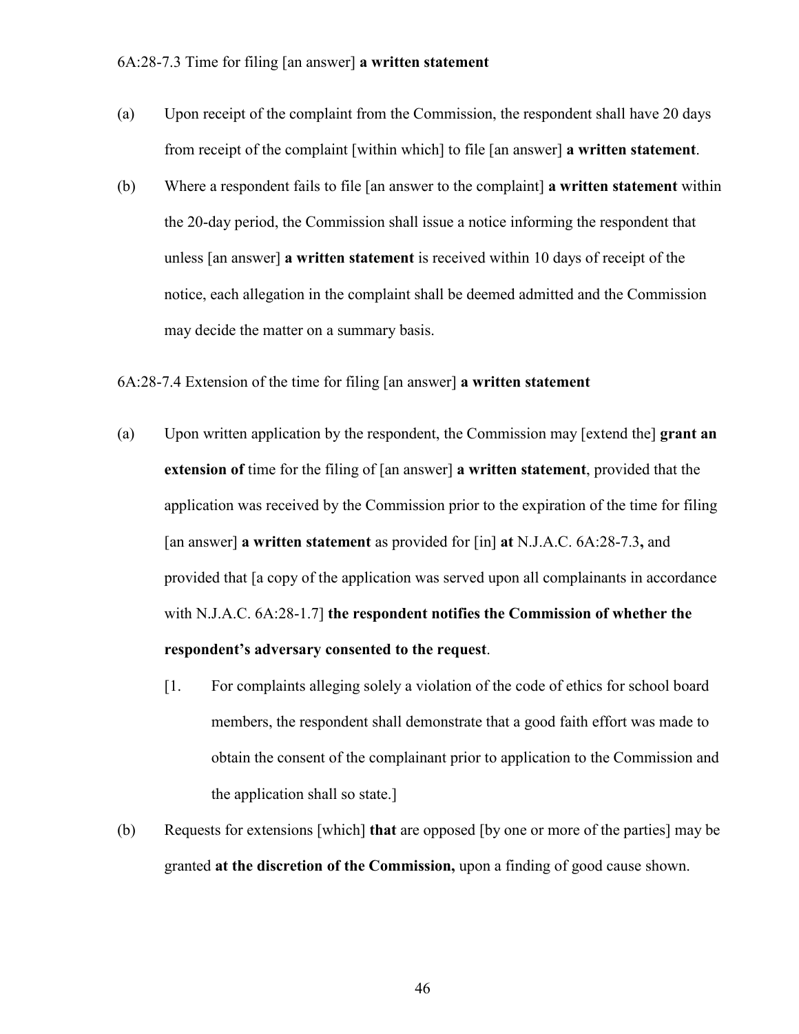6A:28-7.3 Time for filing [an answer] **a written statement**

(a) Upon receipt of the complaint from the Commission, the respondent shall have 20 days from receipt of the complaint [within which] to file [an answer] **a written statement**.

(b) Where a respondent fails to file [an answer to the complaint] **a written statement** within the 20-day period, the Commission shall issue a notice informing the respondent that unless [an answer] **a written statement** is received within 10 days of receipt of the notice, each allegation in the complaint shall be deemed admitted and the Commission may decide the matter on a summary basis.

6A:28-7.4 Extension of the time for filing [an answer] **a written statement**

(a) Upon written application by the respondent, the Commission may [extend the] **grant an extension of** time for the filing of [an answer] **a written statement**, provided that the application was received by the Commission prior to the expiration of the time for filing [an answer] **a written statement** as provided for [in] **at** N.J.A.C. 6A:28-7.3**,** and provided that [a copy of the application was served upon all complainants in accordance with N.J.A.C. 6A:28-1.7] **the respondent notifies the Commission of whether the respondent's adversary consented to the request**.

[1. For complaints alleging solely a violation of the code of ethics for school board members, the respondent shall demonstrate that a good faith effort was made to obtain the consent of the complainant prior to application to the Commission and the application shall so state.]

(b) Requests for extensions [which] **that** are opposed [by one or more of the parties] may be granted **at the discretion of the Commission,** upon a finding of good cause shown.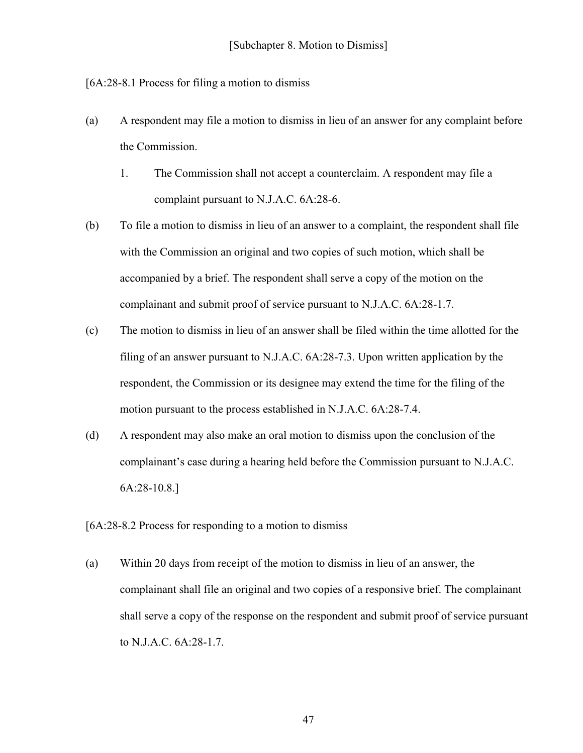[Subchapter 8. Motion to Dismiss]

[6A:28-8.1 Process for filing a motion to dismiss

(a) A respondent may file a motion to dismiss in lieu of an answer for any complaint before the Commission.

1. The Commission shall not accept a counterclaim. A respondent may file a complaint pursuant to N.J.A.C. 6A:28-6.

(b) To file a motion to dismiss in lieu of an answer to a complaint, the respondent shall file with the Commission an original and two copies of such motion, which shall be accompanied by a brief. The respondent shall serve a copy of the motion on the complainant and submit proof of service pursuant to N.J.A.C. 6A:28-1.7.

(c) The motion to dismiss in lieu of an answer shall be filed within the time allotted for the filing of an answer pursuant to N.J.A.C. 6A:28-7.3. Upon written application by the respondent, the Commission or its designee may extend the time for the filing of the motion pursuant to the process established in N.J.A.C. 6A:28-7.4.

(d) A respondent may also make an oral motion to dismiss upon the conclusion of the complainant's case during a hearing held before the Commission pursuant to N.J.A.C. 6A:28-10.8.]

[6A:28-8.2 Process for responding to a motion to dismiss

(a) Within 20 days from receipt of the motion to dismiss in lieu of an answer, the complainant shall file an original and two copies of a responsive brief. The complainant shall serve a copy of the response on the respondent and submit proof of service pursuant to N.J.A.C. 6A:28-1.7.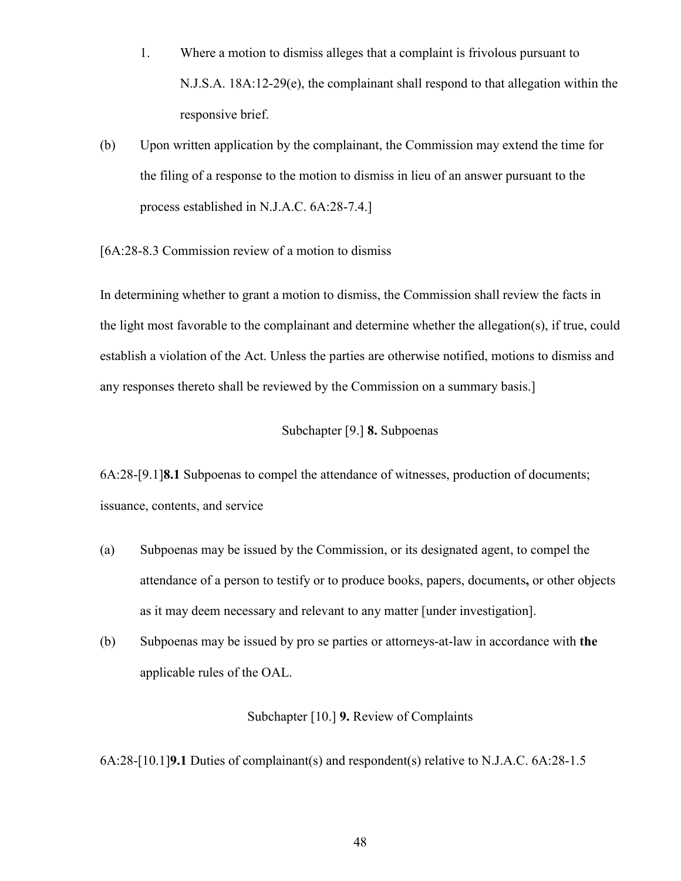1. Where a motion to dismiss alleges that a complaint is frivolous pursuant to N.J.S.A. 18A:12-29(e), the complainant shall respond to that allegation within the responsive brief.

(b) Upon written application by the complainant, the Commission may extend the time for the filing of a response to the motion to dismiss in lieu of an answer pursuant to the process established in N.J.A.C. 6A:28-7.4.]

[6A:28-8.3 Commission review of a motion to dismiss

In determining whether to grant a motion to dismiss, the Commission shall review the facts in the light most favorable to the complainant and determine whether the allegation(s), if true, could establish a violation of the Act. Unless the parties are otherwise notified, motions to dismiss and any responses thereto shall be reviewed by the Commission on a summary basis.]

Subchapter [9.] **8.** Subpoenas

6A:28-[9.1]**8.1** Subpoenas to compel the attendance of witnesses, production of documents; issuance, contents, and service

(a) Subpoenas may be issued by the Commission, or its designated agent, to compel the attendance of a person to testify or to produce books, papers, documents**,** or other objects as it may deem necessary and relevant to any matter [under investigation].

(b) Subpoenas may be issued by pro se parties or attorneys-at-law in accordance with **the** applicable rules of the OAL.

Subchapter [10.] **9.** Review of Complaints

6A:28-[10.1]**9.1** Duties of complainant(s) and respondent(s) relative to N.J.A.C. 6A:28-1.5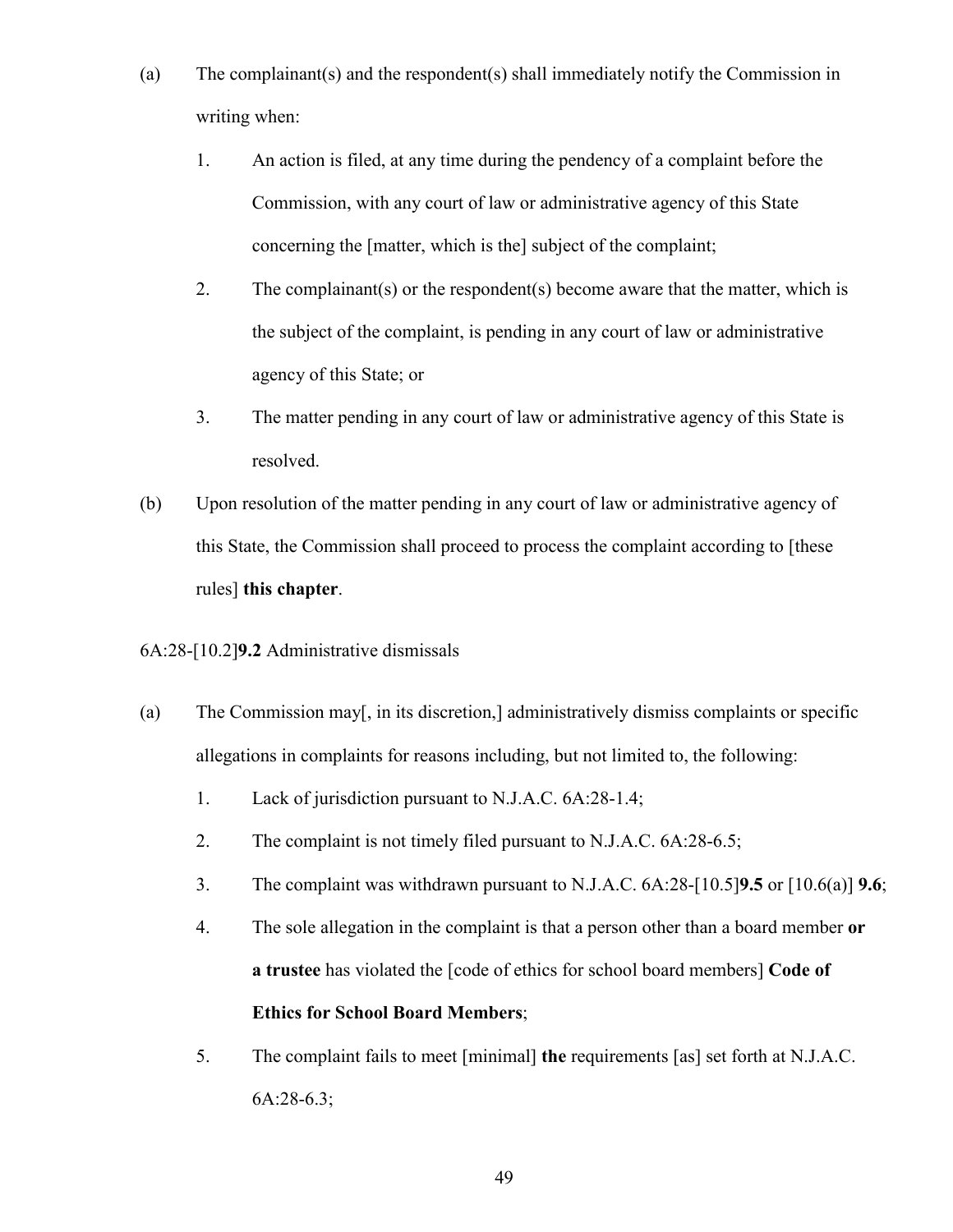(a) The complainant(s) and the respondent(s) shall immediately notify the Commission in writing when:

1. An action is filed, at any time during the pendency of a complaint before the Commission, with any court of law or administrative agency of this State concerning the [matter, which is the] subject of the complaint;

2. The complainant(s) or the respondent(s) become aware that the matter, which is the subject of the complaint, is pending in any court of law or administrative agency of this State; or

3. The matter pending in any court of law or administrative agency of this State is resolved.

(b) Upon resolution of the matter pending in any court of law or administrative agency of this State, the Commission shall proceed to process the complaint according to [these rules] **this chapter**.

6A:28-[10.2]**9.2** Administrative dismissals

(a) The Commission may[, in its discretion,] administratively dismiss complaints or specific allegations in complaints for reasons including, but not limited to, the following:

1. Lack of jurisdiction pursuant to N.J.A.C. 6A:28-1.4;

2. The complaint is not timely filed pursuant to N.J.A.C. 6A:28-6.5;

3. The complaint was withdrawn pursuant to N.J.A.C. 6A:28-[10.5]**9.5** or [10.6(a)] **9.6**;

4. The sole allegation in the complaint is that a person other than a board member **or a trustee** has violated the [code of ethics for school board members] **Code of Ethics for School Board Members**;

5. The complaint fails to meet [minimal] **the** requirements [as] set forth at N.J.A.C. 6A:28-6.3;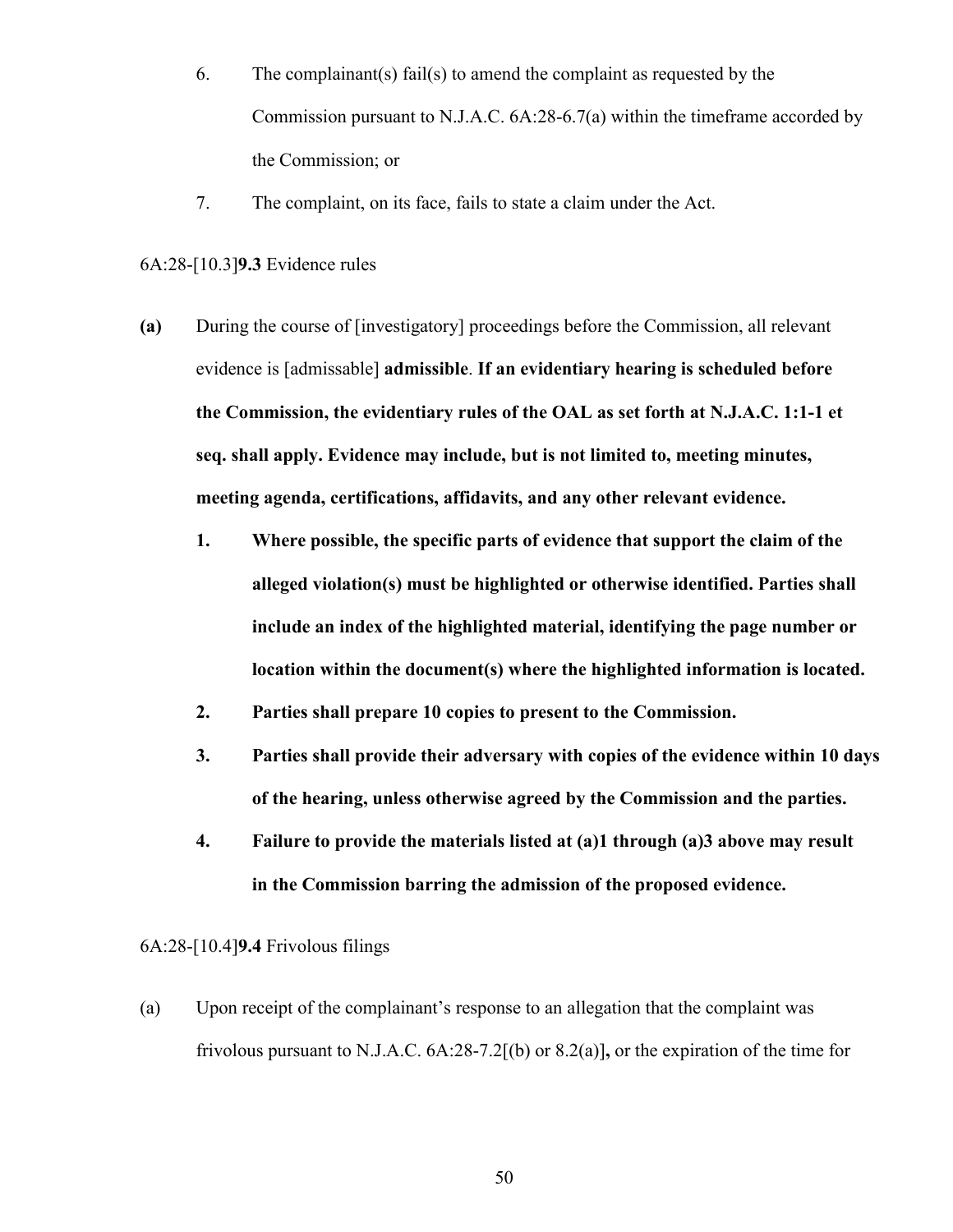6. The complainant(s) fail(s) to amend the complaint as requested by the Commission pursuant to N.J.A.C. 6A:28-6.7(a) within the timeframe accorded by the Commission; or

7. The complaint, on its face, fails to state a claim under the Act.

6A:28-[10.3]**9.3** Evidence rules

**(a)** During the course of [investigatory] proceedings before the Commission, all relevant evidence is [admissable] **admissible**. **If an evidentiary hearing is scheduled before the Commission, the evidentiary rules of the OAL as set forth at N.J.A.C. 1:1-1 et seq. shall apply. Evidence may include, but is not limited to, meeting minutes, meeting agenda, certifications, affidavits, and any other relevant evidence.**

**1. Where possible, the specific parts of evidence that support the claim of the alleged violation(s) must be highlighted or otherwise identified. Parties shall include an index of the highlighted material, identifying the page number or location within the document(s) where the highlighted information is located.**

**2. Parties shall prepare 10 copies to present to the Commission.**

**3. Parties shall provide their adversary with copies of the evidence within 10 days of the hearing, unless otherwise agreed by the Commission and the parties.**

**4. Failure to provide the materials listed at (a)1 through (a)3 above may result in the Commission barring the admission of the proposed evidence.**

6A:28-[10.4]**9.4** Frivolous filings

(a) Upon receipt of the complainant's response to an allegation that the complaint was frivolous pursuant to N.J.A.C. 6A:28-7.2[(b) or 8.2(a)]**,** or the expiration of the time for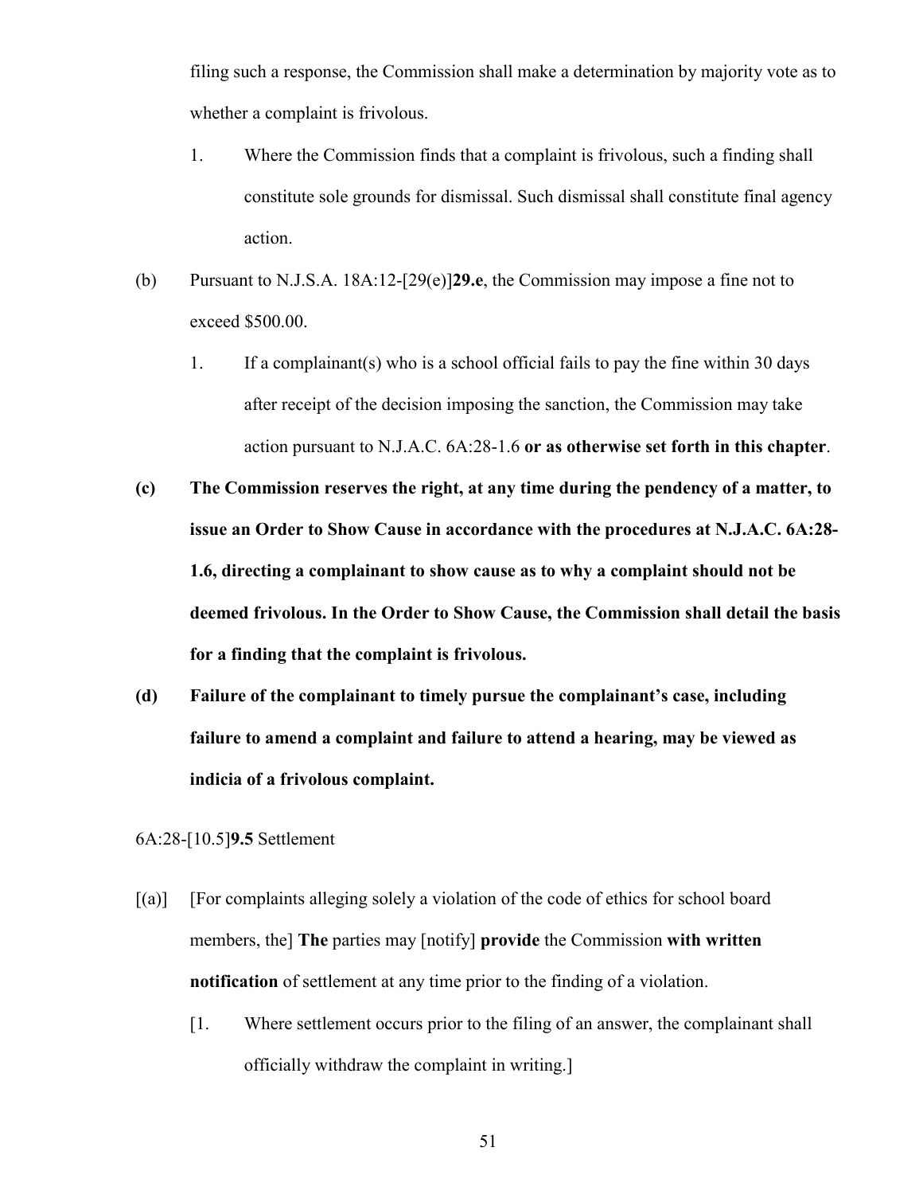filing such a response, the Commission shall make a determination by majority vote as to whether a complaint is frivolous.

1. Where the Commission finds that a complaint is frivolous, such a finding shall constitute sole grounds for dismissal. Such dismissal shall constitute final agency action.

(b) Pursuant to N.J.S.A. 18A:12-[29(e)]**29.e**, the Commission may impose a fine not to exceed $500.00.

1. If a complainant(s) who is a school official fails to pay the fine within 30 days after receipt of the decision imposing the sanction, the Commission may take action pursuant to N.J.A.C. 6A:28-1.6 **or as otherwise set forth in this chapter**.

**(c) The Commission reserves the right, at any time during the pendency of a matter, to issue an Order to Show Cause in accordance with the procedures at N.J.A.C. 6A:28-1.6, directing a complainant to show cause as to why a complaint should not be deemed frivolous. In the Order to Show Cause, the Commission shall detail the basis for a finding that the complaint is frivolous.**

**(d) Failure of the complainant to timely pursue the complainant's case, including failure to amend a complaint and failure to attend a hearing, may be viewed as indicia of a frivolous complaint.**

6A:28-[10.5]**9.5** Settlement

[(a)] [For complaints alleging solely a violation of the code of ethics for school board members, the] **The** parties may [notify] **provide** the Commission **with written notification** of settlement at any time prior to the finding of a violation.

[1. Where settlement occurs prior to the filing of an answer, the complainant shall officially withdraw the complaint in writing.]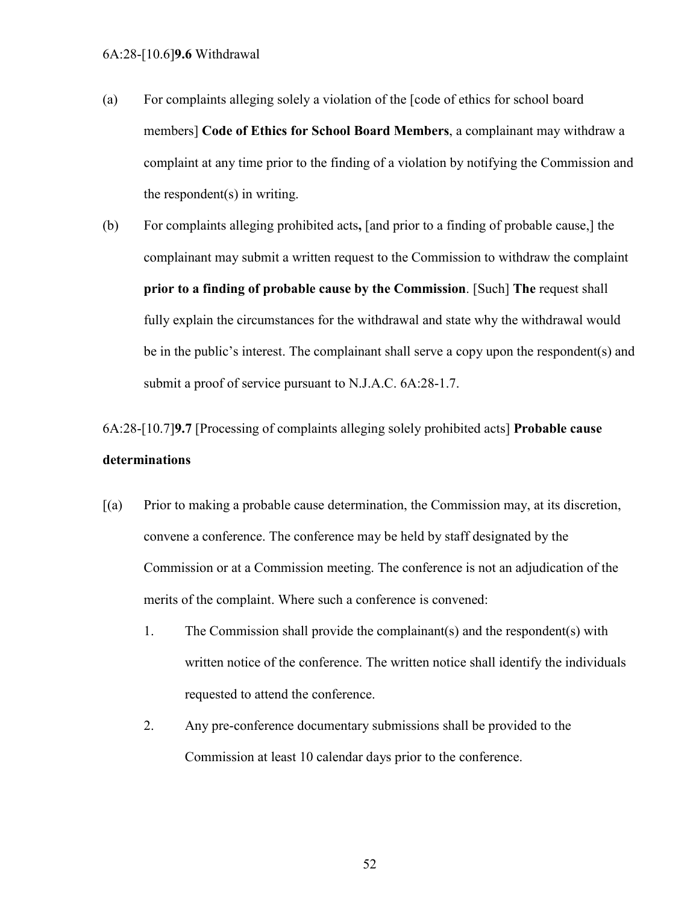6A:28-[10.6]**9.6** Withdrawal

(a) For complaints alleging solely a violation of the [code of ethics for school board members] **Code of Ethics for School Board Members**, a complainant may withdraw a complaint at any time prior to the finding of a violation by notifying the Commission and the respondent(s) in writing.

(b) For complaints alleging prohibited acts**,** [and prior to a finding of probable cause,] the complainant may submit a written request to the Commission to withdraw the complaint **prior to a finding of probable cause by the Commission**. [Such] **The** request shall fully explain the circumstances for the withdrawal and state why the withdrawal would be in the public's interest. The complainant shall serve a copy upon the respondent(s) and submit a proof of service pursuant to N.J.A.C. 6A:28-1.7.

6A:28-[10.7]**9.7** [Processing of complaints alleging solely prohibited acts] **Probable cause determinations**

[(a) Prior to making a probable cause determination, the Commission may, at its discretion, convene a conference. The conference may be held by staff designated by the Commission or at a Commission meeting. The conference is not an adjudication of the merits of the complaint. Where such a conference is convened:

1. The Commission shall provide the complainant(s) and the respondent(s) with written notice of the conference. The written notice shall identify the individuals requested to attend the conference.

2. Any pre-conference documentary submissions shall be provided to the Commission at least 10 calendar days prior to the conference.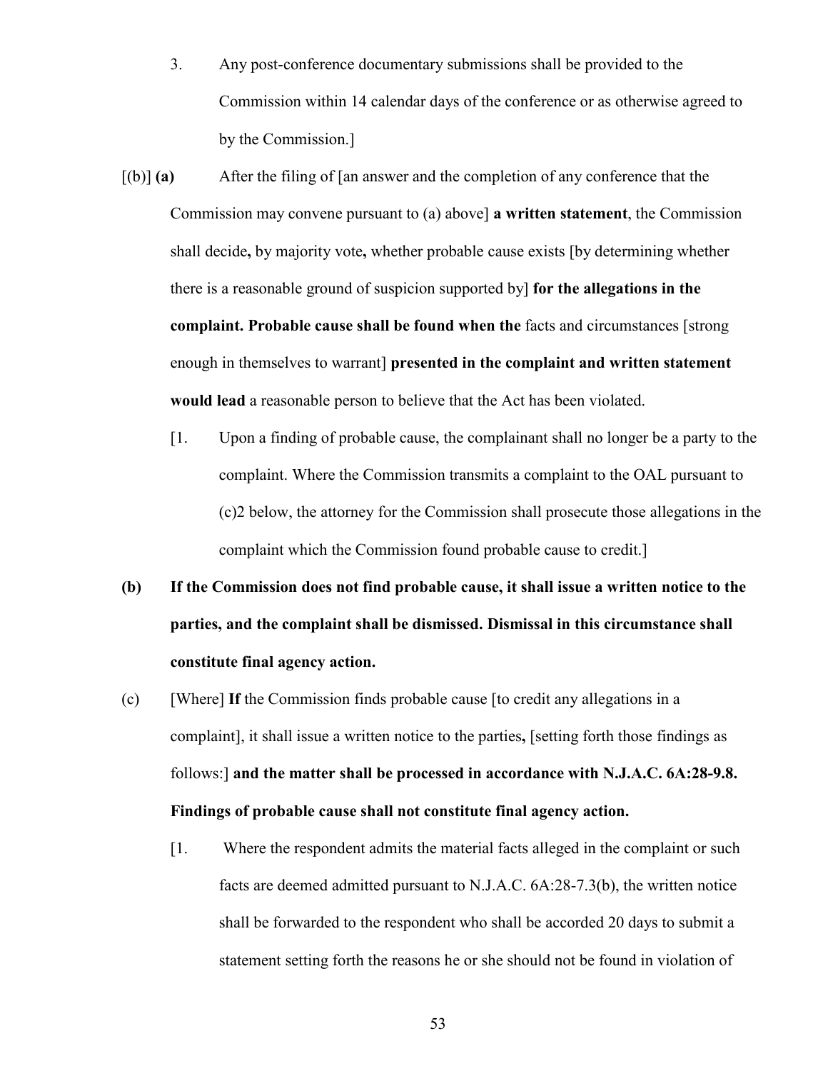3. Any post-conference documentary submissions shall be provided to the Commission within 14 calendar days of the conference or as otherwise agreed to by the Commission.]

[(b)] **(a)** After the filing of [an answer and the completion of any conference that the Commission may convene pursuant to (a) above] **a written statement**, the Commission shall decide**,** by majority vote**,** whether probable cause exists [by determining whether there is a reasonable ground of suspicion supported by] **for the allegations in the complaint. Probable cause shall be found when the** facts and circumstances [strong enough in themselves to warrant] **presented in the complaint and written statement would lead** a reasonable person to believe that the Act has been violated.

[1. Upon a finding of probable cause, the complainant shall no longer be a party to the complaint. Where the Commission transmits a complaint to the OAL pursuant to (c)2 below, the attorney for the Commission shall prosecute those allegations in the complaint which the Commission found probable cause to credit.]

**(b) If the Commission does not find probable cause, it shall issue a written notice to the parties, and the complaint shall be dismissed. Dismissal in this circumstance shall constitute final agency action.**

(c) [Where] **If** the Commission finds probable cause [to credit any allegations in a complaint], it shall issue a written notice to the parties**,** [setting forth those findings as follows:] **and the matter shall be processed in accordance with N.J.A.C. 6A:28-9.8. Findings of probable cause shall not constitute final agency action.**

[1. Where the respondent admits the material facts alleged in the complaint or such facts are deemed admitted pursuant to N.J.A.C. 6A:28-7.3(b), the written notice shall be forwarded to the respondent who shall be accorded 20 days to submit a statement setting forth the reasons he or she should not be found in violation of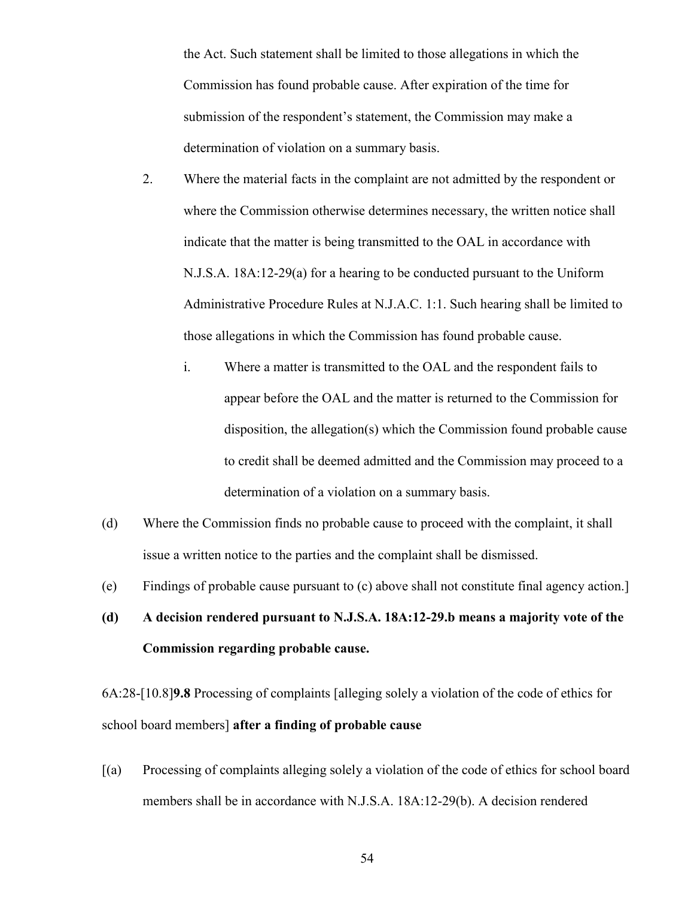the Act. Such statement shall be limited to those allegations in which the Commission has found probable cause. After expiration of the time for submission of the respondent's statement, the Commission may make a determination of violation on a summary basis.

2. Where the material facts in the complaint are not admitted by the respondent or where the Commission otherwise determines necessary, the written notice shall indicate that the matter is being transmitted to the OAL in accordance with N.J.S.A. 18A:12-29(a) for a hearing to be conducted pursuant to the Uniform Administrative Procedure Rules at N.J.A.C. 1:1. Such hearing shall be limited to those allegations in which the Commission has found probable cause.

   i. Where a matter is transmitted to the OAL and the respondent fails to appear before the OAL and the matter is returned to the Commission for disposition, the allegation(s) which the Commission found probable cause to credit shall be deemed admitted and the Commission may proceed to a determination of a violation on a summary basis.

(d) Where the Commission finds no probable cause to proceed with the complaint, it shall issue a written notice to the parties and the complaint shall be dismissed.

(e) Findings of probable cause pursuant to (c) above shall not constitute final agency action.]

**(d) A decision rendered pursuant to N.J.S.A. 18A:12-29.b means a majority vote of the Commission regarding probable cause.**

6A:28-[10.8]**9.8** Processing of complaints [alleging solely a violation of the code of ethics for school board members] **after a finding of probable cause**

[(a) Processing of complaints alleging solely a violation of the code of ethics for school board members shall be in accordance with N.J.S.A. 18A:12-29(b). A decision rendered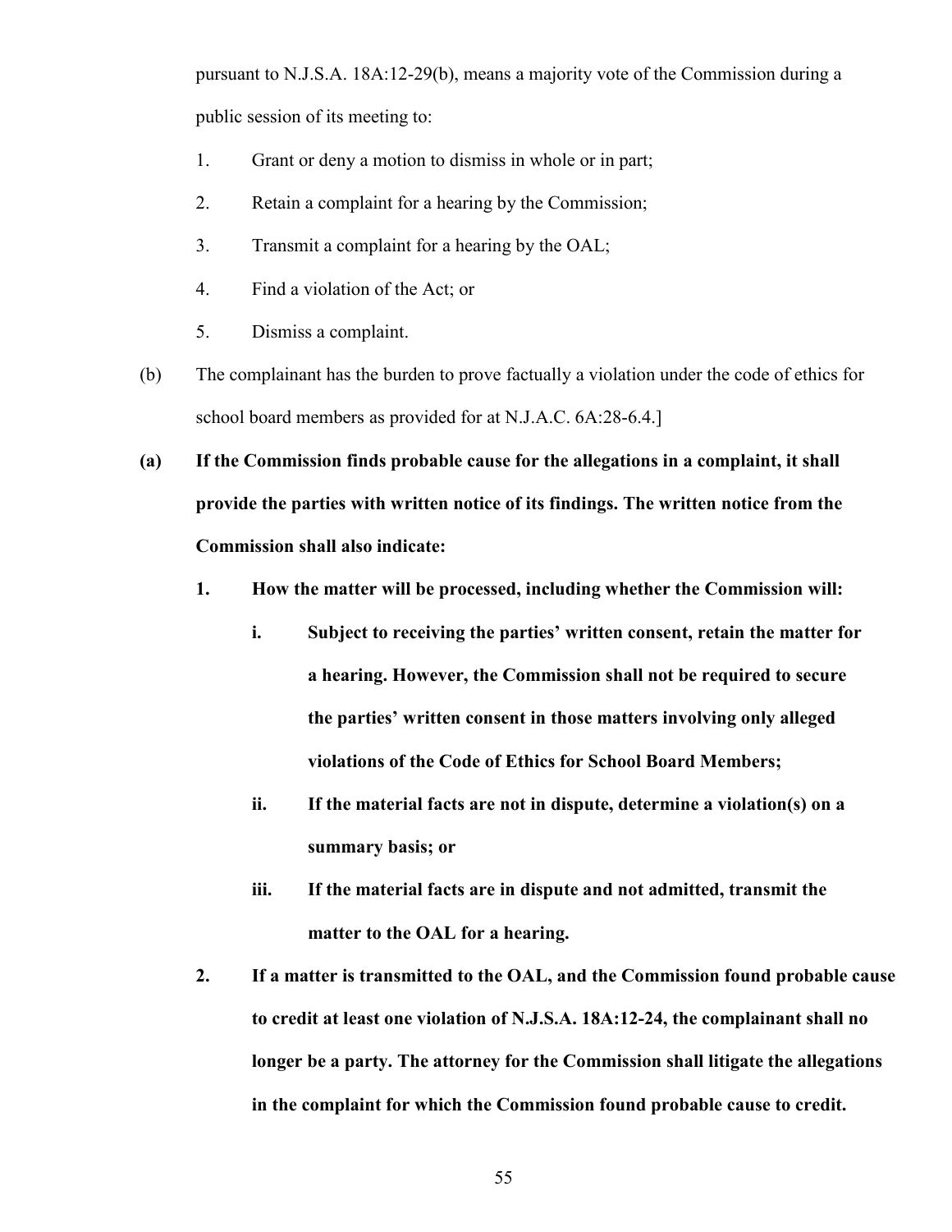pursuant to N.J.S.A. 18A:12-29(b), means a majority vote of the Commission during a public session of its meeting to:

1. Grant or deny a motion to dismiss in whole or in part;
2. Retain a complaint for a hearing by the Commission;
3. Transmit a complaint for a hearing by the OAL;
4. Find a violation of the Act; or
5. Dismiss a complaint.

(b) The complainant has the burden to prove factually a violation under the code of ethics for school board members as provided for at N.J.A.C. 6A:28-6.4.]

**(a) If the Commission finds probable cause for the allegations in a complaint, it shall provide the parties with written notice of its findings. The written notice from the Commission shall also indicate:**

**1. How the matter will be processed, including whether the Commission will:**

**i. Subject to receiving the parties' written consent, retain the matter for a hearing. However, the Commission shall not be required to secure the parties' written consent in those matters involving only alleged violations of the Code of Ethics for School Board Members;**

**ii. If the material facts are not in dispute, determine a violation(s) on a summary basis; or**

**iii. If the material facts are in dispute and not admitted, transmit the matter to the OAL for a hearing.**

**2. If a matter is transmitted to the OAL, and the Commission found probable cause to credit at least one violation of N.J.S.A. 18A:12-24, the complainant shall no longer be a party. The attorney for the Commission shall litigate the allegations in the complaint for which the Commission found probable cause to credit.**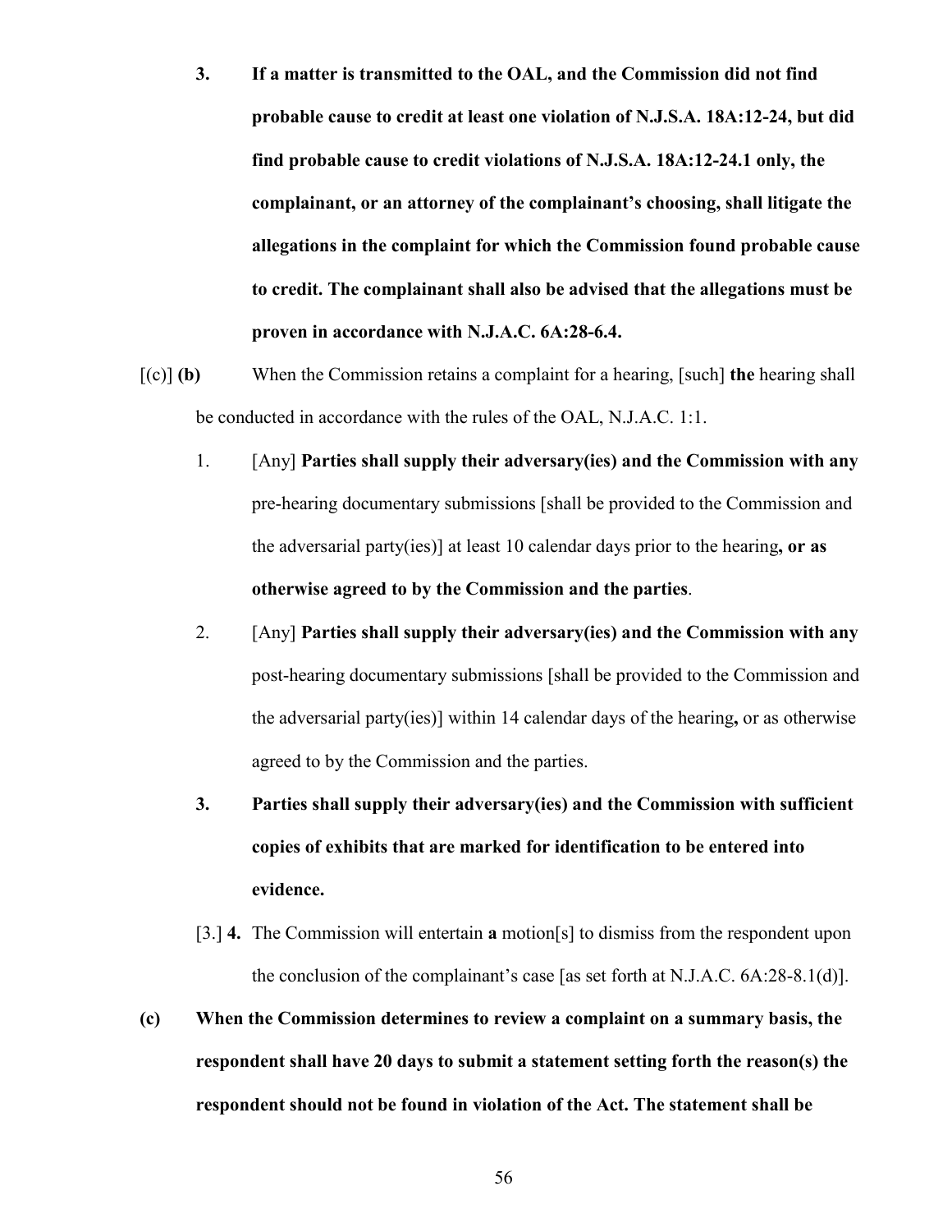3. **If a matter is transmitted to the OAL, and the Commission did not find probable cause to credit at least one violation of N.J.S.A. 18A:12-24, but did find probable cause to credit violations of N.J.S.A. 18A:12-24.1 only, the complainant, or an attorney of the complainant's choosing, shall litigate the allegations in the complaint for which the Commission found probable cause to credit. The complainant shall also be advised that the allegations must be proven in accordance with N.J.A.C. 6A:28-6.4.**

[(c)] **(b)** When the Commission retains a complaint for a hearing, [such] **the** hearing shall be conducted in accordance with the rules of the OAL, N.J.A.C. 1:1.

1. [Any] **Parties shall supply their adversary(ies) and the Commission with any** pre-hearing documentary submissions [shall be provided to the Commission and the adversarial party(ies)] at least 10 calendar days prior to the hearing**, or as otherwise agreed to by the Commission and the parties**.

2. [Any] **Parties shall supply their adversary(ies) and the Commission with any** post-hearing documentary submissions [shall be provided to the Commission and the adversarial party(ies)] within 14 calendar days of the hearing**,** or as otherwise agreed to by the Commission and the parties.

3. **Parties shall supply their adversary(ies) and the Commission with sufficient copies of exhibits that are marked for identification to be entered into evidence.**

[3.] **4.** The Commission will entertain **a** motion[s] to dismiss from the respondent upon the conclusion of the complainant's case [as set forth at N.J.A.C. 6A:28-8.1(d)].

**(c) When the Commission determines to review a complaint on a summary basis, the respondent shall have 20 days to submit a statement setting forth the reason(s) the respondent should not be found in violation of the Act. The statement shall be**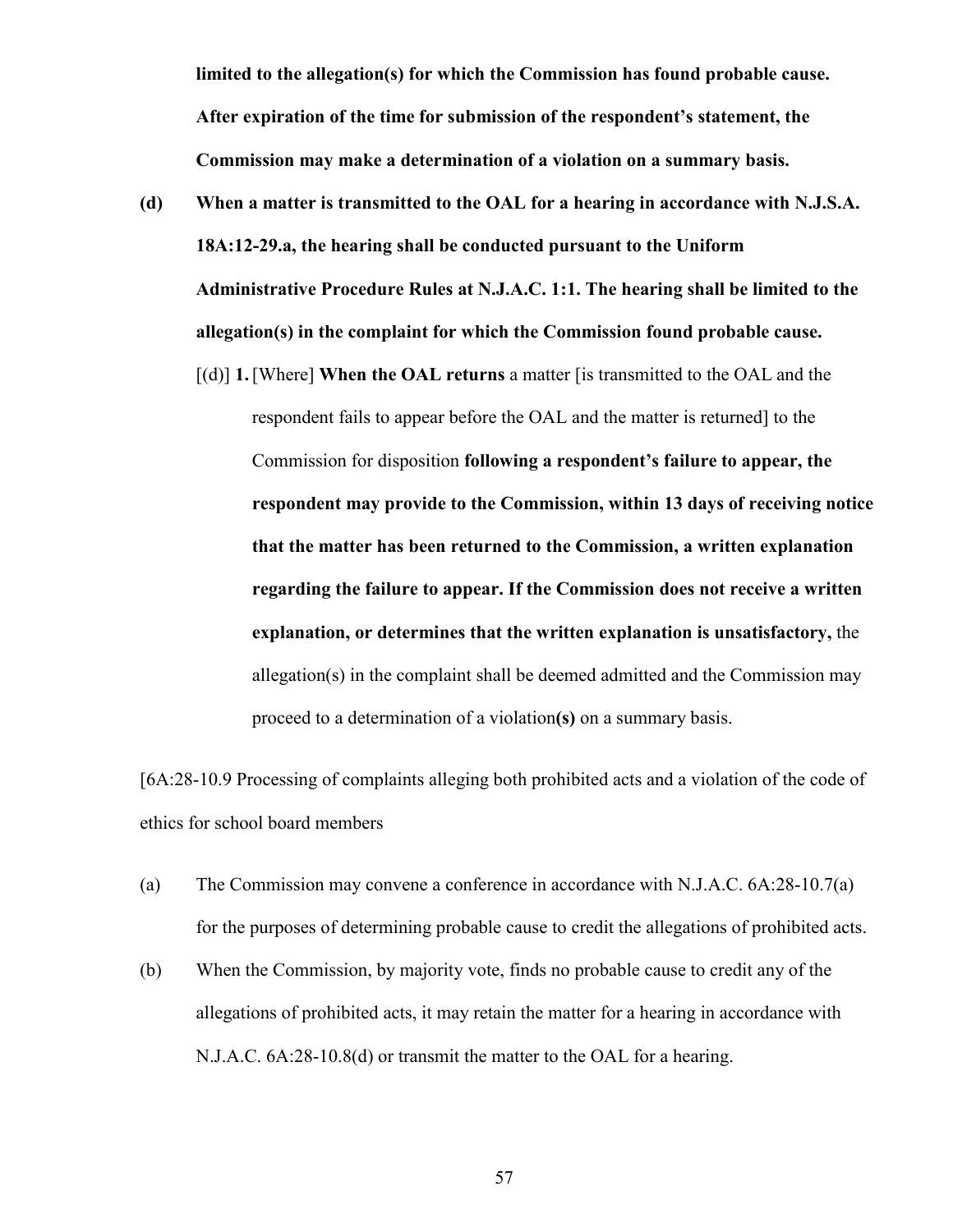**limited to the allegation(s) for which the Commission has found probable cause. After expiration of the time for submission of the respondent's statement, the Commission may make a determination of a violation on a summary basis.**

**(d) When a matter is transmitted to the OAL for a hearing in accordance with N.J.S.A. 18A:12-29.a, the hearing shall be conducted pursuant to the Uniform Administrative Procedure Rules at N.J.A.C. 1:1. The hearing shall be limited to the allegation(s) in the complaint for which the Commission found probable cause.**

[(d)] **1.** [Where] **When the OAL returns** a matter [is transmitted to the OAL and the respondent fails to appear before the OAL and the matter is returned] to the Commission for disposition **following a respondent's failure to appear, the respondent may provide to the Commission, within 13 days of receiving notice that the matter has been returned to the Commission, a written explanation regarding the failure to appear. If the Commission does not receive a written explanation, or determines that the written explanation is unsatisfactory,** the allegation(s) in the complaint shall be deemed admitted and the Commission may proceed to a determination of a violation**(s)** on a summary basis.

[6A:28-10.9 Processing of complaints alleging both prohibited acts and a violation of the code of ethics for school board members

(a) The Commission may convene a conference in accordance with N.J.A.C. 6A:28-10.7(a) for the purposes of determining probable cause to credit the allegations of prohibited acts.

(b) When the Commission, by majority vote, finds no probable cause to credit any of the allegations of prohibited acts, it may retain the matter for a hearing in accordance with N.J.A.C. 6A:28-10.8(d) or transmit the matter to the OAL for a hearing.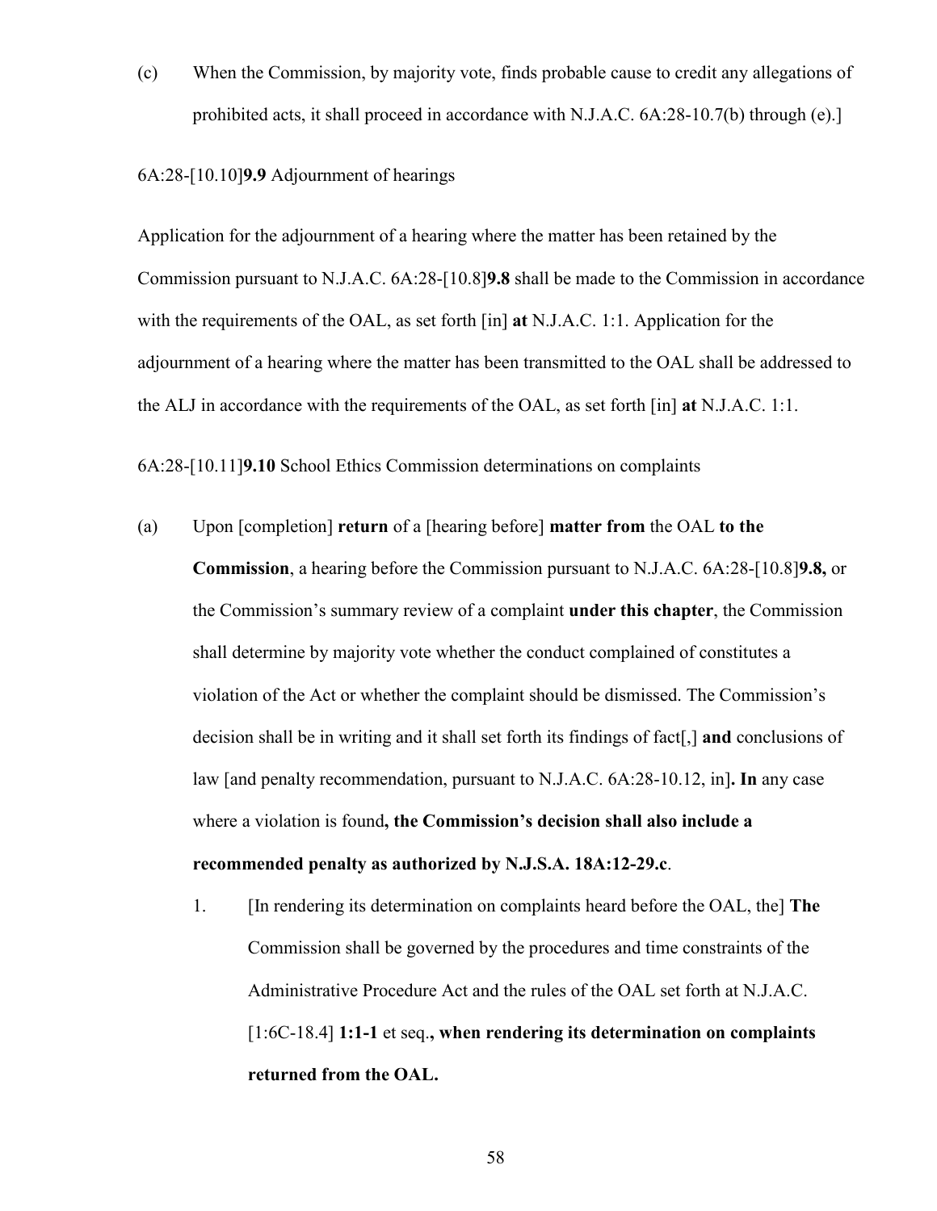(c) When the Commission, by majority vote, finds probable cause to credit any allegations of prohibited acts, it shall proceed in accordance with N.J.A.C. 6A:28-10.7(b) through (e).]

6A:28-[10.10]**9.9** Adjournment of hearings

Application for the adjournment of a hearing where the matter has been retained by the Commission pursuant to N.J.A.C. 6A:28-[10.8]**9.8** shall be made to the Commission in accordance with the requirements of the OAL, as set forth [in] **at** N.J.A.C. 1:1. Application for the adjournment of a hearing where the matter has been transmitted to the OAL shall be addressed to the ALJ in accordance with the requirements of the OAL, as set forth [in] **at** N.J.A.C. 1:1.

6A:28-[10.11]**9.10** School Ethics Commission determinations on complaints

(a) Upon [completion] **return** of a [hearing before] **matter from** the OAL **to the Commission**, a hearing before the Commission pursuant to N.J.A.C. 6A:28-[10.8]**9.8,** or the Commission's summary review of a complaint **under this chapter**, the Commission shall determine by majority vote whether the conduct complained of constitutes a violation of the Act or whether the complaint should be dismissed. The Commission's decision shall be in writing and it shall set forth its findings of fact[,] **and** conclusions of law [and penalty recommendation, pursuant to N.J.A.C. 6A:28-10.12, in]**. In** any case where a violation is found**, the Commission's decision shall also include a recommended penalty as authorized by N.J.S.A. 18A:12-29.c**.

1. [In rendering its determination on complaints heard before the OAL, the] **The** Commission shall be governed by the procedures and time constraints of the Administrative Procedure Act and the rules of the OAL set forth at N.J.A.C. [1:6C-18.4] **1:1-1** et seq.**, when rendering its determination on complaints returned from the OAL.**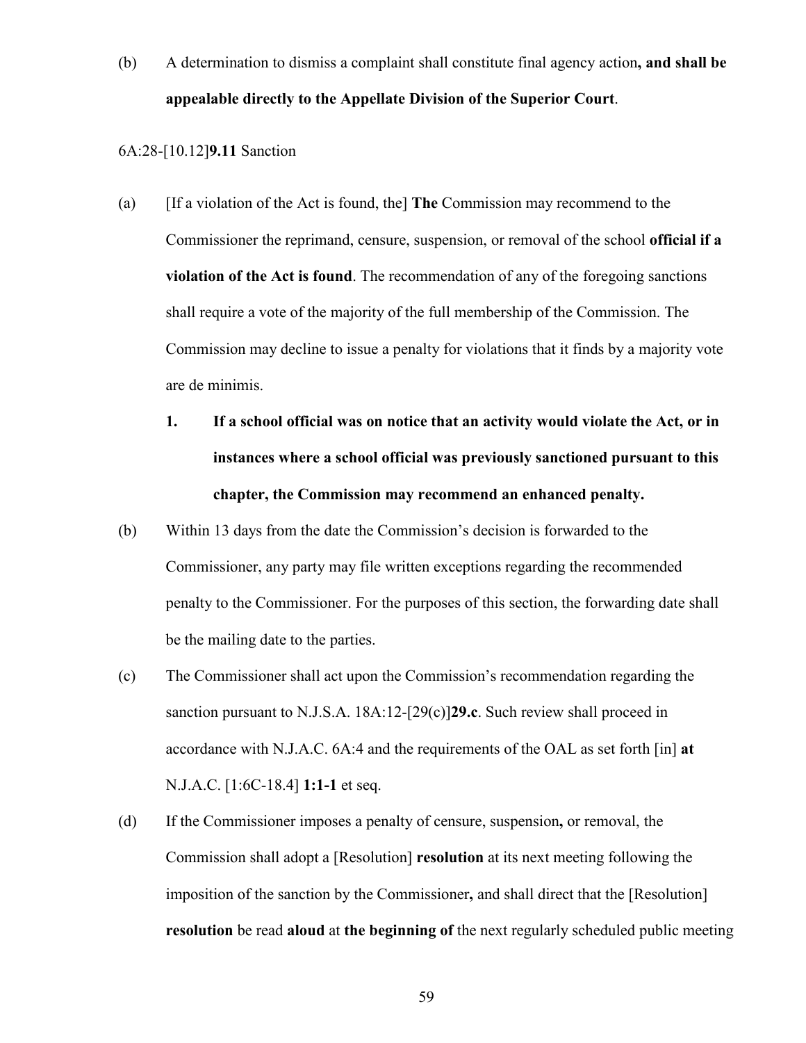(b) A determination to dismiss a complaint shall constitute final agency action**, and shall be appealable directly to the Appellate Division of the Superior Court**.

6A:28-[10.12]**9.11** Sanction

(a) [If a violation of the Act is found, the] **The** Commission may recommend to the Commissioner the reprimand, censure, suspension, or removal of the school **official if a violation of the Act is found**. The recommendation of any of the foregoing sanctions shall require a vote of the majority of the full membership of the Commission. The Commission may decline to issue a penalty for violations that it finds by a majority vote are de minimis.

   **1. If a school official was on notice that an activity would violate the Act, or in instances where a school official was previously sanctioned pursuant to this chapter, the Commission may recommend an enhanced penalty.**

(b) Within 13 days from the date the Commission's decision is forwarded to the Commissioner, any party may file written exceptions regarding the recommended penalty to the Commissioner. For the purposes of this section, the forwarding date shall be the mailing date to the parties.

(c) The Commissioner shall act upon the Commission's recommendation regarding the sanction pursuant to N.J.S.A. 18A:12-[29(c)]**29.c**. Such review shall proceed in accordance with N.J.A.C. 6A:4 and the requirements of the OAL as set forth [in] **at** N.J.A.C. [1:6C-18.4] **1:1-1** et seq.

(d) If the Commissioner imposes a penalty of censure, suspension**,** or removal, the Commission shall adopt a [Resolution] **resolution** at its next meeting following the imposition of the sanction by the Commissioner**,** and shall direct that the [Resolution] **resolution** be read **aloud** at **the beginning of** the next regularly scheduled public meeting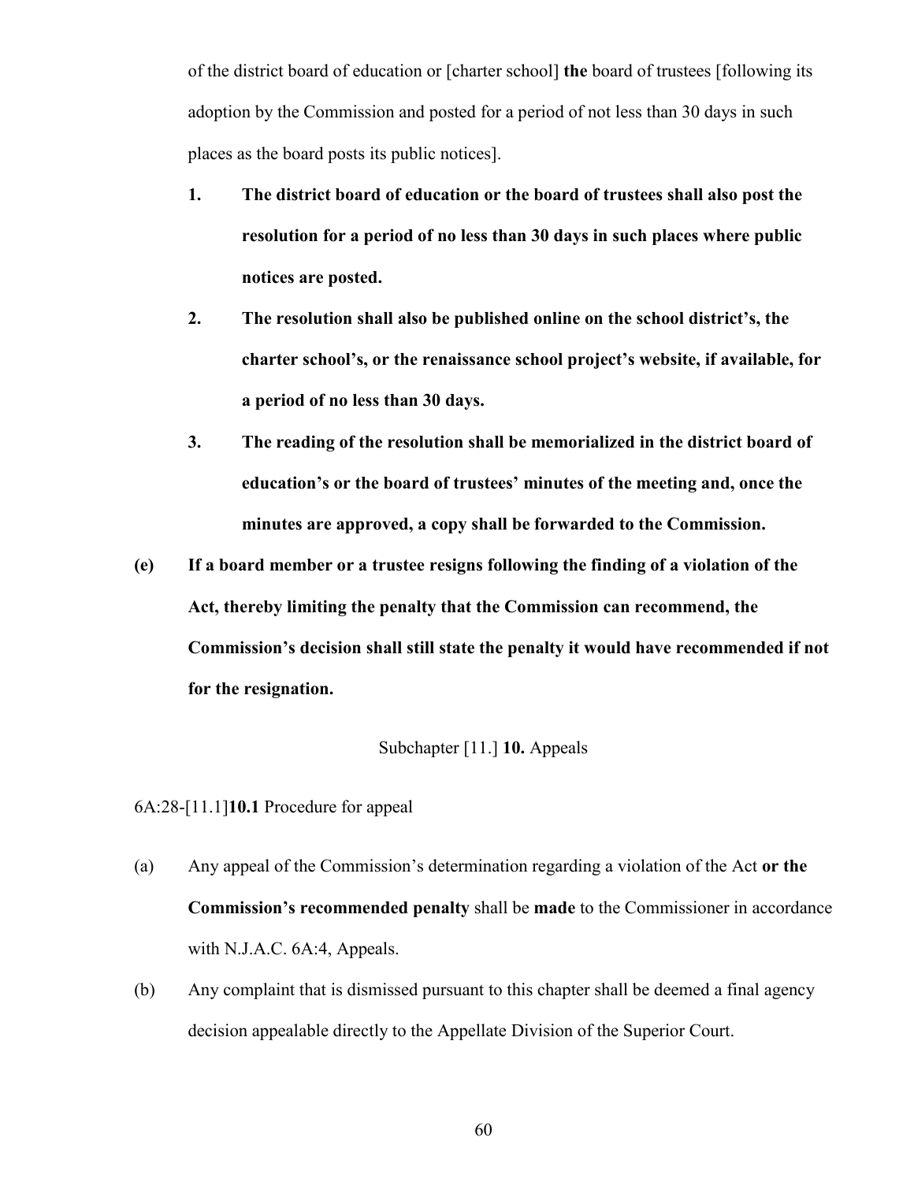of the district board of education or [charter school] **the** board of trustees [following its adoption by the Commission and posted for a period of not less than 30 days in such places as the board posts its public notices].

1. **The district board of education or the board of trustees shall also post the resolution for a period of no less than 30 days in such places where public notices are posted.**
2. **The resolution shall also be published online on the school district's, the charter school's, or the renaissance school project's website, if available, for a period of no less than 30 days.**
3. **The reading of the resolution shall be memorialized in the district board of education's or the board of trustees' minutes of the meeting and, once the minutes are approved, a copy shall be forwarded to the Commission.**

**(e) If a board member or a trustee resigns following the finding of a violation of the Act, thereby limiting the penalty that the Commission can recommend, the Commission's decision shall still state the penalty it would have recommended if not for the resignation.**

Subchapter [11.] **10.** Appeals

6A:28-[11.1]**10.1** Procedure for appeal

(a) Any appeal of the Commission's determination regarding a violation of the Act **or the Commission's recommended penalty** shall be **made** to the Commissioner in accordance with N.J.A.C. 6A:4, Appeals.

(b) Any complaint that is dismissed pursuant to this chapter shall be deemed a final agency decision appealable directly to the Appellate Division of the Superior Court.